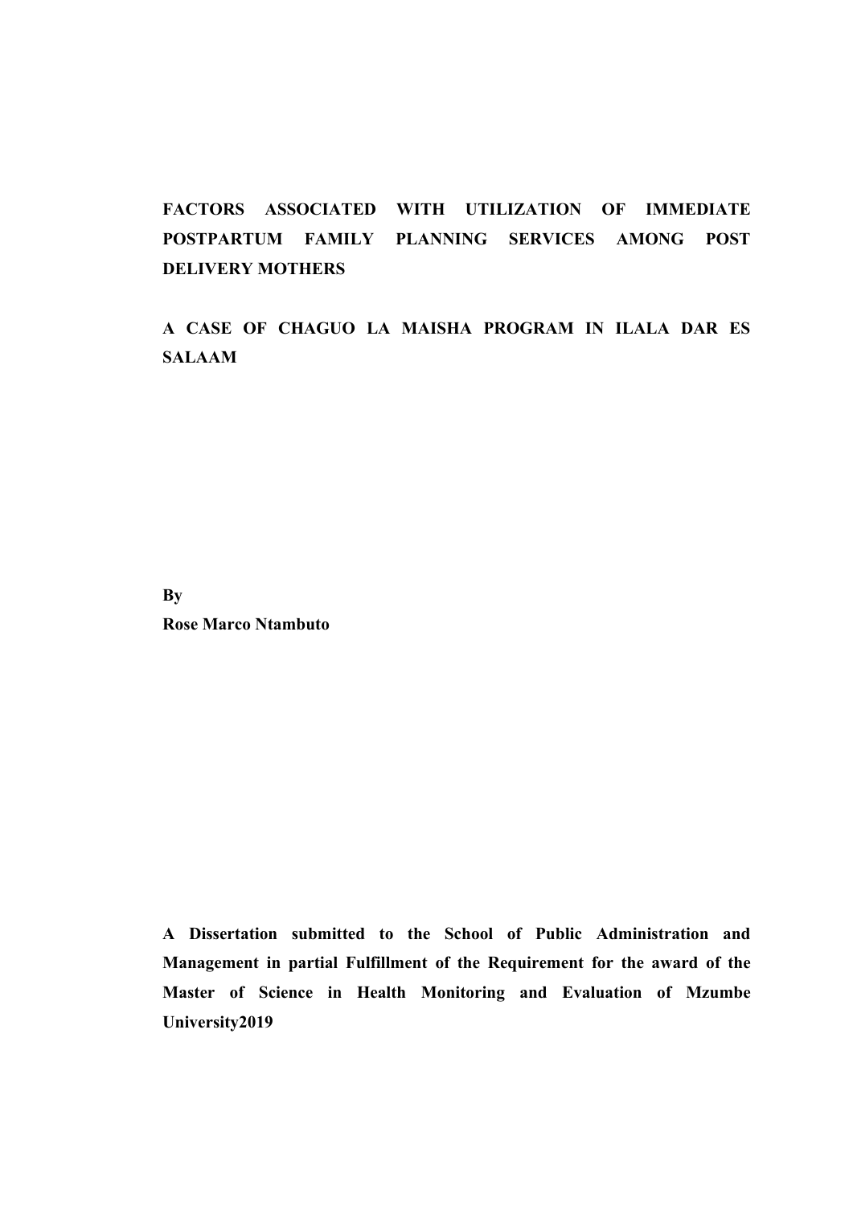# FACTORS ASSOCIATED WITH UTILIZATION OF IMMEDIATE POSTPARTUM FAMILY PLANNING SERVICES AMONG POST DELIVERY MOTHERS

## A CASE OF CHAGUO LA MAISHA PROGRAM IN ILALA DAR ES SALAAM

**By**

**Rose Marco Ntambuto**

**A Dissertation submitted to the School of Public Administration and Management in partial Fulfillment of the Requirement for the award of the Master of Science in Health Monitoring and Evaluation of Mzumbe University2019**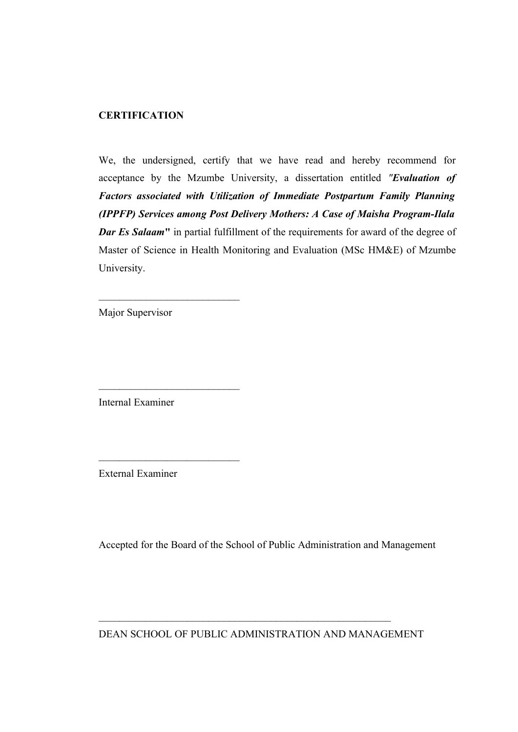## CERTIFICATION

We, the undersigned, certify that we have read and hereby recommend for acceptance by the Mzumbe University, a dissertation entitled *"**Evaluation of Factors associated with Utilization of Immediate Postpartum Family Planning (IPPFP) Services among Post Delivery Mothers: A Case of Maisha Program-Ilala Dar Es Salaam**"* in partial fulfillment of the requirements for award of the degree of Master of Science in Health Monitoring and Evaluation (MSc HM&E) of Mzumbe University.

___________________________

Major Supervisor

___________________________

Internal Examiner

___________________________

External Examiner

Accepted for the Board of the School of Public Administration and Management

_________________________________________________________

DEAN SCHOOL OF PUBLIC ADMINISTRATION AND MANAGEMENT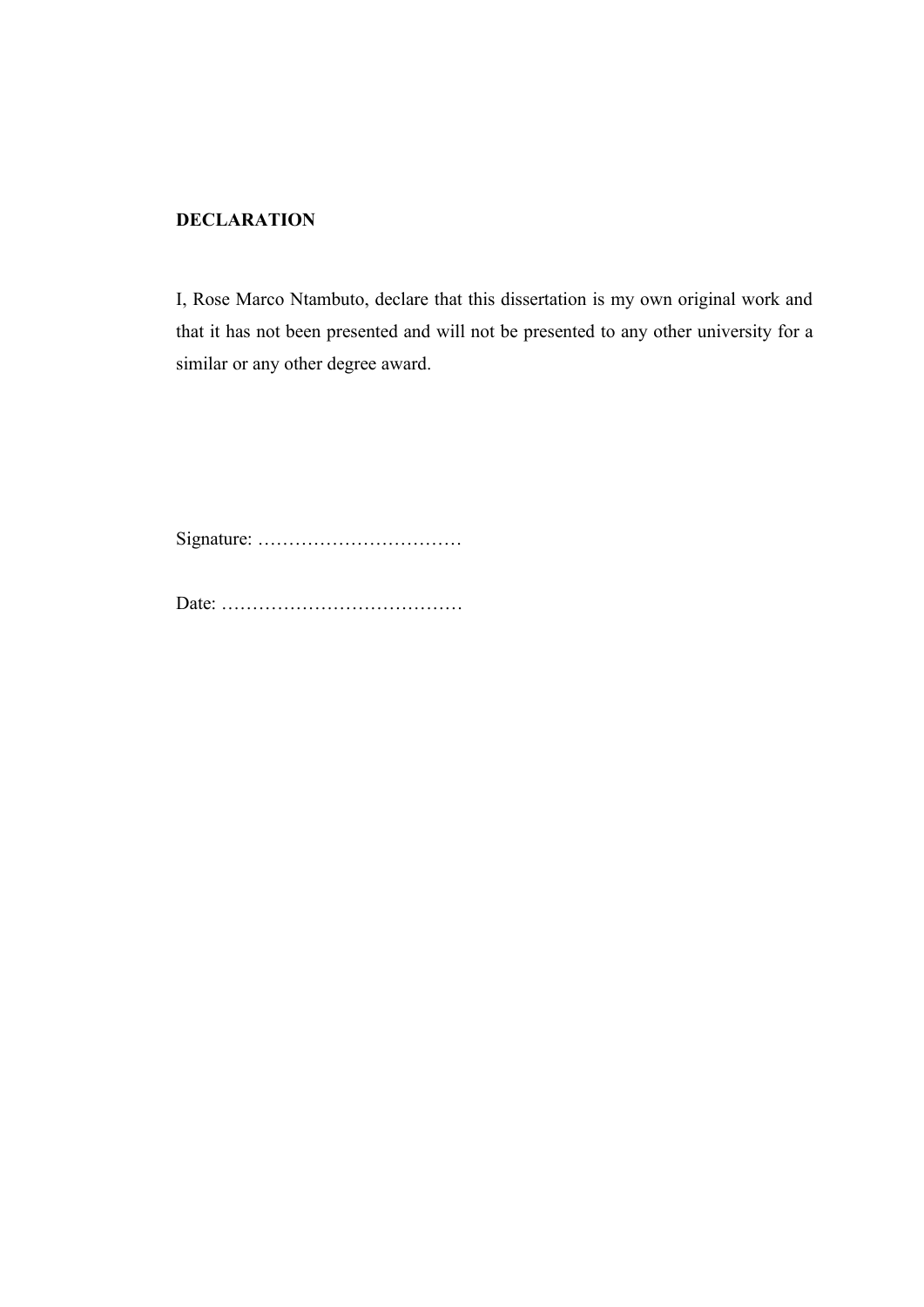**DECLARATION**

I, Rose Marco Ntambuto, declare that this dissertation is my own original work and that it has not been presented and will not be presented to any other university for a similar or any other degree award.

Signature: ……………………………

Date: …………………………………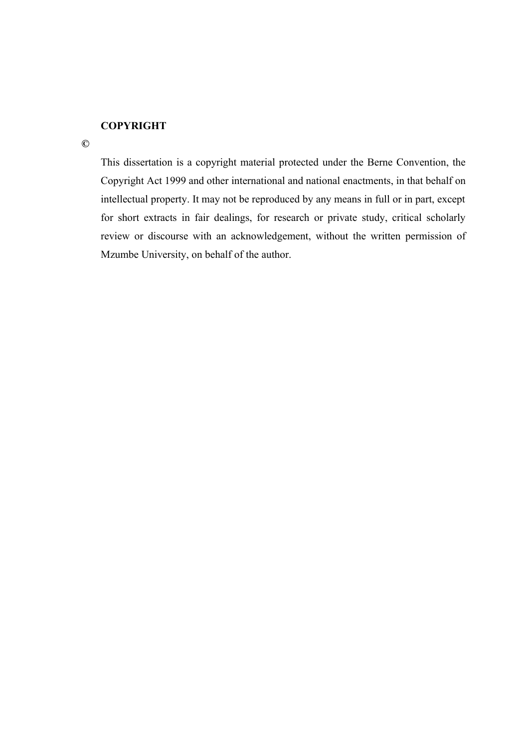**COPYRIGHT**

©

This dissertation is a copyright material protected under the Berne Convention, the Copyright Act 1999 and other international and national enactments, in that behalf on intellectual property. It may not be reproduced by any means in full or in part, except for short extracts in fair dealings, for research or private study, critical scholarly review or discourse with an acknowledgement, without the written permission of Mzumbe University, on behalf of the author.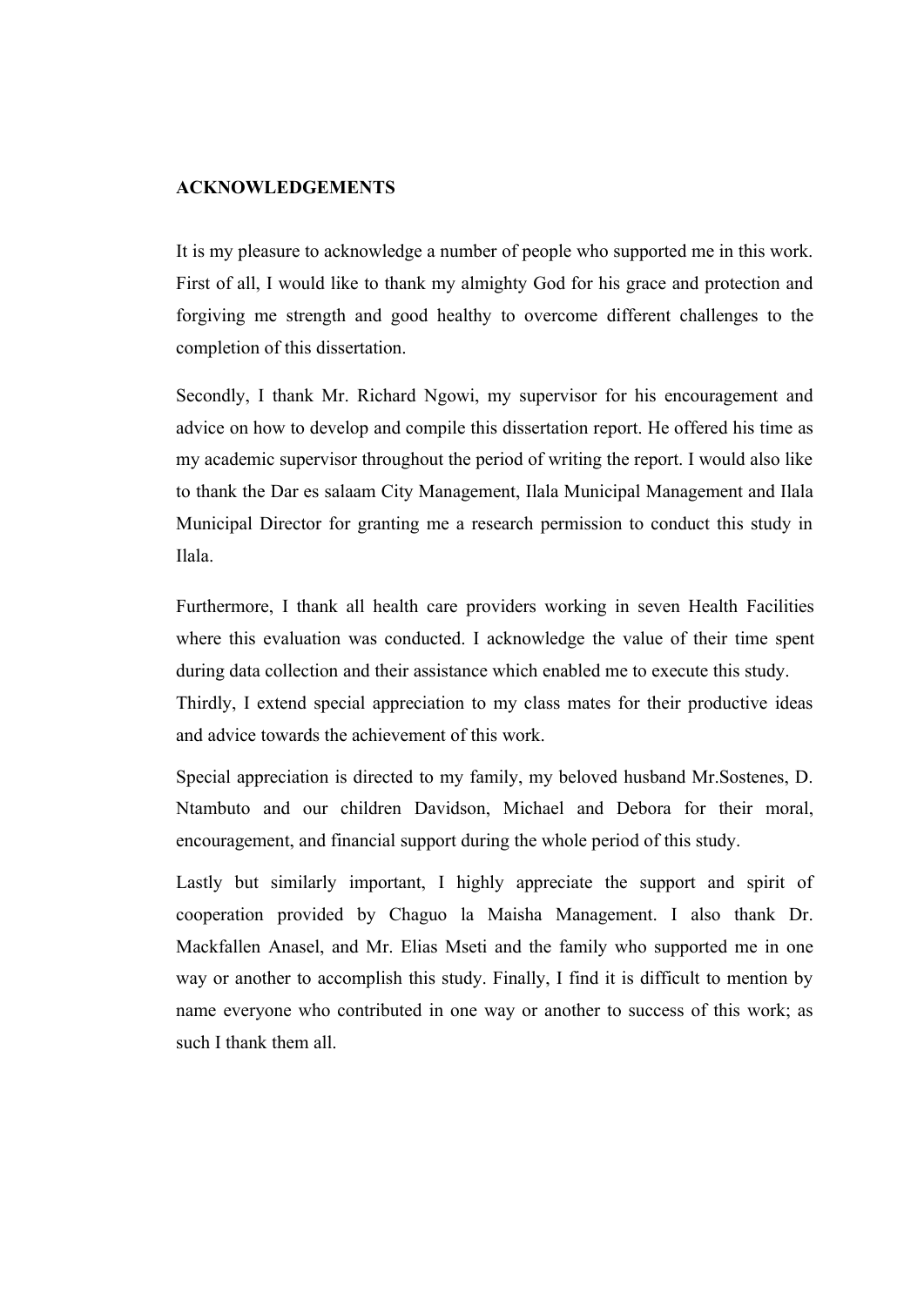## ACKNOWLEDGEMENTS

It is my pleasure to acknowledge a number of people who supported me in this work. First of all, I would like to thank my almighty God for his grace and protection and forgiving me strength and good healthy to overcome different challenges to the completion of this dissertation.

Secondly, I thank Mr. Richard Ngowi, my supervisor for his encouragement and advice on how to develop and compile this dissertation report. He offered his time as my academic supervisor throughout the period of writing the report. I would also like to thank the Dar es salaam City Management, Ilala Municipal Management and Ilala Municipal Director for granting me a research permission to conduct this study in Ilala.

Furthermore, I thank all health care providers working in seven Health Facilities where this evaluation was conducted. I acknowledge the value of their time spent during data collection and their assistance which enabled me to execute this study. Thirdly, I extend special appreciation to my class mates for their productive ideas and advice towards the achievement of this work.

Special appreciation is directed to my family, my beloved husband Mr.Sostenes, D. Ntambuto and our children Davidson, Michael and Debora for their moral, encouragement, and financial support during the whole period of this study.

Lastly but similarly important, I highly appreciate the support and spirit of cooperation provided by Chaguo la Maisha Management. I also thank Dr. Mackfallen Anasel, and Mr. Elias Mseti and the family who supported me in one way or another to accomplish this study. Finally, I find it is difficult to mention by name everyone who contributed in one way or another to success of this work; as such I thank them all.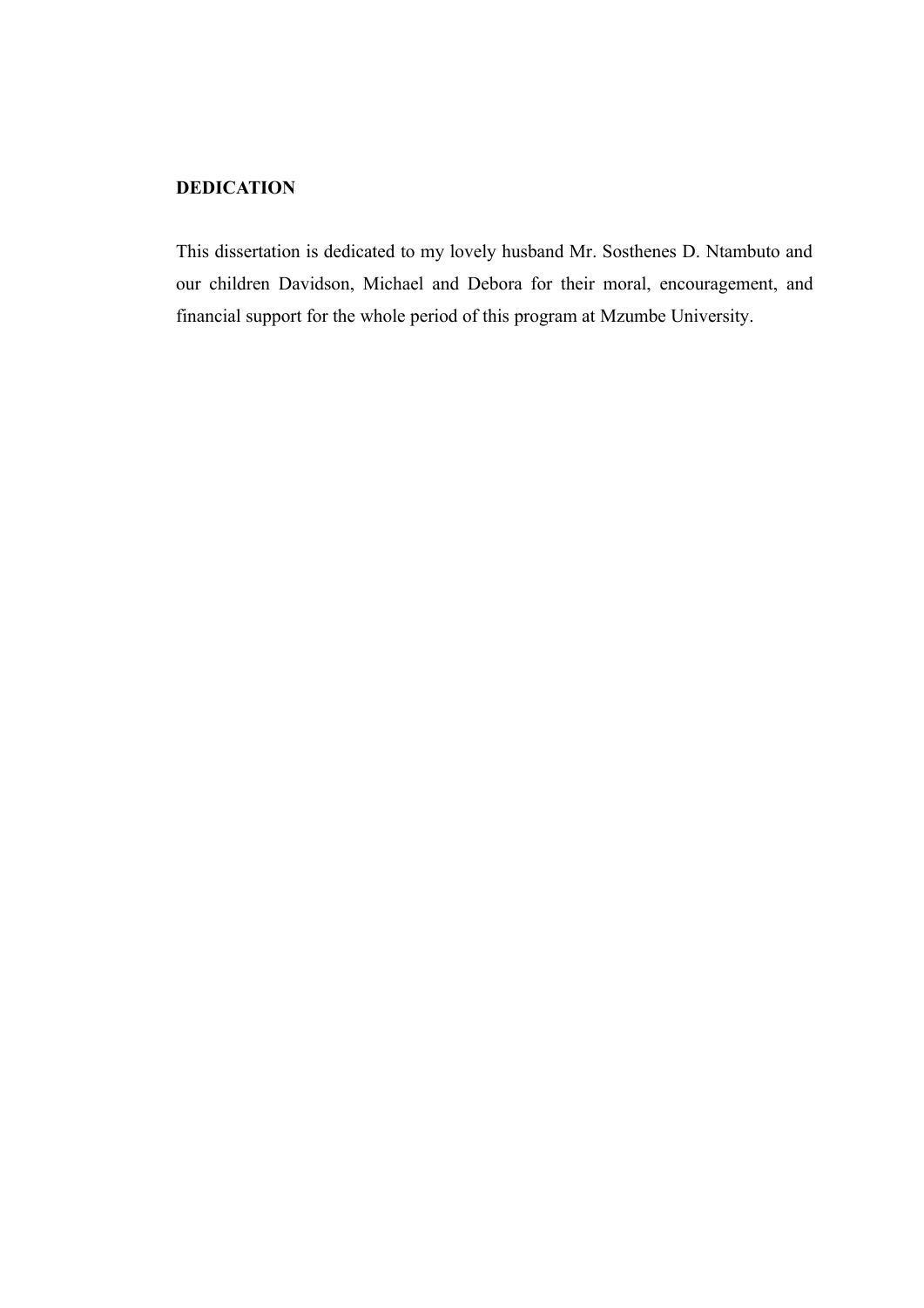## DEDICATION

This dissertation is dedicated to my lovely husband Mr. Sosthenes D. Ntambuto and our children Davidson, Michael and Debora for their moral, encouragement, and financial support for the whole period of this program at Mzumbe University.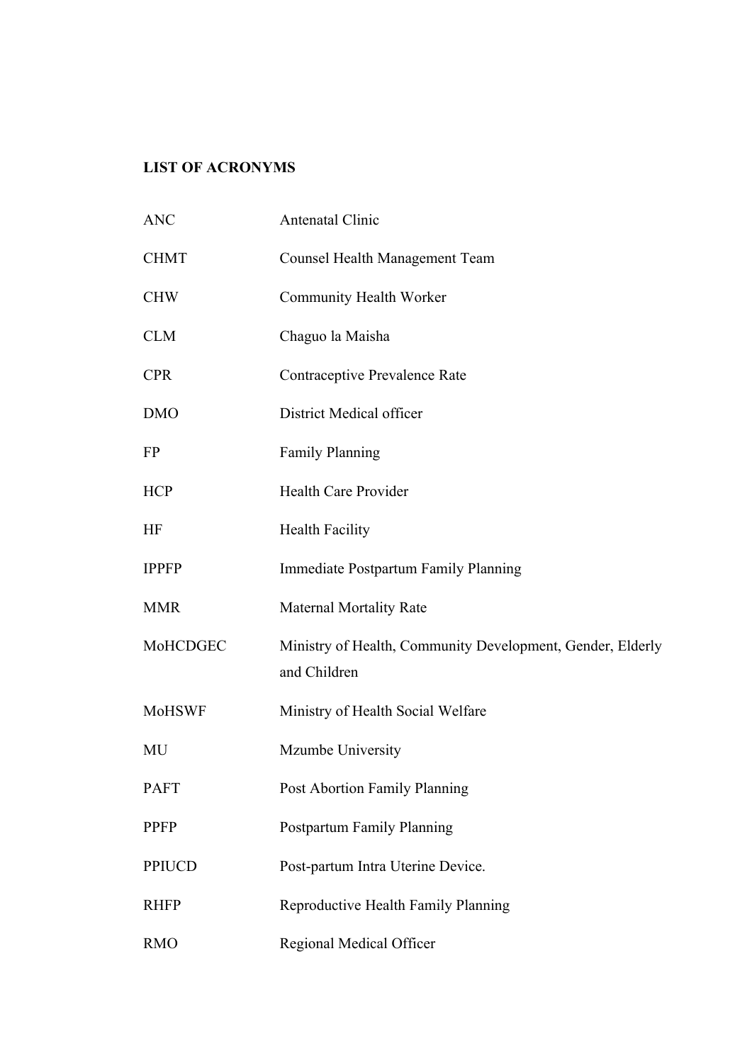## LIST OF ACRONYMS

| | |
|---|---|
| ANC | Antenatal Clinic |
| CHMT | Counsel Health Management Team |
| CHW | Community Health Worker |
| CLM | Chaguo la Maisha |
| CPR | Contraceptive Prevalence Rate |
| DMO | District Medical officer |
| FP | Family Planning |
| HCP | Health Care Provider |
| HF | Health Facility |
| IPPFP | Immediate Postpartum Family Planning |
| MMR | Maternal Mortality Rate |
| MoHCDGEC | Ministry of Health, Community Development, Gender, Elderly and Children |
| MoHSWF | Ministry of Health Social Welfare |
| MU | Mzumbe University |
| PAFT | Post Abortion Family Planning |
| PPFP | Postpartum Family Planning |
| PPIUCD | Post-partum Intra Uterine Device. |
| RHFP | Reproductive Health Family Planning |
| RMO | Regional Medical Officer |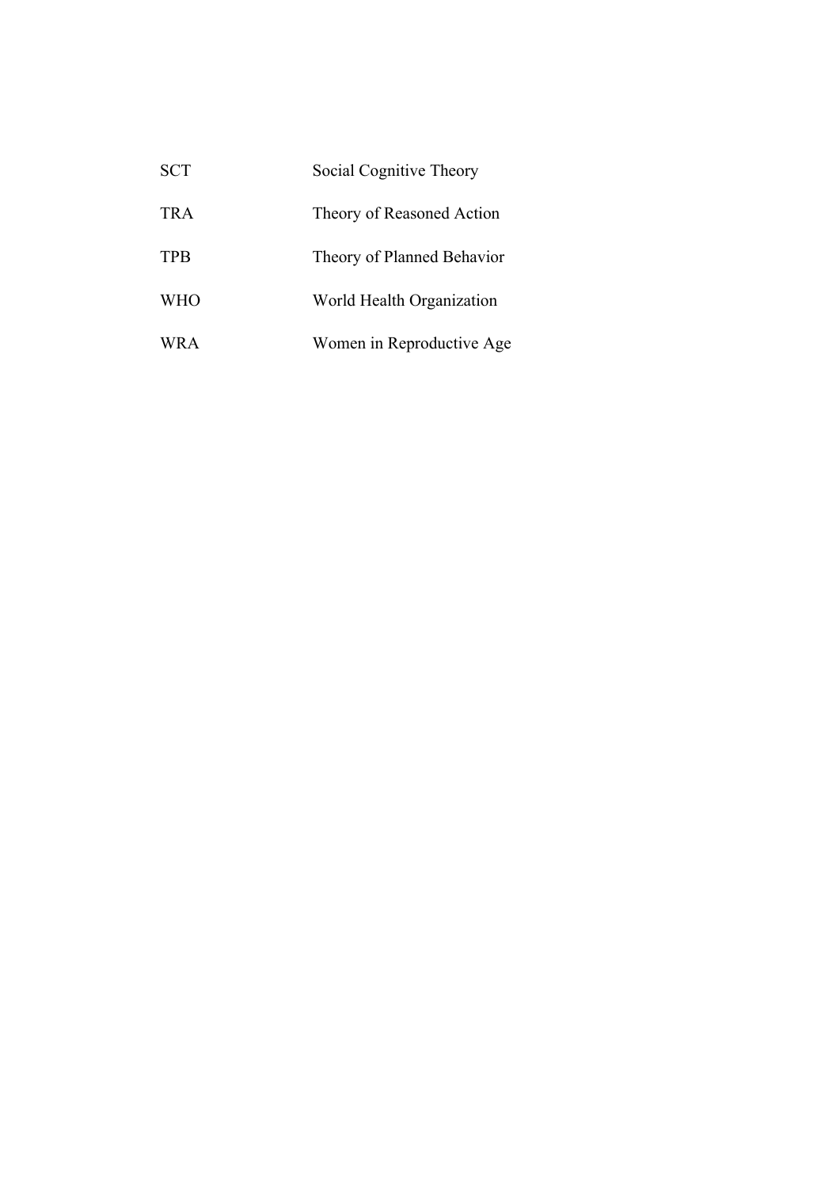| | |
|---|---|
| SCT | Social Cognitive Theory |
| TRA | Theory of Reasoned Action |
| TPB | Theory of Planned Behavior |
| WHO | World Health Organization |
| WRA | Women in Reproductive Age |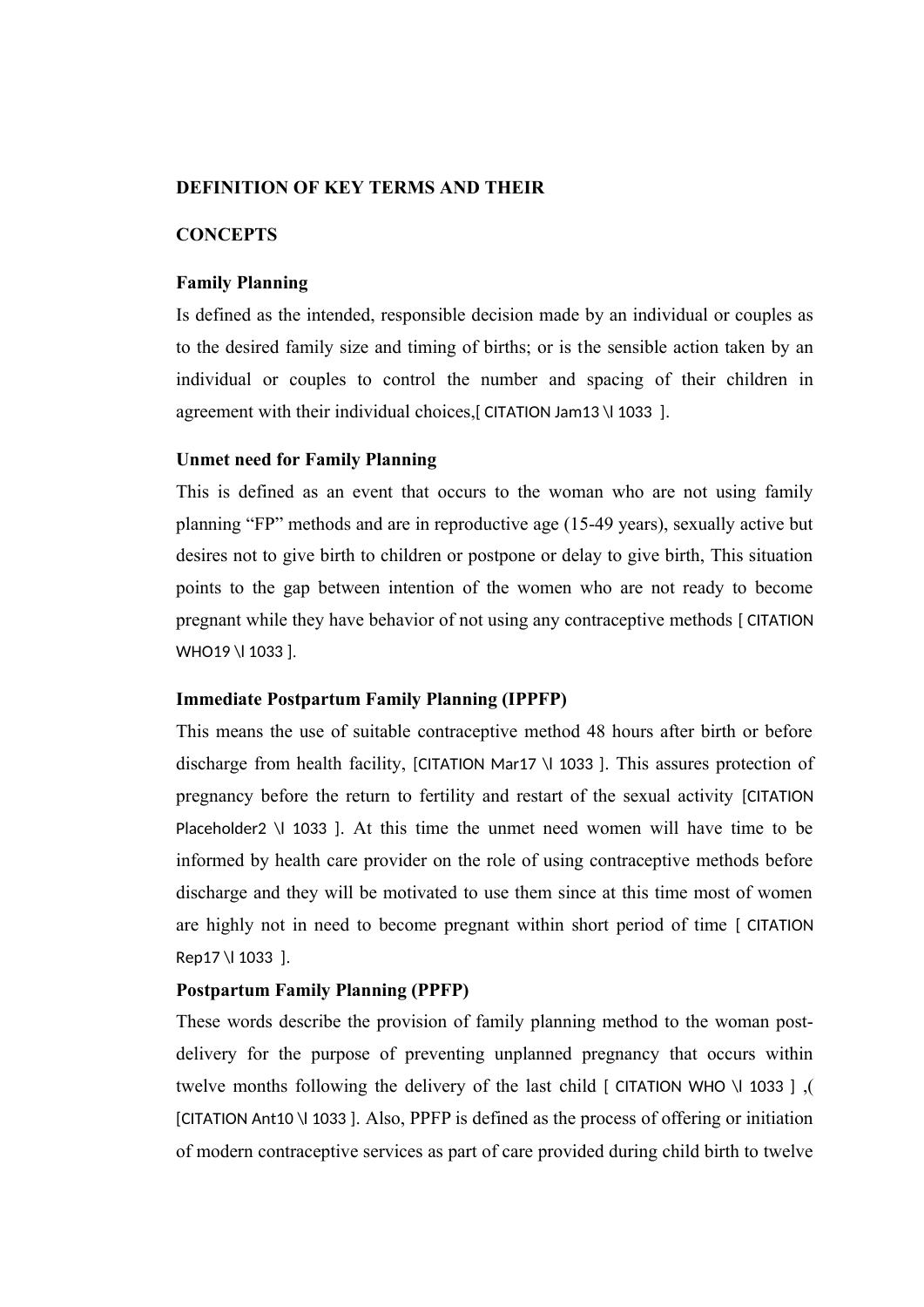**DEFINITION OF KEY TERMS AND THEIR**

**CONCEPTS**

**Family Planning**

Is defined as the intended, responsible decision made by an individual or couples as to the desired family size and timing of births; or is the sensible action taken by an individual or couples to control the number and spacing of their children in agreement with their individual choices,[ CITATION Jam13 \l 1033 ].

**Unmet need for Family Planning**

This is defined as an event that occurs to the woman who are not using family planning "FP" methods and are in reproductive age (15-49 years), sexually active but desires not to give birth to children or postpone or delay to give birth, This situation points to the gap between intention of the women who are not ready to become pregnant while they have behavior of not using any contraceptive methods [ CITATION WHO19 \l 1033 ].

**Immediate Postpartum Family Planning (IPPFP)**

This means the use of suitable contraceptive method 48 hours after birth or before discharge from health facility, [CITATION Mar17 \l 1033 ]. This assures protection of pregnancy before the return to fertility and restart of the sexual activity [CITATION Placeholder2 \l 1033 ]. At this time the unmet need women will have time to be informed by health care provider on the role of using contraceptive methods before discharge and they will be motivated to use them since at this time most of women are highly not in need to become pregnant within short period of time [ CITATION Rep17 \l 1033 ].

**Postpartum Family Planning (PPFP)**

These words describe the provision of family planning method to the woman post-delivery for the purpose of preventing unplanned pregnancy that occurs within twelve months following the delivery of the last child [ CITATION WHO \l 1033 ] ,( [CITATION Ant10 \l 1033 ]. Also, PPFP is defined as the process of offering or initiation of modern contraceptive services as part of care provided during child birth to twelve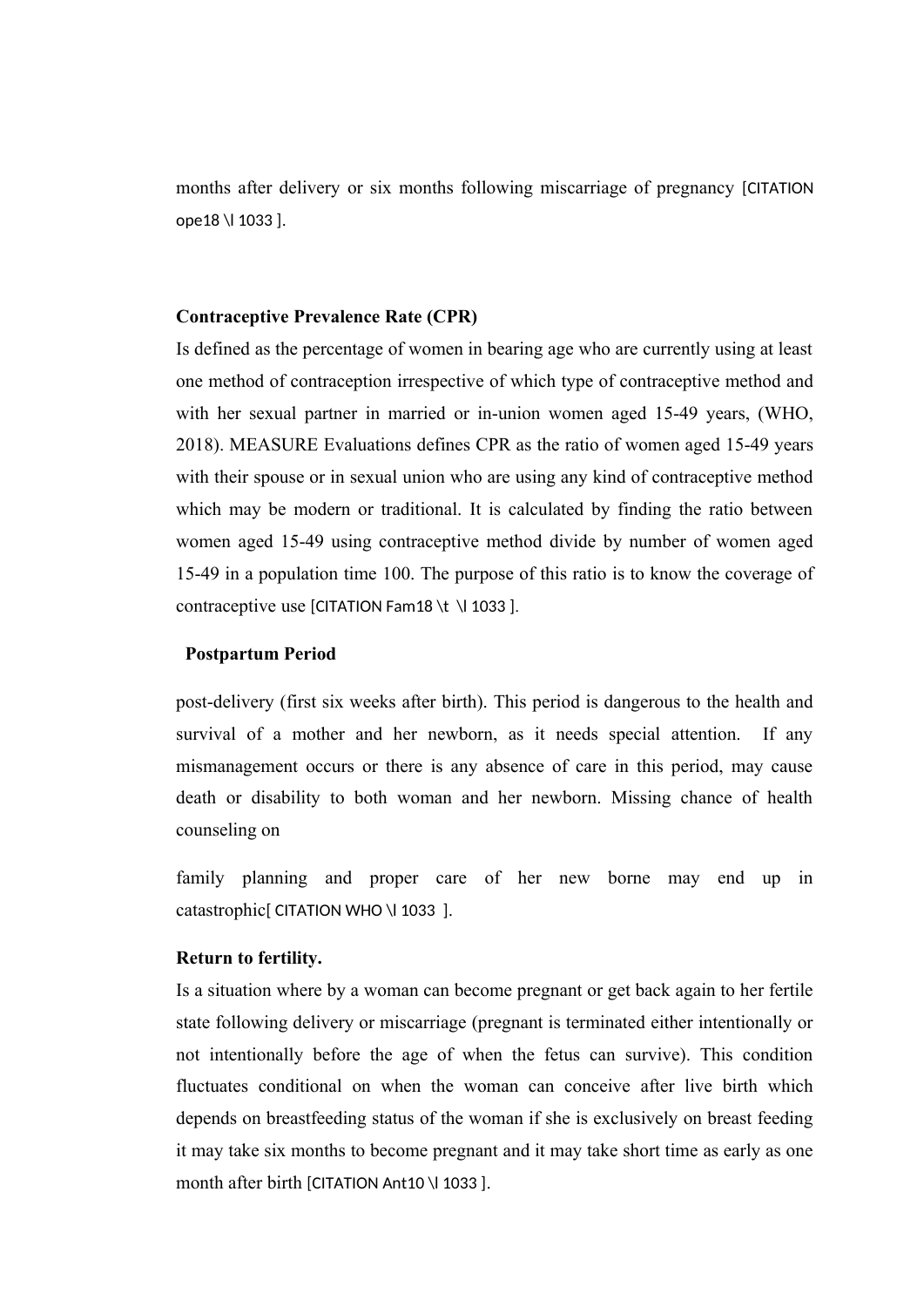months after delivery or six months following miscarriage of pregnancy [CITATION ope18 \l 1033 ].

**Contraceptive Prevalence Rate (CPR)**

Is defined as the percentage of women in bearing age who are currently using at least one method of contraception irrespective of which type of contraceptive method and with her sexual partner in married or in-union women aged 15-49 years, (WHO, 2018). MEASURE Evaluations defines CPR as the ratio of women aged 15-49 years with their spouse or in sexual union who are using any kind of contraceptive method which may be modern or traditional. It is calculated by finding the ratio between women aged 15-49 using contraceptive method divide by number of women aged 15-49 in a population time 100. The purpose of this ratio is to know the coverage of contraceptive use [CITATION Fam18 \t \l 1033 ].

**Postpartum Period**

post-delivery (first six weeks after birth). This period is dangerous to the health and survival of a mother and her newborn, as it needs special attention. If any mismanagement occurs or there is any absence of care in this period, may cause death or disability to both woman and her newborn. Missing chance of health counseling on

family planning and proper care of her new borne may end up in catastrophic[ CITATION WHO \l 1033 ].

**Return to fertility.**

Is a situation where by a woman can become pregnant or get back again to her fertile state following delivery or miscarriage (pregnant is terminated either intentionally or not intentionally before the age of when the fetus can survive). This condition fluctuates conditional on when the woman can conceive after live birth which depends on breastfeeding status of the woman if she is exclusively on breast feeding it may take six months to become pregnant and it may take short time as early as one month after birth [CITATION Ant10 \l 1033 ].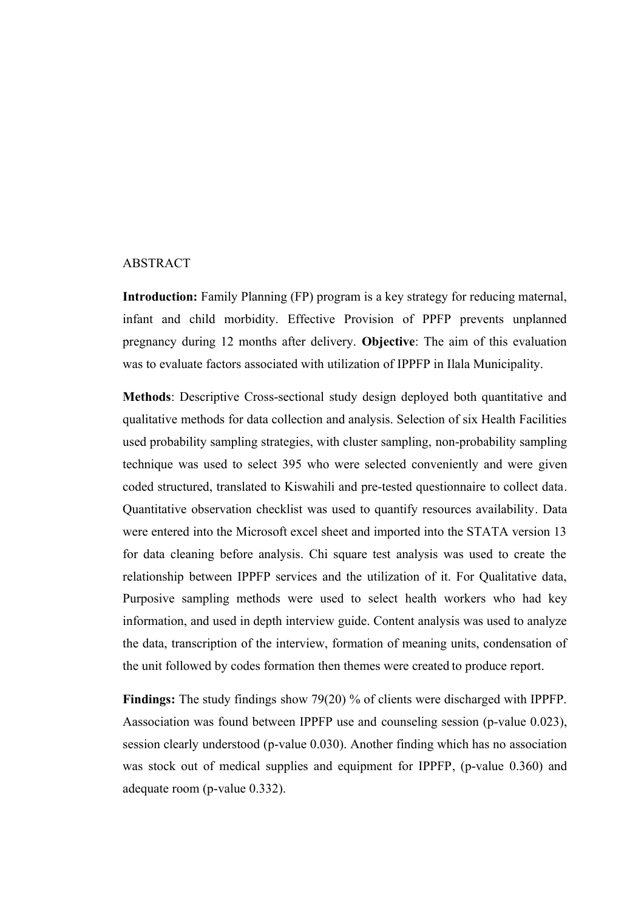ABSTRACT

**Introduction:** Family Planning (FP) program is a key strategy for reducing maternal, infant and child morbidity. Effective Provision of PPFP prevents unplanned pregnancy during 12 months after delivery. **Objective**: The aim of this evaluation was to evaluate factors associated with utilization of IPPFP in Ilala Municipality.

**Methods**: Descriptive Cross-sectional study design deployed both quantitative and qualitative methods for data collection and analysis. Selection of six Health Facilities used probability sampling strategies, with cluster sampling, non-probability sampling technique was used to select 395 who were selected conveniently and were given coded structured, translated to Kiswahili and pre-tested questionnaire to collect data. Quantitative observation checklist was used to quantify resources availability. Data were entered into the Microsoft excel sheet and imported into the STATA version 13 for data cleaning before analysis. Chi square test analysis was used to create the relationship between IPPFP services and the utilization of it. For Qualitative data, Purposive sampling methods were used to select health workers who had key information, and used in depth interview guide. Content analysis was used to analyze the data, transcription of the interview, formation of meaning units, condensation of the unit followed by codes formation then themes were created to produce report.

**Findings:** The study findings show 79(20) % of clients were discharged with IPPFP. Aassociation was found between IPPFP use and counseling session (p-value 0.023), session clearly understood (p-value 0.030). Another finding which has no association was stock out of medical supplies and equipment for IPPFP, (p-value 0.360) and adequate room (p-value 0.332).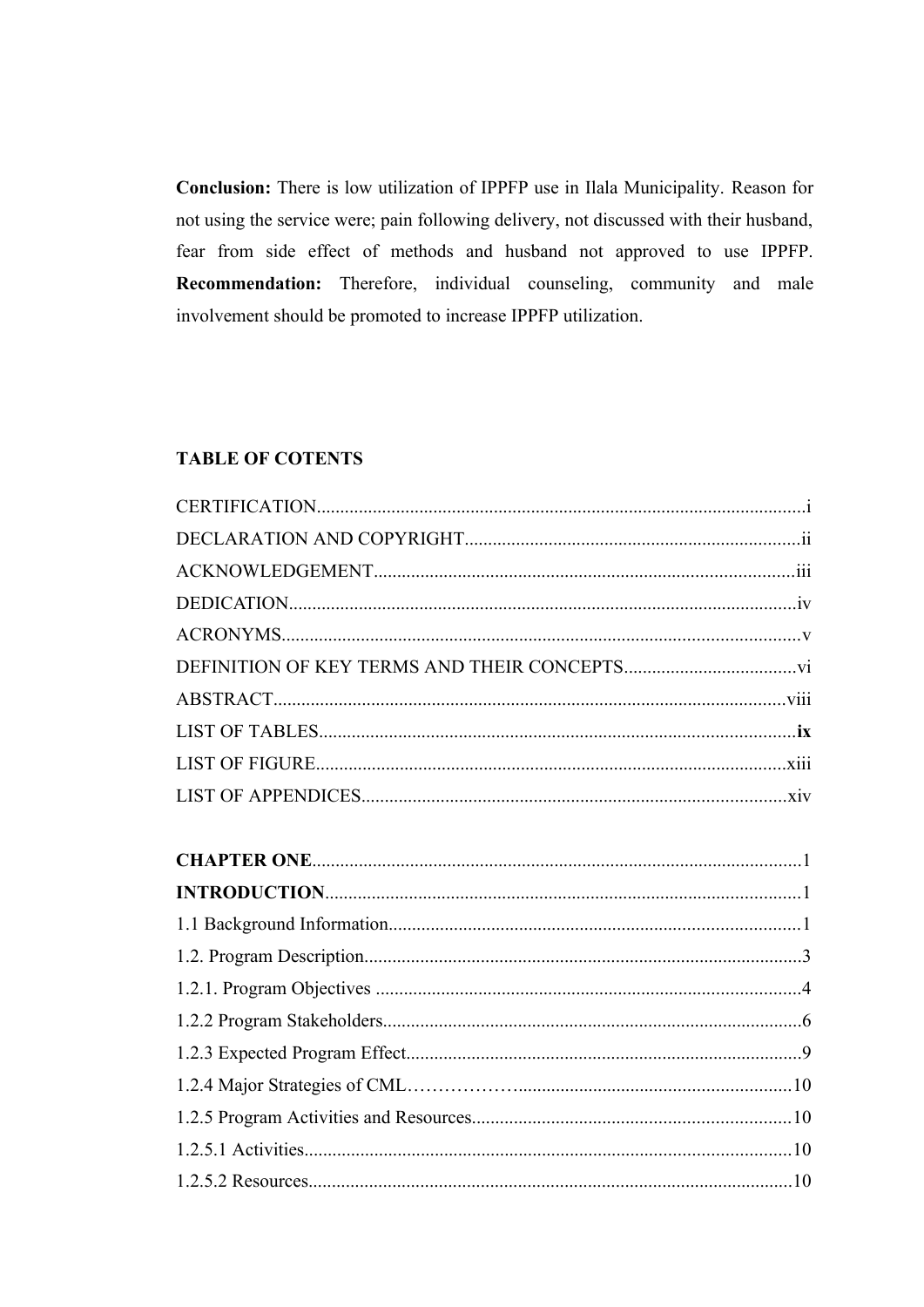**Conclusion:** There is low utilization of IPPFP use in Ilala Municipality. Reason for not using the service were; pain following delivery, not discussed with their husband, fear from side effect of methods and husband not approved to use IPPFP. **Recommendation:** Therefore, individual counseling, community and male involvement should be promoted to increase IPPFP utilization.

## TABLE OF COTENTS

CERTIFICATION........................................................................................................i
DECLARATION AND COPYRIGHT.......................................................................ii
ACKNOWLEDGEMENT..........................................................................................iii
DEDICATION............................................................................................................iv
ACRONYMS..............................................................................................................v
DEFINITION OF KEY TERMS AND THEIR CONCEPTS....................................vi
ABSTRACT.............................................................................................................viii
LIST OF TABLES....................................................................................................**ix**
LIST OF FIGURE....................................................................................................xiii
LIST OF APPENDICES...........................................................................................xiv

**CHAPTER ONE**........................................................................................................1
**INTRODUCTION**.....................................................................................................1
1.1 Background Information.......................................................................................1
1.2. Program Description.............................................................................................3
1.2.1. Program Objectives ...........................................................................................4
1.2.2 Program Stakeholders..........................................................................................6
1.2.3 Expected Program Effect.....................................................................................9
1.2.4 Major Strategies of CML…………………...........................................................10
1.2.5 Program Activities and Resources....................................................................10
1.2.5.1 Activities.......................................................................................................10
1.2.5.2 Resources......................................................................................................10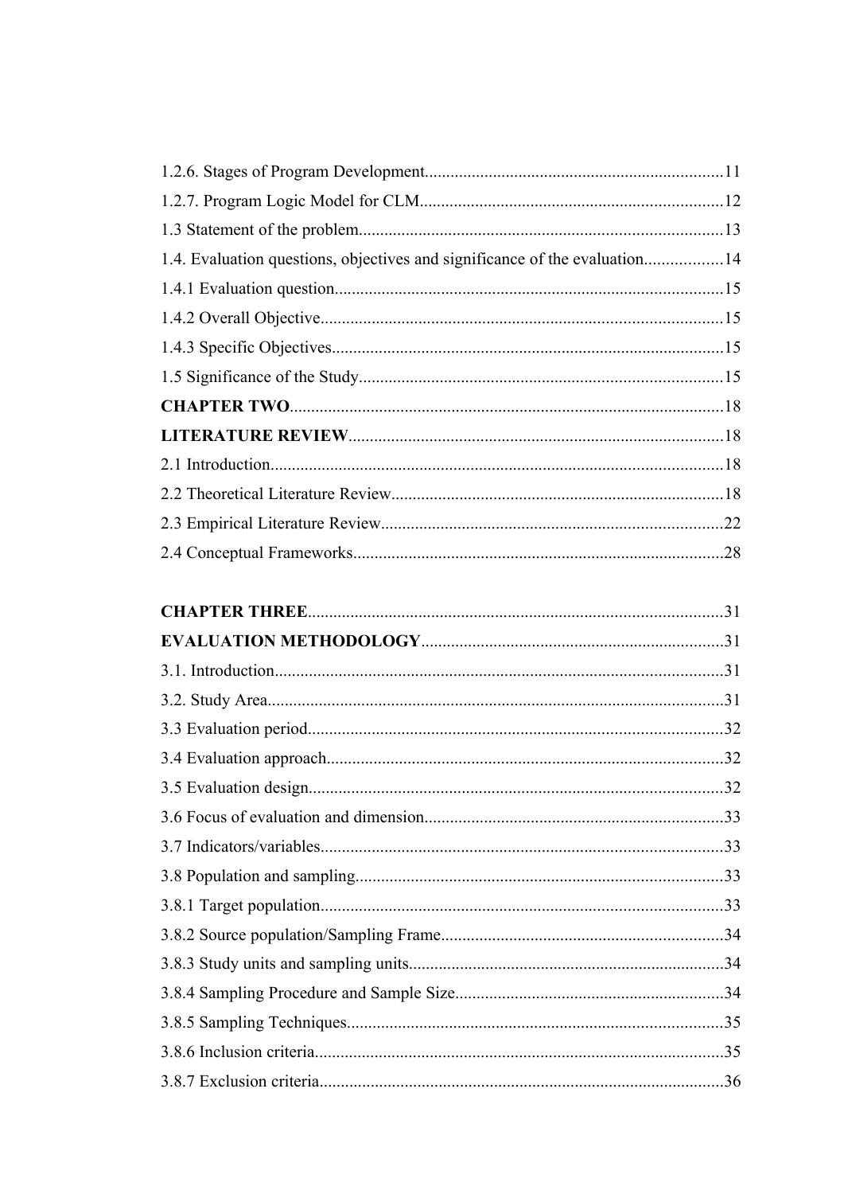1.2.6. Stages of Program Development......................................................................11

1.2.7. Program Logic Model for CLM.......................................................................12

1.3 Statement of the problem.....................................................................................13

1.4. Evaluation questions, objectives and significance of the evaluation..................14

1.4.1 Evaluation question...........................................................................................15

1.4.2 Overall Objective..............................................................................................15

1.4.3 Specific Objectives............................................................................................15

1.5 Significance of the Study.....................................................................................15

**CHAPTER TWO**.....................................................................................................18

**LITERATURE REVIEW**.......................................................................................18

2.1 Introduction..........................................................................................................18

2.2 Theoretical Literature Review.............................................................................18

2.3 Empirical Literature Review................................................................................22

2.4 Conceptual Frameworks.......................................................................................28

**CHAPTER THREE**.................................................................................................31

**EVALUATION METHODOLOGY**.......................................................................31

3.1. Introduction.........................................................................................................31

3.2. Study Area...........................................................................................................31

3.3 Evaluation period.................................................................................................32

3.4 Evaluation approach.............................................................................................32

3.5 Evaluation design.................................................................................................32

3.6 Focus of evaluation and dimension......................................................................33

3.7 Indicators/variables..............................................................................................33

3.8 Population and sampling......................................................................................33

3.8.1 Target population..............................................................................................33

3.8.2 Source population/Sampling Frame..................................................................34

3.8.3 Study units and sampling units..........................................................................34

3.8.4 Sampling Procedure and Sample Size..............................................................34

3.8.5 Sampling Techniques........................................................................................35

3.8.6 Inclusion criteria................................................................................................35

3.8.7 Exclusion criteria..............................................................................................36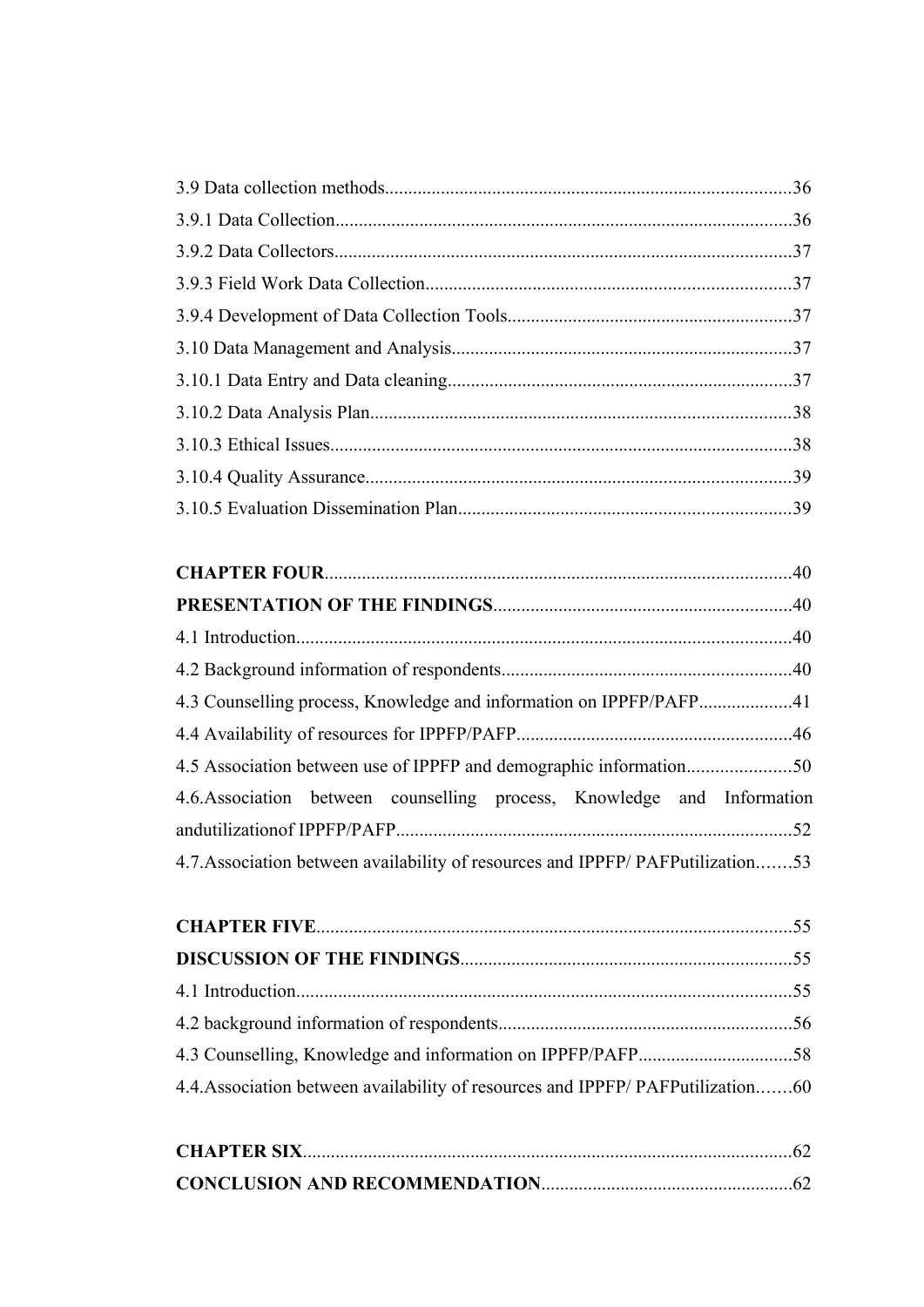3.9 Data collection methods.......................................................................................36

3.9.1 Data Collection.................................................................................................36

3.9.2 Data Collectors.................................................................................................37

3.9.3 Field Work Data Collection..............................................................................37

3.9.4 Development of Data Collection Tools............................................................37

3.10 Data Management and Analysis.........................................................................37

3.10.1 Data Entry and Data cleaning.........................................................................37

3.10.2 Data Analysis Plan..........................................................................................38

3.10.3 Ethical Issues..................................................................................................38

3.10.4 Quality Assurance...........................................................................................39

3.10.5 Evaluation Dissemination Plan.......................................................................39

**CHAPTER FOUR**...................................................................................................40

**PRESENTATION OF THE FINDINGS**................................................................40

4.1 Introduction..........................................................................................................40

4.2 Background information of respondents.............................................................40

4.3 Counselling process, Knowledge and information on IPPFP/PAFP....................41

4.4 Availability of resources for IPPFP/PAFP...........................................................46

4.5 Association between use of IPPFP and demographic information......................50

4.6.Association between counselling process, Knowledge and Information andutilizationof IPPFP/PAFP....................................................................................52

4.7.Association between availability of resources and IPPFP/ PAFPutilization.......53

**CHAPTER FIVE**.....................................................................................................55

**DISCUSSION OF THE FINDINGS**.......................................................................55

4.1 Introduction..........................................................................................................55

4.2 background information of respondents..............................................................56

4.3 Counselling, Knowledge and information on IPPFP/PAFP.................................58

4.4.Association between availability of resources and IPPFP/ PAFPutilization.......60

**CHAPTER SIX**........................................................................................................62

**CONCLUSION AND RECOMMENDATION**......................................................62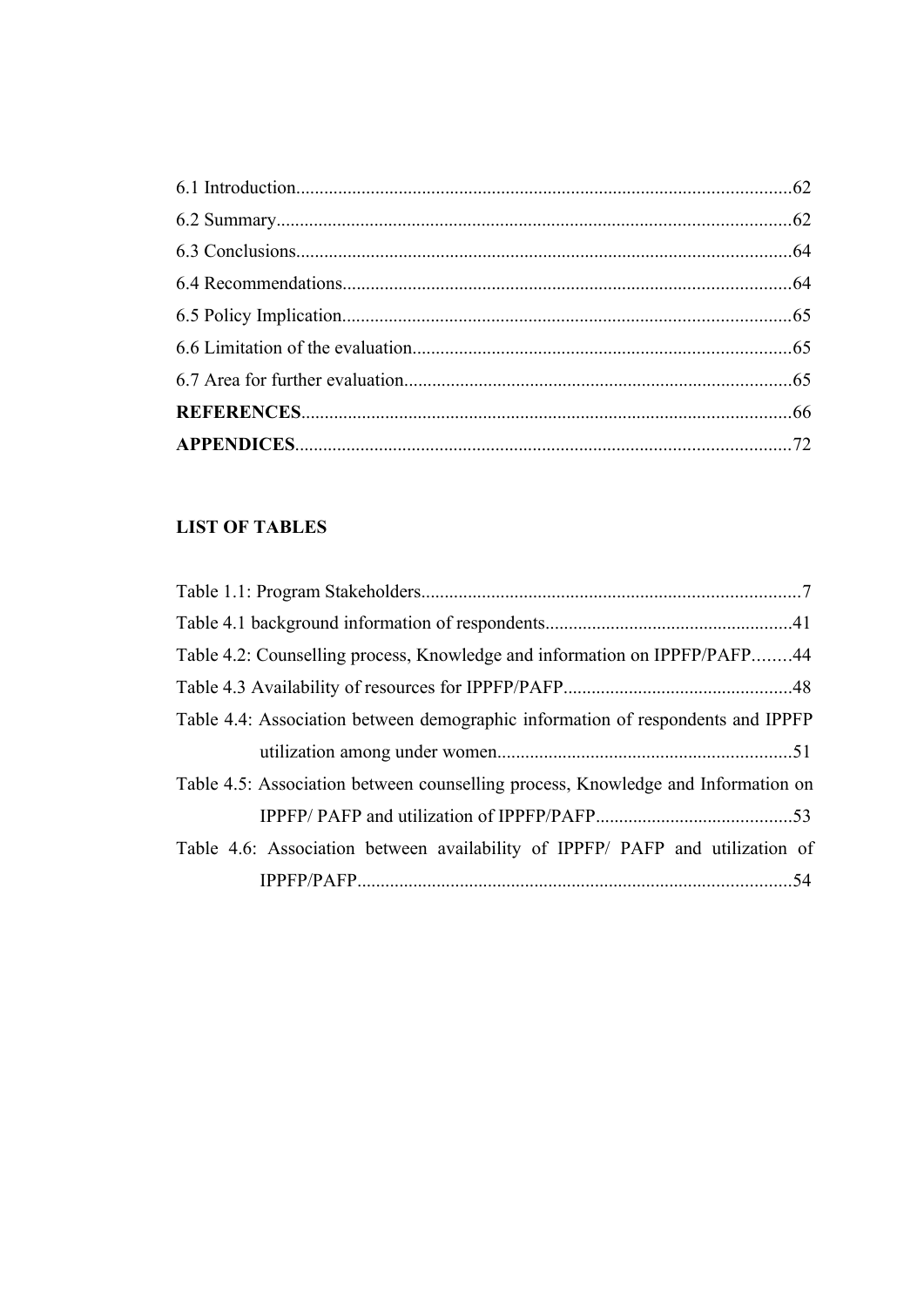6.1 Introduction..........................................................................................................62

6.2 Summary.............................................................................................................62

6.3 Conclusions.........................................................................................................64

6.4 Recommendations................................................................................................64

6.5 Policy Implication................................................................................................65

6.6 Limitation of the evaluation.................................................................................65

6.7 Area for further evaluation...................................................................................65

**REFERENCES**........................................................................................................66

**APPENDICES**.........................................................................................................72

**LIST OF TABLES**

Table 1.1: Program Stakeholders.................................................................................7

Table 4.1 background information of respondents.....................................................41

Table 4.2: Counselling process, Knowledge and information on IPPFP/PAFP........44

Table 4.3 Availability of resources for IPPFP/PAFP.................................................48

Table 4.4: Association between demographic information of respondents and IPPFP utilization among under women...............................................................51

Table 4.5: Association between counselling process, Knowledge and Information on IPPFP/ PAFP and utilization of IPPFP/PAFP..........................................53

Table 4.6: Association between availability of IPPFP/ PAFP and utilization of IPPFP/PAFP.............................................................................................54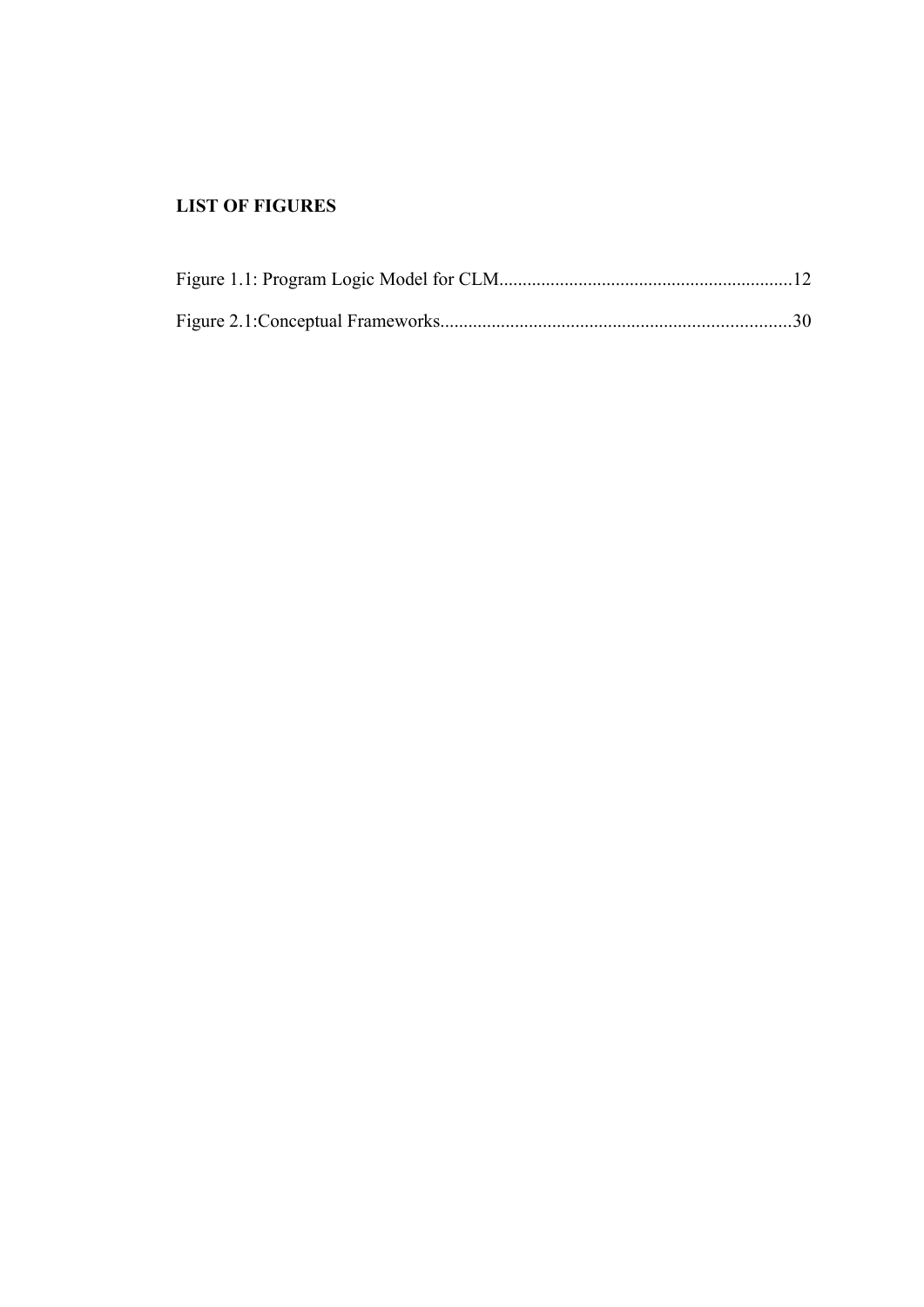## LIST OF FIGURES

Figure 1.1: Program Logic Model for CLM..............................................................12

Figure 2.1:Conceptual Frameworks..........................................................................30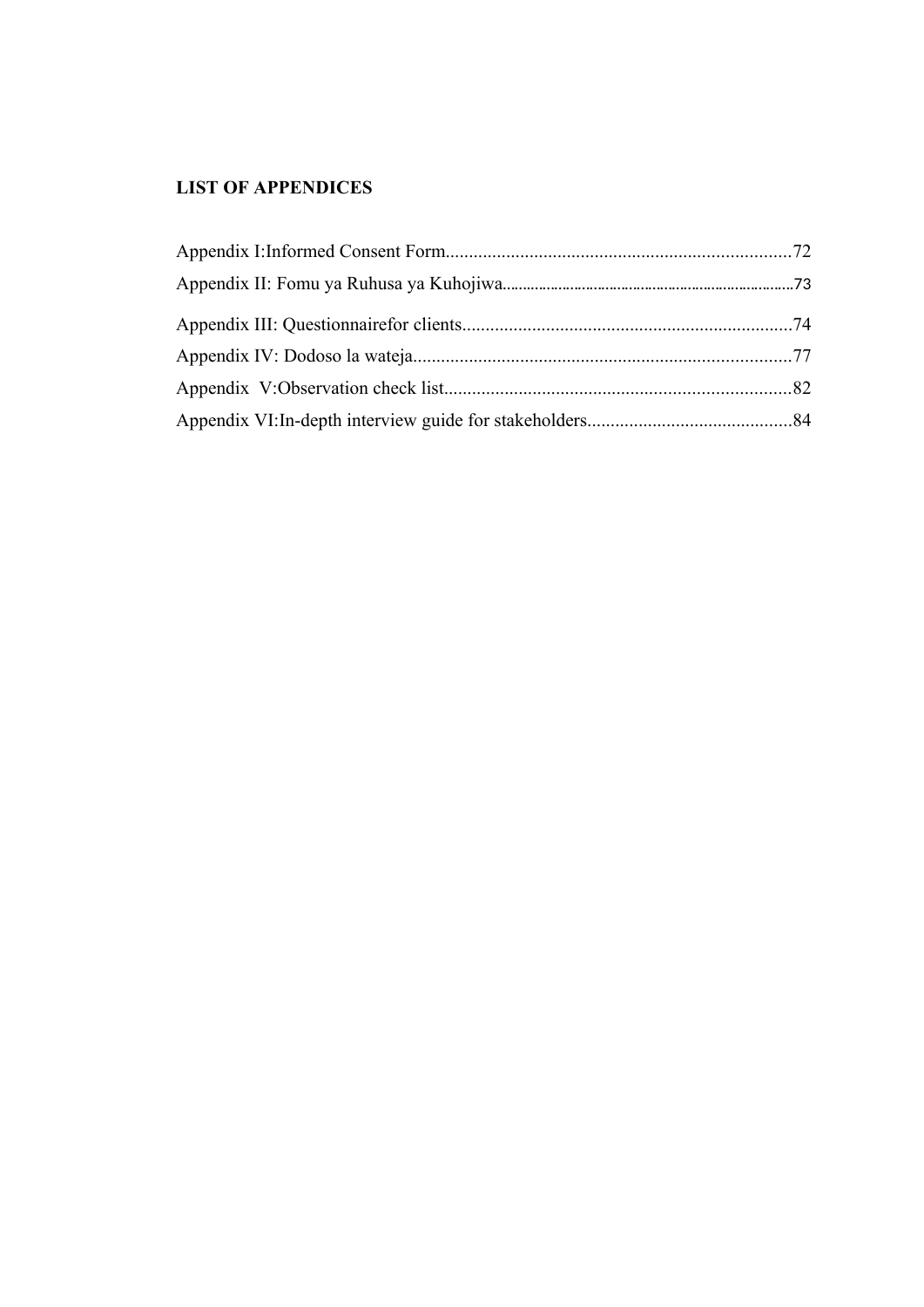## LIST OF APPENDICES

Appendix I:Informed Consent Form..........................................................................72

Appendix II: Fomu ya Ruhusa ya Kuhojiwa..........................................................................73

Appendix III: Questionnairefor clients.......................................................................74

Appendix IV: Dodoso la wateja.................................................................................77

Appendix V:Observation check list..........................................................................82

Appendix VI:In-depth interview guide for stakeholders............................................84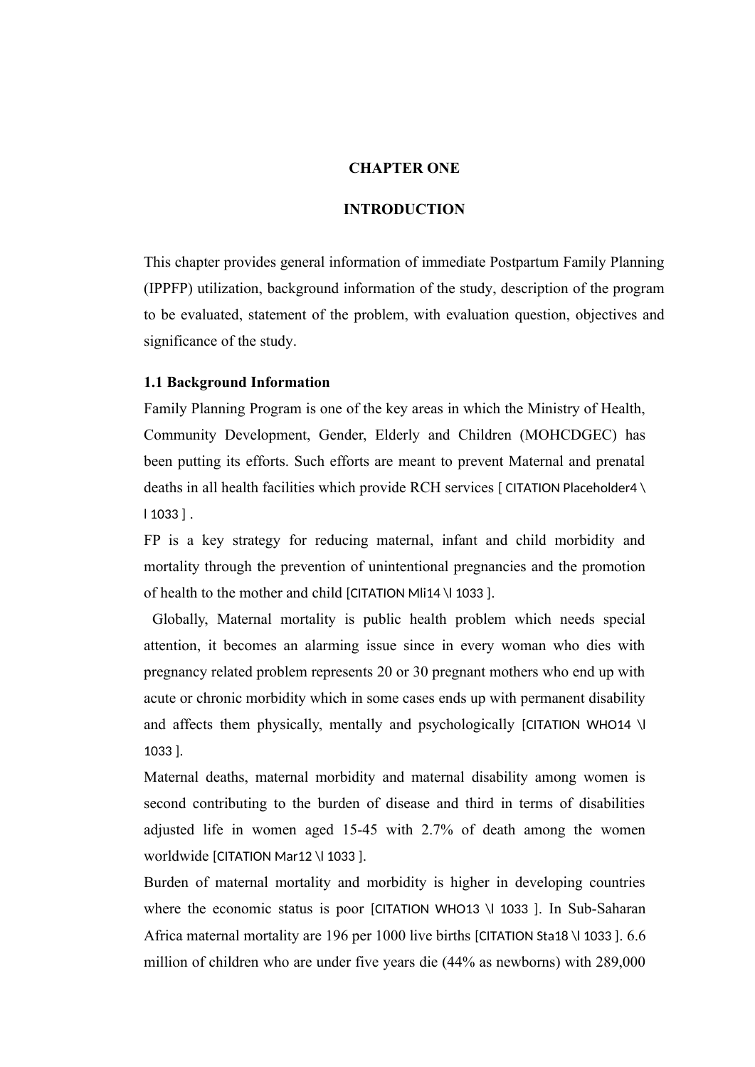# CHAPTER ONE

# INTRODUCTION

This chapter provides general information of immediate Postpartum Family Planning (IPPFP) utilization, background information of the study, description of the program to be evaluated, statement of the problem, with evaluation question, objectives and significance of the study.

## 1.1 Background Information

Family Planning Program is one of the key areas in which the Ministry of Health, Community Development, Gender, Elderly and Children (MOHCDGEC) has been putting its efforts. Such efforts are meant to prevent Maternal and prenatal deaths in all health facilities which provide RCH services [ CITATION Placeholder4 \l 1033 ] .

FP is a key strategy for reducing maternal, infant and child morbidity and mortality through the prevention of unintentional pregnancies and the promotion of health to the mother and child [CITATION Mli14 \l 1033 ].

Globally, Maternal mortality is public health problem which needs special attention, it becomes an alarming issue since in every woman who dies with pregnancy related problem represents 20 or 30 pregnant mothers who end up with acute or chronic morbidity which in some cases ends up with permanent disability and affects them physically, mentally and psychologically [CITATION WHO14 \l 1033 ].

Maternal deaths, maternal morbidity and maternal disability among women is second contributing to the burden of disease and third in terms of disabilities adjusted life in women aged 15-45 with 2.7% of death among the women worldwide [CITATION Mar12 \l 1033 ].

Burden of maternal mortality and morbidity is higher in developing countries where the economic status is poor [CITATION WHO13 \l 1033 ]. In Sub-Saharan Africa maternal mortality are 196 per 1000 live births [CITATION Sta18 \l 1033 ]. 6.6 million of children who are under five years die (44% as newborns) with 289,000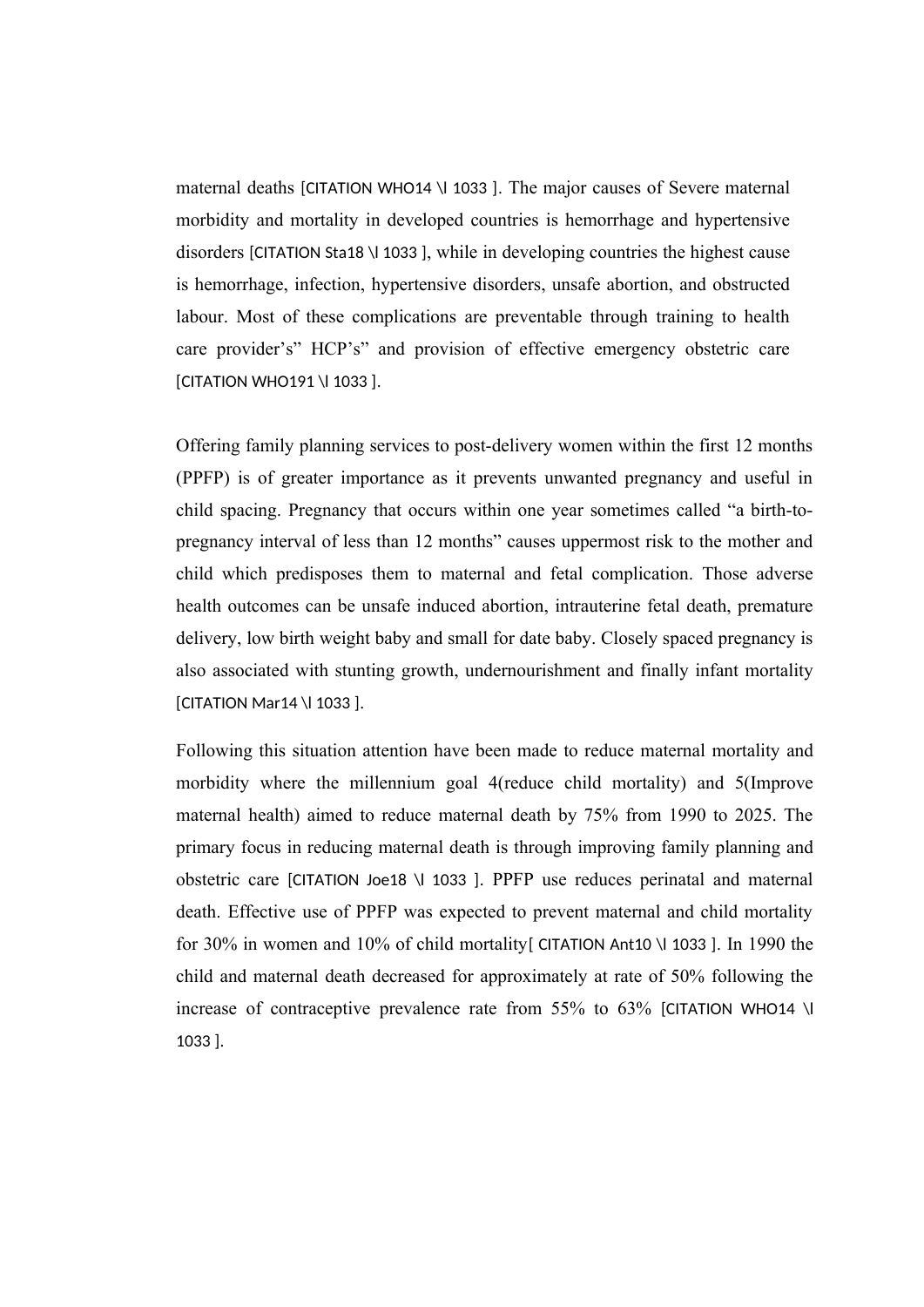maternal deaths [CITATION WHO14 \l 1033 ]. The major causes of Severe maternal morbidity and mortality in developed countries is hemorrhage and hypertensive disorders [CITATION Sta18 \l 1033 ], while in developing countries the highest cause is hemorrhage, infection, hypertensive disorders, unsafe abortion, and obstructed labour. Most of these complications are preventable through training to health care provider's" HCP's" and provision of effective emergency obstetric care [CITATION WHO191 \l 1033 ].

Offering family planning services to post-delivery women within the first 12 months (PPFP) is of greater importance as it prevents unwanted pregnancy and useful in child spacing. Pregnancy that occurs within one year sometimes called "a birth-to-pregnancy interval of less than 12 months" causes uppermost risk to the mother and child which predisposes them to maternal and fetal complication. Those adverse health outcomes can be unsafe induced abortion, intrauterine fetal death, premature delivery, low birth weight baby and small for date baby. Closely spaced pregnancy is also associated with stunting growth, undernourishment and finally infant mortality [CITATION Mar14 \l 1033 ].

Following this situation attention have been made to reduce maternal mortality and morbidity where the millennium goal 4(reduce child mortality) and 5(Improve maternal health) aimed to reduce maternal death by 75% from 1990 to 2025. The primary focus in reducing maternal death is through improving family planning and obstetric care [CITATION Joe18 \l 1033 ]. PPFP use reduces perinatal and maternal death. Effective use of PPFP was expected to prevent maternal and child mortality for 30% in women and 10% of child mortality[ CITATION Ant10 \l 1033 ]. In 1990 the child and maternal death decreased for approximately at rate of 50% following the increase of contraceptive prevalence rate from 55% to 63% [CITATION WHO14 \l 1033 ].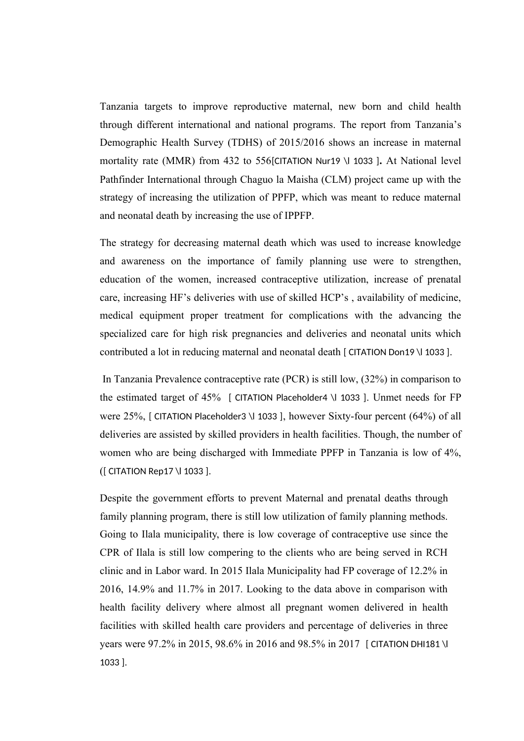Tanzania targets to improve reproductive maternal, new born and child health through different international and national programs. The report from Tanzania's Demographic Health Survey (TDHS) of 2015/2016 shows an increase in maternal mortality rate (MMR) from 432 to 556[CITATION Nur19 \l 1033 ]**.** At National level Pathfinder International through Chaguo la Maisha (CLM) project came up with the strategy of increasing the utilization of PPFP, which was meant to reduce maternal and neonatal death by increasing the use of IPPFP.

The strategy for decreasing maternal death which was used to increase knowledge and awareness on the importance of family planning use were to strengthen, education of the women, increased contraceptive utilization, increase of prenatal care, increasing HF's deliveries with use of skilled HCP's , availability of medicine, medical equipment proper treatment for complications with the advancing the specialized care for high risk pregnancies and deliveries and neonatal units which contributed a lot in reducing maternal and neonatal death [ CITATION Don19 \l 1033 ].

In Tanzania Prevalence contraceptive rate (PCR) is still low, (32%) in comparison to the estimated target of 45% [ CITATION Placeholder4 \l 1033 ]. Unmet needs for FP were 25%, [ CITATION Placeholder3 \l 1033 ], however Sixty-four percent (64%) of all deliveries are assisted by skilled providers in health facilities. Though, the number of women who are being discharged with Immediate PPFP in Tanzania is low of 4%, ([ CITATION Rep17 \l 1033 ].

Despite the government efforts to prevent Maternal and prenatal deaths through family planning program, there is still low utilization of family planning methods. Going to Ilala municipality, there is low coverage of contraceptive use since the CPR of Ilala is still low compering to the clients who are being served in RCH clinic and in Labor ward. In 2015 Ilala Municipality had FP coverage of 12.2% in 2016, 14.9% and 11.7% in 2017. Looking to the data above in comparison with health facility delivery where almost all pregnant women delivered in health facilities with skilled health care providers and percentage of deliveries in three years were 97.2% in 2015, 98.6% in 2016 and 98.5% in 2017 [ CITATION DHI181 \l 1033 ].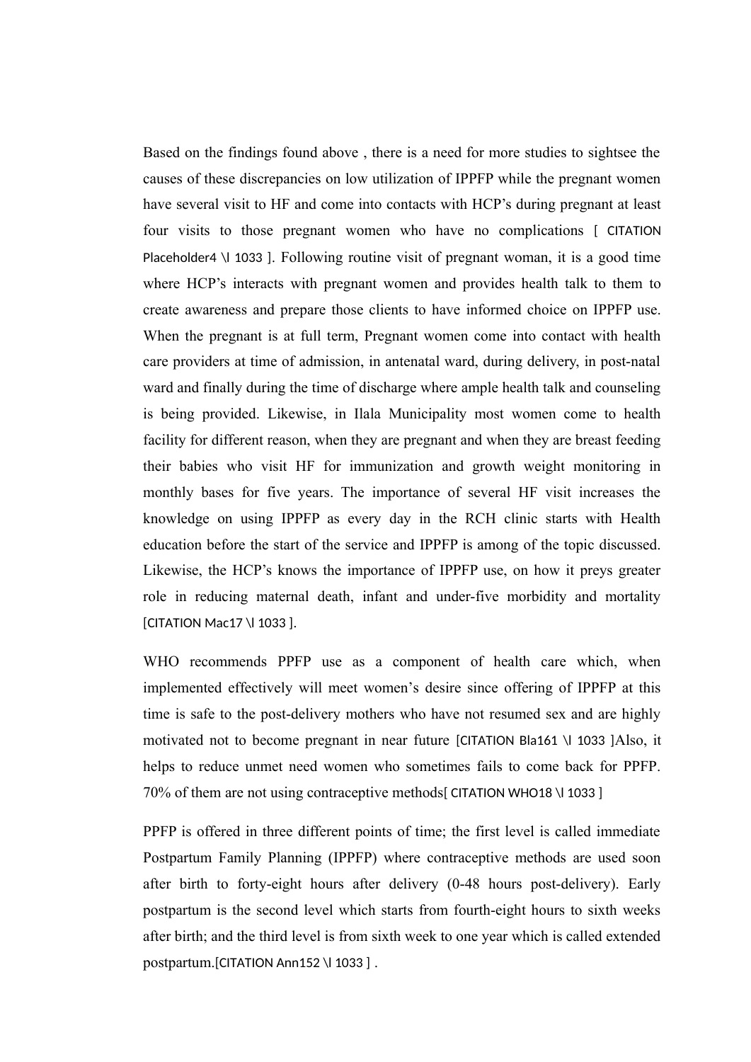Based on the findings found above , there is a need for more studies to sightsee the causes of these discrepancies on low utilization of IPPFP while the pregnant women have several visit to HF and come into contacts with HCP's during pregnant at least four visits to those pregnant women who have no complications [ CITATION Placeholder4 \l 1033 ]. Following routine visit of pregnant woman, it is a good time where HCP's interacts with pregnant women and provides health talk to them to create awareness and prepare those clients to have informed choice on IPPFP use. When the pregnant is at full term, Pregnant women come into contact with health care providers at time of admission, in antenatal ward, during delivery, in post-natal ward and finally during the time of discharge where ample health talk and counseling is being provided. Likewise, in Ilala Municipality most women come to health facility for different reason, when they are pregnant and when they are breast feeding their babies who visit HF for immunization and growth weight monitoring in monthly bases for five years. The importance of several HF visit increases the knowledge on using IPPFP as every day in the RCH clinic starts with Health education before the start of the service and IPPFP is among of the topic discussed. Likewise, the HCP's knows the importance of IPPFP use, on how it preys greater role in reducing maternal death, infant and under-five morbidity and mortality [CITATION Mac17 \l 1033 ].

WHO recommends PPFP use as a component of health care which, when implemented effectively will meet women's desire since offering of IPPFP at this time is safe to the post-delivery mothers who have not resumed sex and are highly motivated not to become pregnant in near future [CITATION Bla161 \l 1033 ]Also, it helps to reduce unmet need women who sometimes fails to come back for PPFP. 70% of them are not using contraceptive methods[ CITATION WHO18 \l 1033 ]

PPFP is offered in three different points of time; the first level is called immediate Postpartum Family Planning (IPPFP) where contraceptive methods are used soon after birth to forty-eight hours after delivery (0-48 hours post-delivery). Early postpartum is the second level which starts from fourth-eight hours to sixth weeks after birth; and the third level is from sixth week to one year which is called extended postpartum.[CITATION Ann152 \l 1033 ] .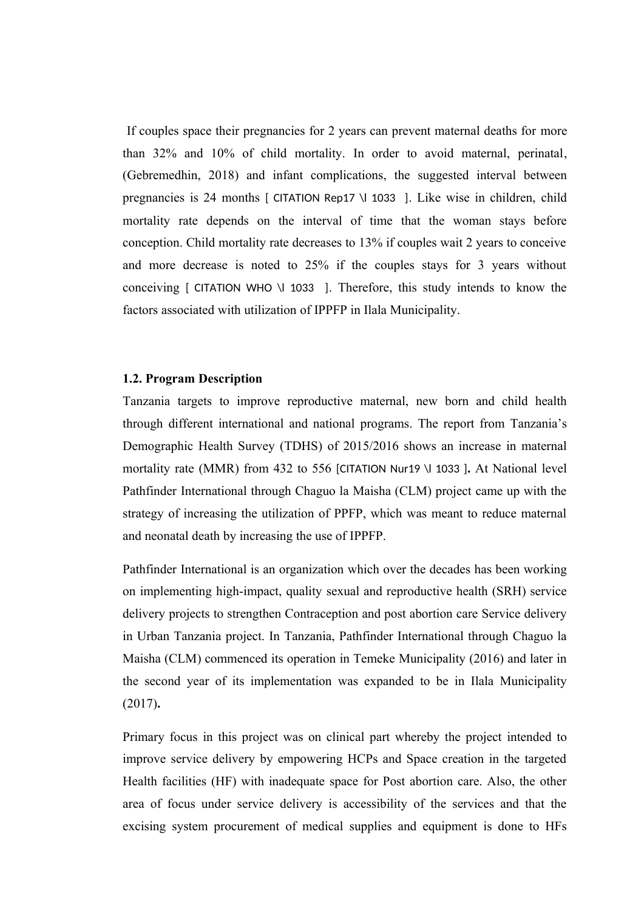If couples space their pregnancies for 2 years can prevent maternal deaths for more than 32% and 10% of child mortality. In order to avoid maternal, perinatal, (Gebremedhin, 2018) and infant complications, the suggested interval between pregnancies is 24 months [ CITATION Rep17 \l 1033 ]. Like wise in children, child mortality rate depends on the interval of time that the woman stays before conception. Child mortality rate decreases to 13% if couples wait 2 years to conceive and more decrease is noted to 25% if the couples stays for 3 years without conceiving [ CITATION WHO \l 1033 ]. Therefore, this study intends to know the factors associated with utilization of IPPFP in Ilala Municipality.

### 1.2. Program Description

Tanzania targets to improve reproductive maternal, new born and child health through different international and national programs. The report from Tanzania's Demographic Health Survey (TDHS) of 2015/2016 shows an increase in maternal mortality rate (MMR) from 432 to 556 [CITATION Nur19 \l 1033 ]**.** At National level Pathfinder International through Chaguo la Maisha (CLM) project came up with the strategy of increasing the utilization of PPFP, which was meant to reduce maternal and neonatal death by increasing the use of IPPFP.

Pathfinder International is an organization which over the decades has been working on implementing high-impact, quality sexual and reproductive health (SRH) service delivery projects to strengthen Contraception and post abortion care Service delivery in Urban Tanzania project. In Tanzania, Pathfinder International through Chaguo la Maisha (CLM) commenced its operation in Temeke Municipality (2016) and later in the second year of its implementation was expanded to be in Ilala Municipality (2017)**.**

Primary focus in this project was on clinical part whereby the project intended to improve service delivery by empowering HCPs and Space creation in the targeted Health facilities (HF) with inadequate space for Post abortion care. Also, the other area of focus under service delivery is accessibility of the services and that the excising system procurement of medical supplies and equipment is done to HFs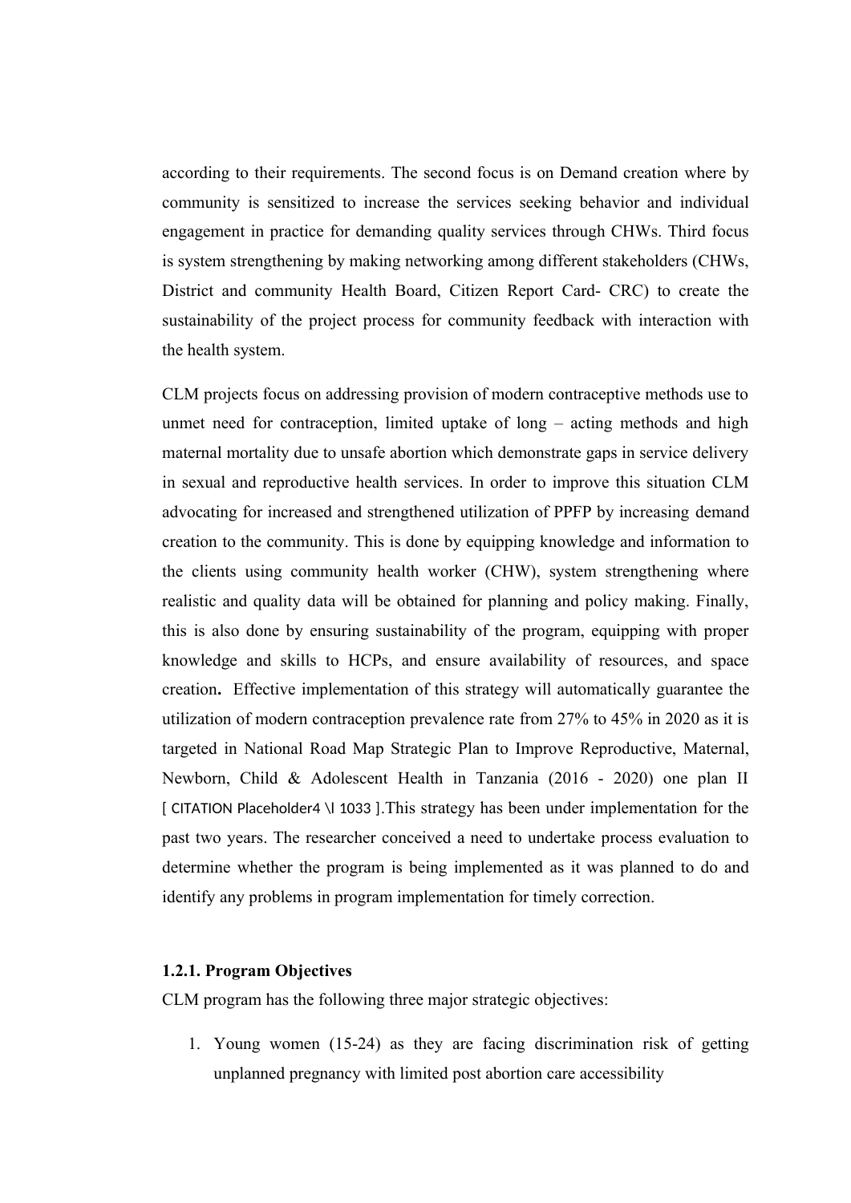according to their requirements. The second focus is on Demand creation where by community is sensitized to increase the services seeking behavior and individual engagement in practice for demanding quality services through CHWs. Third focus is system strengthening by making networking among different stakeholders (CHWs, District and community Health Board, Citizen Report Card- CRC) to create the sustainability of the project process for community feedback with interaction with the health system.

CLM projects focus on addressing provision of modern contraceptive methods use to unmet need for contraception, limited uptake of long – acting methods and high maternal mortality due to unsafe abortion which demonstrate gaps in service delivery in sexual and reproductive health services. In order to improve this situation CLM advocating for increased and strengthened utilization of PPFP by increasing demand creation to the community. This is done by equipping knowledge and information to the clients using community health worker (CHW), system strengthening where realistic and quality data will be obtained for planning and policy making. Finally, this is also done by ensuring sustainability of the program, equipping with proper knowledge and skills to HCPs, and ensure availability of resources, and space creation**.** Effective implementation of this strategy will automatically guarantee the utilization of modern contraception prevalence rate from 27% to 45% in 2020 as it is targeted in National Road Map Strategic Plan to Improve Reproductive, Maternal, Newborn, Child & Adolescent Health in Tanzania (2016 - 2020) one plan II [ CITATION Placeholder4 \l 1033 ].This strategy has been under implementation for the past two years. The researcher conceived a need to undertake process evaluation to determine whether the program is being implemented as it was planned to do and identify any problems in program implementation for timely correction.

### 1.2.1. Program Objectives

CLM program has the following three major strategic objectives:

1. Young women (15-24) as they are facing discrimination risk of getting unplanned pregnancy with limited post abortion care accessibility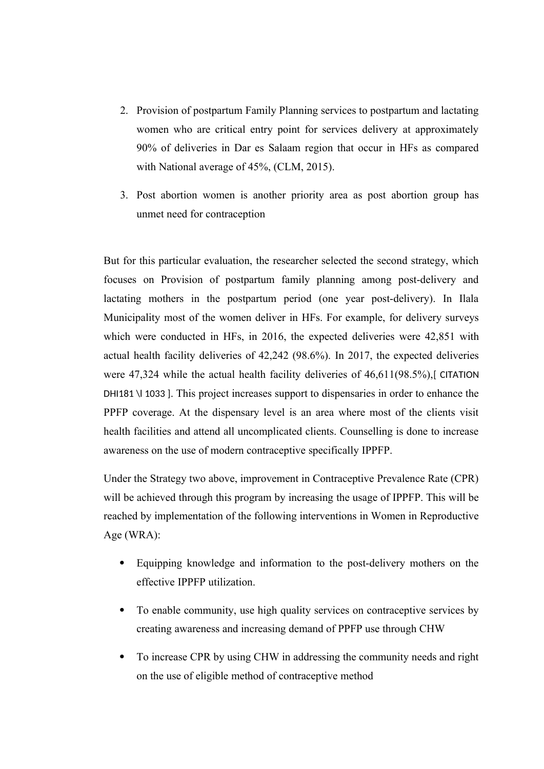2. Provision of postpartum Family Planning services to postpartum and lactating women who are critical entry point for services delivery at approximately 90% of deliveries in Dar es Salaam region that occur in HFs as compared with National average of 45%, (CLM, 2015).
3. Post abortion women is another priority area as post abortion group has unmet need for contraception

But for this particular evaluation, the researcher selected the second strategy, which focuses on Provision of postpartum family planning among post-delivery and lactating mothers in the postpartum period (one year post-delivery). In Ilala Municipality most of the women deliver in HFs. For example, for delivery surveys which were conducted in HFs, in 2016, the expected deliveries were 42,851 with actual health facility deliveries of 42,242 (98.6%). In 2017, the expected deliveries were 47,324 while the actual health facility deliveries of 46,611(98.5%),[ CITATION DHI181 \l 1033 ]. This project increases support to dispensaries in order to enhance the PPFP coverage. At the dispensary level is an area where most of the clients visit health facilities and attend all uncomplicated clients. Counselling is done to increase awareness on the use of modern contraceptive specifically IPPFP.

Under the Strategy two above, improvement in Contraceptive Prevalence Rate (CPR) will be achieved through this program by increasing the usage of IPPFP. This will be reached by implementation of the following interventions in Women in Reproductive Age (WRA):

- Equipping knowledge and information to the post-delivery mothers on the effective IPPFP utilization.
- To enable community, use high quality services on contraceptive services by creating awareness and increasing demand of PPFP use through CHW
- To increase CPR by using CHW in addressing the community needs and right on the use of eligible method of contraceptive method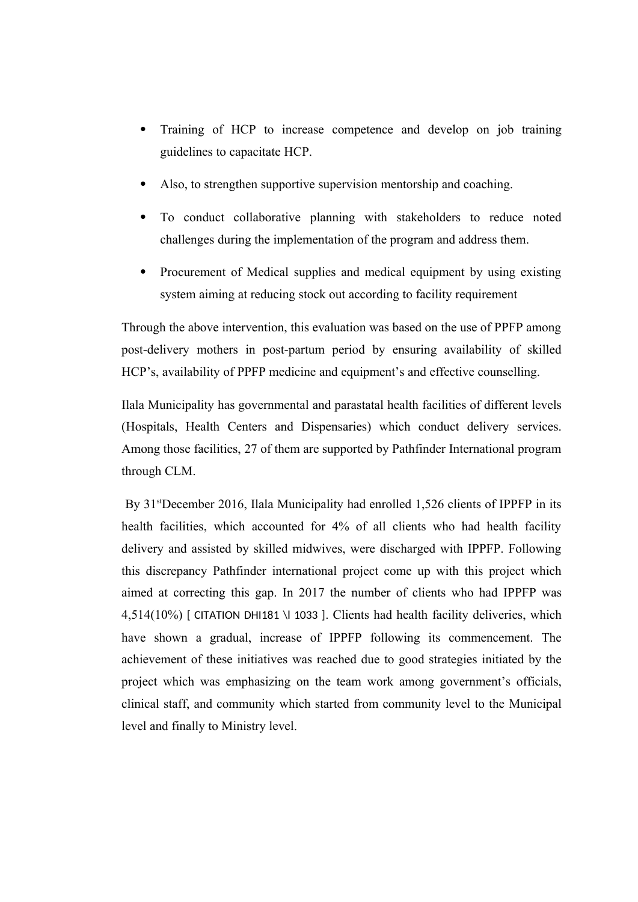- Training of HCP to increase competence and develop on job training guidelines to capacitate HCP.
- Also, to strengthen supportive supervision mentorship and coaching.
- To conduct collaborative planning with stakeholders to reduce noted challenges during the implementation of the program and address them.
- Procurement of Medical supplies and medical equipment by using existing system aiming at reducing stock out according to facility requirement

Through the above intervention, this evaluation was based on the use of PPFP among post-delivery mothers in post-partum period by ensuring availability of skilled HCP's, availability of PPFP medicine and equipment's and effective counselling.

Ilala Municipality has governmental and parastatal health facilities of different levels (Hospitals, Health Centers and Dispensaries) which conduct delivery services. Among those facilities, 27 of them are supported by Pathfinder International program through CLM.

By 31st December 2016, Ilala Municipality had enrolled 1,526 clients of IPPFP in its health facilities, which accounted for 4% of all clients who had health facility delivery and assisted by skilled midwives, were discharged with IPPFP. Following this discrepancy Pathfinder international project come up with this project which aimed at correcting this gap. In 2017 the number of clients who had IPPFP was 4,514(10%) [ CITATION DHI181 \l 1033 ]. Clients had health facility deliveries, which have shown a gradual, increase of IPPFP following its commencement. The achievement of these initiatives was reached due to good strategies initiated by the project which was emphasizing on the team work among government's officials, clinical staff, and community which started from community level to the Municipal level and finally to Ministry level.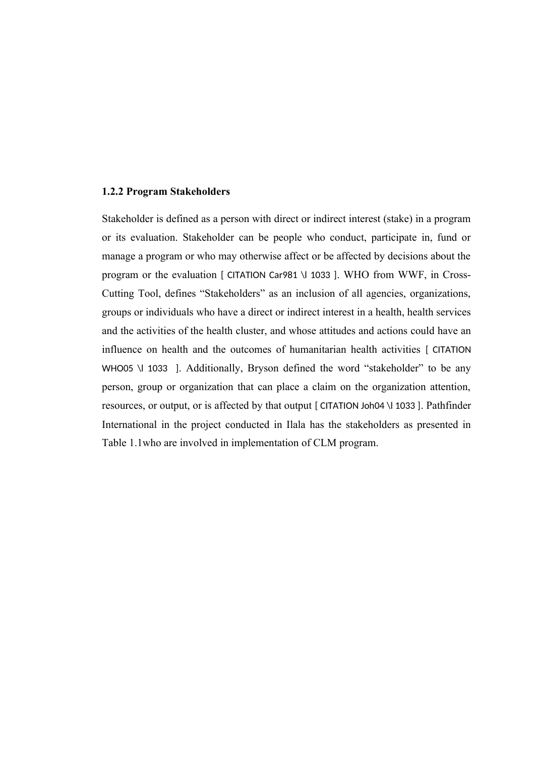### 1.2.2 Program Stakeholders

Stakeholder is defined as a person with direct or indirect interest (stake) in a program or its evaluation. Stakeholder can be people who conduct, participate in, fund or manage a program or who may otherwise affect or be affected by decisions about the program or the evaluation [ CITATION Car981 \l 1033 ]. WHO from WWF, in Cross-Cutting Tool, defines "Stakeholders" as an inclusion of all agencies, organizations, groups or individuals who have a direct or indirect interest in a health, health services and the activities of the health cluster, and whose attitudes and actions could have an influence on health and the outcomes of humanitarian health activities [ CITATION WHO05 \l 1033 ]. Additionally, Bryson defined the word "stakeholder" to be any person, group or organization that can place a claim on the organization attention, resources, or output, or is affected by that output [ CITATION Joh04 \l 1033 ]. Pathfinder International in the project conducted in Ilala has the stakeholders as presented in Table 1.1who are involved in implementation of CLM program.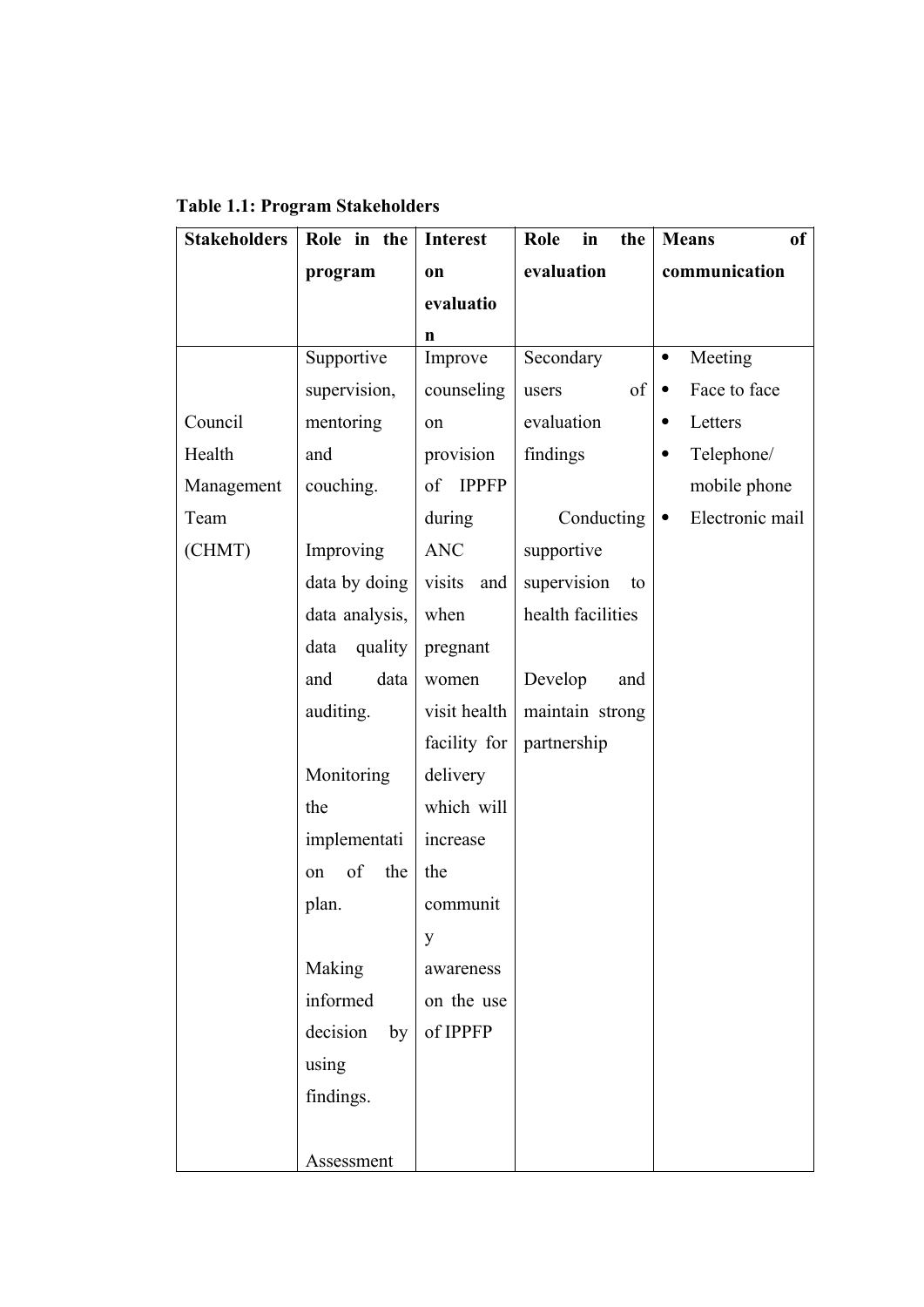**Table 1.1: Program Stakeholders**

| Stakeholders | Role in the program | Interest on evaluation | Role in the evaluation | Means of communication |
|---|---|---|---|---|
| Council Health Management Team (CHMT) | Supportive supervision, mentoring and couching.<br><br>Improving data by doing data analysis, data quality and data auditing.<br><br>Monitoring the implementation of the plan.<br><br>Making informed decision by using findings.<br><br>Assessment | Improve counseling on provision of IPPFP during ANC visits and when pregnant women visit health facility for delivery which will increase the community awareness on the use of IPPFP | Secondary users of evaluation findings<br><br>Conducting supportive supervision to health facilities<br><br>Develop and maintain strong partnership | • Meeting<br>• Face to face<br>• Letters<br>• Telephone/ mobile phone<br>• Electronic mail |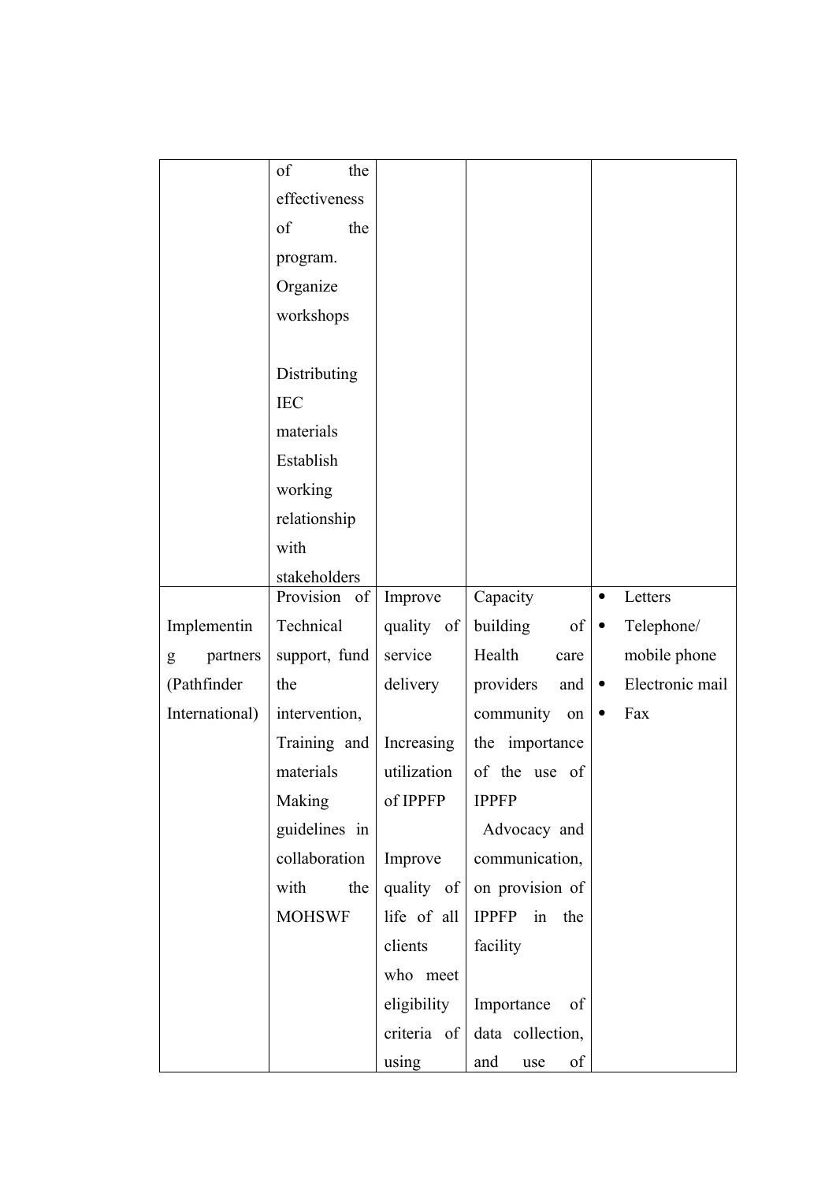| | | | | |
|---|---|---|---|---|
| | of the effectiveness of the program. Organize workshops<br><br>Distributing IEC materials Establish working relationship with stakeholders | | | |
| Implementing partners (Pathfinder International) | Provision of Technical support, fund the intervention, Training and materials Making guidelines in collaboration with the MOHSWF | Improve quality of service delivery<br><br>Increasing utilization of IPPFP<br><br>Improve quality of life of all clients who meet eligibility criteria of using | Capacity building of Health care providers and community on the importance of the use of IPPFP<br>Advocacy and communication, on provision of IPPFP in the facility<br><br>Importance of data collection, and use of | • Letters<br>• Telephone/ mobile phone<br>• Electronic mail<br>• Fax |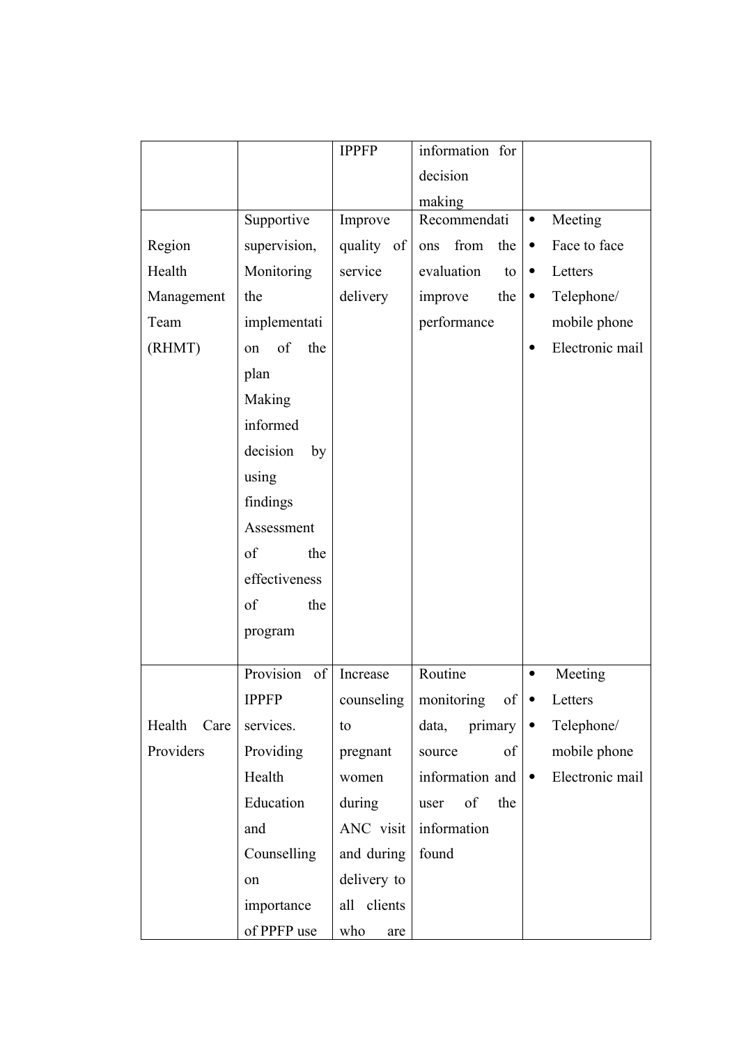| | | IPPFP | information for decision making | |
|---|---|---|---|---|
| Region Health Management Team (RHMT) | Supportive supervision, Monitoring the implementation of the plan<br>Making informed decision by using findings<br>Assessment of the effectiveness of the program | Improve quality of service delivery | Recommendations from the evaluation to improve the performance | • Meeting<br>• Face to face<br>• Letters<br>• Telephone/ mobile phone<br>• Electronic mail |
| Health Care Providers | Provision of IPPFP services.<br>Providing Health Education and Counselling on importance of PPFP use | Increase counseling to pregnant women during ANC visit and during delivery to all clients who are | Routine monitoring of data, primary source of information and user of the information found | • Meeting<br>• Letters<br>• Telephone/ mobile phone<br>• Electronic mail |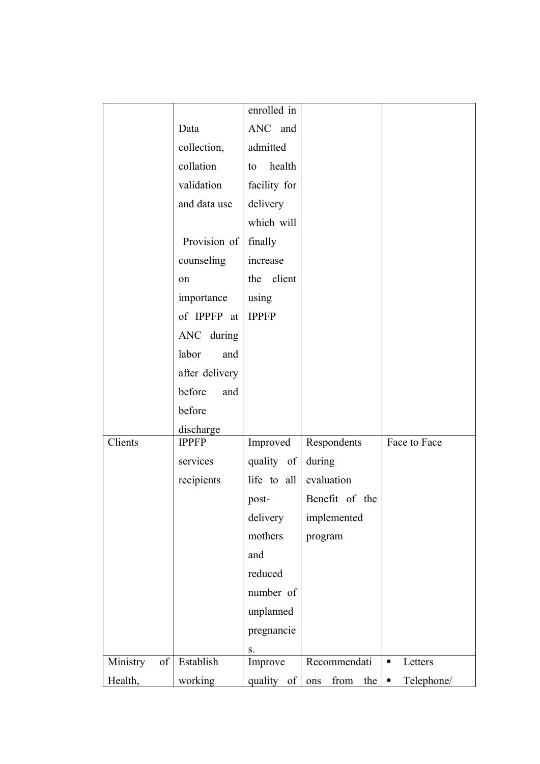| | | | | |
|---|---|---|---|---|
| | Data collection, collation validation and data use<br><br>Provision of counseling on importance of IPPFP at ANC during labor and after delivery before and before discharge | enrolled in ANC and admitted to health facility for delivery which will finally increase the client using IPPFP | | |
| Clients | IPPFP services recipients | Improved quality of life to all post-delivery mothers and reduced number of unplanned pregnancies. | Respondents during evaluation Benefit of the implemented program | Face to Face |
| Ministry of Health, | Establish working | Improve quality of | Recommendations from the | • Letters<br>• Telephone/ |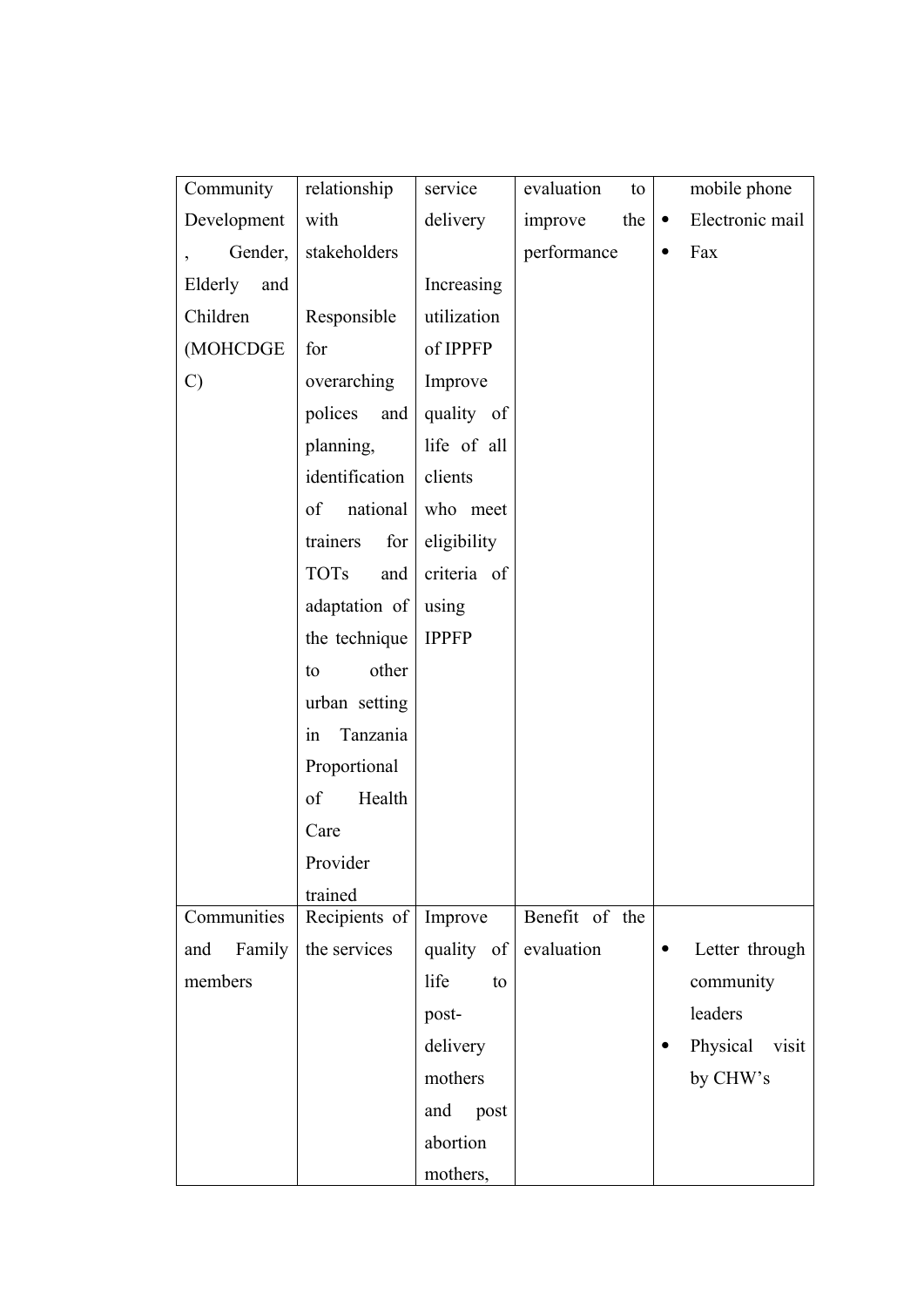| | | | | |
|---|---|---|---|---|
| Community Development, Gender, Elderly and Children (MOHCDGEC) | relationship with stakeholders<br><br>Responsible for overarching polices and planning, identification of national trainers for TOTs and adaptation of the technique to other urban setting in Tanzania Proportional of Health Care Provider trained | service delivery<br><br>Increasing utilization of IPPFP Improve quality of life of all clients who meet eligibility criteria of using IPPFP | evaluation to improve the performance | mobile phone<br>• Electronic mail<br>• Fax |
| Communities and Family members | Recipients of the services | Improve quality of life to post-delivery mothers and post abortion mothers, | Benefit of the evaluation | • Letter through community leaders<br>• Physical visit by CHW's |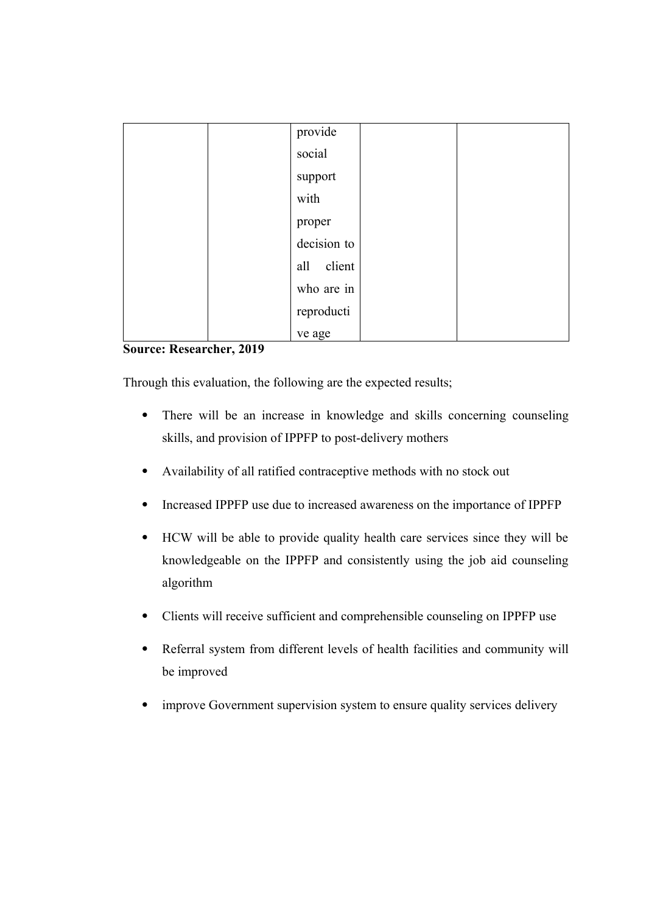| | | provide social support with proper decision to all client who are in reproductive age | | |
|---|---|---|---|---|

**Source: Researcher, 2019**

Through this evaluation, the following are the expected results;

- There will be an increase in knowledge and skills concerning counseling skills, and provision of IPPFP to post-delivery mothers
- Availability of all ratified contraceptive methods with no stock out
- Increased IPPFP use due to increased awareness on the importance of IPPFP
- HCW will be able to provide quality health care services since they will be knowledgeable on the IPPFP and consistently using the job aid counseling algorithm
- Clients will receive sufficient and comprehensible counseling on IPPFP use
- Referral system from different levels of health facilities and community will be improved
- improve Government supervision system to ensure quality services delivery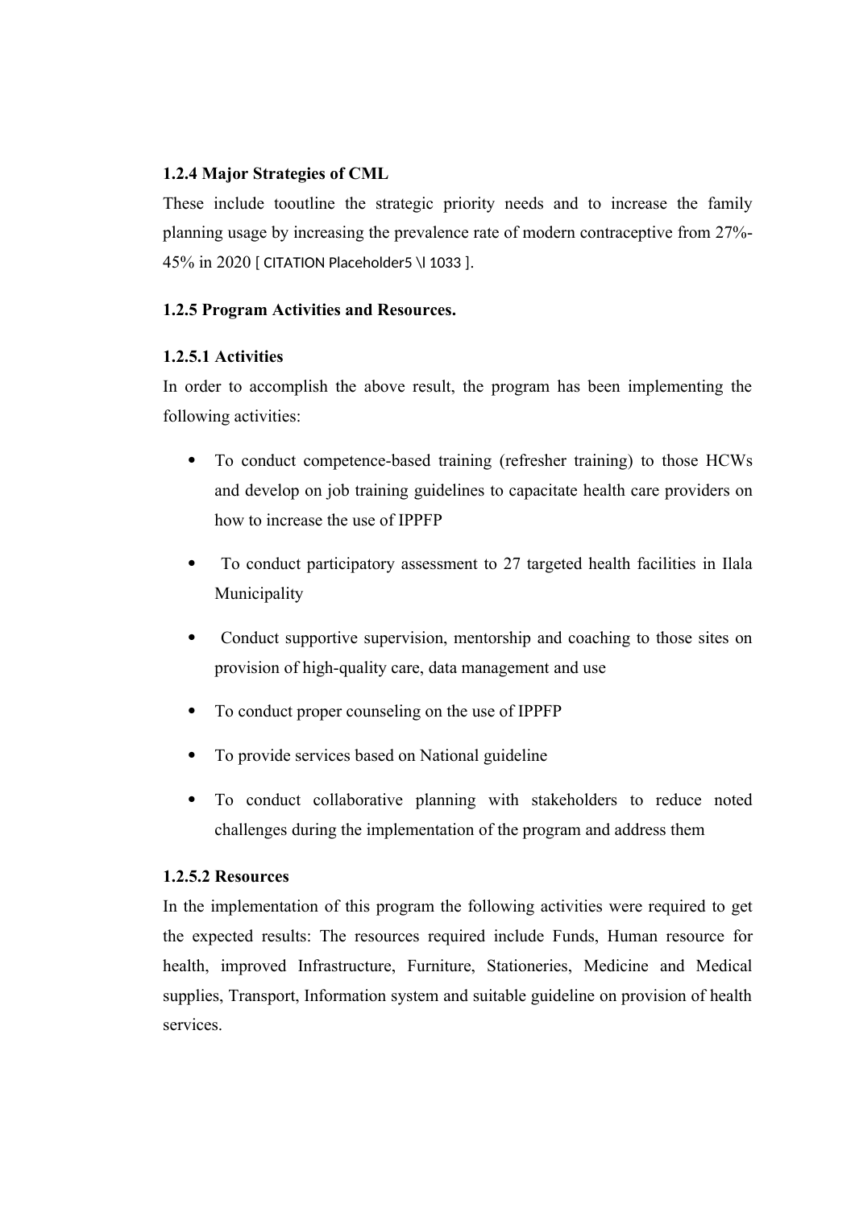### 1.2.4 Major Strategies of CML

These include tooutline the strategic priority needs and to increase the family planning usage by increasing the prevalence rate of modern contraceptive from 27%-45% in 2020 [ CITATION Placeholder5 \l 1033 ].

### 1.2.5 Program Activities and Resources.

#### 1.2.5.1 Activities

In order to accomplish the above result, the program has been implementing the following activities:

- To conduct competence-based training (refresher training) to those HCWs and develop on job training guidelines to capacitate health care providers on how to increase the use of IPPFP
- To conduct participatory assessment to 27 targeted health facilities in Ilala Municipality
- Conduct supportive supervision, mentorship and coaching to those sites on provision of high-quality care, data management and use
- To conduct proper counseling on the use of IPPFP
- To provide services based on National guideline
- To conduct collaborative planning with stakeholders to reduce noted challenges during the implementation of the program and address them

#### 1.2.5.2 Resources

In the implementation of this program the following activities were required to get the expected results: The resources required include Funds, Human resource for health, improved Infrastructure, Furniture, Stationeries, Medicine and Medical supplies, Transport, Information system and suitable guideline on provision of health services.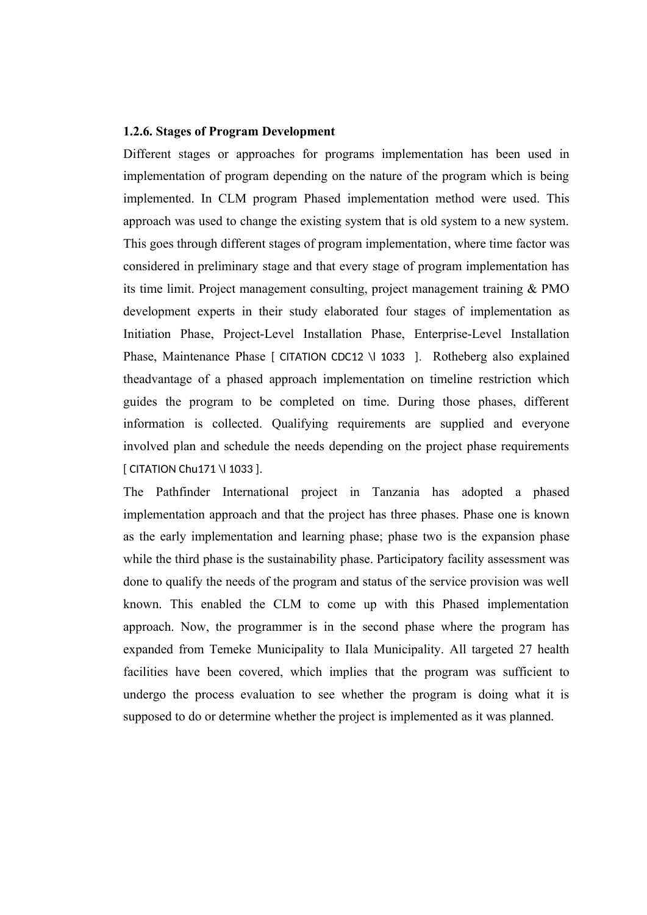**1.2.6. Stages of Program Development**

Different stages or approaches for programs implementation has been used in implementation of program depending on the nature of the program which is being implemented. In CLM program Phased implementation method were used. This approach was used to change the existing system that is old system to a new system. This goes through different stages of program implementation, where time factor was considered in preliminary stage and that every stage of program implementation has its time limit. Project management consulting, project management training & PMO development experts in their study elaborated four stages of implementation as Initiation Phase, Project-Level Installation Phase, Enterprise-Level Installation Phase, Maintenance Phase [ CITATION CDC12 \l 1033 ]. Rotheberg also explained theadvantage of a phased approach implementation on timeline restriction which guides the program to be completed on time. During those phases, different information is collected. Qualifying requirements are supplied and everyone involved plan and schedule the needs depending on the project phase requirements [ CITATION Chu171 \l 1033 ].

The Pathfinder International project in Tanzania has adopted a phased implementation approach and that the project has three phases. Phase one is known as the early implementation and learning phase; phase two is the expansion phase while the third phase is the sustainability phase. Participatory facility assessment was done to qualify the needs of the program and status of the service provision was well known. This enabled the CLM to come up with this Phased implementation approach. Now, the programmer is in the second phase where the program has expanded from Temeke Municipality to Ilala Municipality. All targeted 27 health facilities have been covered, which implies that the program was sufficient to undergo the process evaluation to see whether the program is doing what it is supposed to do or determine whether the project is implemented as it was planned.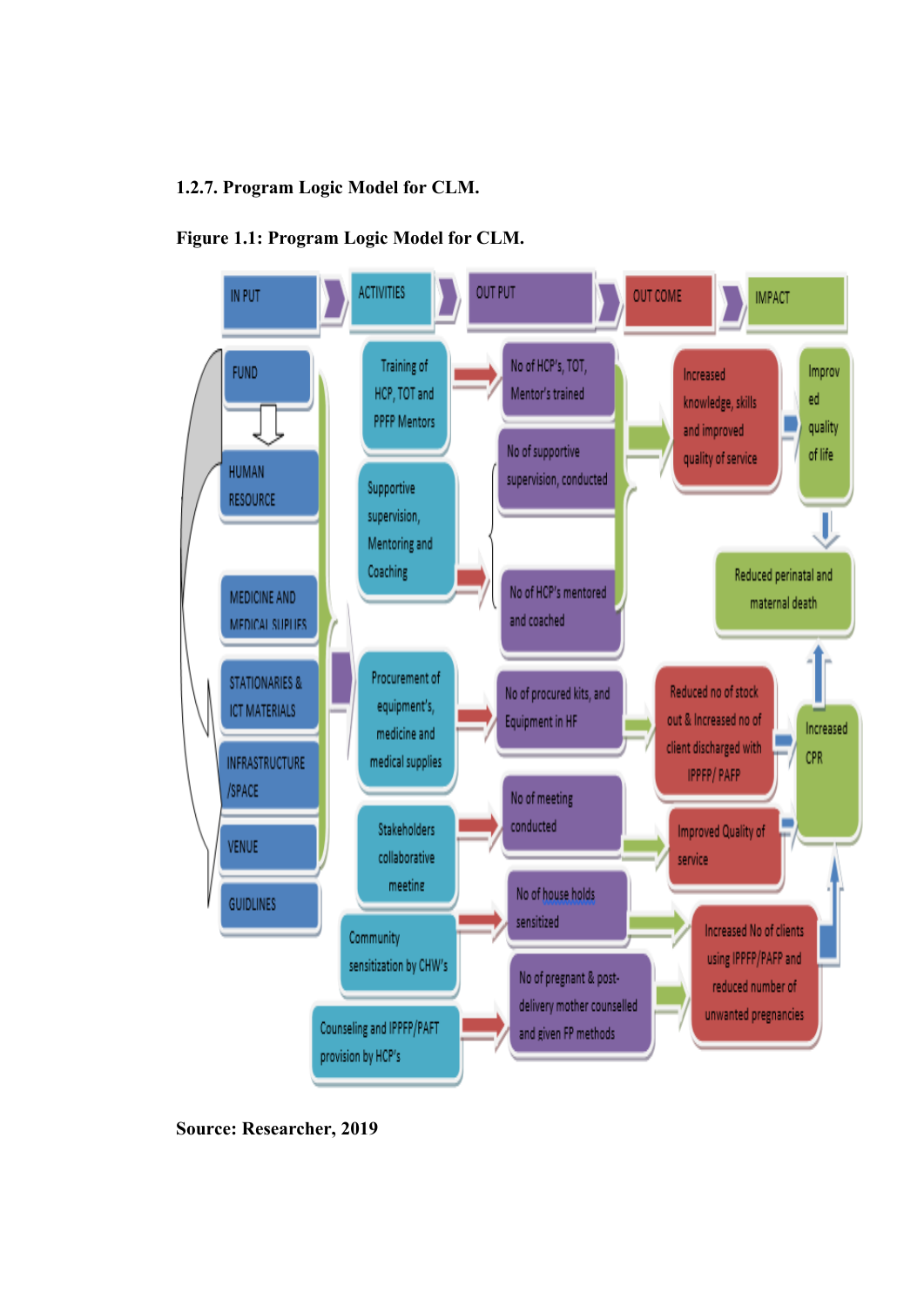### 1.2.7. Program Logic Model for CLM.

**Figure 1.1: Program Logic Model for CLM.**

| IN PUT | ACTIVITIES | OUT PUT | OUT COME | IMPACT |
|---|---|---|---|---|
| FUND | Training of HCP, TOT and PPFP Mentors | No of HCP's, TOT, Mentor's trained | Increased knowledge, skills and improved quality of service | Improved quality of life |
| HUMAN RESOURCE | Supportive supervision, Mentoring and Coaching | No of supportive supervision, conducted | | Reduced perinatal and maternal death |
| MEDICINE AND MEDICAL SUPLIES | | No of HCP's mentored and coached | | |
| STATIONARIES & ICT MATERIALS | Procurement of equipment's, medicine and medical supplies | No of procured kits, and Equipment in HF | Reduced no of stock out & Increased no of client discharged with IPPFP/ PAFP | Increased CPR |
| INFRASTRUCTURE /SPACE | Stakeholders collaborative meetine | No of meeting conducted | Improved Quality of service | |
| VENUE | Community sensitization by CHW's | No of house holds sensitized | Increased No of clients using IPPFP/PAFP and reduced number of unwanted pregnancies | |
| GUIDLINES | Counseling and IPPFP/PAFT provision by HCP's | No of pregnant & post-delivery mother counselled and given FP methods | | |

**Source: Researcher, 2019**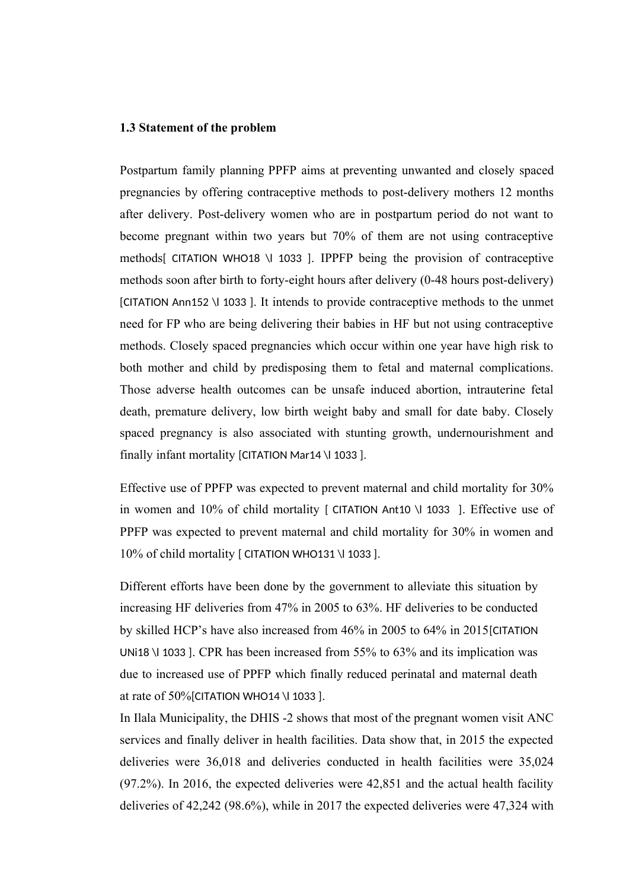**1.3 Statement of the problem**

Postpartum family planning PPFP aims at preventing unwanted and closely spaced pregnancies by offering contraceptive methods to post-delivery mothers 12 months after delivery. Post-delivery women who are in postpartum period do not want to become pregnant within two years but 70% of them are not using contraceptive methods[ CITATION WHO18 \l 1033 ]. IPPFP being the provision of contraceptive methods soon after birth to forty-eight hours after delivery (0-48 hours post-delivery) [CITATION Ann152 \l 1033 ]. It intends to provide contraceptive methods to the unmet need for FP who are being delivering their babies in HF but not using contraceptive methods. Closely spaced pregnancies which occur within one year have high risk to both mother and child by predisposing them to fetal and maternal complications. Those adverse health outcomes can be unsafe induced abortion, intrauterine fetal death, premature delivery, low birth weight baby and small for date baby. Closely spaced pregnancy is also associated with stunting growth, undernourishment and finally infant mortality [CITATION Mar14 \l 1033 ].

Effective use of PPFP was expected to prevent maternal and child mortality for 30% in women and 10% of child mortality [ CITATION Ant10 \l 1033 ]. Effective use of PPFP was expected to prevent maternal and child mortality for 30% in women and 10% of child mortality [ CITATION WHO131 \l 1033 ].

Different efforts have been done by the government to alleviate this situation by increasing HF deliveries from 47% in 2005 to 63%. HF deliveries to be conducted by skilled HCP's have also increased from 46% in 2005 to 64% in 2015[CITATION UNi18 \l 1033 ]. CPR has been increased from 55% to 63% and its implication was due to increased use of PPFP which finally reduced perinatal and maternal death at rate of 50%[CITATION WHO14 \l 1033 ].

In Ilala Municipality, the DHIS -2 shows that most of the pregnant women visit ANC services and finally deliver in health facilities. Data show that, in 2015 the expected deliveries were 36,018 and deliveries conducted in health facilities were 35,024 (97.2%). In 2016, the expected deliveries were 42,851 and the actual health facility deliveries of 42,242 (98.6%), while in 2017 the expected deliveries were 47,324 with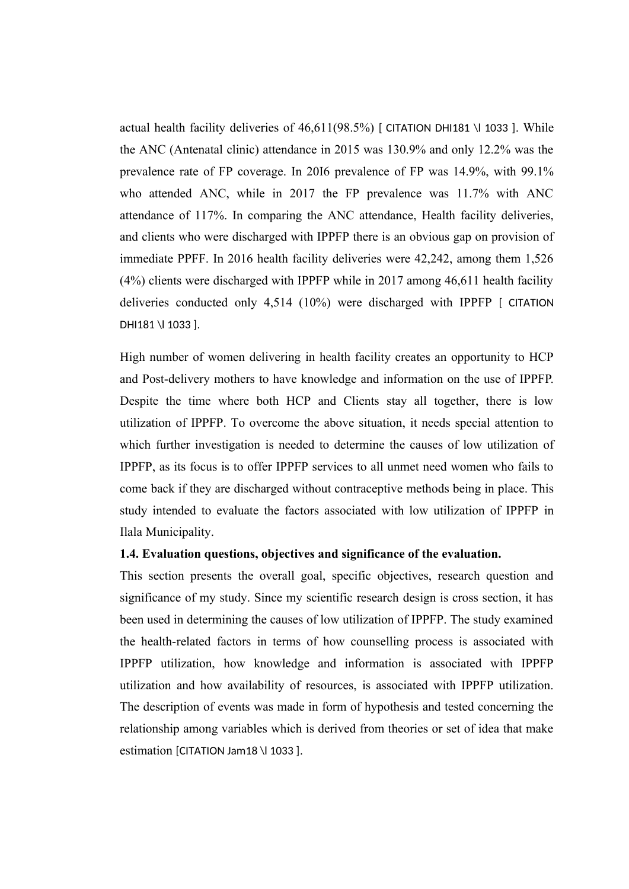actual health facility deliveries of 46,611(98.5%) [ CITATION DHI181 \l 1033 ]. While the ANC (Antenatal clinic) attendance in 2015 was 130.9% and only 12.2% was the prevalence rate of FP coverage. In 20I6 prevalence of FP was 14.9%, with 99.1% who attended ANC, while in 2017 the FP prevalence was 11.7% with ANC attendance of 117%. In comparing the ANC attendance, Health facility deliveries, and clients who were discharged with IPPFP there is an obvious gap on provision of immediate PPFF. In 2016 health facility deliveries were 42,242, among them 1,526 (4%) clients were discharged with IPPFP while in 2017 among 46,611 health facility deliveries conducted only 4,514 (10%) were discharged with IPPFP [ CITATION DHI181 \l 1033 ].

High number of women delivering in health facility creates an opportunity to HCP and Post-delivery mothers to have knowledge and information on the use of IPPFP. Despite the time where both HCP and Clients stay all together, there is low utilization of IPPFP. To overcome the above situation, it needs special attention to which further investigation is needed to determine the causes of low utilization of IPPFP, as its focus is to offer IPPFP services to all unmet need women who fails to come back if they are discharged without contraceptive methods being in place. This study intended to evaluate the factors associated with low utilization of IPPFP in Ilala Municipality.

**1.4. Evaluation questions, objectives and significance of the evaluation.**

This section presents the overall goal, specific objectives, research question and significance of my study. Since my scientific research design is cross section, it has been used in determining the causes of low utilization of IPPFP. The study examined the health-related factors in terms of how counselling process is associated with IPPFP utilization, how knowledge and information is associated with IPPFP utilization and how availability of resources, is associated with IPPFP utilization. The description of events was made in form of hypothesis and tested concerning the relationship among variables which is derived from theories or set of idea that make estimation [CITATION Jam18 \l 1033 ].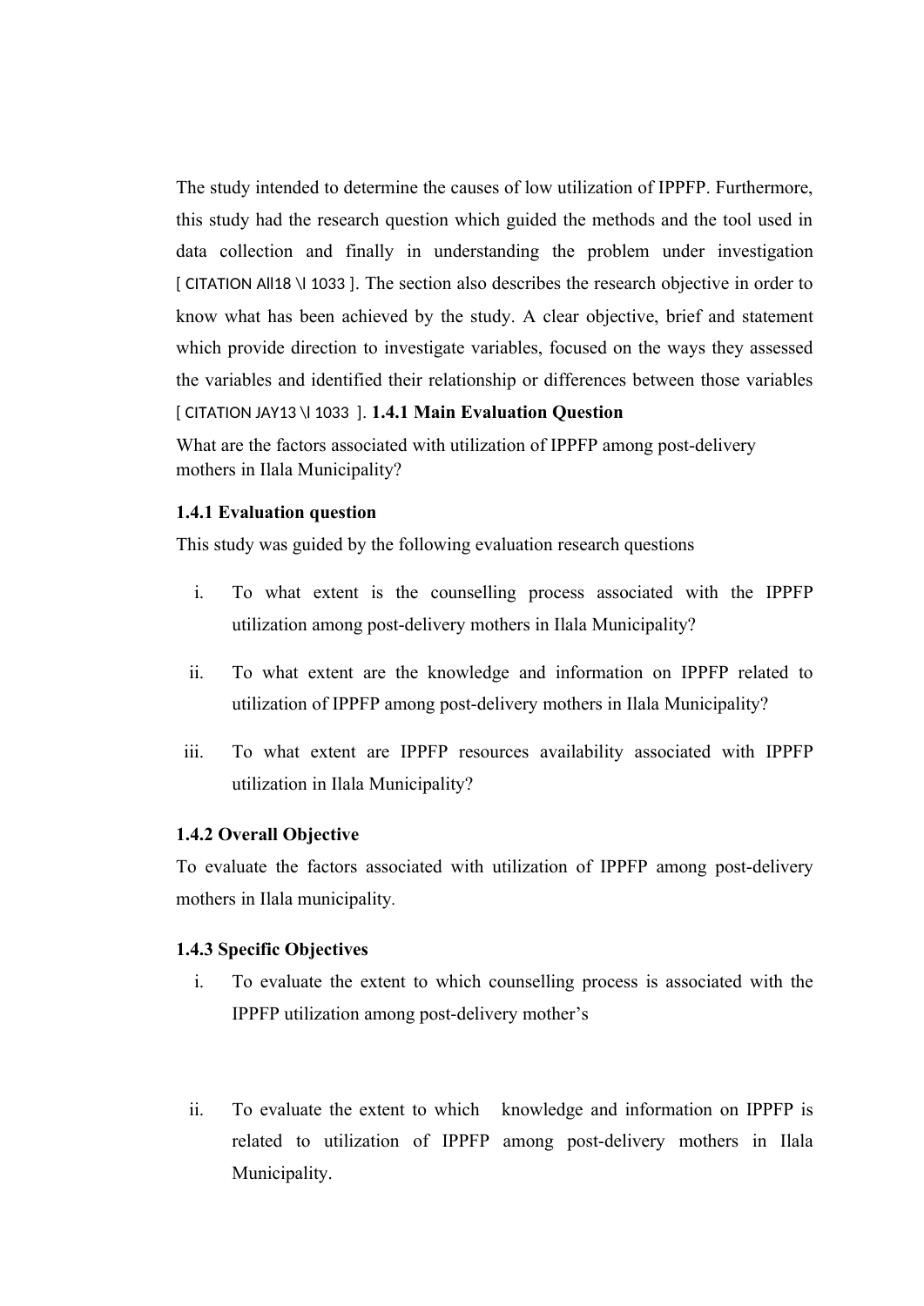The study intended to determine the causes of low utilization of IPPFP. Furthermore, this study had the research question which guided the methods and the tool used in data collection and finally in understanding the problem under investigation [ CITATION All18 \l 1033 ]. The section also describes the research objective in order to know what has been achieved by the study. A clear objective, brief and statement which provide direction to investigate variables, focused on the ways they assessed the variables and identified their relationship or differences between those variables [ CITATION JAY13 \l 1033 ]. **1.4.1 Main Evaluation Question**

What are the factors associated with utilization of IPPFP among post-delivery mothers in Ilala Municipality?

### 1.4.1 Evaluation question

This study was guided by the following evaluation research questions

i. To what extent is the counselling process associated with the IPPFP utilization among post-delivery mothers in Ilala Municipality?

ii. To what extent are the knowledge and information on IPPFP related to utilization of IPPFP among post-delivery mothers in Ilala Municipality?

iii. To what extent are IPPFP resources availability associated with IPPFP utilization in Ilala Municipality?

### 1.4.2 Overall Objective

To evaluate the factors associated with utilization of IPPFP among post-delivery mothers in Ilala municipality.

### 1.4.3 Specific Objectives

i. To evaluate the extent to which counselling process is associated with the IPPFP utilization among post-delivery mother's

ii. To evaluate the extent to which knowledge and information on IPPFP is related to utilization of IPPFP among post-delivery mothers in Ilala Municipality.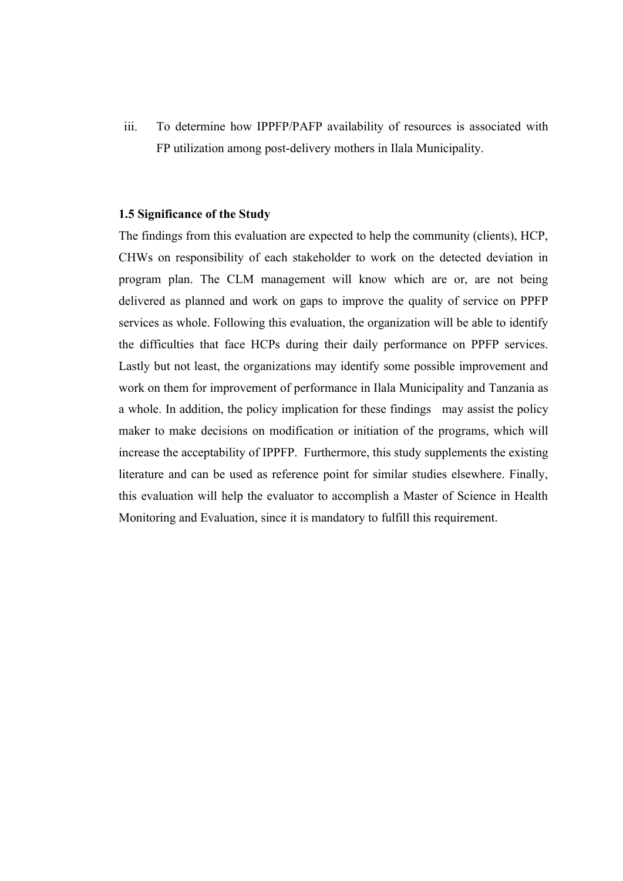iii. To determine how IPPFP/PAFP availability of resources is associated with FP utilization among post-delivery mothers in Ilala Municipality.

### 1.5 Significance of the Study

The findings from this evaluation are expected to help the community (clients), HCP, CHWs on responsibility of each stakeholder to work on the detected deviation in program plan. The CLM management will know which are or, are not being delivered as planned and work on gaps to improve the quality of service on PPFP services as whole. Following this evaluation, the organization will be able to identify the difficulties that face HCPs during their daily performance on PPFP services. Lastly but not least, the organizations may identify some possible improvement and work on them for improvement of performance in Ilala Municipality and Tanzania as a whole. In addition, the policy implication for these findings may assist the policy maker to make decisions on modification or initiation of the programs, which will increase the acceptability of IPPFP. Furthermore, this study supplements the existing literature and can be used as reference point for similar studies elsewhere. Finally, this evaluation will help the evaluator to accomplish a Master of Science in Health Monitoring and Evaluation, since it is mandatory to fulfill this requirement.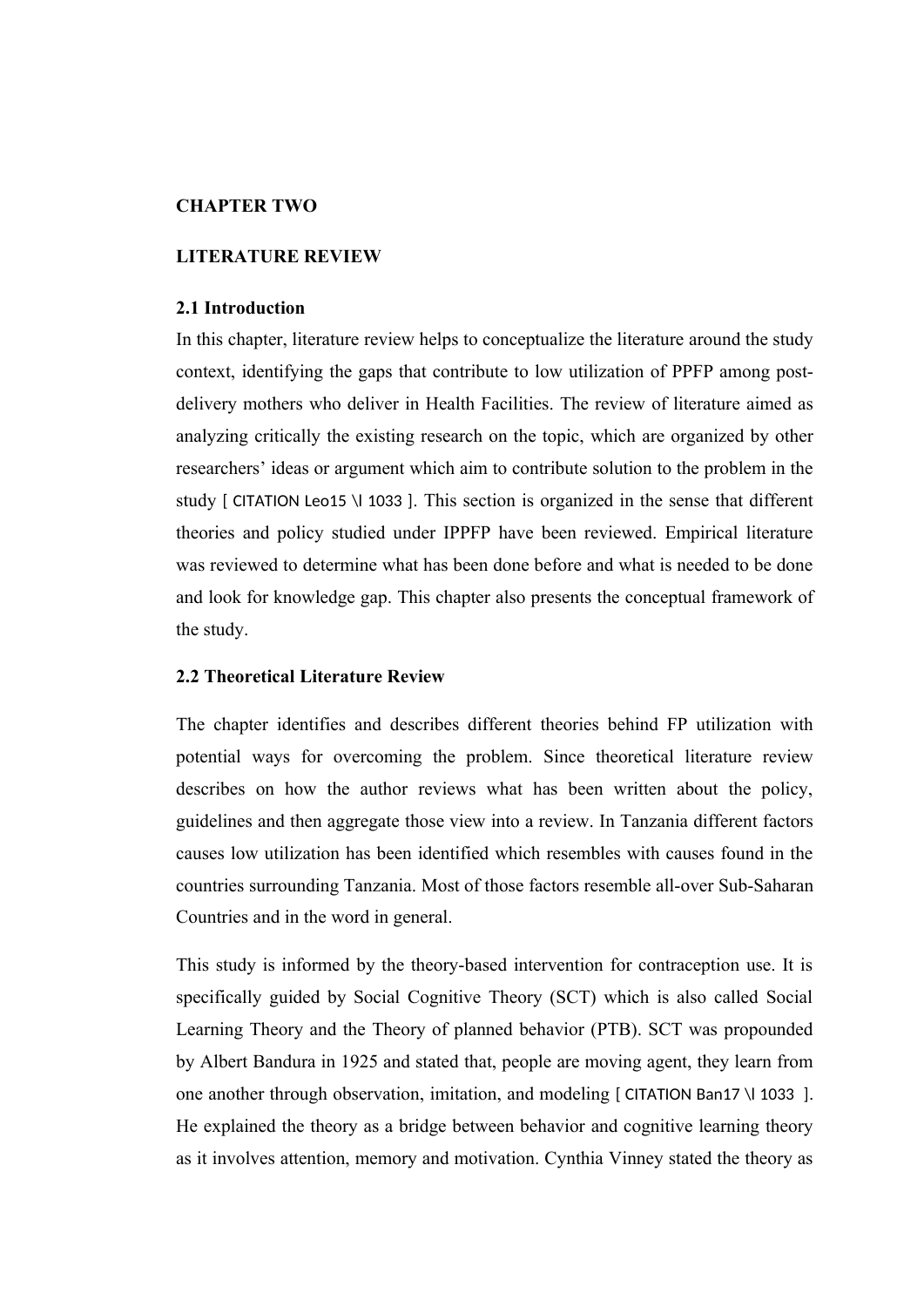# CHAPTER TWO

# LITERATURE REVIEW

## 2.1 Introduction

In this chapter, literature review helps to conceptualize the literature around the study context, identifying the gaps that contribute to low utilization of PPFP among post-delivery mothers who deliver in Health Facilities. The review of literature aimed as analyzing critically the existing research on the topic, which are organized by other researchers' ideas or argument which aim to contribute solution to the problem in the study [ CITATION Leo15 \l 1033 ]. This section is organized in the sense that different theories and policy studied under IPPFP have been reviewed. Empirical literature was reviewed to determine what has been done before and what is needed to be done and look for knowledge gap. This chapter also presents the conceptual framework of the study.

## 2.2 Theoretical Literature Review

The chapter identifies and describes different theories behind FP utilization with potential ways for overcoming the problem. Since theoretical literature review describes on how the author reviews what has been written about the policy, guidelines and then aggregate those view into a review. In Tanzania different factors causes low utilization has been identified which resembles with causes found in the countries surrounding Tanzania. Most of those factors resemble all-over Sub-Saharan Countries and in the word in general.

This study is informed by the theory-based intervention for contraception use. It is specifically guided by Social Cognitive Theory (SCT) which is also called Social Learning Theory and the Theory of planned behavior (PTB). SCT was propounded by Albert Bandura in 1925 and stated that, people are moving agent, they learn from one another through observation, imitation, and modeling [ CITATION Ban17 \l 1033 ]. He explained the theory as a bridge between behavior and cognitive learning theory as it involves attention, memory and motivation. Cynthia Vinney stated the theory as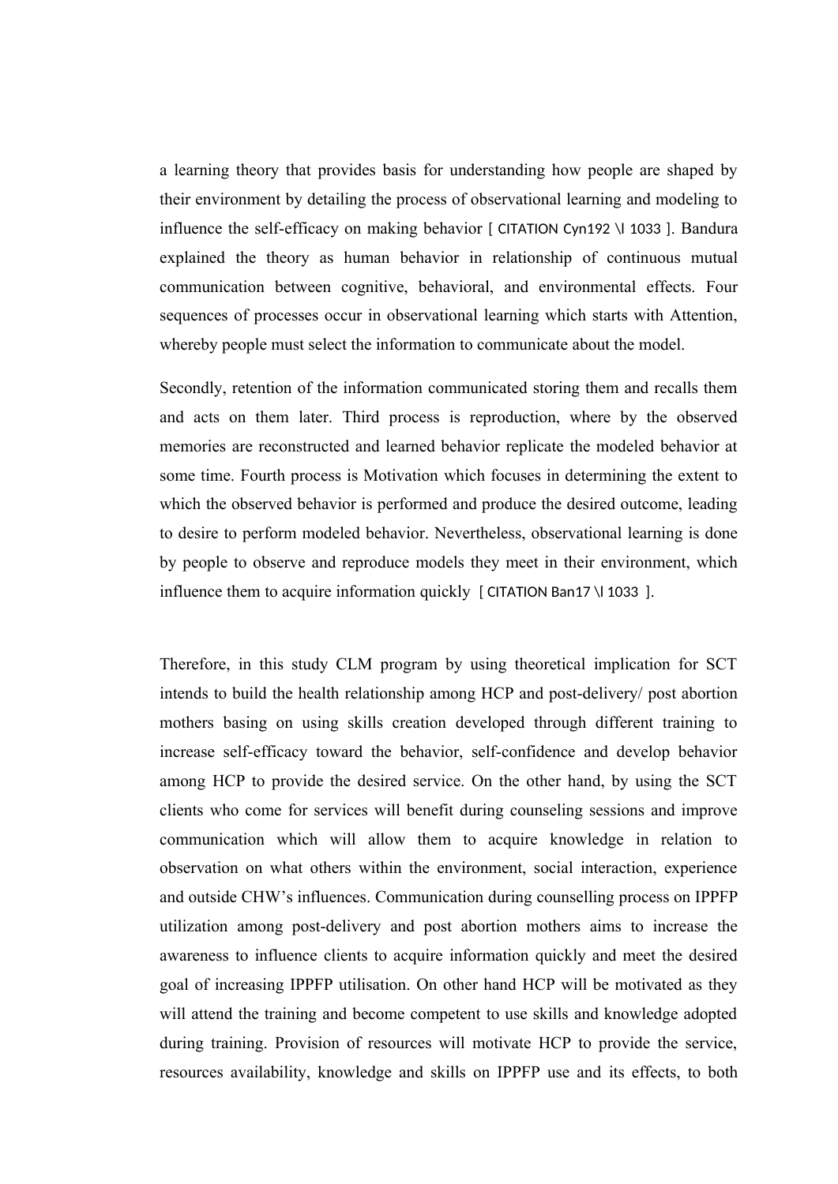a learning theory that provides basis for understanding how people are shaped by their environment by detailing the process of observational learning and modeling to influence the self-efficacy on making behavior [ CITATION Cyn192 \l 1033 ]. Bandura explained the theory as human behavior in relationship of continuous mutual communication between cognitive, behavioral, and environmental effects. Four sequences of processes occur in observational learning which starts with Attention, whereby people must select the information to communicate about the model.

Secondly, retention of the information communicated storing them and recalls them and acts on them later. Third process is reproduction, where by the observed memories are reconstructed and learned behavior replicate the modeled behavior at some time. Fourth process is Motivation which focuses in determining the extent to which the observed behavior is performed and produce the desired outcome, leading to desire to perform modeled behavior. Nevertheless, observational learning is done by people to observe and reproduce models they meet in their environment, which influence them to acquire information quickly [ CITATION Ban17 \l 1033 ].

Therefore, in this study CLM program by using theoretical implication for SCT intends to build the health relationship among HCP and post-delivery/ post abortion mothers basing on using skills creation developed through different training to increase self-efficacy toward the behavior, self-confidence and develop behavior among HCP to provide the desired service. On the other hand, by using the SCT clients who come for services will benefit during counseling sessions and improve communication which will allow them to acquire knowledge in relation to observation on what others within the environment, social interaction, experience and outside CHW's influences. Communication during counselling process on IPPFP utilization among post-delivery and post abortion mothers aims to increase the awareness to influence clients to acquire information quickly and meet the desired goal of increasing IPPFP utilisation. On other hand HCP will be motivated as they will attend the training and become competent to use skills and knowledge adopted during training. Provision of resources will motivate HCP to provide the service, resources availability, knowledge and skills on IPPFP use and its effects, to both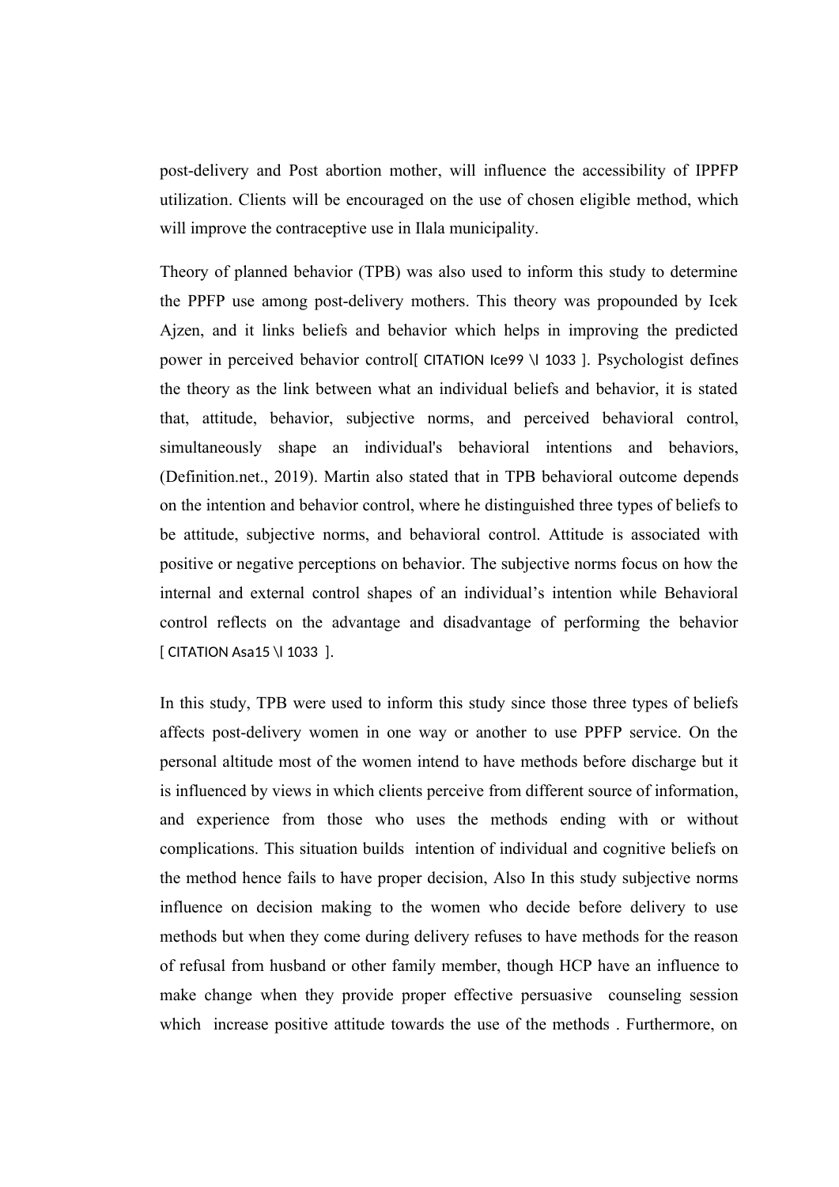post-delivery and Post abortion mother, will influence the accessibility of IPPFP utilization. Clients will be encouraged on the use of chosen eligible method, which will improve the contraceptive use in Ilala municipality.

Theory of planned behavior (TPB) was also used to inform this study to determine the PPFP use among post-delivery mothers. This theory was propounded by Icek Ajzen, and it links beliefs and behavior which helps in improving the predicted power in perceived behavior control[ CITATION Ice99 \l 1033 ]. Psychologist defines the theory as the link between what an individual beliefs and behavior, it is stated that, attitude, behavior, subjective norms, and perceived behavioral control, simultaneously shape an individual's behavioral intentions and behaviors, (Definition.net., 2019). Martin also stated that in TPB behavioral outcome depends on the intention and behavior control, where he distinguished three types of beliefs to be attitude, subjective norms, and behavioral control. Attitude is associated with positive or negative perceptions on behavior. The subjective norms focus on how the internal and external control shapes of an individual's intention while Behavioral control reflects on the advantage and disadvantage of performing the behavior [ CITATION Asa15 \l 1033 ].

In this study, TPB were used to inform this study since those three types of beliefs affects post-delivery women in one way or another to use PPFP service. On the personal altitude most of the women intend to have methods before discharge but it is influenced by views in which clients perceive from different source of information, and experience from those who uses the methods ending with or without complications. This situation builds intention of individual and cognitive beliefs on the method hence fails to have proper decision, Also In this study subjective norms influence on decision making to the women who decide before delivery to use methods but when they come during delivery refuses to have methods for the reason of refusal from husband or other family member, though HCP have an influence to make change when they provide proper effective persuasive counseling session which increase positive attitude towards the use of the methods . Furthermore, on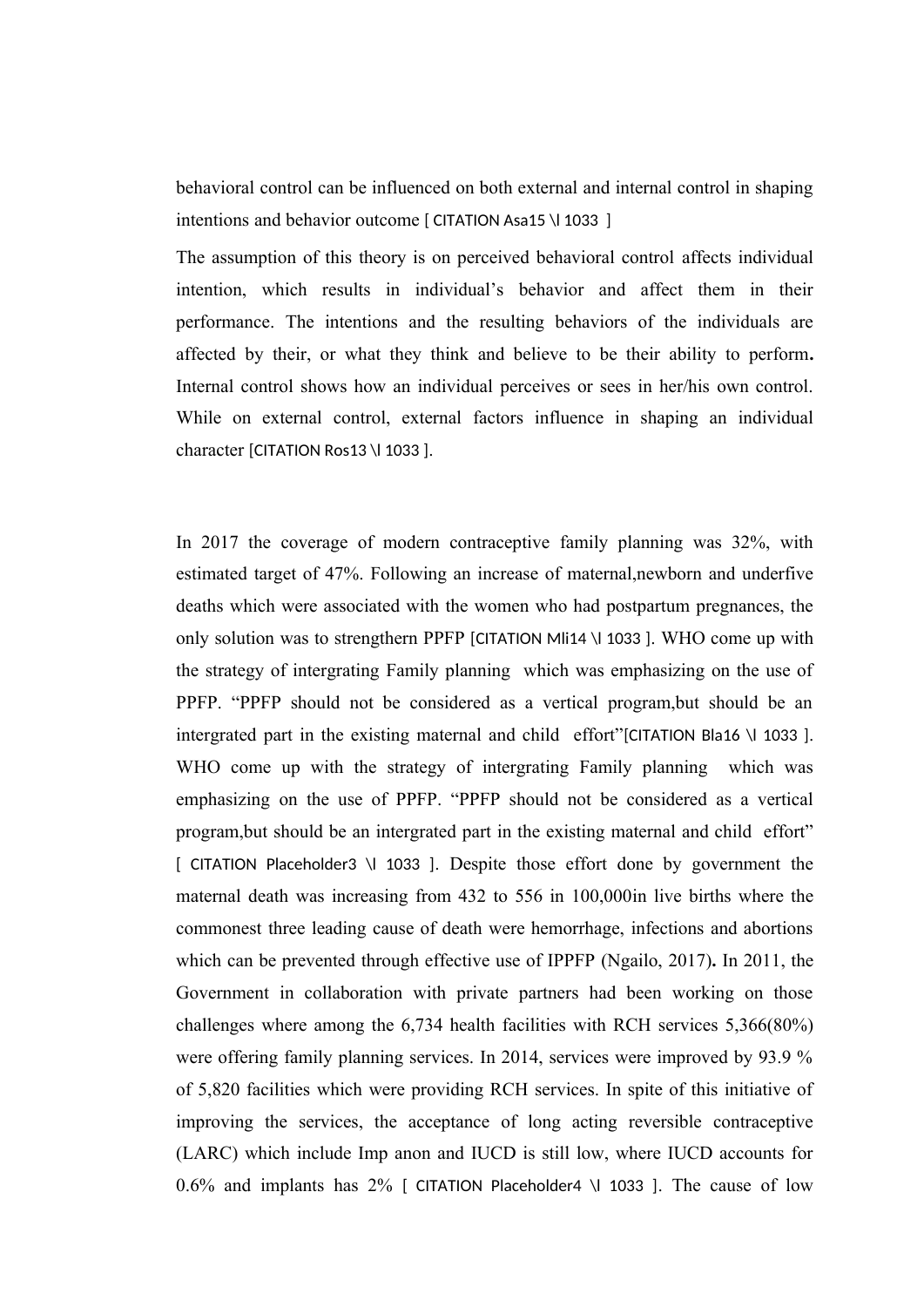behavioral control can be influenced on both external and internal control in shaping intentions and behavior outcome [ CITATION Asa15 \l 1033 ]

The assumption of this theory is on perceived behavioral control affects individual intention, which results in individual's behavior and affect them in their performance. The intentions and the resulting behaviors of the individuals are affected by their, or what they think and believe to be their ability to perform**.** Internal control shows how an individual perceives or sees in her/his own control. While on external control, external factors influence in shaping an individual character [CITATION Ros13 \l 1033 ].

In 2017 the coverage of modern contraceptive family planning was 32%, with estimated target of 47%. Following an increase of maternal,newborn and underfive deaths which were associated with the women who had postpartum pregnances, the only solution was to strengthern PPFP [CITATION Mli14 \l 1033 ]. WHO come up with the strategy of intergrating Family planning which was emphasizing on the use of PPFP. "PPFP should not be considered as a vertical program,but should be an intergrated part in the existing maternal and child effort"[CITATION Bla16 \l 1033 ]. WHO come up with the strategy of intergrating Family planning which was emphasizing on the use of PPFP. "PPFP should not be considered as a vertical program,but should be an intergrated part in the existing maternal and child effort" [ CITATION Placeholder3 \l 1033 ]. Despite those effort done by government the maternal death was increasing from 432 to 556 in 100,000in live births where the commonest three leading cause of death were hemorrhage, infections and abortions which can be prevented through effective use of IPPFP (Ngailo, 2017)**.** In 2011, the Government in collaboration with private partners had been working on those challenges where among the 6,734 health facilities with RCH services 5,366(80%) were offering family planning services. In 2014, services were improved by 93.9 % of 5,820 facilities which were providing RCH services. In spite of this initiative of improving the services, the acceptance of long acting reversible contraceptive (LARC) which include Imp anon and IUCD is still low, where IUCD accounts for 0.6% and implants has 2% [ CITATION Placeholder4 \l 1033 ]. The cause of low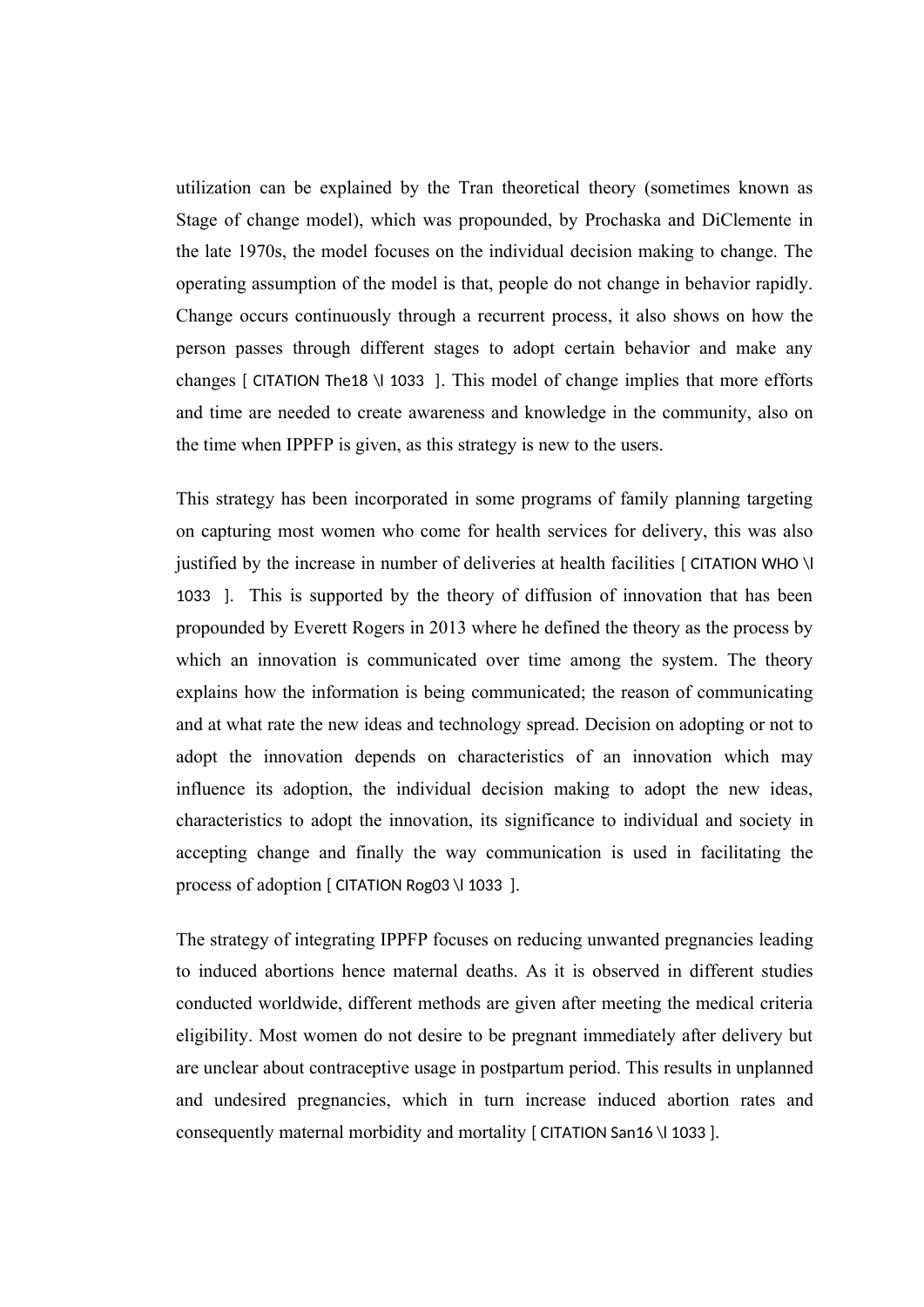utilization can be explained by the Tran theoretical theory (sometimes known as Stage of change model), which was propounded, by Prochaska and DiClemente in the late 1970s, the model focuses on the individual decision making to change. The operating assumption of the model is that, people do not change in behavior rapidly. Change occurs continuously through a recurrent process, it also shows on how the person passes through different stages to adopt certain behavior and make any changes [ CITATION The18 \l 1033 ]. This model of change implies that more efforts and time are needed to create awareness and knowledge in the community, also on the time when IPPFP is given, as this strategy is new to the users.

This strategy has been incorporated in some programs of family planning targeting on capturing most women who come for health services for delivery, this was also justified by the increase in number of deliveries at health facilities [ CITATION WHO \l 1033 ]. This is supported by the theory of diffusion of innovation that has been propounded by Everett Rogers in 2013 where he defined the theory as the process by which an innovation is communicated over time among the system. The theory explains how the information is being communicated; the reason of communicating and at what rate the new ideas and technology spread. Decision on adopting or not to adopt the innovation depends on characteristics of an innovation which may influence its adoption, the individual decision making to adopt the new ideas, characteristics to adopt the innovation, its significance to individual and society in accepting change and finally the way communication is used in facilitating the process of adoption [ CITATION Rog03 \l 1033 ].

The strategy of integrating IPPFP focuses on reducing unwanted pregnancies leading to induced abortions hence maternal deaths. As it is observed in different studies conducted worldwide, different methods are given after meeting the medical criteria eligibility. Most women do not desire to be pregnant immediately after delivery but are unclear about contraceptive usage in postpartum period. This results in unplanned and undesired pregnancies, which in turn increase induced abortion rates and consequently maternal morbidity and mortality [ CITATION San16 \l 1033 ].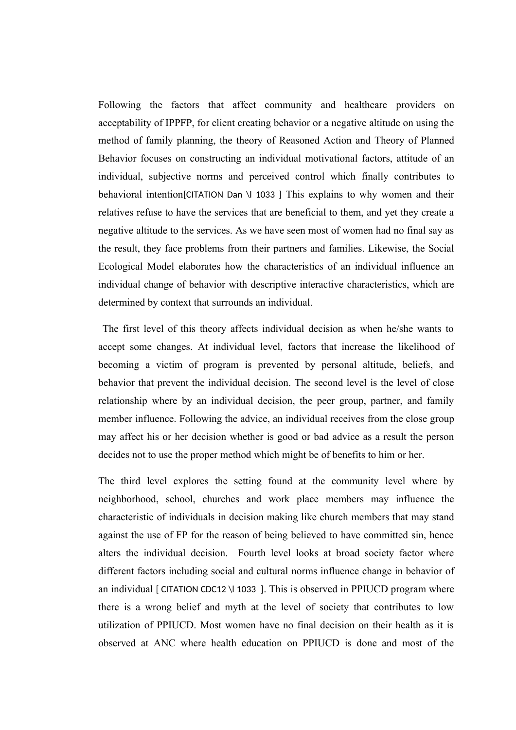Following the factors that affect community and healthcare providers on acceptability of IPPFP, for client creating behavior or a negative altitude on using the method of family planning, the theory of Reasoned Action and Theory of Planned Behavior focuses on constructing an individual motivational factors, attitude of an individual, subjective norms and perceived control which finally contributes to behavioral intention[CITATION Dan \l 1033 ] This explains to why women and their relatives refuse to have the services that are beneficial to them, and yet they create a negative altitude to the services. As we have seen most of women had no final say as the result, they face problems from their partners and families. Likewise, the Social Ecological Model elaborates how the characteristics of an individual influence an individual change of behavior with descriptive interactive characteristics, which are determined by context that surrounds an individual.

The first level of this theory affects individual decision as when he/she wants to accept some changes. At individual level, factors that increase the likelihood of becoming a victim of program is prevented by personal altitude, beliefs, and behavior that prevent the individual decision. The second level is the level of close relationship where by an individual decision, the peer group, partner, and family member influence. Following the advice, an individual receives from the close group may affect his or her decision whether is good or bad advice as a result the person decides not to use the proper method which might be of benefits to him or her.

The third level explores the setting found at the community level where by neighborhood, school, churches and work place members may influence the characteristic of individuals in decision making like church members that may stand against the use of FP for the reason of being believed to have committed sin, hence alters the individual decision. Fourth level looks at broad society factor where different factors including social and cultural norms influence change in behavior of an individual [ CITATION CDC12 \l 1033 ]. This is observed in PPIUCD program where there is a wrong belief and myth at the level of society that contributes to low utilization of PPIUCD. Most women have no final decision on their health as it is observed at ANC where health education on PPIUCD is done and most of the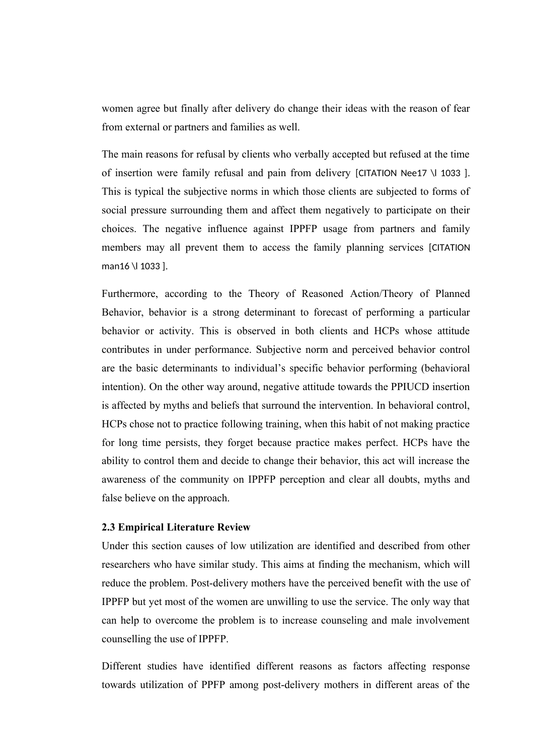women agree but finally after delivery do change their ideas with the reason of fear from external or partners and families as well.

The main reasons for refusal by clients who verbally accepted but refused at the time of insertion were family refusal and pain from delivery [CITATION Nee17 \l 1033 ]. This is typical the subjective norms in which those clients are subjected to forms of social pressure surrounding them and affect them negatively to participate on their choices. The negative influence against IPPFP usage from partners and family members may all prevent them to access the family planning services [CITATION man16 \l 1033 ].

Furthermore, according to the Theory of Reasoned Action/Theory of Planned Behavior, behavior is a strong determinant to forecast of performing a particular behavior or activity. This is observed in both clients and HCPs whose attitude contributes in under performance. Subjective norm and perceived behavior control are the basic determinants to individual's specific behavior performing (behavioral intention). On the other way around, negative attitude towards the PPIUCD insertion is affected by myths and beliefs that surround the intervention. In behavioral control, HCPs chose not to practice following training, when this habit of not making practice for long time persists, they forget because practice makes perfect. HCPs have the ability to control them and decide to change their behavior, this act will increase the awareness of the community on IPPFP perception and clear all doubts, myths and false believe on the approach.

### 2.3 Empirical Literature Review

Under this section causes of low utilization are identified and described from other researchers who have similar study. This aims at finding the mechanism, which will reduce the problem. Post-delivery mothers have the perceived benefit with the use of IPPFP but yet most of the women are unwilling to use the service. The only way that can help to overcome the problem is to increase counseling and male involvement counselling the use of IPPFP.

Different studies have identified different reasons as factors affecting response towards utilization of PPFP among post-delivery mothers in different areas of the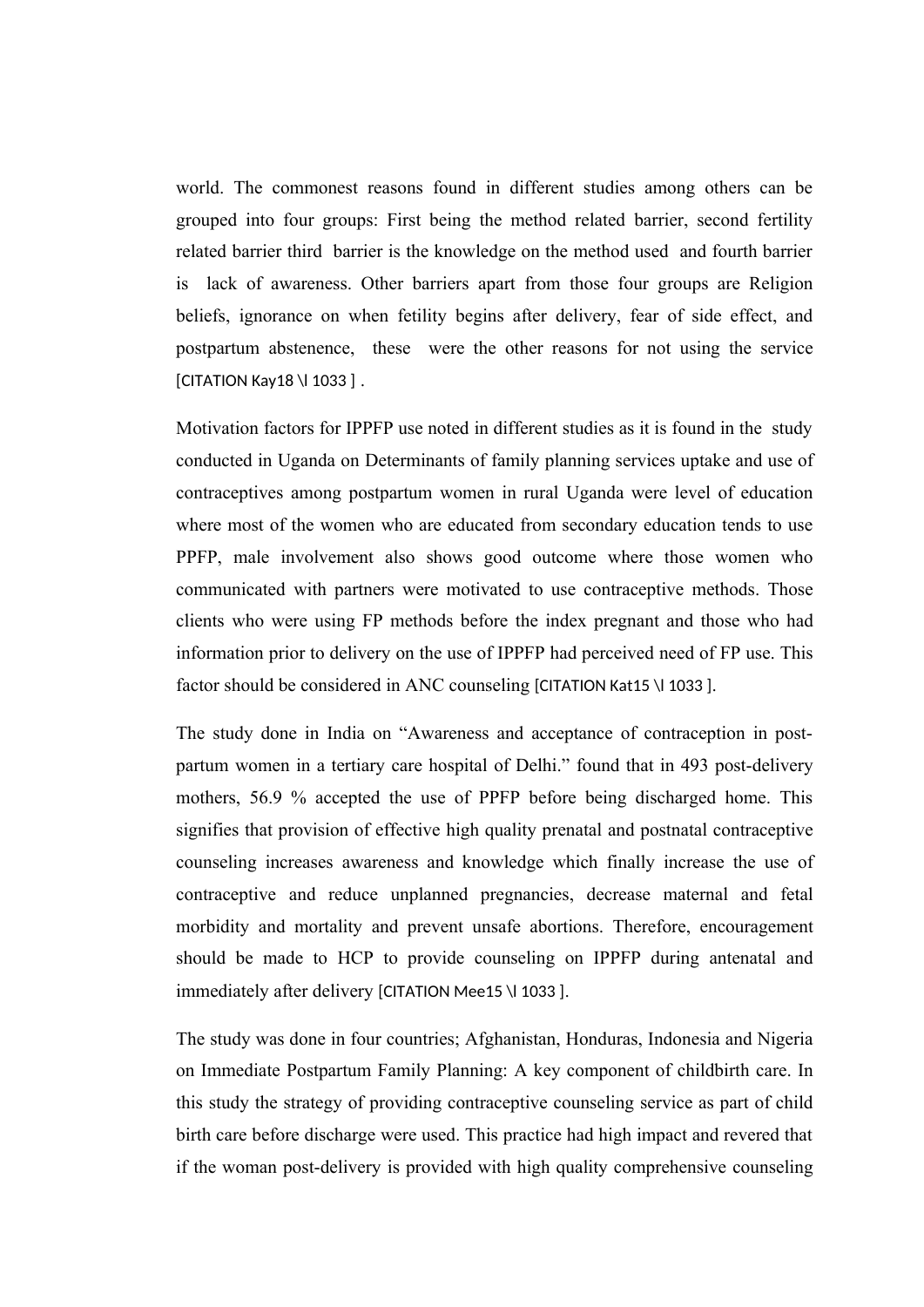world. The commonest reasons found in different studies among others can be grouped into four groups: First being the method related barrier, second fertility related barrier third barrier is the knowledge on the method used and fourth barrier is lack of awareness. Other barriers apart from those four groups are Religion beliefs, ignorance on when fetility begins after delivery, fear of side effect, and postpartum abstenence, these were the other reasons for not using the service [CITATION Kay18 \l 1033 ] .

Motivation factors for IPPFP use noted in different studies as it is found in the study conducted in Uganda on Determinants of family planning services uptake and use of contraceptives among postpartum women in rural Uganda were level of education where most of the women who are educated from secondary education tends to use PPFP, male involvement also shows good outcome where those women who communicated with partners were motivated to use contraceptive methods. Those clients who were using FP methods before the index pregnant and those who had information prior to delivery on the use of IPPFP had perceived need of FP use. This factor should be considered in ANC counseling [CITATION Kat15 \l 1033 ].

The study done in India on "Awareness and acceptance of contraception in post-partum women in a tertiary care hospital of Delhi." found that in 493 post-delivery mothers, 56.9 % accepted the use of PPFP before being discharged home. This signifies that provision of effective high quality prenatal and postnatal contraceptive counseling increases awareness and knowledge which finally increase the use of contraceptive and reduce unplanned pregnancies, decrease maternal and fetal morbidity and mortality and prevent unsafe abortions. Therefore, encouragement should be made to HCP to provide counseling on IPPFP during antenatal and immediately after delivery [CITATION Mee15 \l 1033 ].

The study was done in four countries; Afghanistan, Honduras, Indonesia and Nigeria on Immediate Postpartum Family Planning: A key component of childbirth care. In this study the strategy of providing contraceptive counseling service as part of child birth care before discharge were used. This practice had high impact and revered that if the woman post-delivery is provided with high quality comprehensive counseling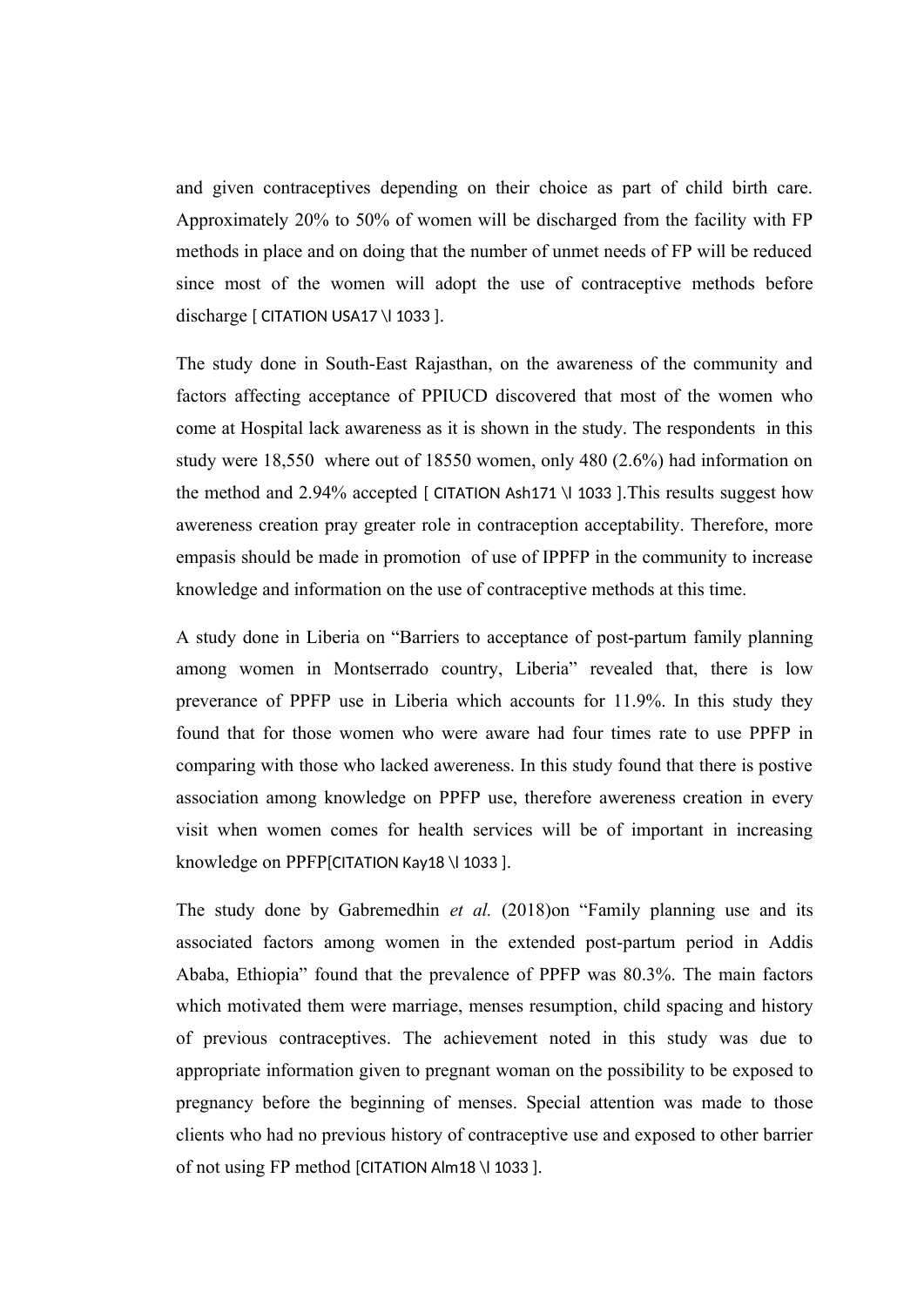and given contraceptives depending on their choice as part of child birth care. Approximately 20% to 50% of women will be discharged from the facility with FP methods in place and on doing that the number of unmet needs of FP will be reduced since most of the women will adopt the use of contraceptive methods before discharge [ CITATION USA17 \l 1033 ].

The study done in South-East Rajasthan, on the awareness of the community and factors affecting acceptance of PPIUCD discovered that most of the women who come at Hospital lack awareness as it is shown in the study. The respondents in this study were 18,550 where out of 18550 women, only 480 (2.6%) had information on the method and 2.94% accepted [ CITATION Ash171 \l 1033 ].This results suggest how awereness creation pray greater role in contraception acceptability. Therefore, more empasis should be made in promotion of use of IPPFP in the community to increase knowledge and information on the use of contraceptive methods at this time.

A study done in Liberia on "Barriers to acceptance of post-partum family planning among women in Montserrado country, Liberia" revealed that, there is low preverance of PPFP use in Liberia which accounts for 11.9%. In this study they found that for those women who were aware had four times rate to use PPFP in comparing with those who lacked awereness. In this study found that there is postive association among knowledge on PPFP use, therefore awereness creation in every visit when women comes for health services will be of important in increasing knowledge on PPFP[CITATION Kay18 \l 1033 ].

The study done by Gabremedhin *et al.* (2018)on "Family planning use and its associated factors among women in the extended post-partum period in Addis Ababa, Ethiopia" found that the prevalence of PPFP was 80.3%. The main factors which motivated them were marriage, menses resumption, child spacing and history of previous contraceptives. The achievement noted in this study was due to appropriate information given to pregnant woman on the possibility to be exposed to pregnancy before the beginning of menses. Special attention was made to those clients who had no previous history of contraceptive use and exposed to other barrier of not using FP method [CITATION Alm18 \l 1033 ].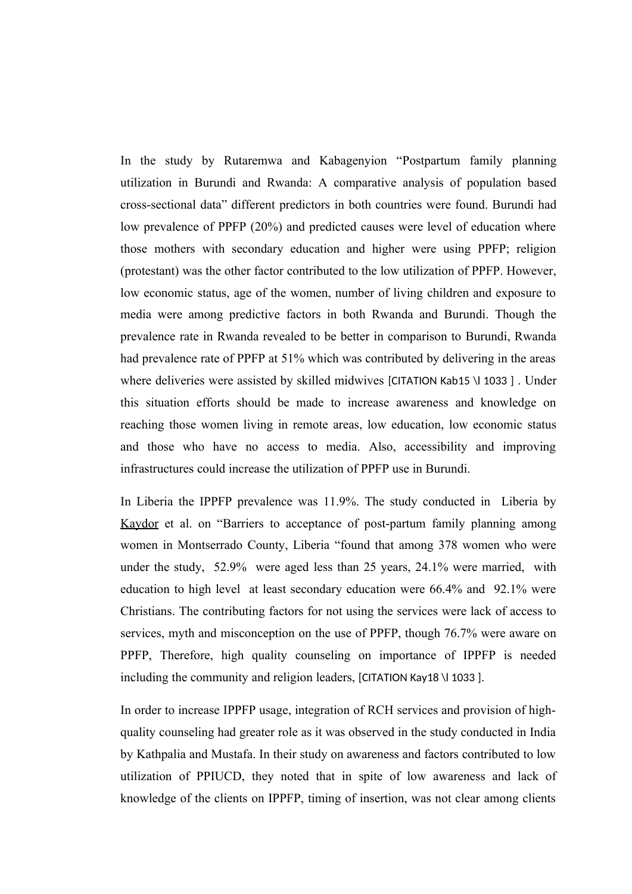In the study by Rutaremwa and Kabagenyion "Postpartum family planning utilization in Burundi and Rwanda: A comparative analysis of population based cross-sectional data" different predictors in both countries were found. Burundi had low prevalence of PPFP (20%) and predicted causes were level of education where those mothers with secondary education and higher were using PPFP; religion (protestant) was the other factor contributed to the low utilization of PPFP. However, low economic status, age of the women, number of living children and exposure to media were among predictive factors in both Rwanda and Burundi. Though the prevalence rate in Rwanda revealed to be better in comparison to Burundi, Rwanda had prevalence rate of PPFP at 51% which was contributed by delivering in the areas where deliveries were assisted by skilled midwives [CITATION Kab15 \l 1033 ] . Under this situation efforts should be made to increase awareness and knowledge on reaching those women living in remote areas, low education, low economic status and those who have no access to media. Also, accessibility and improving infrastructures could increase the utilization of PPFP use in Burundi.

In Liberia the IPPFP prevalence was 11.9%. The study conducted in Liberia by Kaydor et al. on "Barriers to acceptance of post-partum family planning among women in Montserrado County, Liberia "found that among 378 women who were under the study, 52.9% were aged less than 25 years, 24.1% were married, with education to high level at least secondary education were 66.4% and 92.1% were Christians. The contributing factors for not using the services were lack of access to services, myth and misconception on the use of PPFP, though 76.7% were aware on PPFP, Therefore, high quality counseling on importance of IPPFP is needed including the community and religion leaders, [CITATION Kay18 \l 1033 ].

In order to increase IPPFP usage, integration of RCH services and provision of high-quality counseling had greater role as it was observed in the study conducted in India by Kathpalia and Mustafa. In their study on awareness and factors contributed to low utilization of PPIUCD, they noted that in spite of low awareness and lack of knowledge of the clients on IPPFP, timing of insertion, was not clear among clients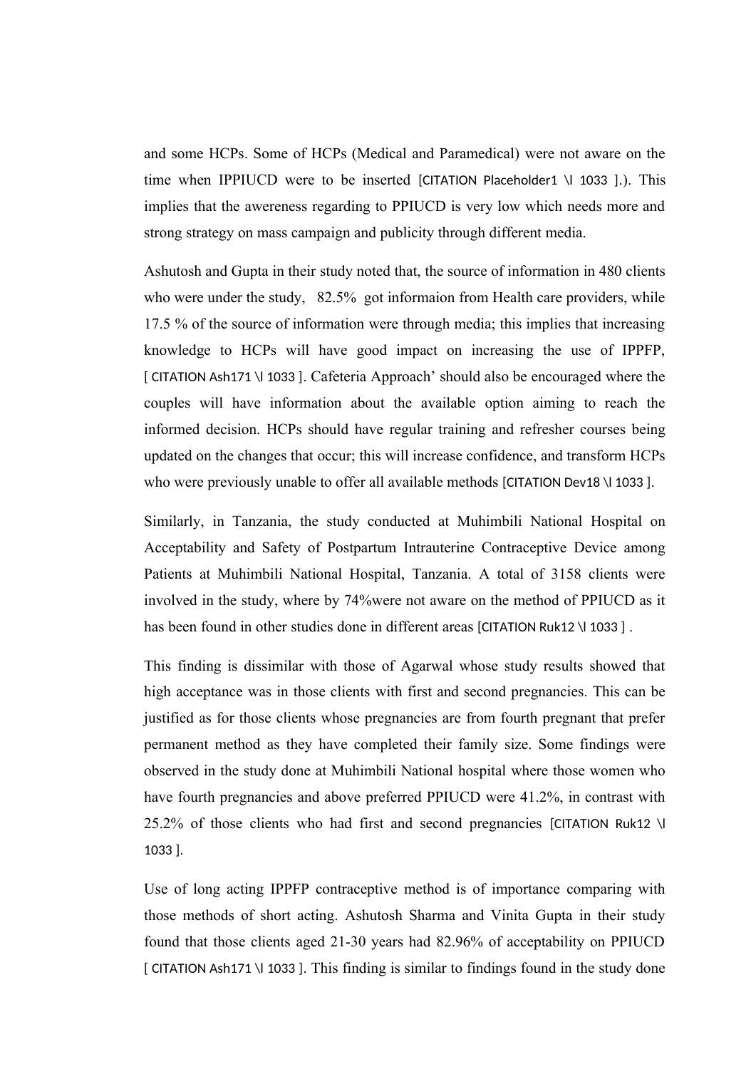and some HCPs. Some of HCPs (Medical and Paramedical) were not aware on the time when IPPIUCD were to be inserted [CITATION Placeholder1 \l 1033 ].). This implies that the awereness regarding to PPIUCD is very low which needs more and strong strategy on mass campaign and publicity through different media.

Ashutosh and Gupta in their study noted that, the source of information in 480 clients who were under the study, 82.5% got informaion from Health care providers, while 17.5 % of the source of information were through media; this implies that increasing knowledge to HCPs will have good impact on increasing the use of IPPFP, [ CITATION Ash171 \l 1033 ]. Cafeteria Approach' should also be encouraged where the couples will have information about the available option aiming to reach the informed decision. HCPs should have regular training and refresher courses being updated on the changes that occur; this will increase confidence, and transform HCPs who were previously unable to offer all available methods [CITATION Dev18 \l 1033 ].

Similarly, in Tanzania, the study conducted at Muhimbili National Hospital on Acceptability and Safety of Postpartum Intrauterine Contraceptive Device among Patients at Muhimbili National Hospital, Tanzania. A total of 3158 clients were involved in the study, where by 74%were not aware on the method of PPIUCD as it has been found in other studies done in different areas [CITATION Ruk12 \l 1033 ] .

This finding is dissimilar with those of Agarwal whose study results showed that high acceptance was in those clients with first and second pregnancies. This can be justified as for those clients whose pregnancies are from fourth pregnant that prefer permanent method as they have completed their family size. Some findings were observed in the study done at Muhimbili National hospital where those women who have fourth pregnancies and above preferred PPIUCD were 41.2%, in contrast with 25.2% of those clients who had first and second pregnancies [CITATION Ruk12 \l 1033 ].

Use of long acting IPPFP contraceptive method is of importance comparing with those methods of short acting. Ashutosh Sharma and Vinita Gupta in their study found that those clients aged 21-30 years had 82.96% of acceptability on PPIUCD [ CITATION Ash171 \l 1033 ]. This finding is similar to findings found in the study done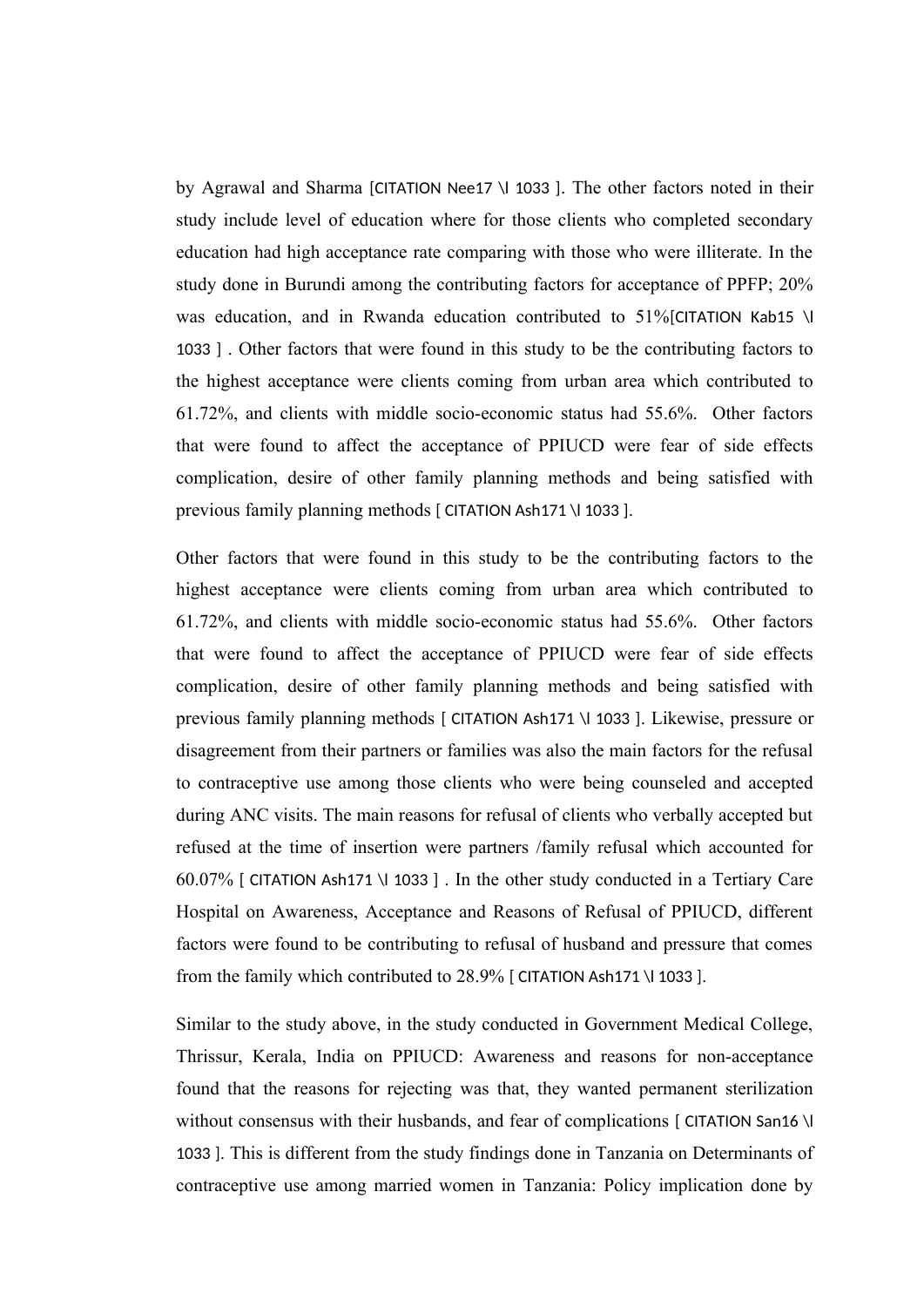by Agrawal and Sharma [CITATION Nee17 \l 1033 ]. The other factors noted in their study include level of education where for those clients who completed secondary education had high acceptance rate comparing with those who were illiterate. In the study done in Burundi among the contributing factors for acceptance of PPFP; 20% was education, and in Rwanda education contributed to 51%[CITATION Kab15 \l 1033 ] . Other factors that were found in this study to be the contributing factors to the highest acceptance were clients coming from urban area which contributed to 61.72%, and clients with middle socio-economic status had 55.6%. Other factors that were found to affect the acceptance of PPIUCD were fear of side effects complication, desire of other family planning methods and being satisfied with previous family planning methods [ CITATION Ash171 \l 1033 ].

Other factors that were found in this study to be the contributing factors to the highest acceptance were clients coming from urban area which contributed to 61.72%, and clients with middle socio-economic status had 55.6%. Other factors that were found to affect the acceptance of PPIUCD were fear of side effects complication, desire of other family planning methods and being satisfied with previous family planning methods [ CITATION Ash171 \l 1033 ]. Likewise, pressure or disagreement from their partners or families was also the main factors for the refusal to contraceptive use among those clients who were being counseled and accepted during ANC visits. The main reasons for refusal of clients who verbally accepted but refused at the time of insertion were partners /family refusal which accounted for 60.07% [ CITATION Ash171 \l 1033 ] . In the other study conducted in a Tertiary Care Hospital on Awareness, Acceptance and Reasons of Refusal of PPIUCD, different factors were found to be contributing to refusal of husband and pressure that comes from the family which contributed to 28.9% [ CITATION Ash171 \l 1033 ].

Similar to the study above, in the study conducted in Government Medical College, Thrissur, Kerala, India on PPIUCD: Awareness and reasons for non-acceptance found that the reasons for rejecting was that, they wanted permanent sterilization without consensus with their husbands, and fear of complications [ CITATION San16 \l 1033 ]. This is different from the study findings done in Tanzania on Determinants of contraceptive use among married women in Tanzania: Policy implication done by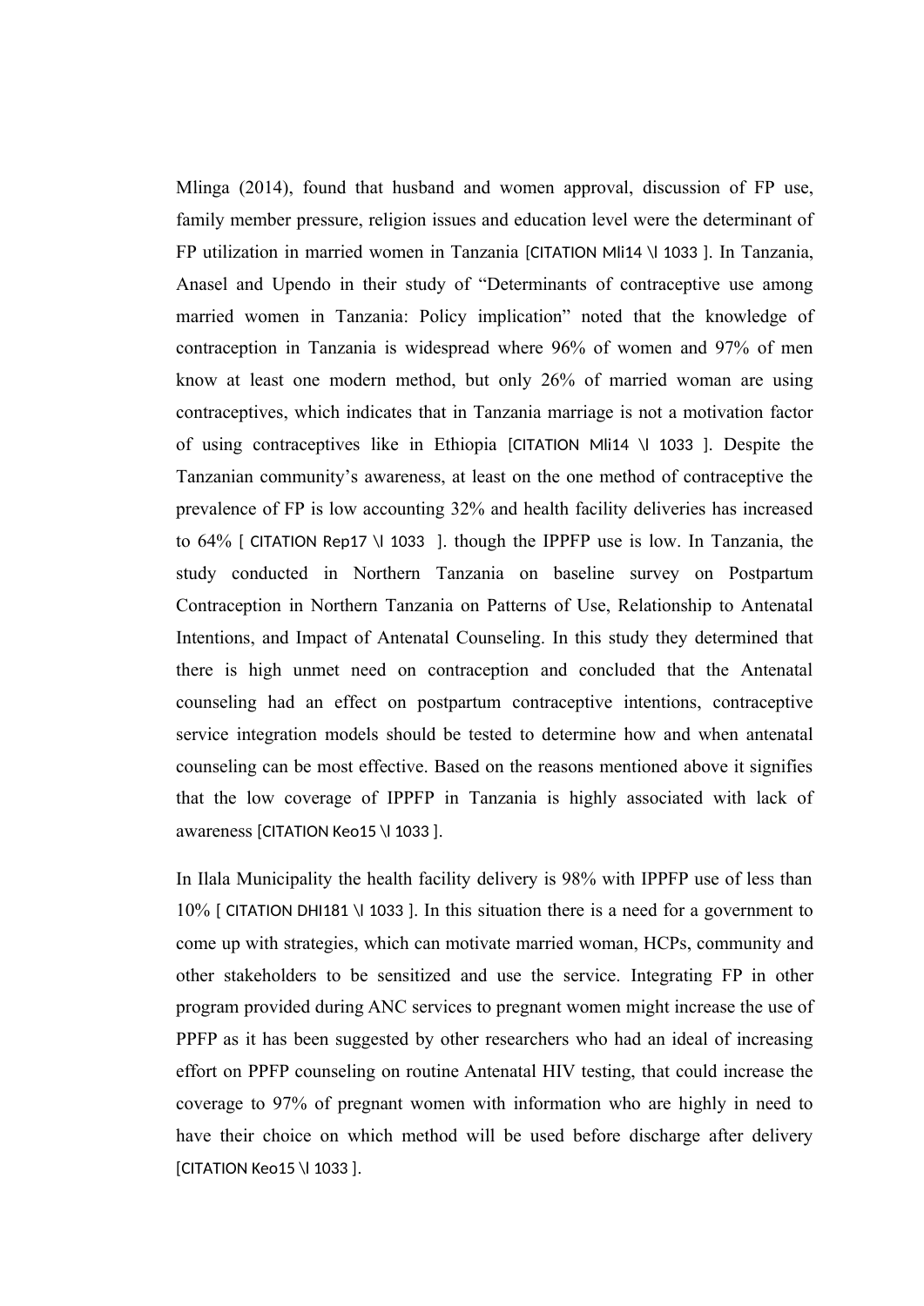Mlinga (2014), found that husband and women approval, discussion of FP use, family member pressure, religion issues and education level were the determinant of FP utilization in married women in Tanzania [CITATION Mli14 \l 1033 ]. In Tanzania, Anasel and Upendo in their study of "Determinants of contraceptive use among married women in Tanzania: Policy implication" noted that the knowledge of contraception in Tanzania is widespread where 96% of women and 97% of men know at least one modern method, but only 26% of married woman are using contraceptives, which indicates that in Tanzania marriage is not a motivation factor of using contraceptives like in Ethiopia [CITATION Mli14 \l 1033 ]. Despite the Tanzanian community's awareness, at least on the one method of contraceptive the prevalence of FP is low accounting 32% and health facility deliveries has increased to 64% [ CITATION Rep17 \l 1033 ]. though the IPPFP use is low. In Tanzania, the study conducted in Northern Tanzania on baseline survey on Postpartum Contraception in Northern Tanzania on Patterns of Use, Relationship to Antenatal Intentions, and Impact of Antenatal Counseling. In this study they determined that there is high unmet need on contraception and concluded that the Antenatal counseling had an effect on postpartum contraceptive intentions, contraceptive service integration models should be tested to determine how and when antenatal counseling can be most effective. Based on the reasons mentioned above it signifies that the low coverage of IPPFP in Tanzania is highly associated with lack of awareness [CITATION Keo15 \l 1033 ].

In Ilala Municipality the health facility delivery is 98% with IPPFP use of less than 10% [ CITATION DHI181 \l 1033 ]. In this situation there is a need for a government to come up with strategies, which can motivate married woman, HCPs, community and other stakeholders to be sensitized and use the service. Integrating FP in other program provided during ANC services to pregnant women might increase the use of PPFP as it has been suggested by other researchers who had an ideal of increasing effort on PPFP counseling on routine Antenatal HIV testing, that could increase the coverage to 97% of pregnant women with information who are highly in need to have their choice on which method will be used before discharge after delivery [CITATION Keo15 \l 1033 ].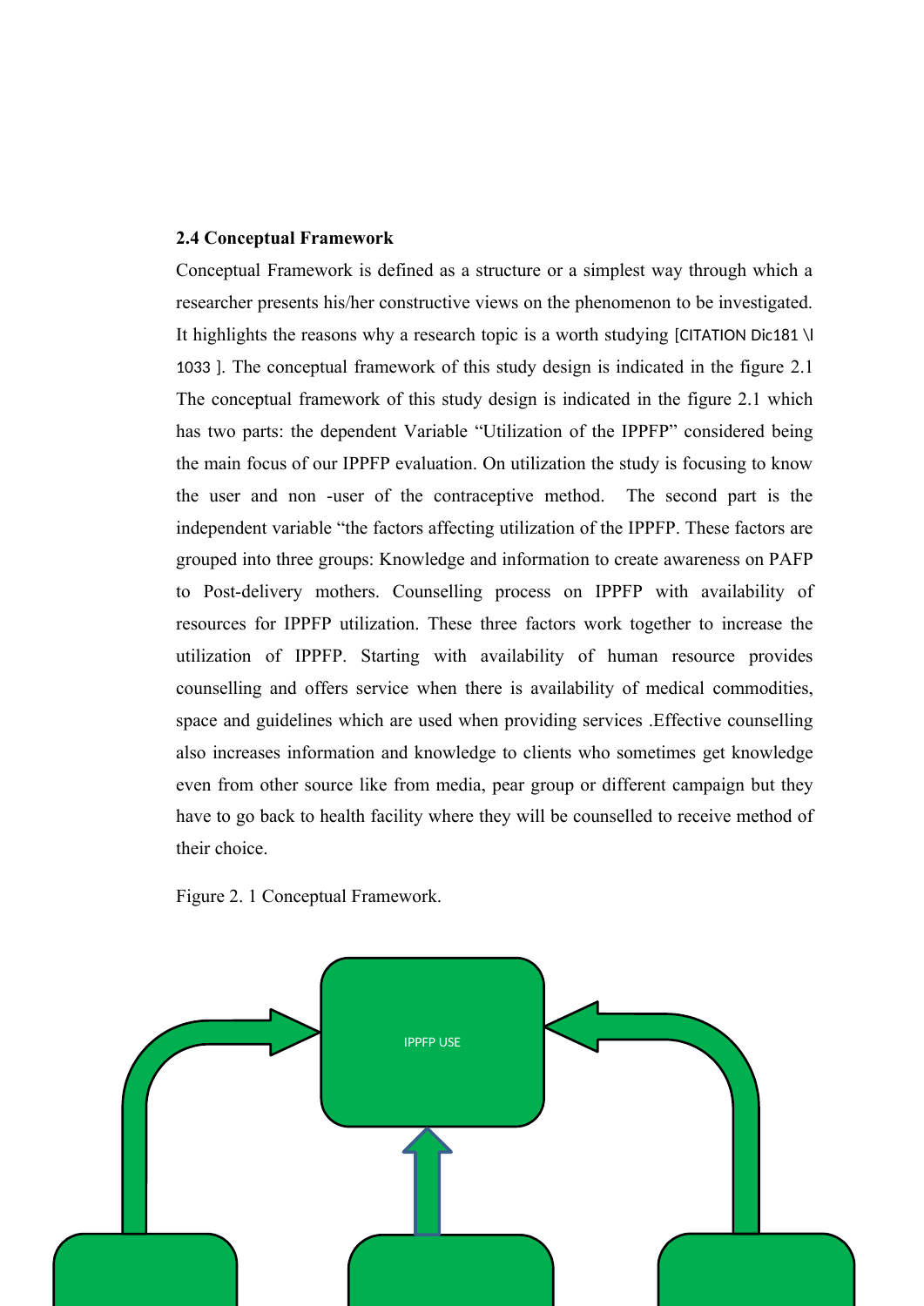### 2.4 Conceptual Framework

Conceptual Framework is defined as a structure or a simplest way through which a researcher presents his/her constructive views on the phenomenon to be investigated. It highlights the reasons why a research topic is a worth studying [CITATION Dic181 \l 1033 ]. The conceptual framework of this study design is indicated in the figure 2.1 The conceptual framework of this study design is indicated in the figure 2.1 which has two parts: the dependent Variable “Utilization of the IPPFP” considered being the main focus of our IPPFP evaluation. On utilization the study is focusing to know the user and non -user of the contraceptive method. The second part is the independent variable “the factors affecting utilization of the IPPFP. These factors are grouped into three groups: Knowledge and information to create awareness on PAFP to Post-delivery mothers. Counselling process on IPPFP with availability of resources for IPPFP utilization. These three factors work together to increase the utilization of IPPFP. Starting with availability of human resource provides counselling and offers service when there is availability of medical commodities, space and guidelines which are used when providing services .Effective counselling also increases information and knowledge to clients who sometimes get knowledge even from other source like from media, pear group or different campaign but they have to go back to health facility where they will be counselled to receive method of their choice.

Figure 2. 1 Conceptual Framework.

IPPFP USE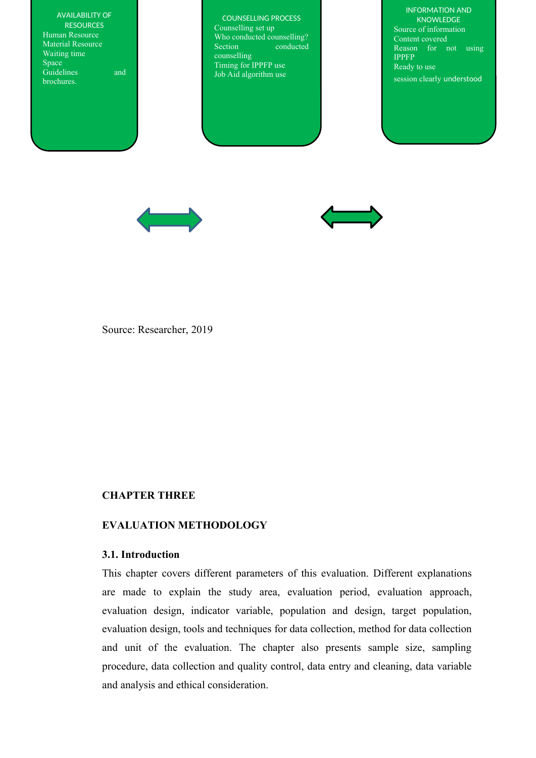AVAILABILITY OF RESOURCES
Human Resource
Material Resource
Waiting time
Space
Guidelines and brochures.

COUNSELLING PROCESS
Counselling set up
Who conducted counselling?
Section conducted counselling
Timing for IPPFP use
Job Aid algorithm use

INFORMATION AND KNOWLEDGE
Source of information
Content covered
Reason for not using IPPFP
Ready to use
session clearly understood

Source: Researcher, 2019

# CHAPTER THREE

# EVALUATION METHODOLOGY

## 3.1. Introduction

This chapter covers different parameters of this evaluation. Different explanations are made to explain the study area, evaluation period, evaluation approach, evaluation design, indicator variable, population and design, target population, evaluation design, tools and techniques for data collection, method for data collection and unit of the evaluation. The chapter also presents sample size, sampling procedure, data collection and quality control, data entry and cleaning, data variable and analysis and ethical consideration.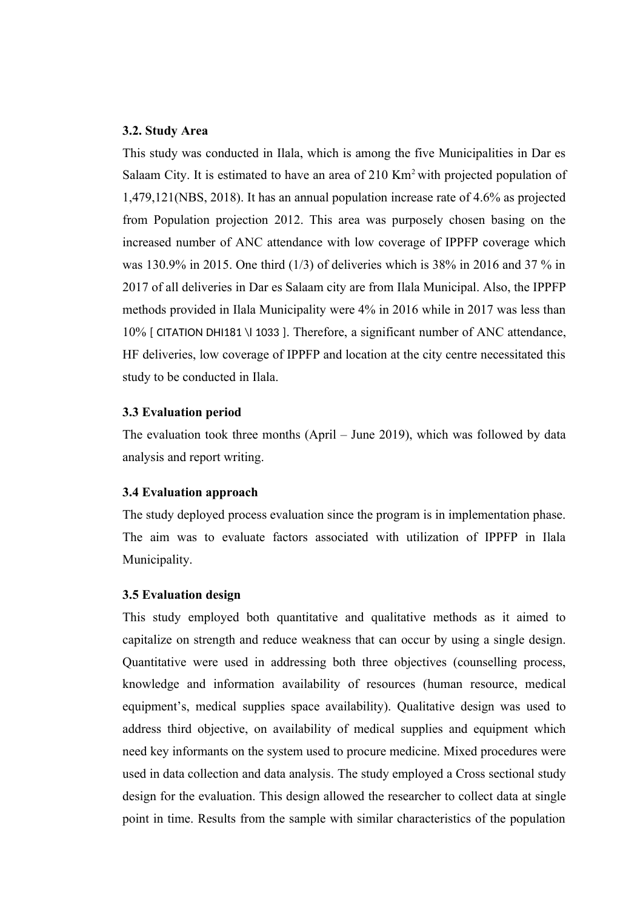### 3.2. Study Area

This study was conducted in Ilala, which is among the five Municipalities in Dar es Salaam City. It is estimated to have an area of 210 $Km^2$ with projected population of 1,479,121(NBS, 2018). It has an annual population increase rate of 4.6% as projected from Population projection 2012. This area was purposely chosen basing on the increased number of ANC attendance with low coverage of IPPFP coverage which was 130.9% in 2015. One third (1/3) of deliveries which is 38% in 2016 and 37 % in 2017 of all deliveries in Dar es Salaam city are from Ilala Municipal. Also, the IPPFP methods provided in Ilala Municipality were 4% in 2016 while in 2017 was less than 10% [ CITATION DHI181 \l 1033 ]. Therefore, a significant number of ANC attendance, HF deliveries, low coverage of IPPFP and location at the city centre necessitated this study to be conducted in Ilala.

### 3.3 Evaluation period

The evaluation took three months (April – June 2019), which was followed by data analysis and report writing.

### 3.4 Evaluation approach

The study deployed process evaluation since the program is in implementation phase. The aim was to evaluate factors associated with utilization of IPPFP in Ilala Municipality.

### 3.5 Evaluation design

This study employed both quantitative and qualitative methods as it aimed to capitalize on strength and reduce weakness that can occur by using a single design. Quantitative were used in addressing both three objectives (counselling process, knowledge and information availability of resources (human resource, medical equipment's, medical supplies space availability). Qualitative design was used to address third objective, on availability of medical supplies and equipment which need key informants on the system used to procure medicine. Mixed procedures were used in data collection and data analysis. The study employed a Cross sectional study design for the evaluation. This design allowed the researcher to collect data at single point in time. Results from the sample with similar characteristics of the population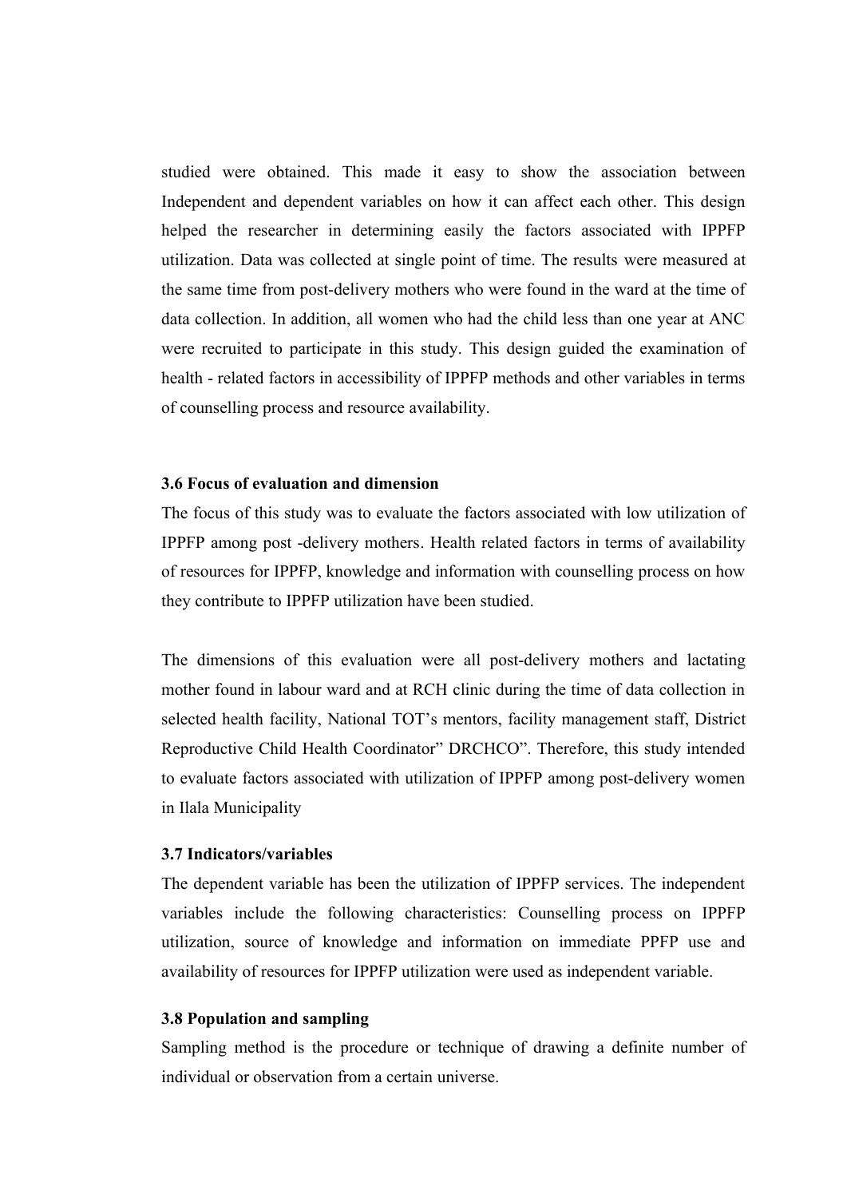studied were obtained. This made it easy to show the association between Independent and dependent variables on how it can affect each other. This design helped the researcher in determining easily the factors associated with IPPFP utilization. Data was collected at single point of time. The results were measured at the same time from post-delivery mothers who were found in the ward at the time of data collection. In addition, all women who had the child less than one year at ANC were recruited to participate in this study. This design guided the examination of health - related factors in accessibility of IPPFP methods and other variables in terms of counselling process and resource availability.

### 3.6 Focus of evaluation and dimension

The focus of this study was to evaluate the factors associated with low utilization of IPPFP among post -delivery mothers. Health related factors in terms of availability of resources for IPPFP, knowledge and information with counselling process on how they contribute to IPPFP utilization have been studied.

The dimensions of this evaluation were all post-delivery mothers and lactating mother found in labour ward and at RCH clinic during the time of data collection in selected health facility, National TOT's mentors, facility management staff, District Reproductive Child Health Coordinator" DRCHCO". Therefore, this study intended to evaluate factors associated with utilization of IPPFP among post-delivery women in Ilala Municipality

### 3.7 Indicators/variables

The dependent variable has been the utilization of IPPFP services. The independent variables include the following characteristics: Counselling process on IPPFP utilization, source of knowledge and information on immediate PPFP use and availability of resources for IPPFP utilization were used as independent variable.

### 3.8 Population and sampling

Sampling method is the procedure or technique of drawing a definite number of individual or observation from a certain universe.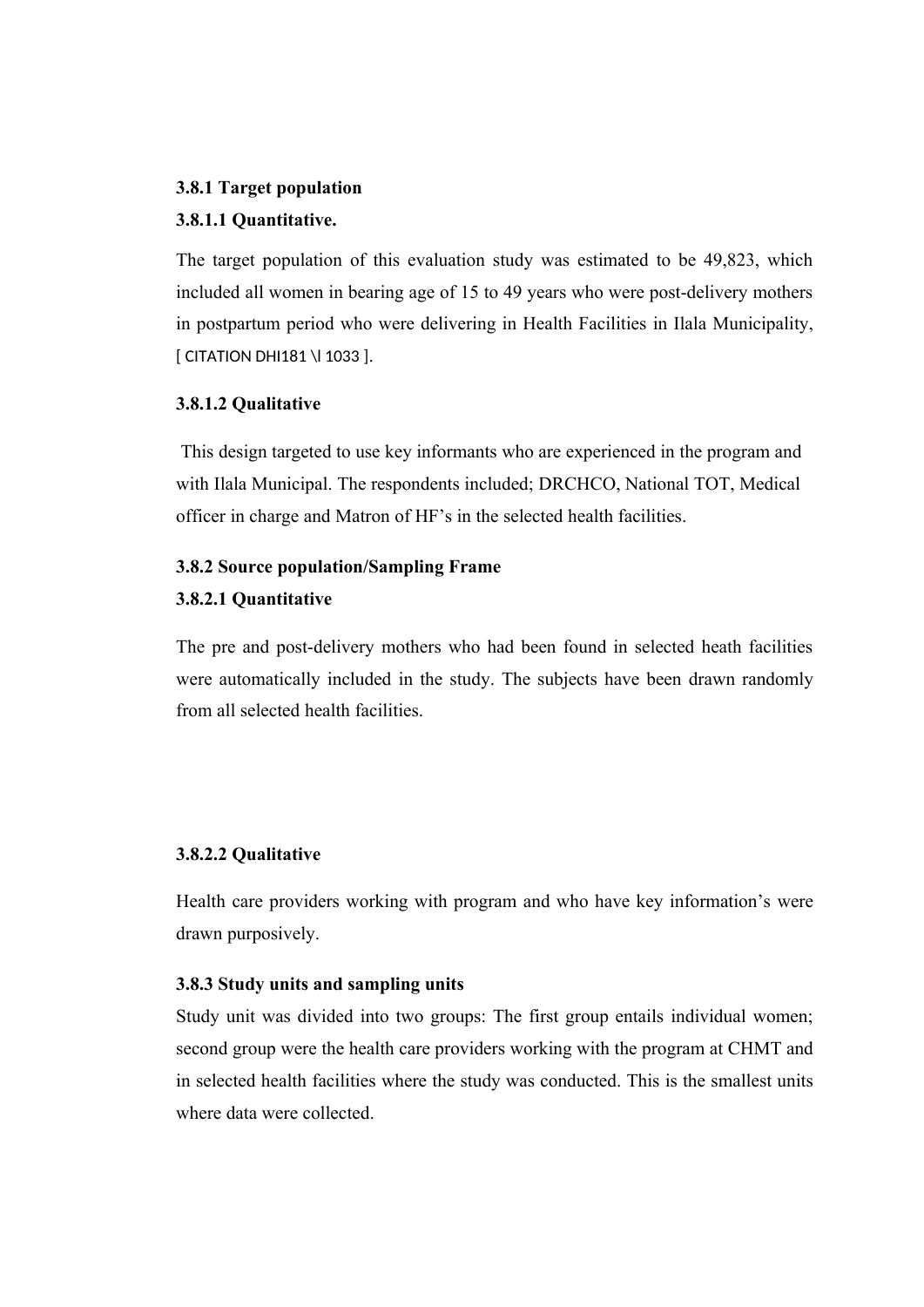**3.8.1 Target population**

**3.8.1.1 Quantitative.**

The target population of this evaluation study was estimated to be 49,823, which included all women in bearing age of 15 to 49 years who were post-delivery mothers in postpartum period who were delivering in Health Facilities in Ilala Municipality, [ CITATION DHI181 \l 1033 ].

**3.8.1.2 Qualitative**

This design targeted to use key informants who are experienced in the program and with Ilala Municipal. The respondents included; DRCHCO, National TOT, Medical officer in charge and Matron of HF's in the selected health facilities.

**3.8.2 Source population/Sampling Frame**

**3.8.2.1 Quantitative**

The pre and post-delivery mothers who had been found in selected heath facilities were automatically included in the study. The subjects have been drawn randomly from all selected health facilities.

**3.8.2.2 Qualitative**

Health care providers working with program and who have key information's were drawn purposively.

**3.8.3 Study units and sampling units**

Study unit was divided into two groups: The first group entails individual women; second group were the health care providers working with the program at CHMT and in selected health facilities where the study was conducted. This is the smallest units where data were collected.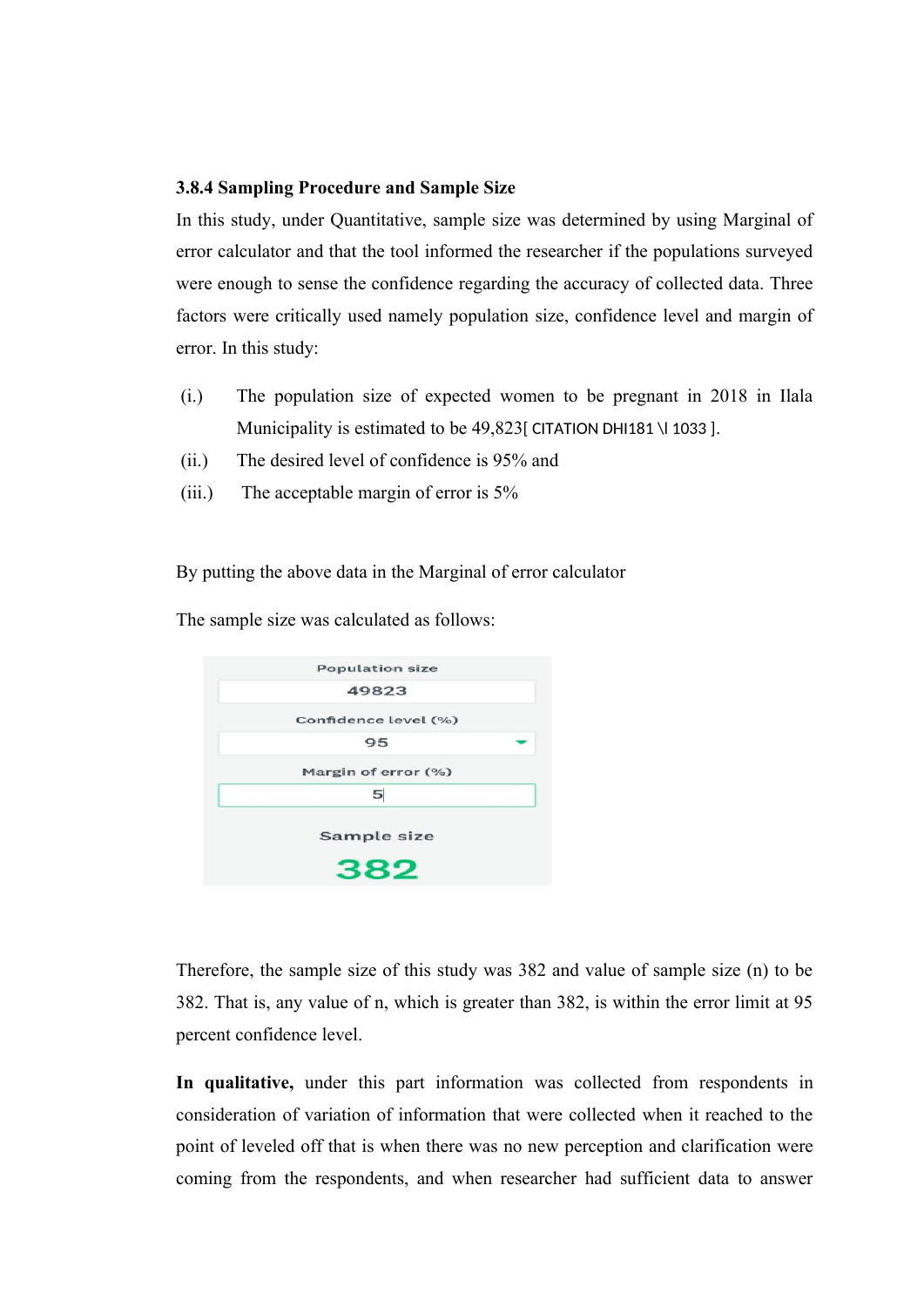### 3.8.4 Sampling Procedure and Sample Size

In this study, under Quantitative, sample size was determined by using Marginal of error calculator and that the tool informed the researcher if the populations surveyed were enough to sense the confidence regarding the accuracy of collected data. Three factors were critically used namely population size, confidence level and margin of error. In this study:

(i.) The population size of expected women to be pregnant in 2018 in Ilala Municipality is estimated to be 49,823[ CITATION DHI181 \l 1033 ].

(ii.) The desired level of confidence is 95% and

(iii.) The acceptable margin of error is 5%

By putting the above data in the Marginal of error calculator

The sample size was calculated as follows:

| Population size |
| --- |
| 49823 |
| Confidence level (%) |
| 95 |
| Margin of error (%) |
| 5 |
| Sample size |
| **382** |

Therefore, the sample size of this study was 382 and value of sample size (n) to be 382. That is, any value of n, which is greater than 382, is within the error limit at 95 percent confidence level.

**In qualitative,** under this part information was collected from respondents in consideration of variation of information that were collected when it reached to the point of leveled off that is when there was no new perception and clarification were coming from the respondents, and when researcher had sufficient data to answer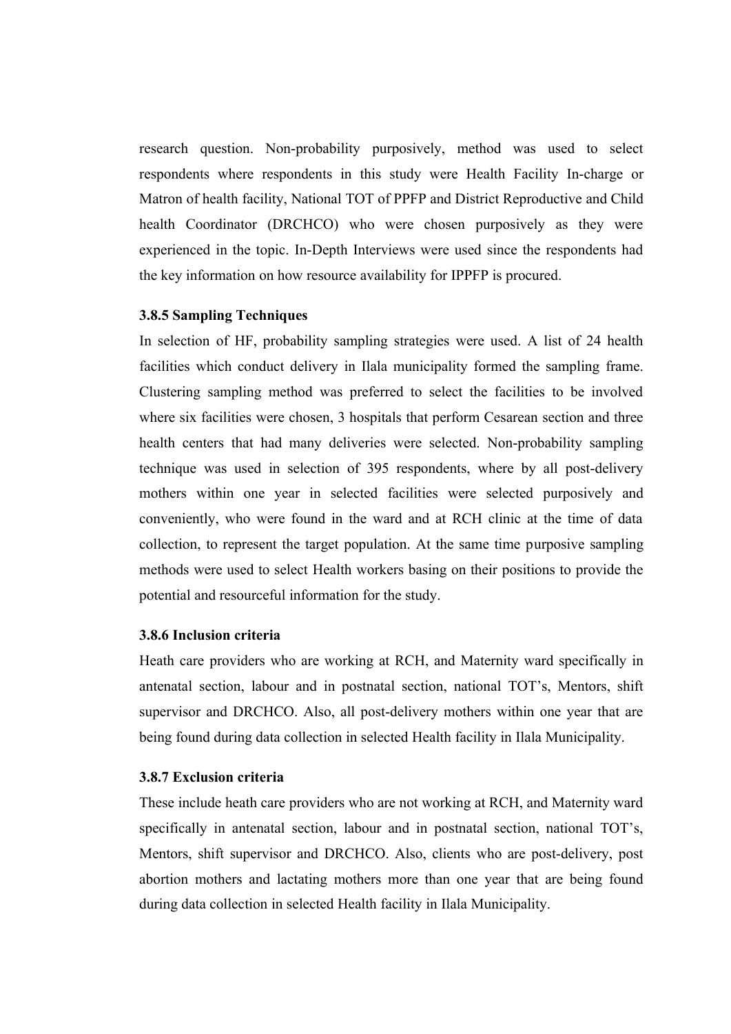research question. Non-probability purposively, method was used to select respondents where respondents in this study were Health Facility In-charge or Matron of health facility, National TOT of PPFP and District Reproductive and Child health Coordinator (DRCHCO) who were chosen purposively as they were experienced in the topic. In-Depth Interviews were used since the respondents had the key information on how resource availability for IPPFP is procured.

### 3.8.5 Sampling Techniques

In selection of HF, probability sampling strategies were used. A list of 24 health facilities which conduct delivery in Ilala municipality formed the sampling frame. Clustering sampling method was preferred to select the facilities to be involved where six facilities were chosen, 3 hospitals that perform Cesarean section and three health centers that had many deliveries were selected. Non-probability sampling technique was used in selection of 395 respondents, where by all post-delivery mothers within one year in selected facilities were selected purposively and conveniently, who were found in the ward and at RCH clinic at the time of data collection, to represent the target population. At the same time purposive sampling methods were used to select Health workers basing on their positions to provide the potential and resourceful information for the study.

### 3.8.6 Inclusion criteria

Heath care providers who are working at RCH, and Maternity ward specifically in antenatal section, labour and in postnatal section, national TOT's, Mentors, shift supervisor and DRCHCO. Also, all post-delivery mothers within one year that are being found during data collection in selected Health facility in Ilala Municipality.

### 3.8.7 Exclusion criteria

These include heath care providers who are not working at RCH, and Maternity ward specifically in antenatal section, labour and in postnatal section, national TOT's, Mentors, shift supervisor and DRCHCO. Also, clients who are post-delivery, post abortion mothers and lactating mothers more than one year that are being found during data collection in selected Health facility in Ilala Municipality.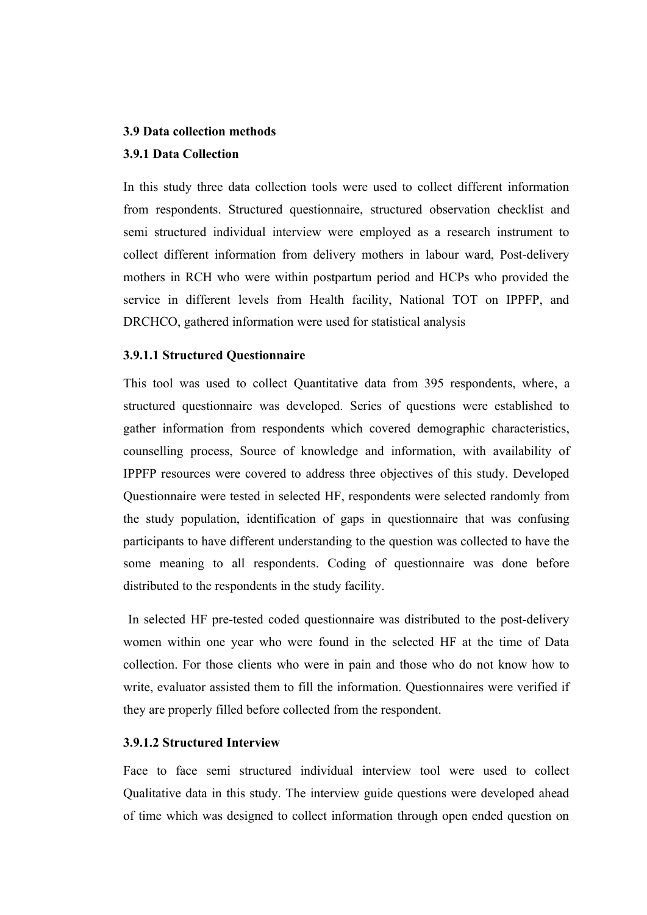### 3.9 Data collection methods

#### 3.9.1 Data Collection

In this study three data collection tools were used to collect different information from respondents. Structured questionnaire, structured observation checklist and semi structured individual interview were employed as a research instrument to collect different information from delivery mothers in labour ward, Post-delivery mothers in RCH who were within postpartum period and HCPs who provided the service in different levels from Health facility, National TOT on IPPFP, and DRCHCO, gathered information were used for statistical analysis

##### 3.9.1.1 Structured Questionnaire

This tool was used to collect Quantitative data from 395 respondents, where, a structured questionnaire was developed. Series of questions were established to gather information from respondents which covered demographic characteristics, counselling process, Source of knowledge and information, with availability of IPPFP resources were covered to address three objectives of this study. Developed Questionnaire were tested in selected HF, respondents were selected randomly from the study population, identification of gaps in questionnaire that was confusing participants to have different understanding to the question was collected to have the some meaning to all respondents. Coding of questionnaire was done before distributed to the respondents in the study facility.

In selected HF pre-tested coded questionnaire was distributed to the post-delivery women within one year who were found in the selected HF at the time of Data collection. For those clients who were in pain and those who do not know how to write, evaluator assisted them to fill the information. Questionnaires were verified if they are properly filled before collected from the respondent.

##### 3.9.1.2 Structured Interview

Face to face semi structured individual interview tool were used to collect Qualitative data in this study. The interview guide questions were developed ahead of time which was designed to collect information through open ended question on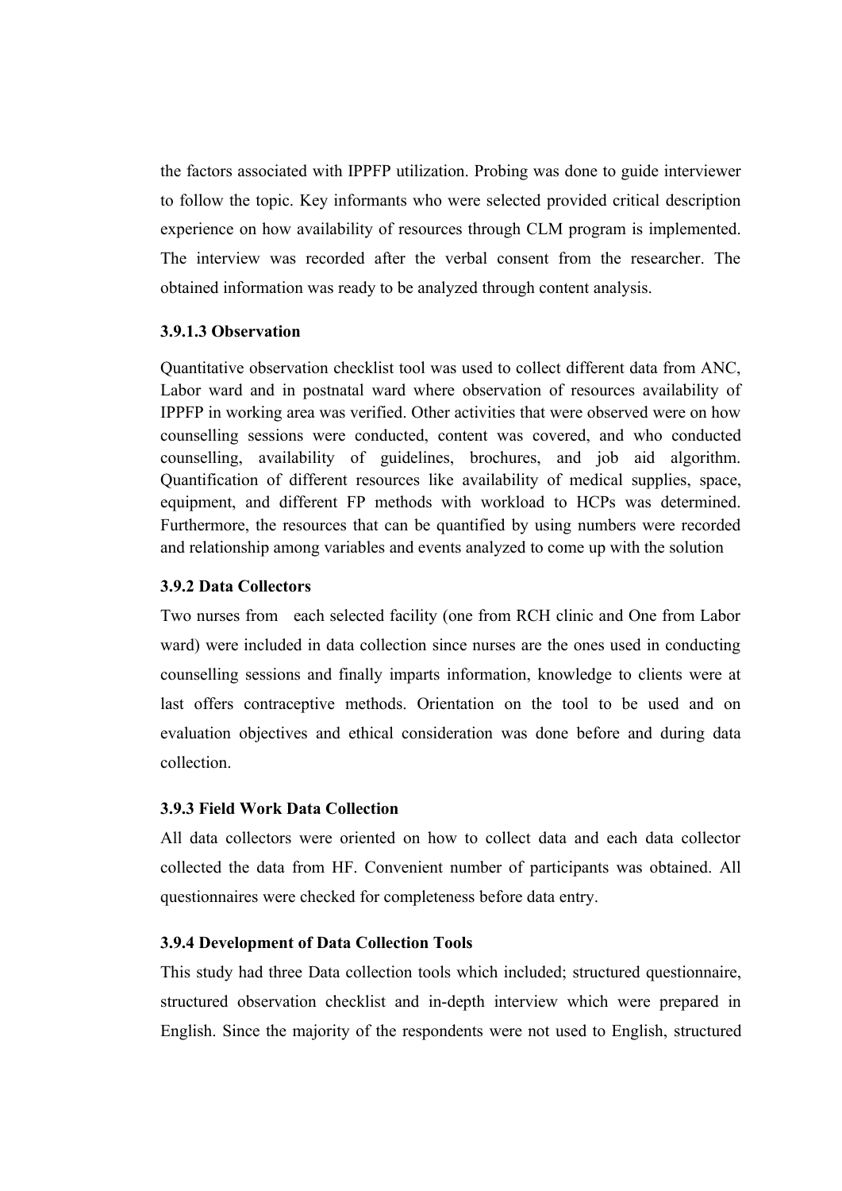the factors associated with IPPFP utilization. Probing was done to guide interviewer to follow the topic. Key informants who were selected provided critical description experience on how availability of resources through CLM program is implemented. The interview was recorded after the verbal consent from the researcher. The obtained information was ready to be analyzed through content analysis.

#### 3.9.1.3 Observation

Quantitative observation checklist tool was used to collect different data from ANC, Labor ward and in postnatal ward where observation of resources availability of IPPFP in working area was verified. Other activities that were observed were on how counselling sessions were conducted, content was covered, and who conducted counselling, availability of guidelines, brochures, and job aid algorithm. Quantification of different resources like availability of medical supplies, space, equipment, and different FP methods with workload to HCPs was determined. Furthermore, the resources that can be quantified by using numbers were recorded and relationship among variables and events analyzed to come up with the solution

### 3.9.2 Data Collectors

Two nurses from each selected facility (one from RCH clinic and One from Labor ward) were included in data collection since nurses are the ones used in conducting counselling sessions and finally imparts information, knowledge to clients were at last offers contraceptive methods. Orientation on the tool to be used and on evaluation objectives and ethical consideration was done before and during data collection.

### 3.9.3 Field Work Data Collection

All data collectors were oriented on how to collect data and each data collector collected the data from HF. Convenient number of participants was obtained. All questionnaires were checked for completeness before data entry.

### 3.9.4 Development of Data Collection Tools

This study had three Data collection tools which included; structured questionnaire, structured observation checklist and in-depth interview which were prepared in English. Since the majority of the respondents were not used to English, structured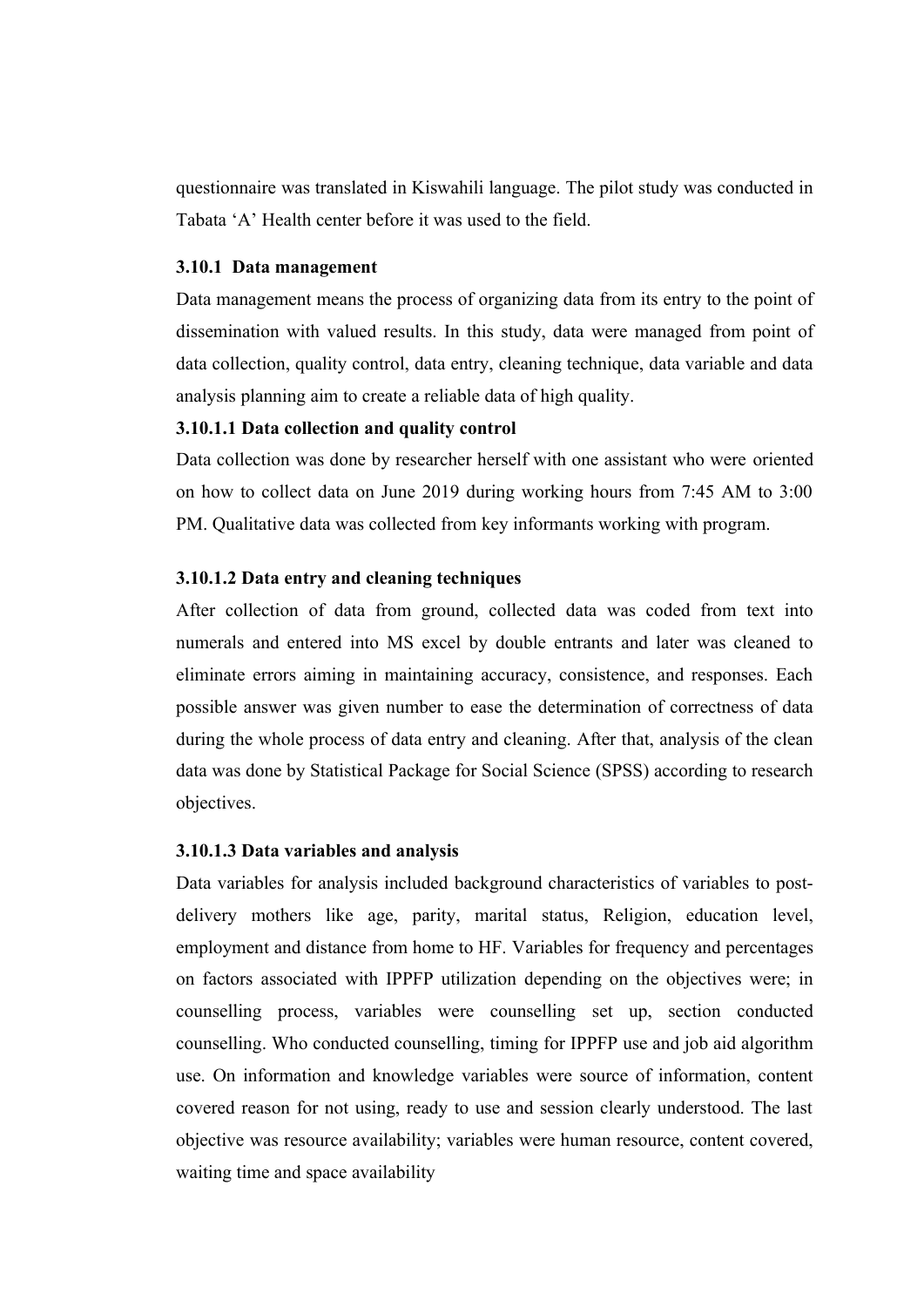questionnaire was translated in Kiswahili language. The pilot study was conducted in Tabata 'A' Health center before it was used to the field.

### 3.10.1 Data management

Data management means the process of organizing data from its entry to the point of dissemination with valued results. In this study, data were managed from point of data collection, quality control, data entry, cleaning technique, data variable and data analysis planning aim to create a reliable data of high quality.

#### 3.10.1.1 Data collection and quality control

Data collection was done by researcher herself with one assistant who were oriented on how to collect data on June 2019 during working hours from 7:45 AM to 3:00 PM. Qualitative data was collected from key informants working with program.

#### 3.10.1.2 Data entry and cleaning techniques

After collection of data from ground, collected data was coded from text into numerals and entered into MS excel by double entrants and later was cleaned to eliminate errors aiming in maintaining accuracy, consistence, and responses. Each possible answer was given number to ease the determination of correctness of data during the whole process of data entry and cleaning. After that, analysis of the clean data was done by Statistical Package for Social Science (SPSS) according to research objectives.

#### 3.10.1.3 Data variables and analysis

Data variables for analysis included background characteristics of variables to post-delivery mothers like age, parity, marital status, Religion, education level, employment and distance from home to HF. Variables for frequency and percentages on factors associated with IPPFP utilization depending on the objectives were; in counselling process, variables were counselling set up, section conducted counselling. Who conducted counselling, timing for IPPFP use and job aid algorithm use. On information and knowledge variables were source of information, content covered reason for not using, ready to use and session clearly understood. The last objective was resource availability; variables were human resource, content covered, waiting time and space availability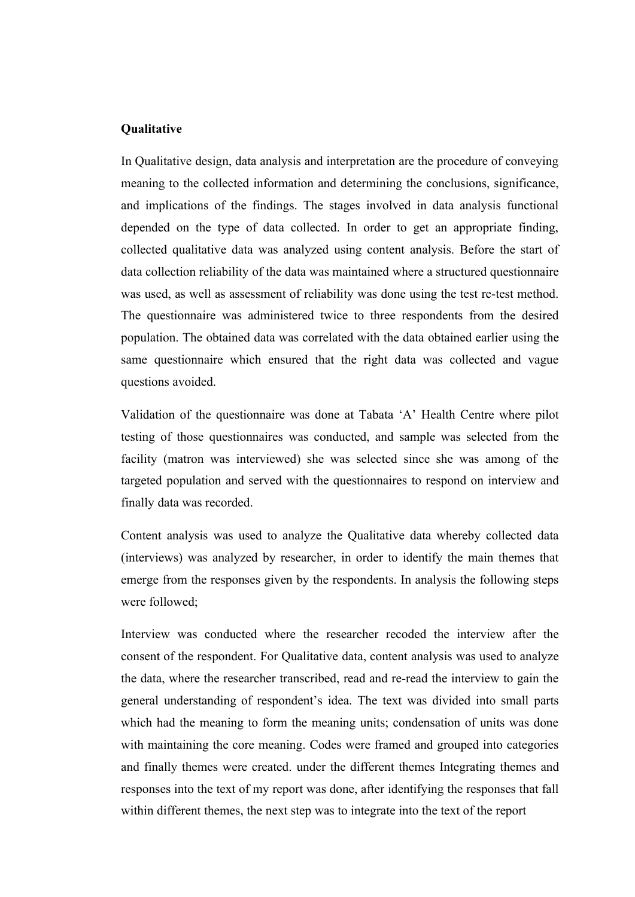**Qualitative**

In Qualitative design, data analysis and interpretation are the procedure of conveying meaning to the collected information and determining the conclusions, significance, and implications of the findings. The stages involved in data analysis functional depended on the type of data collected. In order to get an appropriate finding, collected qualitative data was analyzed using content analysis. Before the start of data collection reliability of the data was maintained where a structured questionnaire was used, as well as assessment of reliability was done using the test re-test method. The questionnaire was administered twice to three respondents from the desired population. The obtained data was correlated with the data obtained earlier using the same questionnaire which ensured that the right data was collected and vague questions avoided.

Validation of the questionnaire was done at Tabata 'A' Health Centre where pilot testing of those questionnaires was conducted, and sample was selected from the facility (matron was interviewed) she was selected since she was among of the targeted population and served with the questionnaires to respond on interview and finally data was recorded.

Content analysis was used to analyze the Qualitative data whereby collected data (interviews) was analyzed by researcher, in order to identify the main themes that emerge from the responses given by the respondents. In analysis the following steps were followed;

Interview was conducted where the researcher recoded the interview after the consent of the respondent. For Qualitative data, content analysis was used to analyze the data, where the researcher transcribed, read and re-read the interview to gain the general understanding of respondent's idea. The text was divided into small parts which had the meaning to form the meaning units; condensation of units was done with maintaining the core meaning. Codes were framed and grouped into categories and finally themes were created. under the different themes Integrating themes and responses into the text of my report was done, after identifying the responses that fall within different themes, the next step was to integrate into the text of the report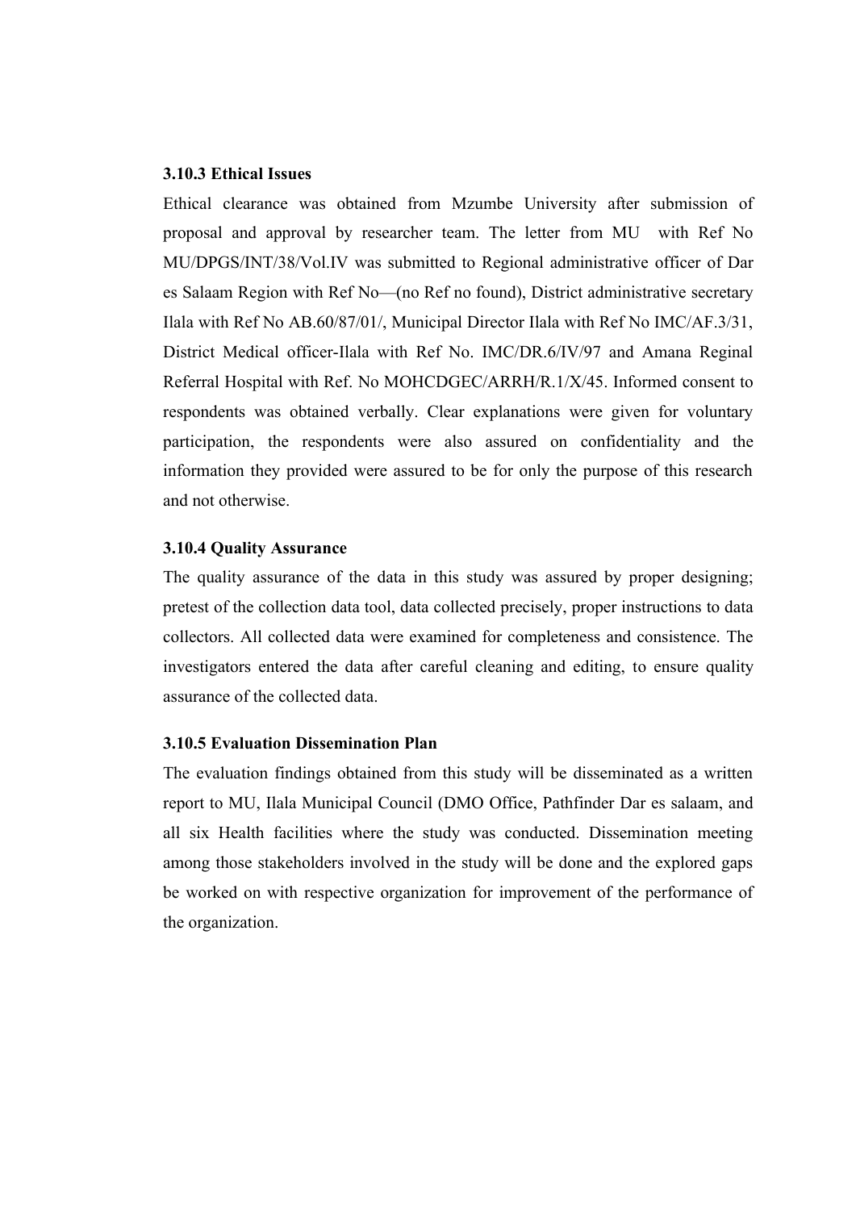### 3.10.3 Ethical Issues

Ethical clearance was obtained from Mzumbe University after submission of proposal and approval by researcher team. The letter from MU with Ref No MU/DPGS/INT/38/Vol.IV was submitted to Regional administrative officer of Dar es Salaam Region with Ref No—(no Ref no found), District administrative secretary Ilala with Ref No AB.60/87/01/, Municipal Director Ilala with Ref No IMC/AF.3/31, District Medical officer-Ilala with Ref No. IMC/DR.6/IV/97 and Amana Reginal Referral Hospital with Ref. No MOHCDGEC/ARRH/R.1/X/45. Informed consent to respondents was obtained verbally. Clear explanations were given for voluntary participation, the respondents were also assured on confidentiality and the information they provided were assured to be for only the purpose of this research and not otherwise.

### 3.10.4 Quality Assurance

The quality assurance of the data in this study was assured by proper designing; pretest of the collection data tool, data collected precisely, proper instructions to data collectors. All collected data were examined for completeness and consistence. The investigators entered the data after careful cleaning and editing, to ensure quality assurance of the collected data.

### 3.10.5 Evaluation Dissemination Plan

The evaluation findings obtained from this study will be disseminated as a written report to MU, Ilala Municipal Council (DMO Office, Pathfinder Dar es salaam, and all six Health facilities where the study was conducted. Dissemination meeting among those stakeholders involved in the study will be done and the explored gaps be worked on with respective organization for improvement of the performance of the organization.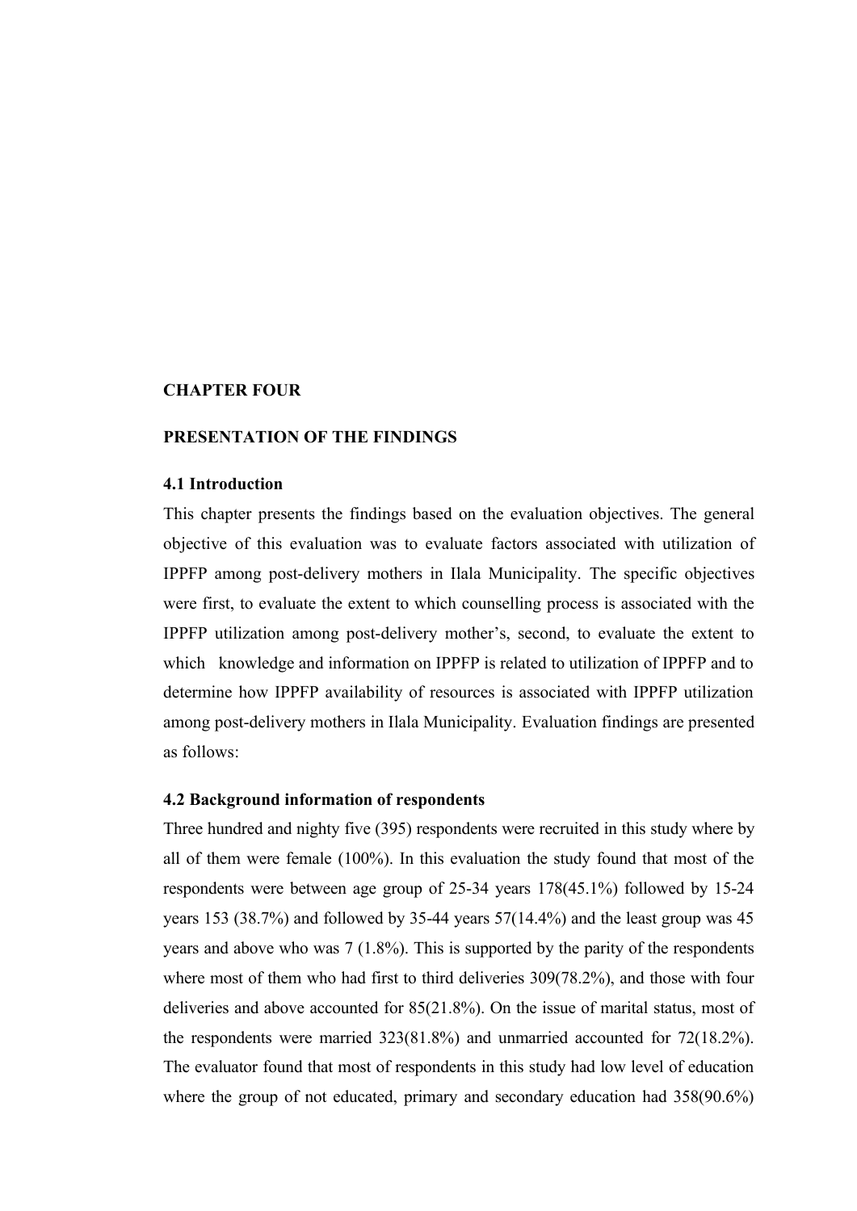# CHAPTER FOUR

# PRESENTATION OF THE FINDINGS

## 4.1 Introduction

This chapter presents the findings based on the evaluation objectives. The general objective of this evaluation was to evaluate factors associated with utilization of IPPFP among post-delivery mothers in Ilala Municipality. The specific objectives were first, to evaluate the extent to which counselling process is associated with the IPPFP utilization among post-delivery mother's, second, to evaluate the extent to which knowledge and information on IPPFP is related to utilization of IPPFP and to determine how IPPFP availability of resources is associated with IPPFP utilization among post-delivery mothers in Ilala Municipality. Evaluation findings are presented as follows:

## 4.2 Background information of respondents

Three hundred and nighty five (395) respondents were recruited in this study where by all of them were female (100%). In this evaluation the study found that most of the respondents were between age group of 25-34 years 178(45.1%) followed by 15-24 years 153 (38.7%) and followed by 35-44 years 57(14.4%) and the least group was 45 years and above who was 7 (1.8%). This is supported by the parity of the respondents where most of them who had first to third deliveries 309(78.2%), and those with four deliveries and above accounted for 85(21.8%). On the issue of marital status, most of the respondents were married 323(81.8%) and unmarried accounted for 72(18.2%). The evaluator found that most of respondents in this study had low level of education where the group of not educated, primary and secondary education had 358(90.6%)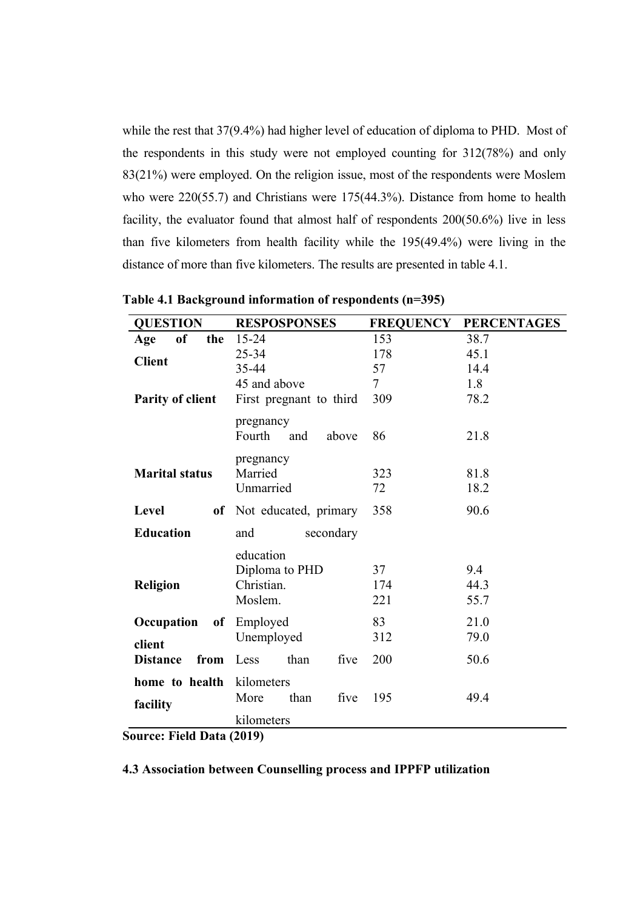while the rest that 37(9.4%) had higher level of education of diploma to PHD. Most of the respondents in this study were not employed counting for 312(78%) and only 83(21%) were employed. On the religion issue, most of the respondents were Moslem who were 220(55.7) and Christians were 175(44.3%). Distance from home to health facility, the evaluator found that almost half of respondents 200(50.6%) live in less than five kilometers from health facility while the 195(49.4%) were living in the distance of more than five kilometers. The results are presented in table 4.1.

**Table 4.1 Background information of respondents (n=395)**

| QUESTION | RESPOSPONSES | FREQUENCY | PERCENTAGES |
|---|---|---|---|
| **Age of the Client** | 15-24 | 153 | 38.7 |
| | 25-34 | 178 | 45.1 |
| | 35-44 | 57 | 14.4 |
| | 45 and above | 7 | 1.8 |
| **Parity of client** | First pregnant to third pregnancy | 309 | 78.2 |
| | Fourth and above pregnancy | 86 | 21.8 |
| **Marital status** | Married | 323 | 81.8 |
| | Unmarried | 72 | 18.2 |
| **Level of Education** | Not educated, primary and secondary education | 358 | 90.6 |
| | Diploma to PHD | 37 | 9.4 |
| **Religion** | Christian. | 174 | 44.3 |
| | Moslem. | 221 | 55.7 |
| **Occupation of client** | Employed | 83 | 21.0 |
| | Unemployed | 312 | 79.0 |
| **Distance from home to health facility** | Less than five kilometers | 200 | 50.6 |
| | More than five kilometers | 195 | 49.4 |

**Source: Field Data (2019)**

### 4.3 Association between Counselling process and IPPFP utilization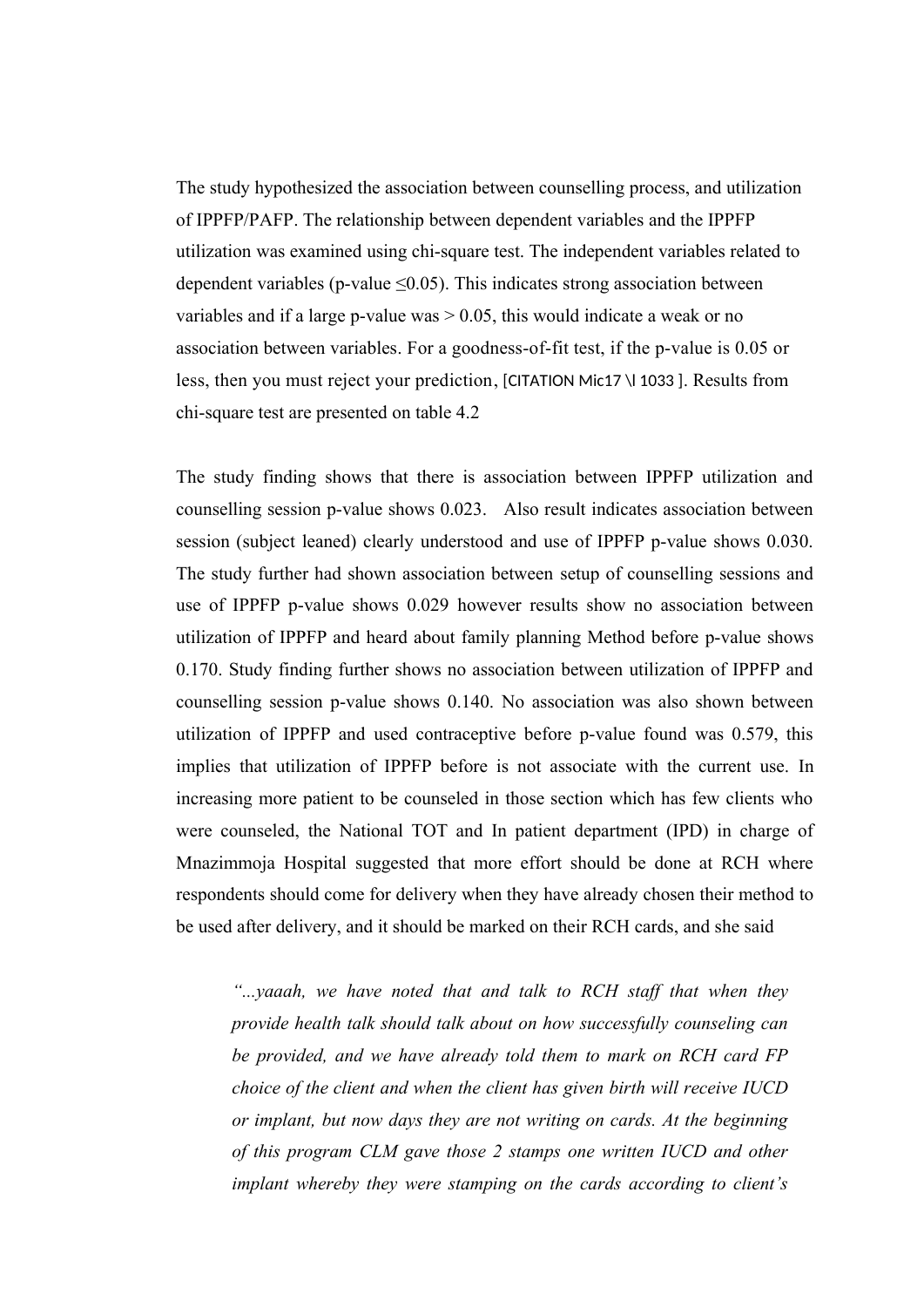The study hypothesized the association between counselling process, and utilization of IPPFP/PAFP. The relationship between dependent variables and the IPPFP utilization was examined using chi-square test. The independent variables related to dependent variables (p-value ≤0.05). This indicates strong association between variables and if a large p-value was > 0.05, this would indicate a weak or no association between variables. For a goodness-of-fit test, if the p-value is 0.05 or less, then you must reject your prediction, [CITATION Mic17 \l 1033 ]. Results from chi-square test are presented on table 4.2

The study finding shows that there is association between IPPFP utilization and counselling session p-value shows 0.023. Also result indicates association between session (subject leaned) clearly understood and use of IPPFP p-value shows 0.030. The study further had shown association between setup of counselling sessions and use of IPPFP p-value shows 0.029 however results show no association between utilization of IPPFP and heard about family planning Method before p-value shows 0.170. Study finding further shows no association between utilization of IPPFP and counselling session p-value shows 0.140. No association was also shown between utilization of IPPFP and used contraceptive before p-value found was 0.579, this implies that utilization of IPPFP before is not associate with the current use. In increasing more patient to be counseled in those section which has few clients who were counseled, the National TOT and In patient department (IPD) in charge of Mnazimmoja Hospital suggested that more effort should be done at RCH where respondents should come for delivery when they have already chosen their method to be used after delivery, and it should be marked on their RCH cards, and she said

> *"...yaaah, we have noted that and talk to RCH staff that when they provide health talk should talk about on how successfully counseling can be provided, and we have already told them to mark on RCH card FP choice of the client and when the client has given birth will receive IUCD or implant, but now days they are not writing on cards. At the beginning of this program CLM gave those 2 stamps one written IUCD and other implant whereby they were stamping on the cards according to client's*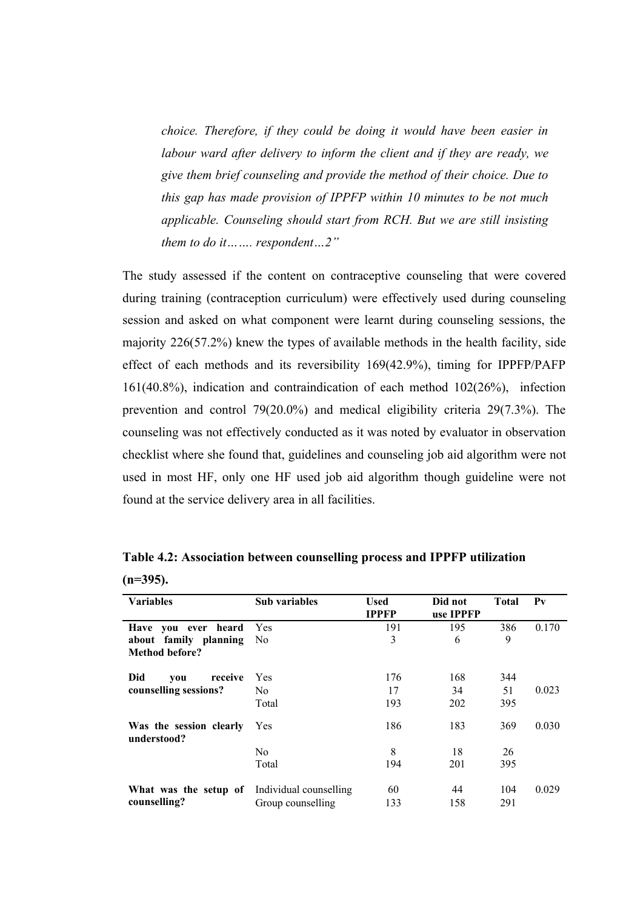*choice. Therefore, if they could be doing it would have been easier in labour ward after delivery to inform the client and if they are ready, we give them brief counseling and provide the method of their choice. Due to this gap has made provision of IPPFP within 10 minutes to be not much applicable. Counseling should start from RCH. But we are still insisting them to do it……. respondent…2"*

The study assessed if the content on contraceptive counseling that were covered during training (contraception curriculum) were effectively used during counseling session and asked on what component were learnt during counseling sessions, the majority 226(57.2%) knew the types of available methods in the health facility, side effect of each methods and its reversibility 169(42.9%), timing for IPPFP/PAFP 161(40.8%), indication and contraindication of each method 102(26%), infection prevention and control 79(20.0%) and medical eligibility criteria 29(7.3%). The counseling was not effectively conducted as it was noted by evaluator in observation checklist where she found that, guidelines and counseling job aid algorithm were not used in most HF, only one HF used job aid algorithm though guideline were not found at the service delivery area in all facilities.

**Table 4.2: Association between counselling process and IPPFP utilization (n=395).**

| Variables | Sub variables | Used IPPFP | Did not use IPPFP | Total | Pv |
|---|---|---|---|---|---|
| **Have you ever heard about family planning Method before?** | Yes | 191 | 195 | 386 | 0.170 |
| | No | 3 | 6 | 9 | |
| **Did you receive counselling sessions?** | Yes | 176 | 168 | 344 | |
| | No | 17 | 34 | 51 | 0.023 |
| | Total | 193 | 202 | 395 | |
| **Was the session clearly understood?** | Yes | 186 | 183 | 369 | 0.030 |
| | No | 8 | 18 | 26 | |
| | Total | 194 | 201 | 395 | |
| **What was the setup of counselling?** | Individual counselling | 60 | 44 | 104 | 0.029 |
| | Group counselling | 133 | 158 | 291 | |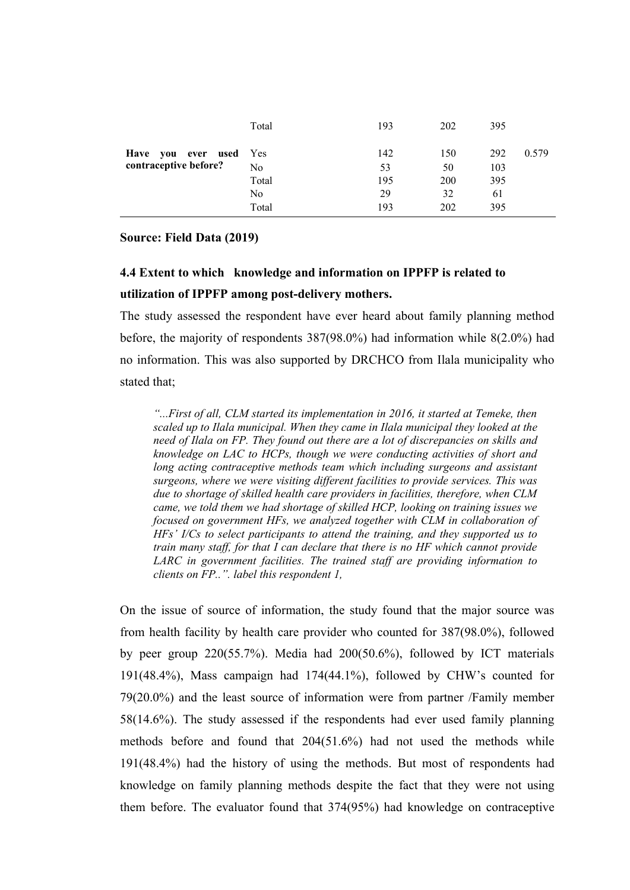| | | | | | |
|---|---|---|---|---|---|
| | Total | 193 | 202 | 395 | |
| **Have you ever used contraceptive before?** | Yes | 142 | 150 | 292 | 0.579 |
| | No | 53 | 50 | 103 | |
| | Total | 195 | 200 | 395 | |
| | No | 29 | 32 | 61 | |
| | Total | 193 | 202 | 395 | |

**Source: Field Data (2019)**

### 4.4 Extent to which knowledge and information on IPPFP is related to utilization of IPPFP among post-delivery mothers.

The study assessed the respondent have ever heard about family planning method before, the majority of respondents 387(98.0%) had information while 8(2.0%) had no information. This was also supported by DRCHCO from Ilala municipality who stated that;

> *"...First of all, CLM started its implementation in 2016, it started at Temeke, then scaled up to Ilala municipal. When they came in Ilala municipal they looked at the need of Ilala on FP. They found out there are a lot of discrepancies on skills and knowledge on LAC to HCPs, though we were conducting activities of short and long acting contraceptive methods team which including surgeons and assistant surgeons, where we were visiting different facilities to provide services. This was due to shortage of skilled health care providers in facilities, therefore, when CLM came, we told them we had shortage of skilled HCP, looking on training issues we focused on government HFs, we analyzed together with CLM in collaboration of HFs' I/Cs to select participants to attend the training, and they supported us to train many staff, for that I can declare that there is no HF which cannot provide LARC in government facilities. The trained staff are providing information to clients on FP..". label this respondent 1,*

On the issue of source of information, the study found that the major source was from health facility by health care provider who counted for 387(98.0%), followed by peer group 220(55.7%). Media had 200(50.6%), followed by ICT materials 191(48.4%), Mass campaign had 174(44.1%), followed by CHW's counted for 79(20.0%) and the least source of information were from partner /Family member 58(14.6%). The study assessed if the respondents had ever used family planning methods before and found that 204(51.6%) had not used the methods while 191(48.4%) had the history of using the methods. But most of respondents had knowledge on family planning methods despite the fact that they were not using them before. The evaluator found that 374(95%) had knowledge on contraceptive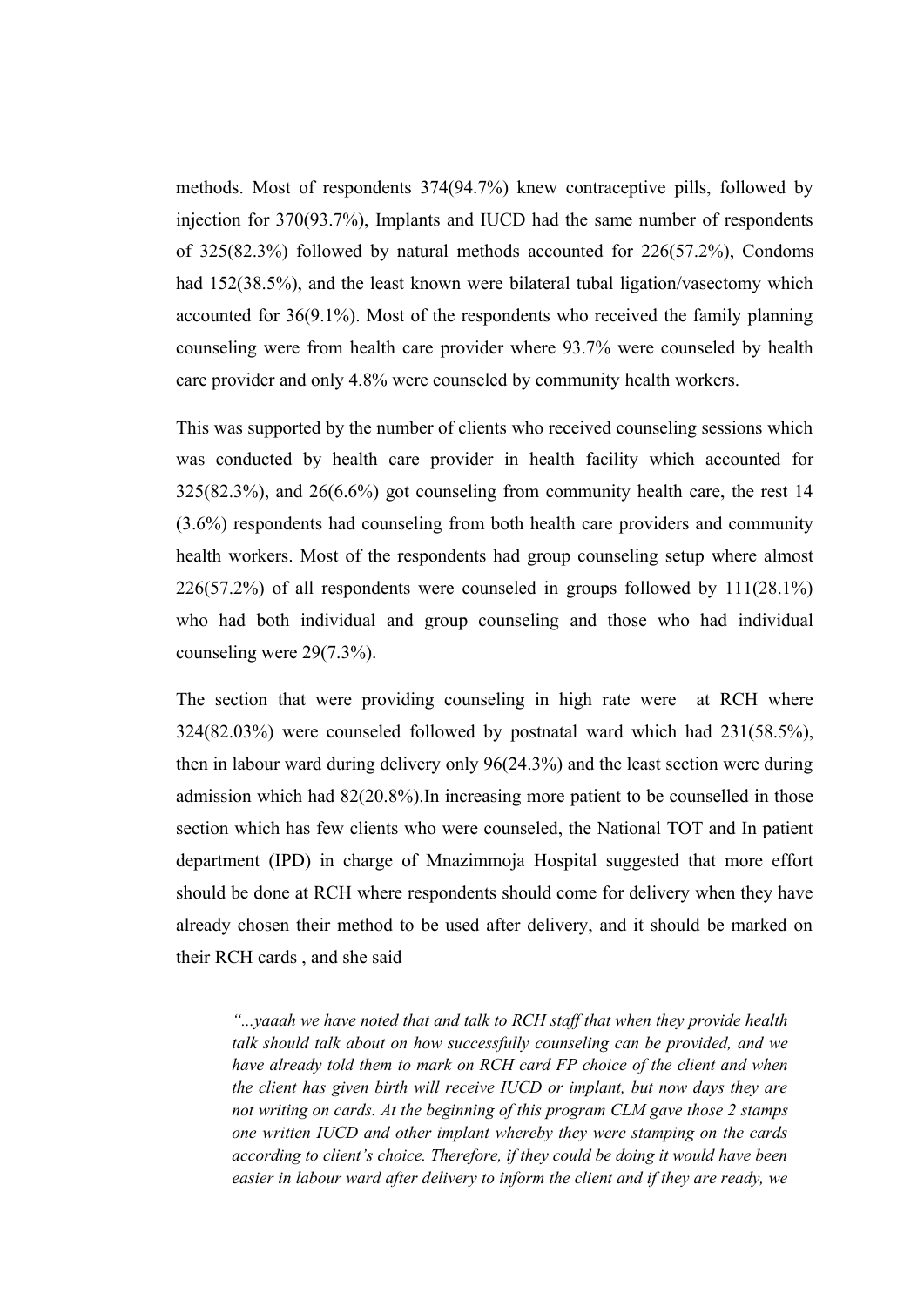methods. Most of respondents 374(94.7%) knew contraceptive pills, followed by injection for 370(93.7%), Implants and IUCD had the same number of respondents of 325(82.3%) followed by natural methods accounted for 226(57.2%), Condoms had 152(38.5%), and the least known were bilateral tubal ligation/vasectomy which accounted for 36(9.1%). Most of the respondents who received the family planning counseling were from health care provider where 93.7% were counseled by health care provider and only 4.8% were counseled by community health workers.

This was supported by the number of clients who received counseling sessions which was conducted by health care provider in health facility which accounted for 325(82.3%), and 26(6.6%) got counseling from community health care, the rest 14 (3.6%) respondents had counseling from both health care providers and community health workers. Most of the respondents had group counseling setup where almost 226(57.2%) of all respondents were counseled in groups followed by 111(28.1%) who had both individual and group counseling and those who had individual counseling were 29(7.3%).

The section that were providing counseling in high rate were at RCH where 324(82.03%) were counseled followed by postnatal ward which had 231(58.5%), then in labour ward during delivery only 96(24.3%) and the least section were during admission which had 82(20.8%).In increasing more patient to be counselled in those section which has few clients who were counseled, the National TOT and In patient department (IPD) in charge of Mnazimmoja Hospital suggested that more effort should be done at RCH where respondents should come for delivery when they have already chosen their method to be used after delivery, and it should be marked on their RCH cards , and she said

> *"...yaaah we have noted that and talk to RCH staff that when they provide health talk should talk about on how successfully counseling can be provided, and we have already told them to mark on RCH card FP choice of the client and when the client has given birth will receive IUCD or implant, but now days they are not writing on cards. At the beginning of this program CLM gave those 2 stamps one written IUCD and other implant whereby they were stamping on the cards according to client's choice. Therefore, if they could be doing it would have been easier in labour ward after delivery to inform the client and if they are ready, we*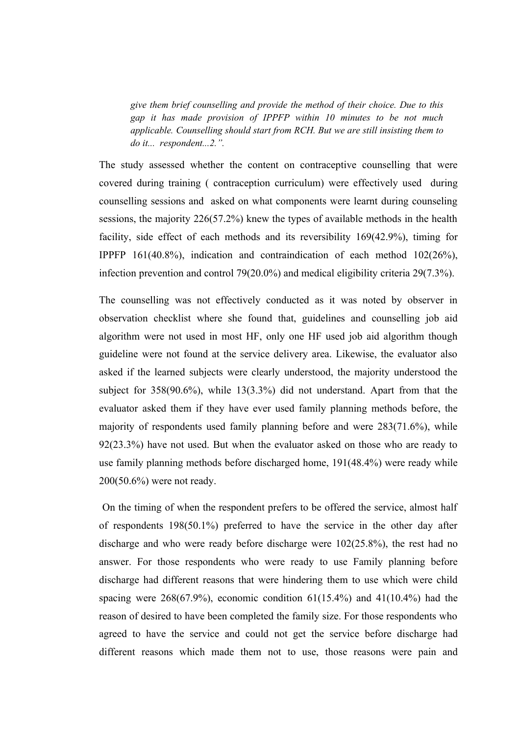*give them brief counselling and provide the method of their choice. Due to this gap it has made provision of IPPFP within 10 minutes to be not much applicable. Counselling should start from RCH. But we are still insisting them to do it... respondent...2.".*

The study assessed whether the content on contraceptive counselling that were covered during training ( contraception curriculum) were effectively used during counselling sessions and asked on what components were learnt during counseling sessions, the majority 226(57.2%) knew the types of available methods in the health facility, side effect of each methods and its reversibility 169(42.9%), timing for IPPFP 161(40.8%), indication and contraindication of each method 102(26%), infection prevention and control 79(20.0%) and medical eligibility criteria 29(7.3%).

The counselling was not effectively conducted as it was noted by observer in observation checklist where she found that, guidelines and counselling job aid algorithm were not used in most HF, only one HF used job aid algorithm though guideline were not found at the service delivery area. Likewise, the evaluator also asked if the learned subjects were clearly understood, the majority understood the subject for 358(90.6%), while 13(3.3%) did not understand. Apart from that the evaluator asked them if they have ever used family planning methods before, the majority of respondents used family planning before and were 283(71.6%), while 92(23.3%) have not used. But when the evaluator asked on those who are ready to use family planning methods before discharged home, 191(48.4%) were ready while 200(50.6%) were not ready.

On the timing of when the respondent prefers to be offered the service, almost half of respondents 198(50.1%) preferred to have the service in the other day after discharge and who were ready before discharge were 102(25.8%), the rest had no answer. For those respondents who were ready to use Family planning before discharge had different reasons that were hindering them to use which were child spacing were 268(67.9%), economic condition 61(15.4%) and 41(10.4%) had the reason of desired to have been completed the family size. For those respondents who agreed to have the service and could not get the service before discharge had different reasons which made them not to use, those reasons were pain and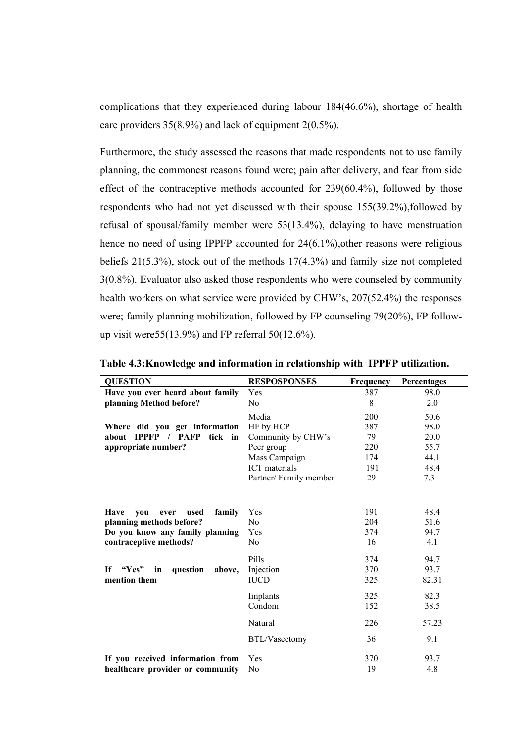complications that they experienced during labour 184(46.6%), shortage of health care providers 35(8.9%) and lack of equipment 2(0.5%).

Furthermore, the study assessed the reasons that made respondents not to use family planning, the commonest reasons found were; pain after delivery, and fear from side effect of the contraceptive methods accounted for 239(60.4%), followed by those respondents who had not yet discussed with their spouse 155(39.2%),followed by refusal of spousal/family member were 53(13.4%), delaying to have menstruation hence no need of using IPPFP accounted for 24(6.1%),other reasons were religious beliefs 21(5.3%), stock out of the methods 17(4.3%) and family size not completed 3(0.8%). Evaluator also asked those respondents who were counseled by community health workers on what service were provided by CHW's, 207(52.4%) the responses were; family planning mobilization, followed by FP counseling 79(20%), FP follow-up visit were55(13.9%) and FP referral 50(12.6%).

**Table 4.3:Knowledge and information in relationship with IPPFP utilization.**

| QUESTION | RESPOSPONSES | Frequency | Percentages |
|---|---|---|---|
| Have you ever heard about family planning Method before? | Yes | 387 | 98.0 |
| | No | 8 | 2.0 |
| Where did you get information about IPPFP / PAFP tick in appropriate number? | Media | 200 | 50.6 |
| | HF by HCP | 387 | 98.0 |
| | Community by CHW's | 79 | 20.0 |
| | Peer group | 220 | 55.7 |
| | Mass Campaign | 174 | 44.1 |
| | ICT materials | 191 | 48.4 |
| | Partner/ Family member | 29 | 7.3 |
| Have you ever used family planning methods before? | Yes | 191 | 48.4 |
| | No | 204 | 51.6 |
| Do you know any family planning contraceptive methods? | Yes | 374 | 94.7 |
| | No | 16 | 4.1 |
| If "Yes" in question above, mention them | Pills | 374 | 94.7 |
| | Injection | 370 | 93.7 |
| | IUCD | 325 | 82.31 |
| | Implants | 325 | 82.3 |
| | Condom | 152 | 38.5 |
| | Natural | 226 | 57.23 |
| | BTL/Vasectomy | 36 | 9.1 |
| If you received information from healthcare provider or community | Yes | 370 | 93.7 |
| | No | 19 | 4.8 |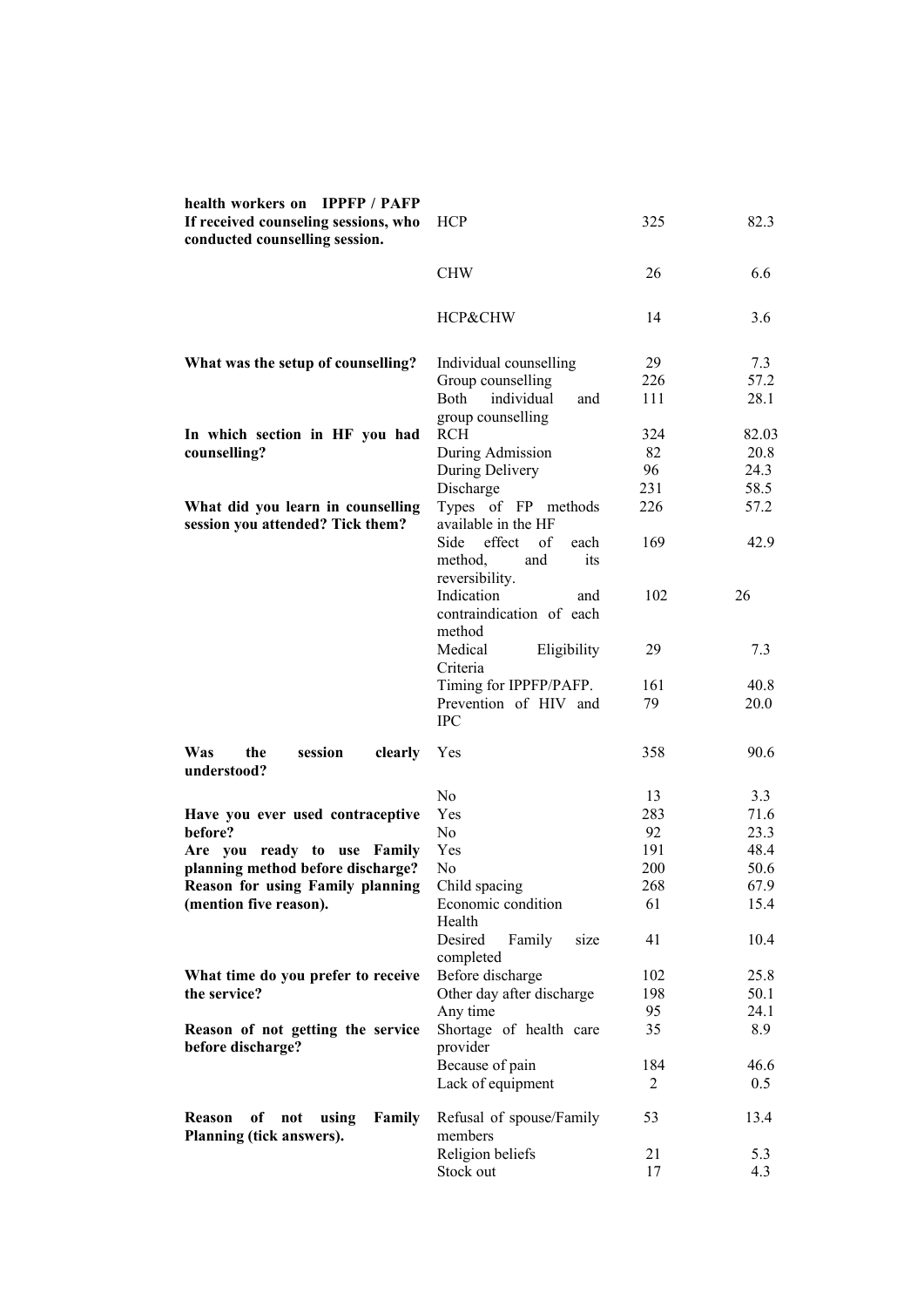| | | | |
|---|---|---|---|
| **health workers on IPPFP / PAFP** | | | |
| **If received counseling sessions, who conducted counselling session.** | HCP | 325 | 82.3 |
| | CHW | 26 | 6.6 |
| | HCP&CHW | 14 | 3.6 |
| **What was the setup of counselling?** | Individual counselling | 29 | 7.3 |
| | Group counselling | 226 | 57.2 |
| | Both individual and group counselling | 111 | 28.1 |
| **In which section in HF you had counselling?** | RCH | 324 | 82.03 |
| | During Admission | 82 | 20.8 |
| | During Delivery | 96 | 24.3 |
| | Discharge | 231 | 58.5 |
| **What did you learn in counselling session you attended? Tick them?** | Types of FP methods available in the HF | 226 | 57.2 |
| | Side effect of each method, and its reversibility. | 169 | 42.9 |
| | Indication and contraindication of each method | 102 | 26 |
| | Medical Eligibility Criteria | 29 | 7.3 |
| | Timing for IPPFP/PAFP. | 161 | 40.8 |
| | Prevention of HIV and IPC | 79 | 20.0 |
| **Was the session clearly understood?** | Yes | 358 | 90.6 |
| | No | 13 | 3.3 |
| **Have you ever used contraceptive before?** | Yes | 283 | 71.6 |
| | No | 92 | 23.3 |
| **Are you ready to use Family planning method before discharge?** | Yes | 191 | 48.4 |
| | No | 200 | 50.6 |
| **Reason for using Family planning (mention five reason).** | Child spacing | 268 | 67.9 |
| | Economic condition Health | 61 | 15.4 |
| | Desired Family size completed | 41 | 10.4 |
| **What time do you prefer to receive the service?** | Before discharge | 102 | 25.8 |
| | Other day after discharge | 198 | 50.1 |
| | Any time | 95 | 24.1 |
| **Reason of not getting the service before discharge?** | Shortage of health care provider | 35 | 8.9 |
| | Because of pain | 184 | 46.6 |
| | Lack of equipment | 2 | 0.5 |
| **Reason of not using Family Planning (tick answers).** | Refusal of spouse/Family members | 53 | 13.4 |
| | Religion beliefs | 21 | 5.3 |
| | Stock out | 17 | 4.3 |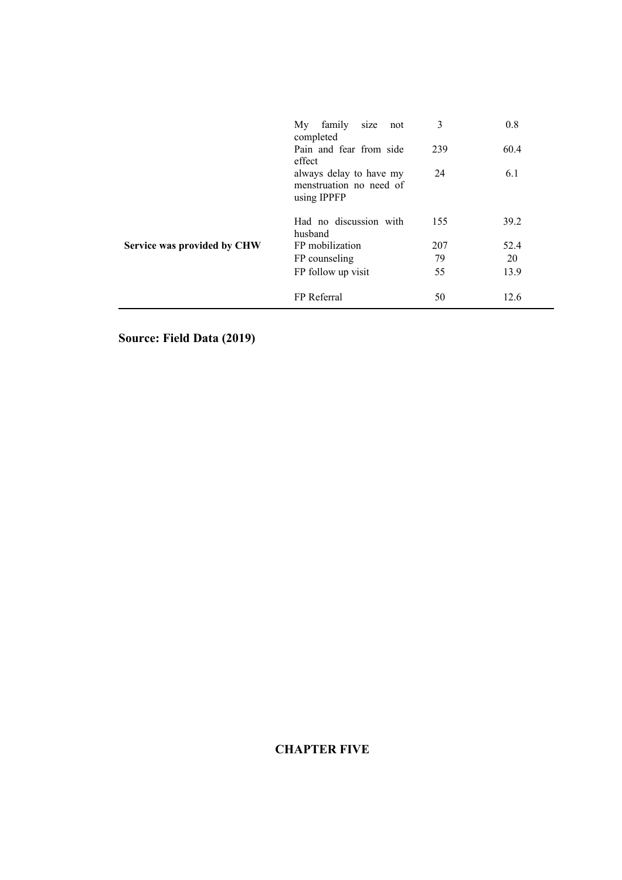| | | | |
|---|---|---|---|
| | My family size not completed | 3 | 0.8 |
| | Pain and fear from side effect | 239 | 60.4 |
| | always delay to have my menstruation no need of using IPPFP | 24 | 6.1 |
| | Had no discussion with husband | 155 | 39.2 |
| **Service was provided by CHW** | FP mobilization | 207 | 52.4 |
| | FP counseling | 79 | 20 |
| | FP follow up visit | 55 | 13.9 |
| | FP Referral | 50 | 12.6 |

**Source: Field Data (2019)**

# CHAPTER FIVE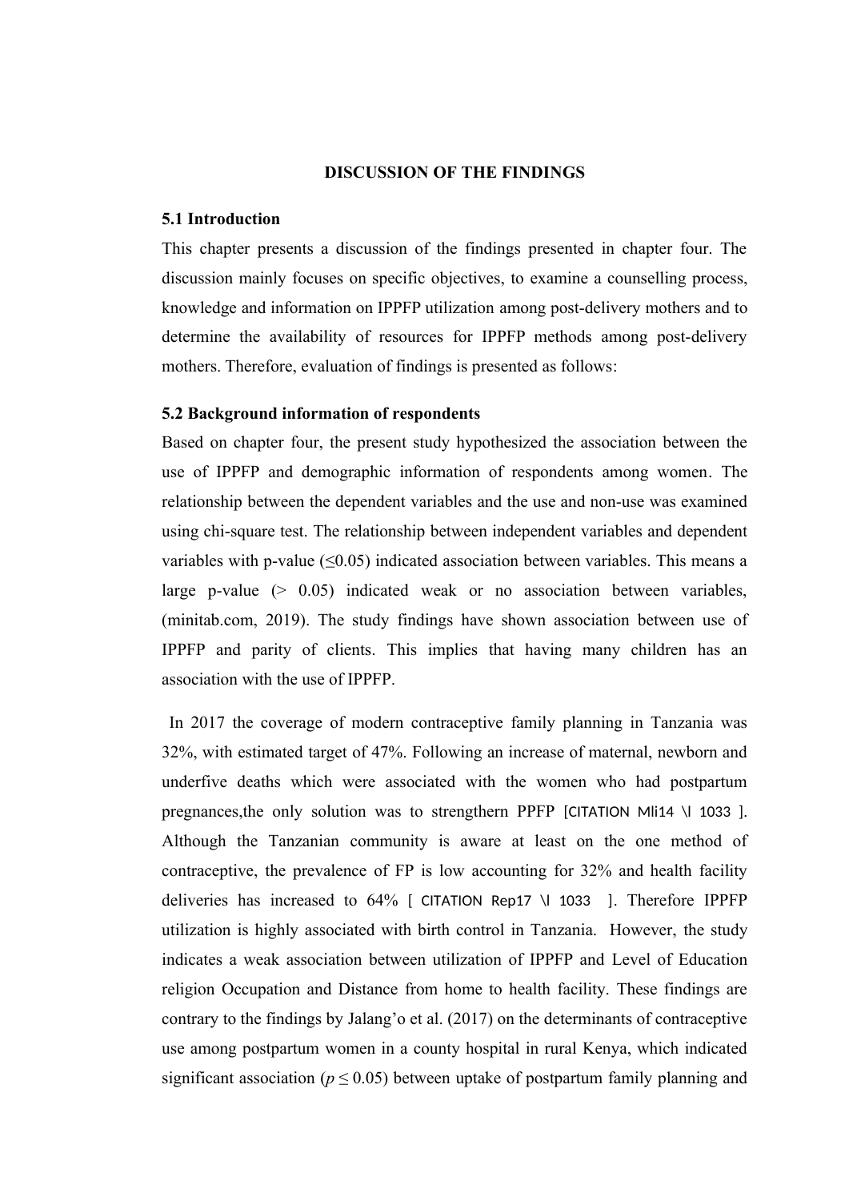## DISCUSSION OF THE FINDINGS

### 5.1 Introduction

This chapter presents a discussion of the findings presented in chapter four. The discussion mainly focuses on specific objectives, to examine a counselling process, knowledge and information on IPPFP utilization among post-delivery mothers and to determine the availability of resources for IPPFP methods among post-delivery mothers. Therefore, evaluation of findings is presented as follows:

### 5.2 Background information of respondents

Based on chapter four, the present study hypothesized the association between the use of IPPFP and demographic information of respondents among women. The relationship between the dependent variables and the use and non-use was examined using chi-square test. The relationship between independent variables and dependent variables with p-value ($\leq 0.05$) indicated association between variables. This means a large p-value ($> 0.05$) indicated weak or no association between variables, (minitab.com, 2019). The study findings have shown association between use of IPPFP and parity of clients. This implies that having many children has an association with the use of IPPFP.

In 2017 the coverage of modern contraceptive family planning in Tanzania was 32%, with estimated target of 47%. Following an increase of maternal, newborn and underfive deaths which were associated with the women who had postpartum pregnances,the only solution was to strengthern PPFP [CITATION Mli14 \l 1033 ]. Although the Tanzanian community is aware at least on the one method of contraceptive, the prevalence of FP is low accounting for 32% and health facility deliveries has increased to 64% [ CITATION Rep17 \l 1033 ]. Therefore IPPFP utilization is highly associated with birth control in Tanzania. However, the study indicates a weak association between utilization of IPPFP and Level of Education religion Occupation and Distance from home to health facility. These findings are contrary to the findings by Jalang'o et al. (2017) on the determinants of contraceptive use among postpartum women in a county hospital in rural Kenya, which indicated significant association ($p \leq 0.05$) between uptake of postpartum family planning and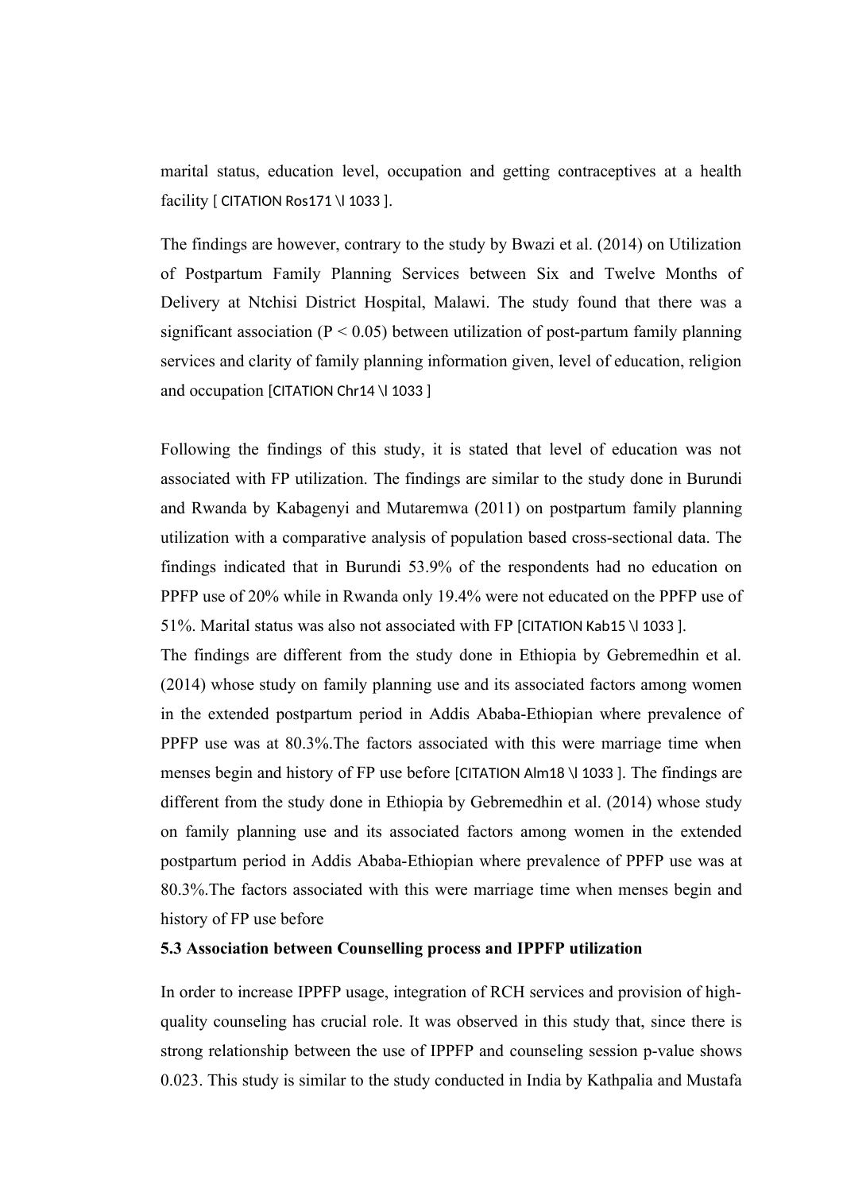marital status, education level, occupation and getting contraceptives at a health facility [ CITATION Ros171 \l 1033 ].

The findings are however, contrary to the study by Bwazi et al. (2014) on Utilization of Postpartum Family Planning Services between Six and Twelve Months of Delivery at Ntchisi District Hospital, Malawi. The study found that there was a significant association ($P < 0.05$) between utilization of post-partum family planning services and clarity of family planning information given, level of education, religion and occupation [CITATION Chr14 \l 1033 ]

Following the findings of this study, it is stated that level of education was not associated with FP utilization. The findings are similar to the study done in Burundi and Rwanda by Kabagenyi and Mutaremwa (2011) on postpartum family planning utilization with a comparative analysis of population based cross-sectional data. The findings indicated that in Burundi 53.9% of the respondents had no education on PPFP use of 20% while in Rwanda only 19.4% were not educated on the PPFP use of 51%. Marital status was also not associated with FP [CITATION Kab15 \l 1033 ].

The findings are different from the study done in Ethiopia by Gebremedhin et al. (2014) whose study on family planning use and its associated factors among women in the extended postpartum period in Addis Ababa-Ethiopian where prevalence of PPFP use was at 80.3%.The factors associated with this were marriage time when menses begin and history of FP use before [CITATION Alm18 \l 1033 ]. The findings are different from the study done in Ethiopia by Gebremedhin et al. (2014) whose study on family planning use and its associated factors among women in the extended postpartum period in Addis Ababa-Ethiopian where prevalence of PPFP use was at 80.3%.The factors associated with this were marriage time when menses begin and history of FP use before

### 5.3 Association between Counselling process and IPPFP utilization

In order to increase IPPFP usage, integration of RCH services and provision of high-quality counseling has crucial role. It was observed in this study that, since there is strong relationship between the use of IPPFP and counseling session p-value shows 0.023. This study is similar to the study conducted in India by Kathpalia and Mustafa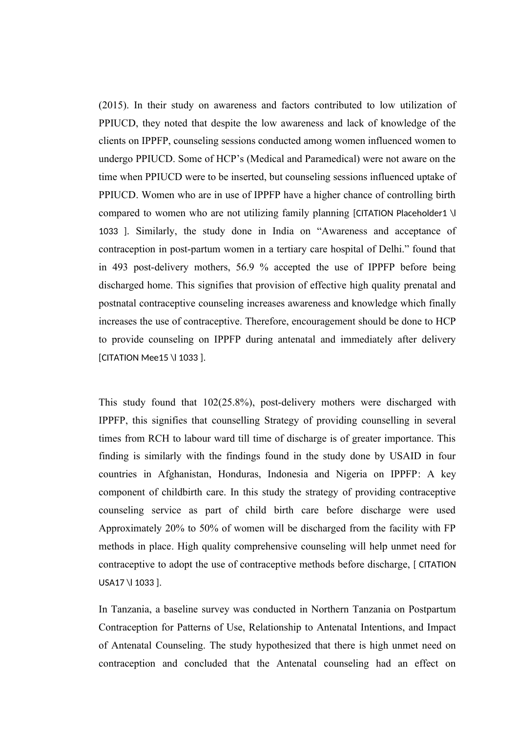(2015). In their study on awareness and factors contributed to low utilization of PPIUCD, they noted that despite the low awareness and lack of knowledge of the clients on IPPFP, counseling sessions conducted among women influenced women to undergo PPIUCD. Some of HCP's (Medical and Paramedical) were not aware on the time when PPIUCD were to be inserted, but counseling sessions influenced uptake of PPIUCD. Women who are in use of IPPFP have a higher chance of controlling birth compared to women who are not utilizing family planning [CITATION Placeholder1 \l 1033 ]. Similarly, the study done in India on "Awareness and acceptance of contraception in post-partum women in a tertiary care hospital of Delhi." found that in 493 post-delivery mothers, 56.9 % accepted the use of IPPFP before being discharged home. This signifies that provision of effective high quality prenatal and postnatal contraceptive counseling increases awareness and knowledge which finally increases the use of contraceptive. Therefore, encouragement should be done to HCP to provide counseling on IPPFP during antenatal and immediately after delivery [CITATION Mee15 \l 1033 ].

This study found that 102(25.8%), post-delivery mothers were discharged with IPPFP, this signifies that counselling Strategy of providing counselling in several times from RCH to labour ward till time of discharge is of greater importance. This finding is similarly with the findings found in the study done by USAID in four countries in Afghanistan, Honduras, Indonesia and Nigeria on IPPFP: A key component of childbirth care. In this study the strategy of providing contraceptive counseling service as part of child birth care before discharge were used Approximately 20% to 50% of women will be discharged from the facility with FP methods in place. High quality comprehensive counseling will help unmet need for contraceptive to adopt the use of contraceptive methods before discharge, [ CITATION USA17 \l 1033 ].

In Tanzania, a baseline survey was conducted in Northern Tanzania on Postpartum Contraception for Patterns of Use, Relationship to Antenatal Intentions, and Impact of Antenatal Counseling. The study hypothesized that there is high unmet need on contraception and concluded that the Antenatal counseling had an effect on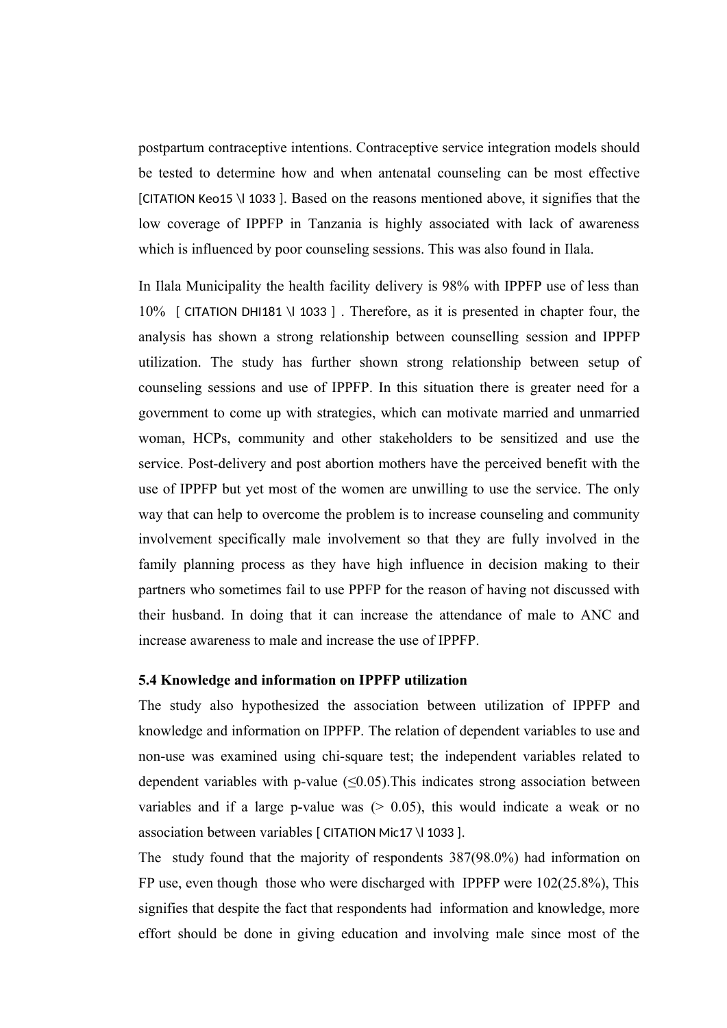postpartum contraceptive intentions. Contraceptive service integration models should be tested to determine how and when antenatal counseling can be most effective [CITATION Keo15 \l 1033 ]. Based on the reasons mentioned above, it signifies that the low coverage of IPPFP in Tanzania is highly associated with lack of awareness which is influenced by poor counseling sessions. This was also found in Ilala.

In Ilala Municipality the health facility delivery is 98% with IPPFP use of less than 10% [ CITATION DHI181 \l 1033 ] . Therefore, as it is presented in chapter four, the analysis has shown a strong relationship between counselling session and IPPFP utilization. The study has further shown strong relationship between setup of counseling sessions and use of IPPFP. In this situation there is greater need for a government to come up with strategies, which can motivate married and unmarried woman, HCPs, community and other stakeholders to be sensitized and use the service. Post-delivery and post abortion mothers have the perceived benefit with the use of IPPFP but yet most of the women are unwilling to use the service. The only way that can help to overcome the problem is to increase counseling and community involvement specifically male involvement so that they are fully involved in the family planning process as they have high influence in decision making to their partners who sometimes fail to use PPFP for the reason of having not discussed with their husband. In doing that it can increase the attendance of male to ANC and increase awareness to male and increase the use of IPPFP.

### 5.4 Knowledge and information on IPPFP utilization

The study also hypothesized the association between utilization of IPPFP and knowledge and information on IPPFP. The relation of dependent variables to use and non-use was examined using chi-square test; the independent variables related to dependent variables with p-value ($\leq 0.05$).This indicates strong association between variables and if a large p-value was ($> 0.05$), this would indicate a weak or no association between variables [ CITATION Mic17 \l 1033 ].

The study found that the majority of respondents 387(98.0%) had information on FP use, even though those who were discharged with IPPFP were 102(25.8%), This signifies that despite the fact that respondents had information and knowledge, more effort should be done in giving education and involving male since most of the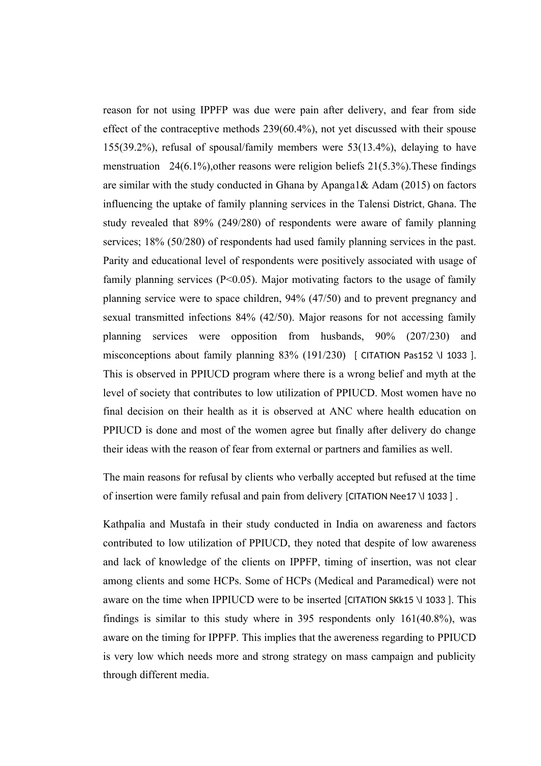reason for not using IPPFP was due were pain after delivery, and fear from side effect of the contraceptive methods 239(60.4%), not yet discussed with their spouse 155(39.2%), refusal of spousal/family members were 53(13.4%), delaying to have menstruation 24(6.1%),other reasons were religion beliefs 21(5.3%).These findings are similar with the study conducted in Ghana by Apanga1& Adam (2015) on factors influencing the uptake of family planning services in the Talensi District, Ghana. The study revealed that 89% (249/280) of respondents were aware of family planning services; 18% (50/280) of respondents had used family planning services in the past. Parity and educational level of respondents were positively associated with usage of family planning services (P<0.05). Major motivating factors to the usage of family planning service were to space children, 94% (47/50) and to prevent pregnancy and sexual transmitted infections 84% (42/50). Major reasons for not accessing family planning services were opposition from husbands, 90% (207/230) and misconceptions about family planning 83% (191/230) [ CITATION Pas152 \l 1033 ]. This is observed in PPIUCD program where there is a wrong belief and myth at the level of society that contributes to low utilization of PPIUCD. Most women have no final decision on their health as it is observed at ANC where health education on PPIUCD is done and most of the women agree but finally after delivery do change their ideas with the reason of fear from external or partners and families as well.

The main reasons for refusal by clients who verbally accepted but refused at the time of insertion were family refusal and pain from delivery [CITATION Nee17 \l 1033 ] .

Kathpalia and Mustafa in their study conducted in India on awareness and factors contributed to low utilization of PPIUCD, they noted that despite of low awareness and lack of knowledge of the clients on IPPFP, timing of insertion, was not clear among clients and some HCPs. Some of HCPs (Medical and Paramedical) were not aware on the time when IPPIUCD were to be inserted [CITATION SKk15 \l 1033 ]. This findings is similar to this study where in 395 respondents only 161(40.8%), was aware on the timing for IPPFP. This implies that the awereness regarding to PPIUCD is very low which needs more and strong strategy on mass campaign and publicity through different media.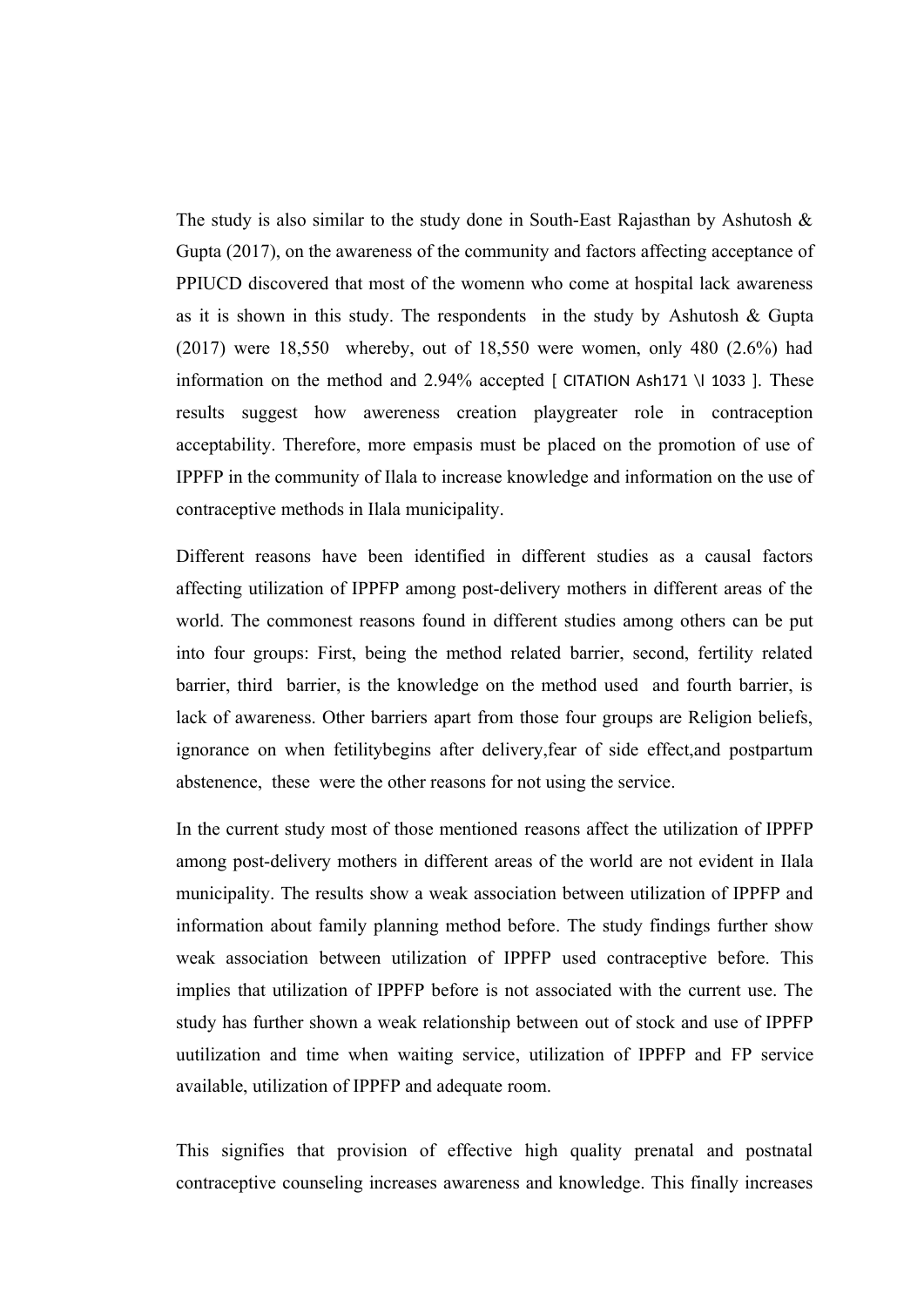The study is also similar to the study done in South-East Rajasthan by Ashutosh & Gupta (2017), on the awareness of the community and factors affecting acceptance of PPIUCD discovered that most of the womenn who come at hospital lack awareness as it is shown in this study. The respondents in the study by Ashutosh & Gupta (2017) were 18,550 whereby, out of 18,550 were women, only 480 (2.6%) had information on the method and 2.94% accepted [ CITATION Ash171 \l 1033 ]. These results suggest how awereness creation playgreater role in contraception acceptability. Therefore, more empasis must be placed on the promotion of use of IPPFP in the community of Ilala to increase knowledge and information on the use of contraceptive methods in Ilala municipality.

Different reasons have been identified in different studies as a causal factors affecting utilization of IPPFP among post-delivery mothers in different areas of the world. The commonest reasons found in different studies among others can be put into four groups: First, being the method related barrier, second, fertility related barrier, third barrier, is the knowledge on the method used and fourth barrier, is lack of awareness. Other barriers apart from those four groups are Religion beliefs, ignorance on when fetilitybegins after delivery,fear of side effect,and postpartum abstenence, these were the other reasons for not using the service.

In the current study most of those mentioned reasons affect the utilization of IPPFP among post-delivery mothers in different areas of the world are not evident in Ilala municipality. The results show a weak association between utilization of IPPFP and information about family planning method before. The study findings further show weak association between utilization of IPPFP used contraceptive before. This implies that utilization of IPPFP before is not associated with the current use. The study has further shown a weak relationship between out of stock and use of IPPFP uutilization and time when waiting service, utilization of IPPFP and FP service available, utilization of IPPFP and adequate room.

This signifies that provision of effective high quality prenatal and postnatal contraceptive counseling increases awareness and knowledge. This finally increases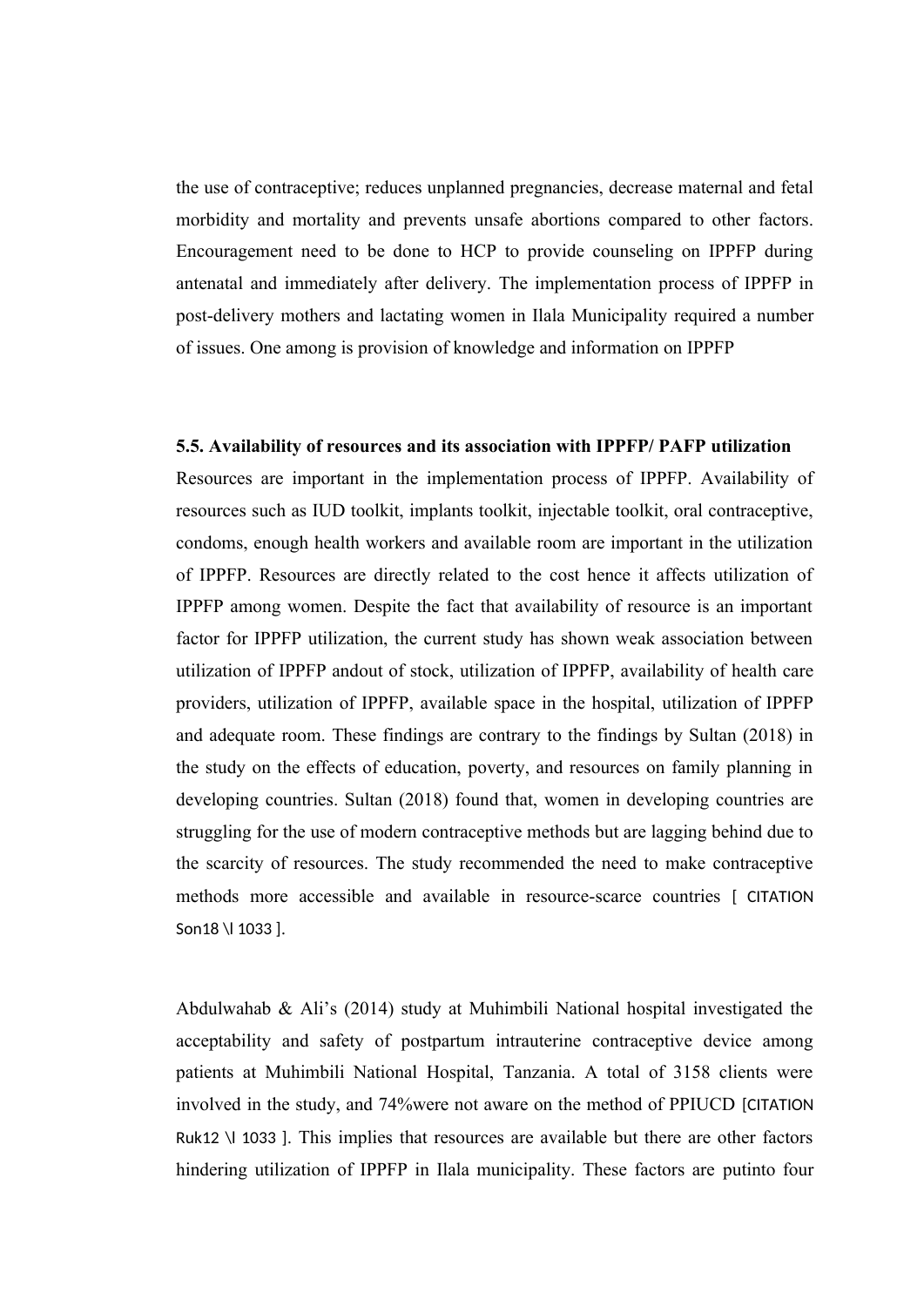the use of contraceptive; reduces unplanned pregnancies, decrease maternal and fetal morbidity and mortality and prevents unsafe abortions compared to other factors. Encouragement need to be done to HCP to provide counseling on IPPFP during antenatal and immediately after delivery. The implementation process of IPPFP in post-delivery mothers and lactating women in Ilala Municipality required a number of issues. One among is provision of knowledge and information on IPPFP

**5.5. Availability of resources and its association with IPPFP/ PAFP utilization**

Resources are important in the implementation process of IPPFP. Availability of resources such as IUD toolkit, implants toolkit, injectable toolkit, oral contraceptive, condoms, enough health workers and available room are important in the utilization of IPPFP. Resources are directly related to the cost hence it affects utilization of IPPFP among women. Despite the fact that availability of resource is an important factor for IPPFP utilization, the current study has shown weak association between utilization of IPPFP andout of stock, utilization of IPPFP, availability of health care providers, utilization of IPPFP, available space in the hospital, utilization of IPPFP and adequate room. These findings are contrary to the findings by Sultan (2018) in the study on the effects of education, poverty, and resources on family planning in developing countries. Sultan (2018) found that, women in developing countries are struggling for the use of modern contraceptive methods but are lagging behind due to the scarcity of resources. The study recommended the need to make contraceptive methods more accessible and available in resource-scarce countries [ CITATION Son18 \l 1033 ].

Abdulwahab & Ali's (2014) study at Muhimbili National hospital investigated the acceptability and safety of postpartum intrauterine contraceptive device among patients at Muhimbili National Hospital, Tanzania. A total of 3158 clients were involved in the study, and 74%were not aware on the method of PPIUCD [CITATION Ruk12 \l 1033 ]. This implies that resources are available but there are other factors hindering utilization of IPPFP in Ilala municipality. These factors are putinto four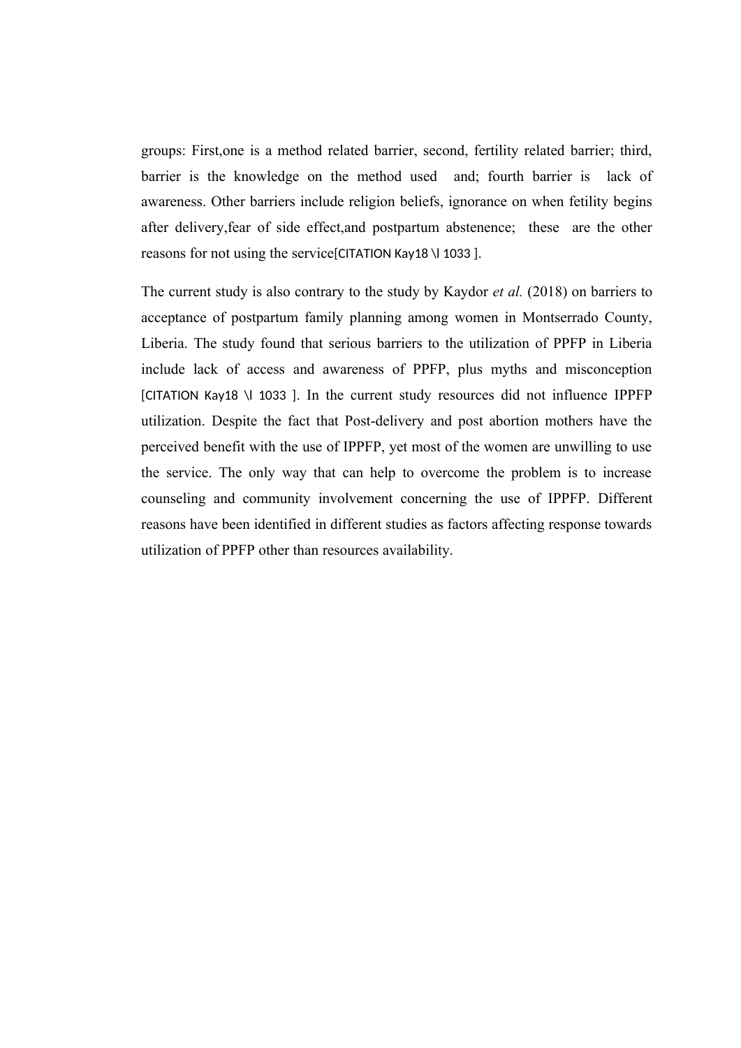groups: First,one is a method related barrier, second, fertility related barrier; third, barrier is the knowledge on the method used and; fourth barrier is lack of awareness. Other barriers include religion beliefs, ignorance on when fetility begins after delivery,fear of side effect,and postpartum abstenence; these are the other reasons for not using the service[CITATION Kay18 \l 1033 ].

The current study is also contrary to the study by Kaydor *et al.* (2018) on barriers to acceptance of postpartum family planning among women in Montserrado County, Liberia. The study found that serious barriers to the utilization of PPFP in Liberia include lack of access and awareness of PPFP, plus myths and misconception [CITATION Kay18 \l 1033 ]. In the current study resources did not influence IPPFP utilization. Despite the fact that Post-delivery and post abortion mothers have the perceived benefit with the use of IPPFP, yet most of the women are unwilling to use the service. The only way that can help to overcome the problem is to increase counseling and community involvement concerning the use of IPPFP. Different reasons have been identified in different studies as factors affecting response towards utilization of PPFP other than resources availability.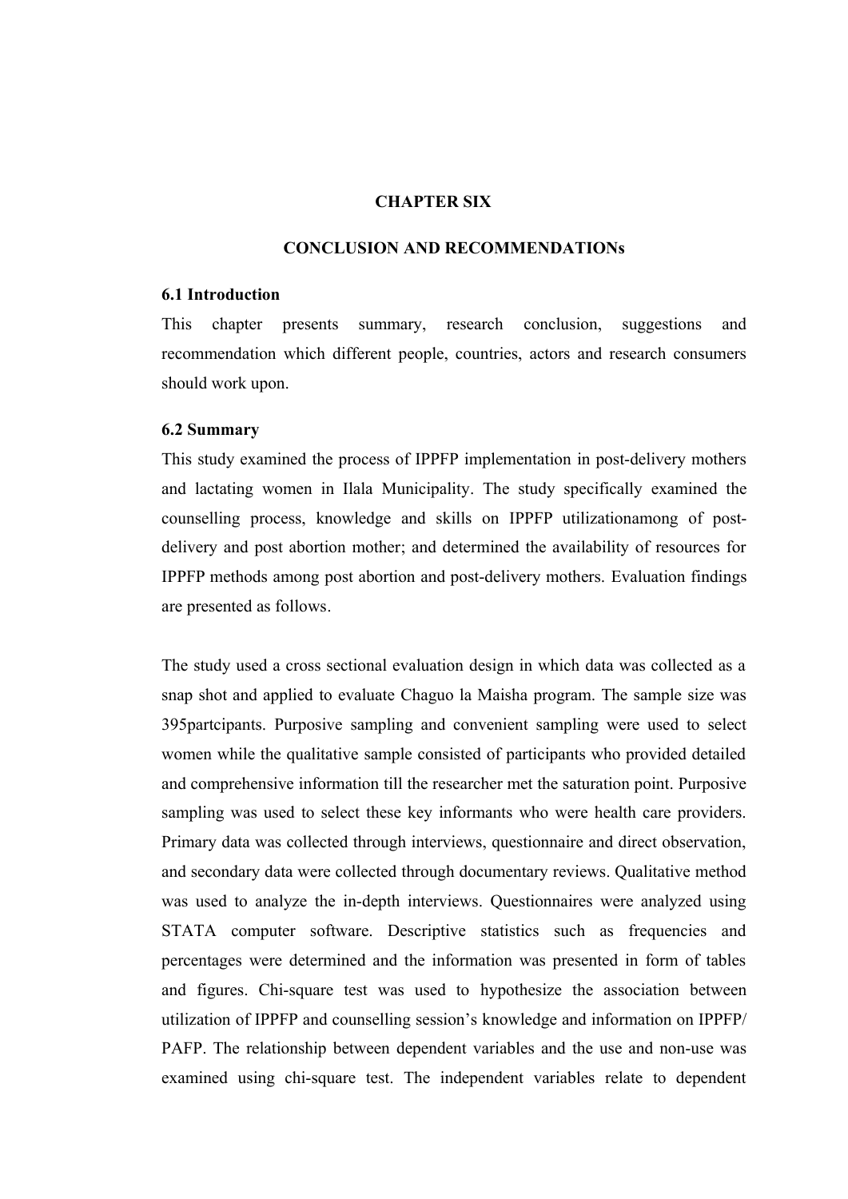# CHAPTER SIX

# CONCLUSION AND RECOMMENDATIONs

## 6.1 Introduction

This chapter presents summary, research conclusion, suggestions and recommendation which different people, countries, actors and research consumers should work upon.

## 6.2 Summary

This study examined the process of IPPFP implementation in post-delivery mothers and lactating women in Ilala Municipality. The study specifically examined the counselling process, knowledge and skills on IPPFP utilizationamong of post-delivery and post abortion mother; and determined the availability of resources for IPPFP methods among post abortion and post-delivery mothers. Evaluation findings are presented as follows.

The study used a cross sectional evaluation design in which data was collected as a snap shot and applied to evaluate Chaguo la Maisha program. The sample size was 395partcipants. Purposive sampling and convenient sampling were used to select women while the qualitative sample consisted of participants who provided detailed and comprehensive information till the researcher met the saturation point. Purposive sampling was used to select these key informants who were health care providers. Primary data was collected through interviews, questionnaire and direct observation, and secondary data were collected through documentary reviews. Qualitative method was used to analyze the in-depth interviews. Questionnaires were analyzed using STATA computer software. Descriptive statistics such as frequencies and percentages were determined and the information was presented in form of tables and figures. Chi-square test was used to hypothesize the association between utilization of IPPFP and counselling session's knowledge and information on IPPFP/ PAFP. The relationship between dependent variables and the use and non-use was examined using chi-square test. The independent variables relate to dependent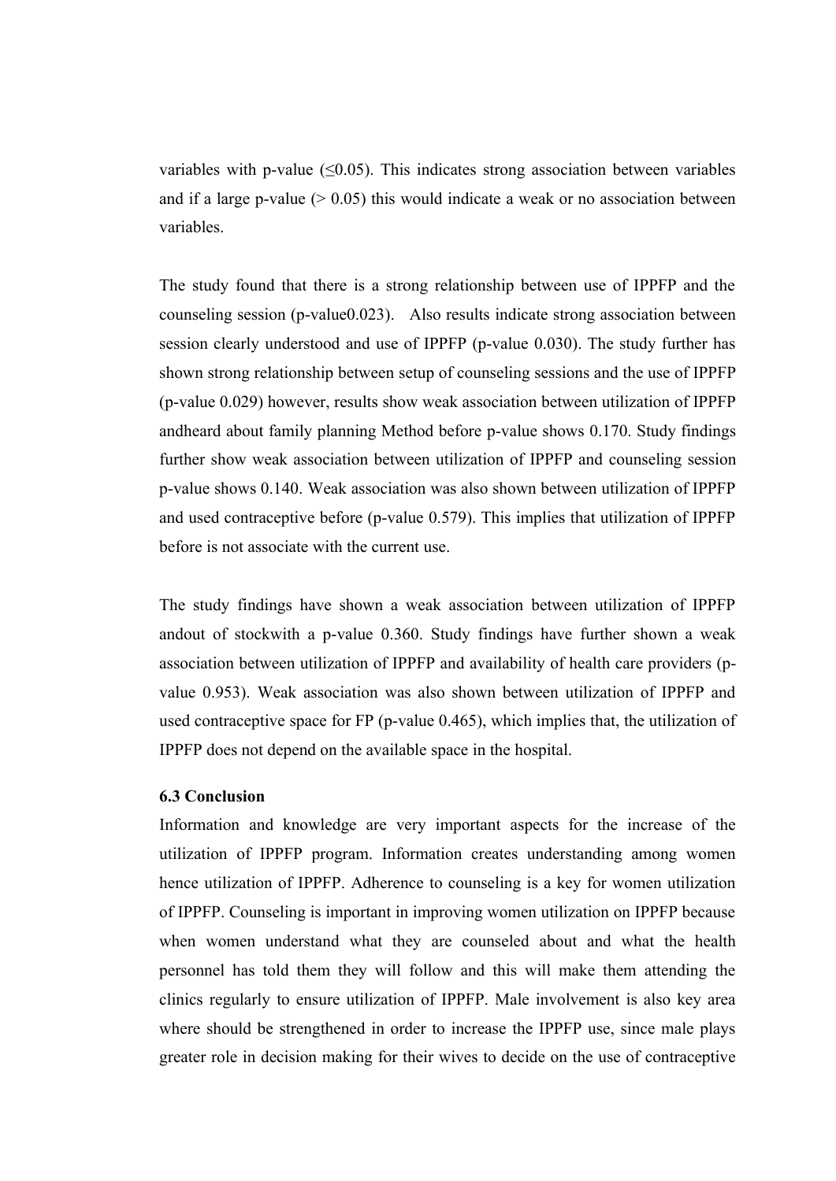variables with p-value ($\leq 0.05$). This indicates strong association between variables and if a large p-value ($> 0.05$) this would indicate a weak or no association between variables.

The study found that there is a strong relationship between use of IPPFP and the counseling session (p-value0.023). Also results indicate strong association between session clearly understood and use of IPPFP (p-value 0.030). The study further has shown strong relationship between setup of counseling sessions and the use of IPPFP (p-value 0.029) however, results show weak association between utilization of IPPFP andheard about family planning Method before p-value shows 0.170. Study findings further show weak association between utilization of IPPFP and counseling session p-value shows 0.140. Weak association was also shown between utilization of IPPFP and used contraceptive before (p-value 0.579). This implies that utilization of IPPFP before is not associate with the current use.

The study findings have shown a weak association between utilization of IPPFP andout of stockwith a p-value 0.360. Study findings have further shown a weak association between utilization of IPPFP and availability of health care providers (p-value 0.953). Weak association was also shown between utilization of IPPFP and used contraceptive space for FP (p-value 0.465), which implies that, the utilization of IPPFP does not depend on the available space in the hospital.

### 6.3 Conclusion

Information and knowledge are very important aspects for the increase of the utilization of IPPFP program. Information creates understanding among women hence utilization of IPPFP. Adherence to counseling is a key for women utilization of IPPFP. Counseling is important in improving women utilization on IPPFP because when women understand what they are counseled about and what the health personnel has told them they will follow and this will make them attending the clinics regularly to ensure utilization of IPPFP. Male involvement is also key area where should be strengthened in order to increase the IPPFP use, since male plays greater role in decision making for their wives to decide on the use of contraceptive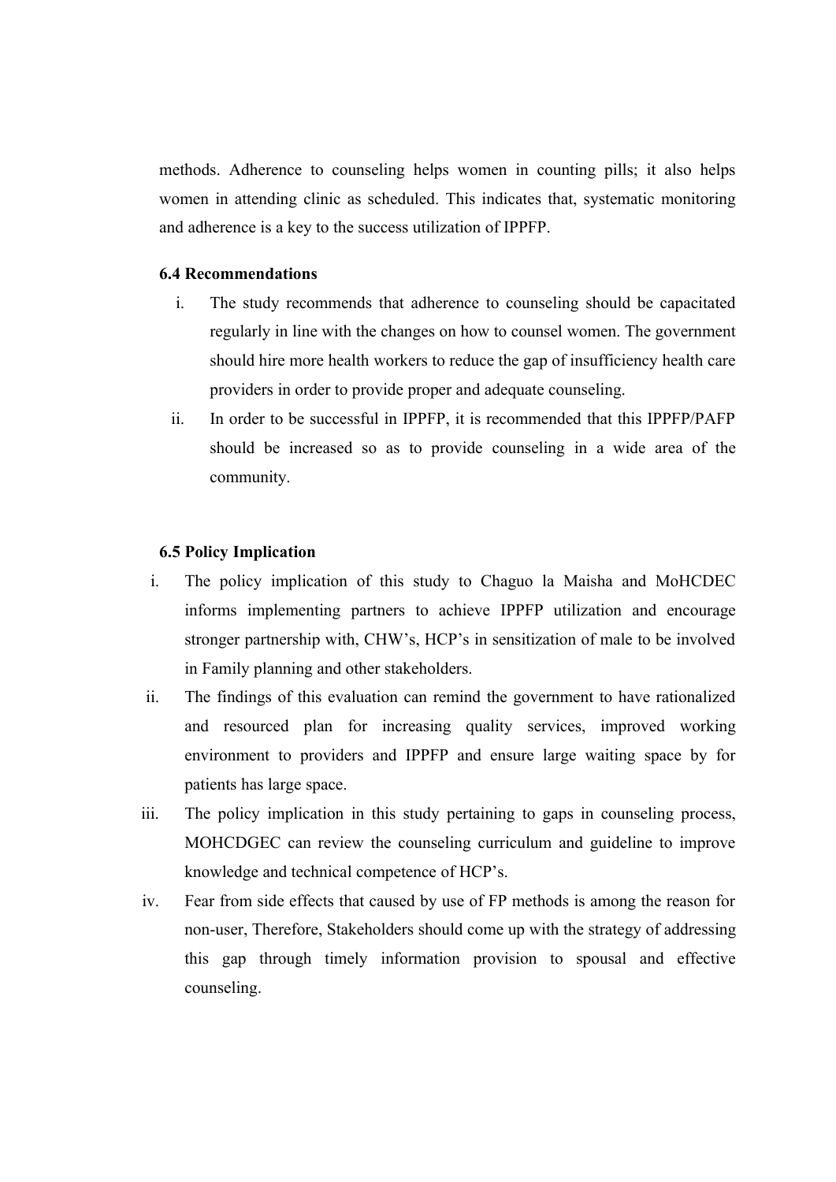methods. Adherence to counseling helps women in counting pills; it also helps women in attending clinic as scheduled. This indicates that, systematic monitoring and adherence is a key to the success utilization of IPPFP.

### 6.4 Recommendations

i. The study recommends that adherence to counseling should be capacitated regularly in line with the changes on how to counsel women. The government should hire more health workers to reduce the gap of insufficiency health care providers in order to provide proper and adequate counseling.

ii. In order to be successful in IPPFP, it is recommended that this IPPFP/PAFP should be increased so as to provide counseling in a wide area of the community.

### 6.5 Policy Implication

i. The policy implication of this study to Chaguo la Maisha and MoHCDEC informs implementing partners to achieve IPPFP utilization and encourage stronger partnership with, CHW's, HCP's in sensitization of male to be involved in Family planning and other stakeholders.

ii. The findings of this evaluation can remind the government to have rationalized and resourced plan for increasing quality services, improved working environment to providers and IPPFP and ensure large waiting space by for patients has large space.

iii. The policy implication in this study pertaining to gaps in counseling process, MOHCDGEC can review the counseling curriculum and guideline to improve knowledge and technical competence of HCP's.

iv. Fear from side effects that caused by use of FP methods is among the reason for non-user, Therefore, Stakeholders should come up with the strategy of addressing this gap through timely information provision to spousal and effective counseling.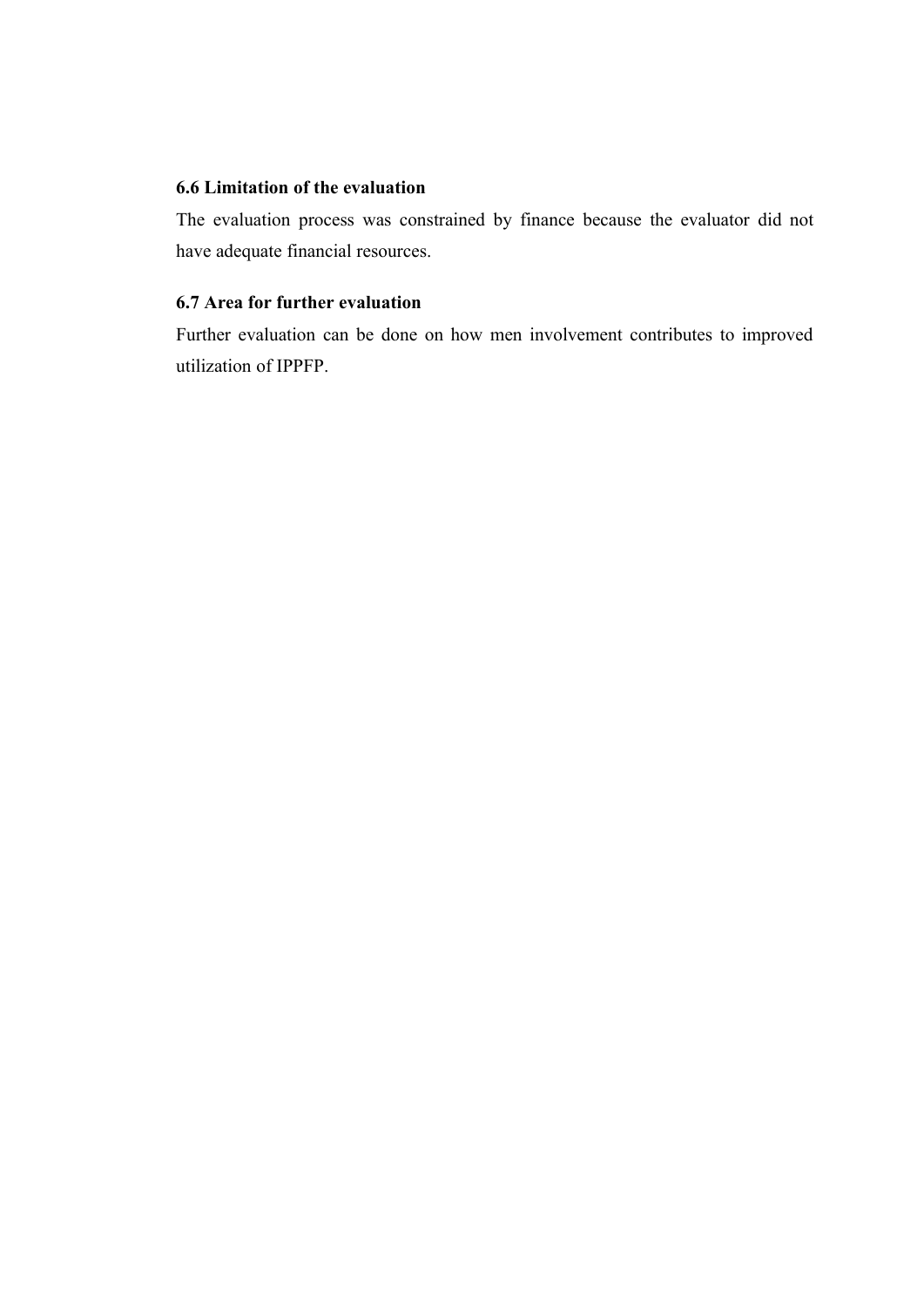### 6.6 Limitation of the evaluation

The evaluation process was constrained by finance because the evaluator did not have adequate financial resources.

### 6.7 Area for further evaluation

Further evaluation can be done on how men involvement contributes to improved utilization of IPPFP.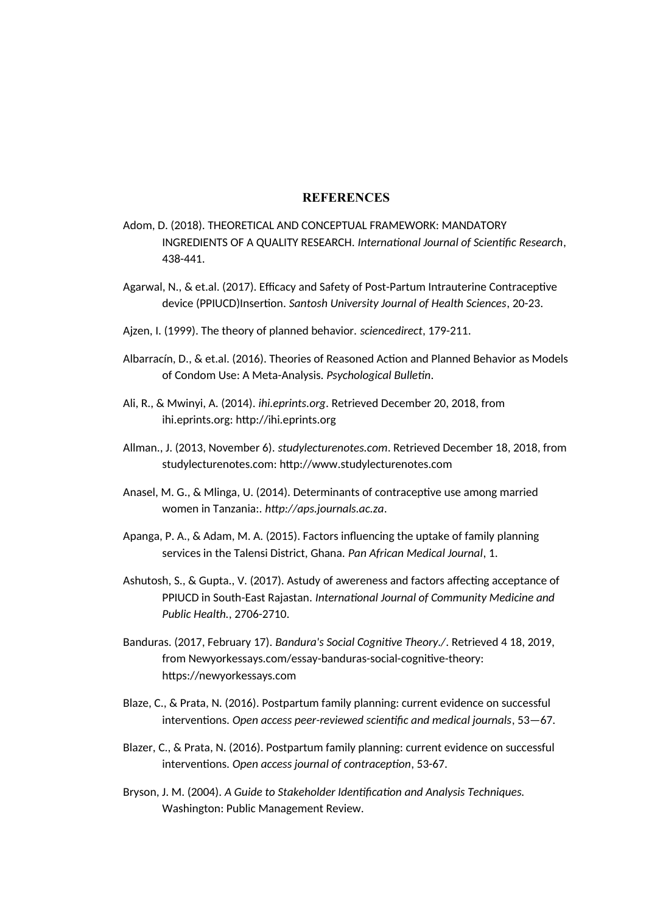## REFERENCES

Adom, D. (2018). THEORETICAL AND CONCEPTUAL FRAMEWORK: MANDATORY INGREDIENTS OF A QUALITY RESEARCH. *International Journal of Scientific Research*, 438-441.

Agarwal, N., & et.al. (2017). Efficacy and Safety of Post-Partum Intrauterine Contraceptive device (PPIUCD)Insertion. *Santosh University Journal of Health Sciences*, 20-23.

Ajzen, I. (1999). The theory of planned behavior. *sciencedirect*, 179-211.

Albarracín, D., & et.al. (2016). Theories of Reasoned Action and Planned Behavior as Models of Condom Use: A Meta-Analysis. *Psychological Bulletin*.

Ali, R., & Mwinyi, A. (2014). *ihi.eprints.org*. Retrieved December 20, 2018, from ihi.eprints.org: http://ihi.eprints.org

Allman., J. (2013, November 6). *studylecturenotes.com*. Retrieved December 18, 2018, from studylecturenotes.com: http://www.studylecturenotes.com

Anasel, M. G., & Mlinga, U. (2014). Determinants of contraceptive use among married women in Tanzania:. *http://aps.journals.ac.za*.

Apanga, P. A., & Adam, M. A. (2015). Factors influencing the uptake of family planning services in the Talensi District, Ghana. *Pan African Medical Journal*, 1.

Ashutosh, S., & Gupta., V. (2017). Astudy of awereness and factors affecting acceptance of PPIUCD in South-East Rajastan. *International Journal of Community Medicine and Public Health.*, 2706-2710.

Banduras. (2017, February 17). *Bandura's Social Cognitive Theory./*. Retrieved 4 18, 2019, from Newyorkessays.com/essay-banduras-social-cognitive-theory: https://newyorkessays.com

Blaze, C., & Prata, N. (2016). Postpartum family planning: current evidence on successful interventions. *Open access peer-reviewed scientific and medical journals*, 53—67.

Blazer, C., & Prata, N. (2016). Postpartum family planning: current evidence on successful interventions. *Open access journal of contraception*, 53-67.

Bryson, J. M. (2004). *A Guide to Stakeholder Identification and Analysis Techniques.* Washington: Public Management Review.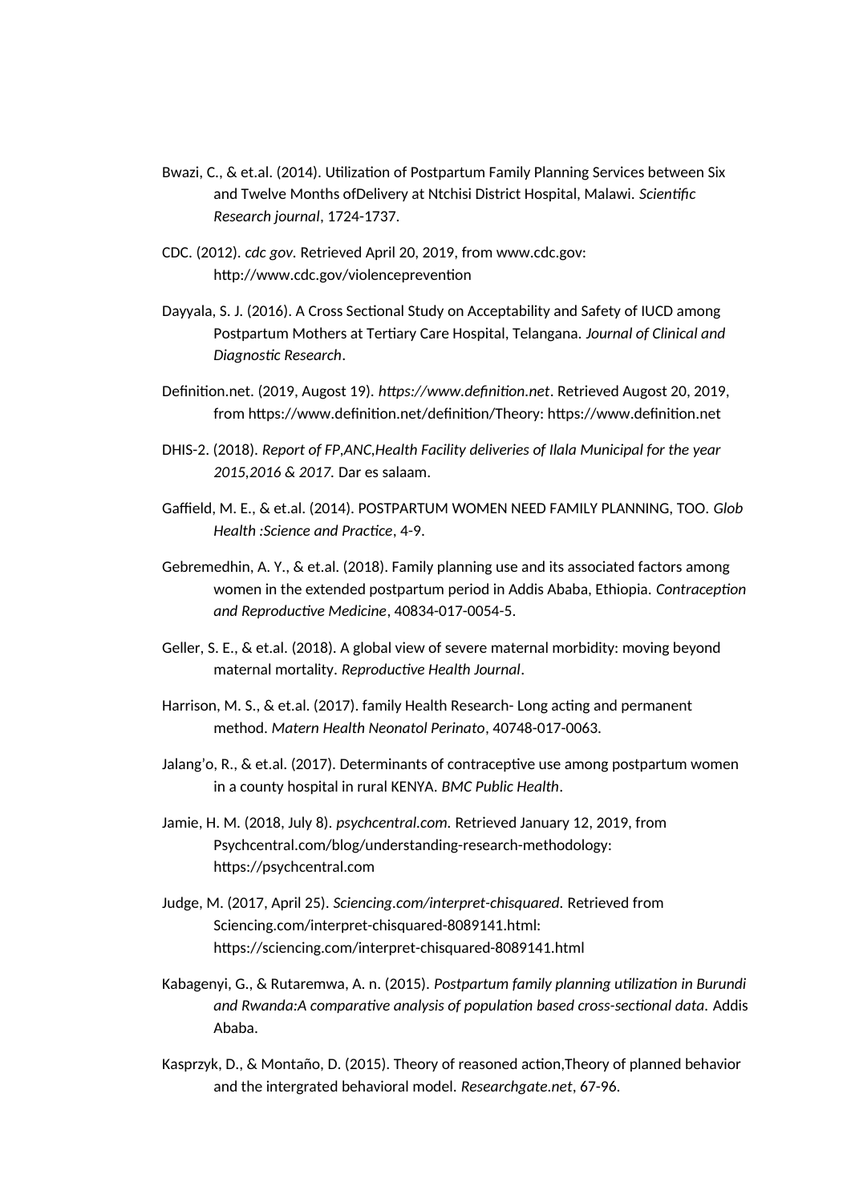Bwazi, C., & et.al. (2014). Utilization of Postpartum Family Planning Services between Six and Twelve Months ofDelivery at Ntchisi District Hospital, Malawi. *Scientific Research journal*, 1724-1737.

CDC. (2012). *cdc gov.* Retrieved April 20, 2019, from www.cdc.gov: http://www.cdc.gov/violenceprevention

Dayyala, S. J. (2016). A Cross Sectional Study on Acceptability and Safety of IUCD among Postpartum Mothers at Tertiary Care Hospital, Telangana. *Journal of Clinical and Diagnostic Research*.

Definition.net. (2019, Augost 19). *https://www.definition.net*. Retrieved Augost 20, 2019, from https://www.definition.net/definition/Theory: https://www.definition.net

DHIS-2. (2018). *Report of FP,ANC,Health Facility deliveries of Ilala Municipal for the year 2015,2016 & 2017.* Dar es salaam.

Gaffield, M. E., & et.al. (2014). POSTPARTUM WOMEN NEED FAMILY PLANNING, TOO. *Glob Health :Science and Practice*, 4-9.

Gebremedhin, A. Y., & et.al. (2018). Family planning use and its associated factors among women in the extended postpartum period in Addis Ababa, Ethiopia. *Contraception and Reproductive Medicine*, 40834-017-0054-5.

Geller, S. E., & et.al. (2018). A global view of severe maternal morbidity: moving beyond maternal mortality. *Reproductive Health Journal*.

Harrison, M. S., & et.al. (2017). family Health Research- Long acting and permanent method. *Matern Health Neonatol Perinato*, 40748-017-0063.

Jalang'o, R., & et.al. (2017). Determinants of contraceptive use among postpartum women in a county hospital in rural KENYA. *BMC Public Health*.

Jamie, H. M. (2018, July 8). *psychcentral.com.* Retrieved January 12, 2019, from Psychcentral.com/blog/understanding-research-methodology: https://psychcentral.com

Judge, M. (2017, April 25). *Sciencing.com/interpret-chisquared.* Retrieved from Sciencing.com/interpret-chisquared-8089141.html: https://sciencing.com/interpret-chisquared-8089141.html

Kabagenyi, G., & Rutaremwa, A. n. (2015). *Postpartum family planning utilization in Burundi and Rwanda:A comparative analysis of population based cross-sectional data.* Addis Ababa.

Kasprzyk, D., & Montaño, D. (2015). Theory of reasoned action,Theory of planned behavior and the intergrated behavioral model. *Researchgate.net*, 67-96.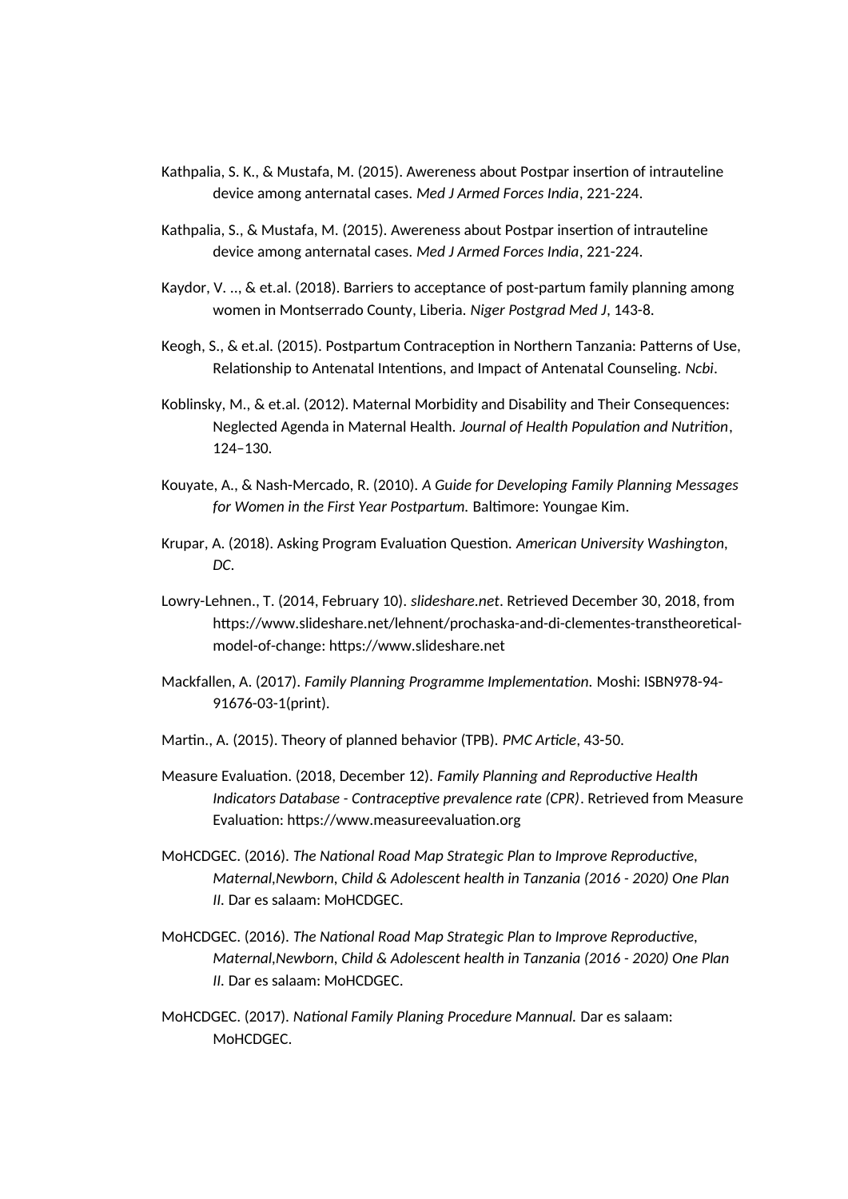Kathpalia, S. K., & Mustafa, M. (2015). Awereness about Postpar insertion of intrauteline device among anternatal cases. *Med J Armed Forces India*, 221-224.

Kathpalia, S., & Mustafa, M. (2015). Awereness about Postpar insertion of intrauteline device among anternatal cases. *Med J Armed Forces India*, 221-224.

Kaydor, V. .., & et.al. (2018). Barriers to acceptance of post-partum family planning among women in Montserrado County, Liberia. *Niger Postgrad Med J*, 143-8.

Keogh, S., & et.al. (2015). Postpartum Contraception in Northern Tanzania: Patterns of Use, Relationship to Antenatal Intentions, and Impact of Antenatal Counseling. *Ncbi*.

Koblinsky, M., & et.al. (2012). Maternal Morbidity and Disability and Their Consequences: Neglected Agenda in Maternal Health. *Journal of Health Population and Nutrition*, 124–130.

Kouyate, A., & Nash-Mercado, R. (2010). *A Guide for Developing Family Planning Messages for Women in the First Year Postpartum.* Baltimore: Youngae Kim.

Krupar, A. (2018). Asking Program Evaluation Question. *American University Washington, DC*.

Lowry-Lehnen., T. (2014, February 10). *slideshare.net*. Retrieved December 30, 2018, from https://www.slideshare.net/lehnent/prochaska-and-di-clementes-transtheoretical-model-of-change: https://www.slideshare.net

Mackfallen, A. (2017). *Family Planning Programme Implementation.* Moshi: ISBN978-94-91676-03-1(print).

Martin., A. (2015). Theory of planned behavior (TPB). *PMC Article*, 43-50.

Measure Evaluation. (2018, December 12). *Family Planning and Reproductive Health Indicators Database - Contraceptive prevalence rate (CPR)*. Retrieved from Measure Evaluation: https://www.measureevaluation.org

MoHCDGEC. (2016). *The National Road Map Strategic Plan to Improve Reproductive, Maternal,Newborn, Child & Adolescent health in Tanzania (2016 - 2020) One Plan II.* Dar es salaam: MoHCDGEC.

MoHCDGEC. (2016). *The National Road Map Strategic Plan to Improve Reproductive, Maternal,Newborn, Child & Adolescent health in Tanzania (2016 - 2020) One Plan II.* Dar es salaam: MoHCDGEC.

MoHCDGEC. (2017). *National Family Planing Procedure Mannual.* Dar es salaam: MoHCDGEC.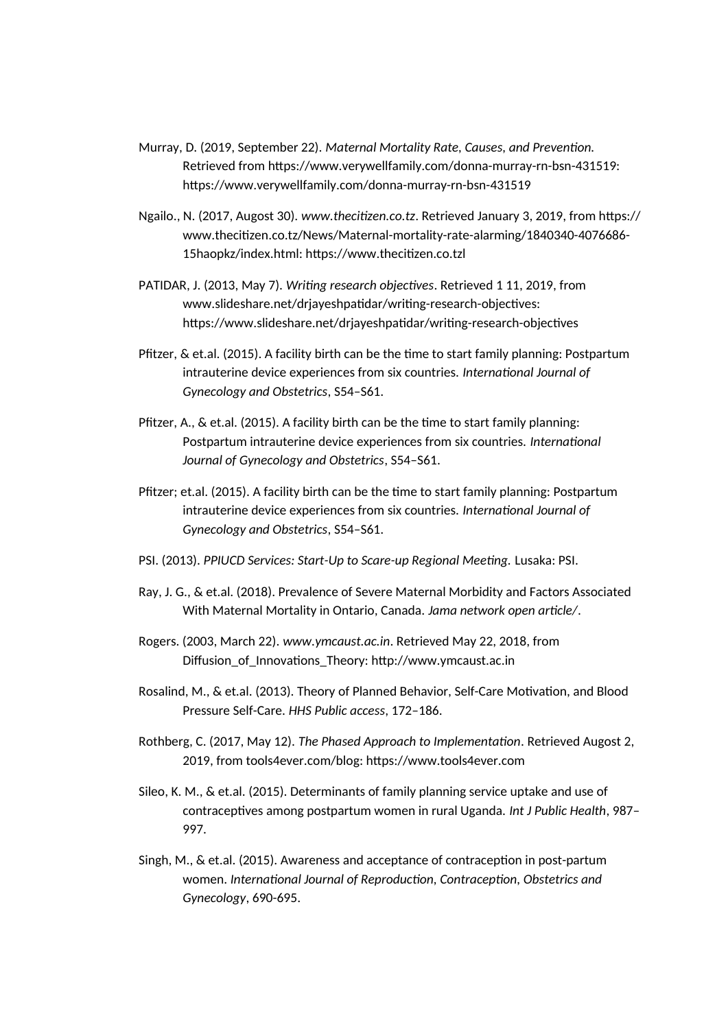Murray, D. (2019, September 22). *Maternal Mortality Rate, Causes, and Prevention.* Retrieved from https://www.verywellfamily.com/donna-murray-rn-bsn-431519: https://www.verywellfamily.com/donna-murray-rn-bsn-431519

Ngailo., N. (2017, Augost 30). *www.thecitizen.co.tz*. Retrieved January 3, 2019, from https://www.thecitizen.co.tz/News/Maternal-mortality-rate-alarming/1840340-4076686-15haopkz/index.html: https://www.thecitizen.co.tzl

PATIDAR, J. (2013, May 7). *Writing research objectives*. Retrieved 1 11, 2019, from www.slideshare.net/drjayeshpatidar/writing-research-objectives: https://www.slideshare.net/drjayeshpatidar/writing-research-objectives

Pfitzer, & et.al. (2015). A facility birth can be the time to start family planning: Postpartum intrauterine device experiences from six countries. *International Journal of Gynecology and Obstetrics*, S54–S61.

Pfitzer, A., & et.al. (2015). A facility birth can be the time to start family planning: Postpartum intrauterine device experiences from six countries. *International Journal of Gynecology and Obstetrics*, S54–S61.

Pfitzer; et.al. (2015). A facility birth can be the time to start family planning: Postpartum intrauterine device experiences from six countries. *International Journal of Gynecology and Obstetrics*, S54–S61.

PSI. (2013). *PPIUCD Services: Start-Up to Scare-up Regional Meeting.* Lusaka: PSI.

Ray, J. G., & et.al. (2018). Prevalence of Severe Maternal Morbidity and Factors Associated With Maternal Mortality in Ontario, Canada. *Jama network open article/*.

Rogers. (2003, March 22). *www.ymcaust.ac.in*. Retrieved May 22, 2018, from Diffusion_of_Innovations_Theory: http://www.ymcaust.ac.in

Rosalind, M., & et.al. (2013). Theory of Planned Behavior, Self-Care Motivation, and Blood Pressure Self-Care. *HHS Public access*, 172–186.

Rothberg, C. (2017, May 12). *The Phased Approach to Implementation*. Retrieved Augost 2, 2019, from tools4ever.com/blog: https://www.tools4ever.com

Sileo, K. M., & et.al. (2015). Determinants of family planning service uptake and use of contraceptives among postpartum women in rural Uganda. *Int J Public Health*, 987–997.

Singh, M., & et.al. (2015). Awareness and acceptance of contraception in post-partum women. *International Journal of Reproduction, Contraception, Obstetrics and Gynecology*, 690-695.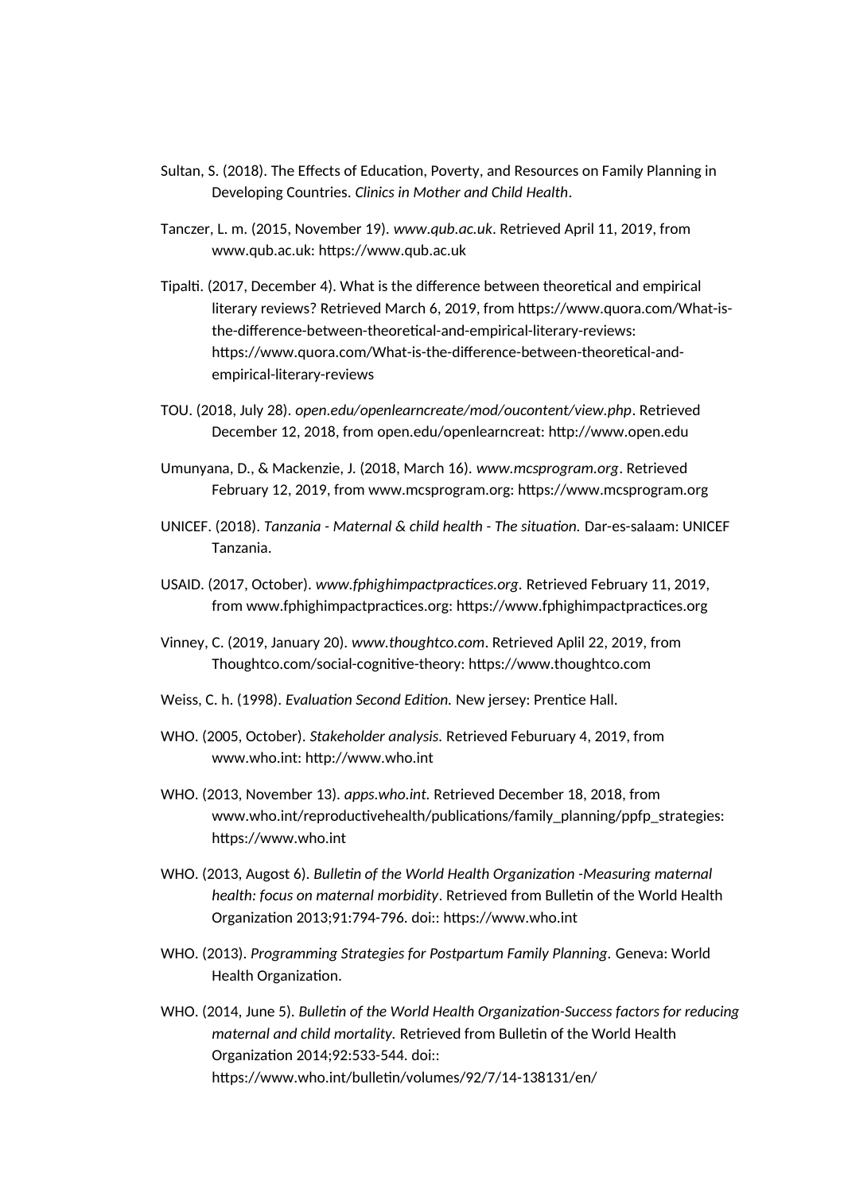Sultan, S. (2018). The Effects of Education, Poverty, and Resources on Family Planning in Developing Countries. *Clinics in Mother and Child Health*.

Tanczer, L. m. (2015, November 19). *www.qub.ac.uk*. Retrieved April 11, 2019, from www.qub.ac.uk: https://www.qub.ac.uk

Tipalti. (2017, December 4). What is the difference between theoretical and empirical literary reviews? Retrieved March 6, 2019, from https://www.quora.com/What-is-the-difference-between-theoretical-and-empirical-literary-reviews: https://www.quora.com/What-is-the-difference-between-theoretical-and-empirical-literary-reviews

TOU. (2018, July 28). *open.edu/openlearncreate/mod/oucontent/view.php*. Retrieved December 12, 2018, from open.edu/openlearncreat: http://www.open.edu

Umunyana, D., & Mackenzie, J. (2018, March 16). *www.mcsprogram.org*. Retrieved February 12, 2019, from www.mcsprogram.org: https://www.mcsprogram.org

UNICEF. (2018). *Tanzania - Maternal & child health - The situation.* Dar-es-salaam: UNICEF Tanzania.

USAID. (2017, October). *www.fphighimpactpractices.org*. Retrieved February 11, 2019, from www.fphighimpactpractices.org: https://www.fphighimpactpractices.org

Vinney, C. (2019, January 20). *www.thoughtco.com*. Retrieved Aplil 22, 2019, from Thoughtco.com/social-cognitive-theory: https://www.thoughtco.com

Weiss, C. h. (1998). *Evaluation Second Edition.* New jersey: Prentice Hall.

WHO. (2005, October). *Stakeholder analysis*. Retrieved Feburuary 4, 2019, from www.who.int: http://www.who.int

WHO. (2013, November 13). *apps.who.int*. Retrieved December 18, 2018, from www.who.int/reproductivehealth/publications/family_planning/ppfp_strategies: https://www.who.int

WHO. (2013, Augost 6). *Bulletin of the World Health Organization -Measuring maternal health: focus on maternal morbidity*. Retrieved from Bulletin of the World Health Organization 2013;91:794-796. doi:: https://www.who.int

WHO. (2013). *Programming Strategies for Postpartum Family Planning*. Geneva: World Health Organization.

WHO. (2014, June 5). *Bulletin of the World Health Organization-Success factors for reducing maternal and child mortality.* Retrieved from Bulletin of the World Health Organization 2014;92:533-544. doi:: https://www.who.int/bulletin/volumes/92/7/14-138131/en/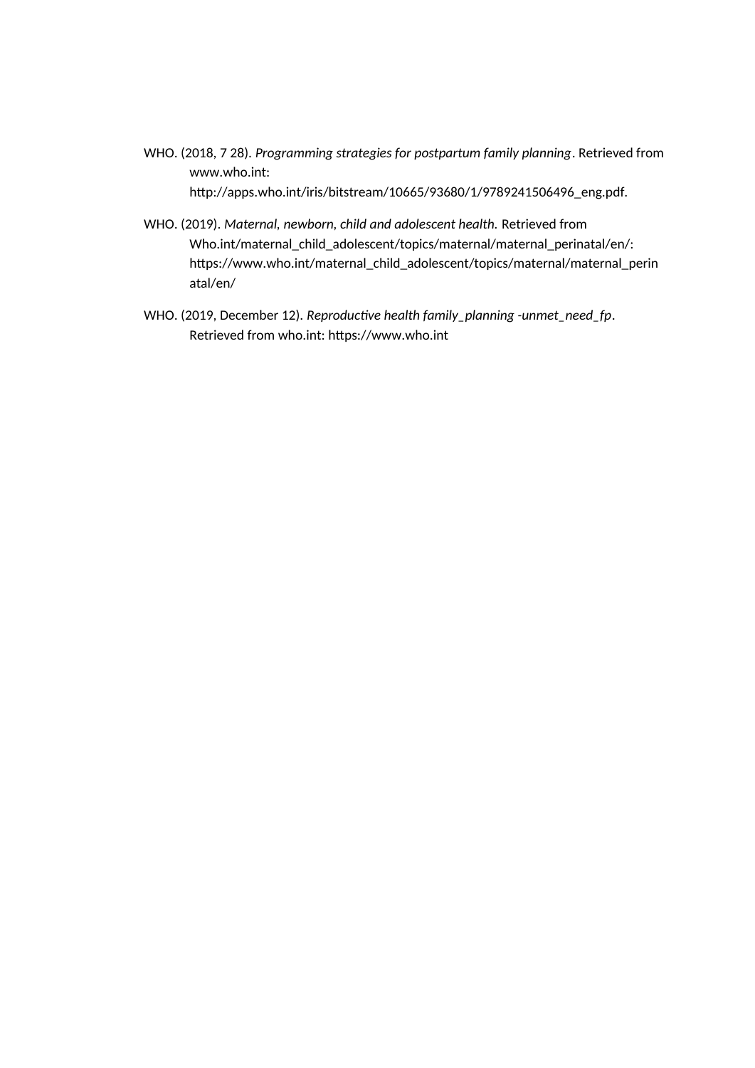WHO. (2018, 7 28). *Programming strategies for postpartum family planning*. Retrieved from www.who.int: http://apps.who.int/iris/bitstream/10665/93680/1/9789241506496_eng.pdf.

WHO. (2019). *Maternal, newborn, child and adolescent health.* Retrieved from Who.int/maternal_child_adolescent/topics/maternal/maternal_perinatal/en/: https://www.who.int/maternal_child_adolescent/topics/maternal/maternal_perinatal/en/

WHO. (2019, December 12). *Reproductive health family_planning -unmet_need_fp*. Retrieved from who.int: https://www.who.int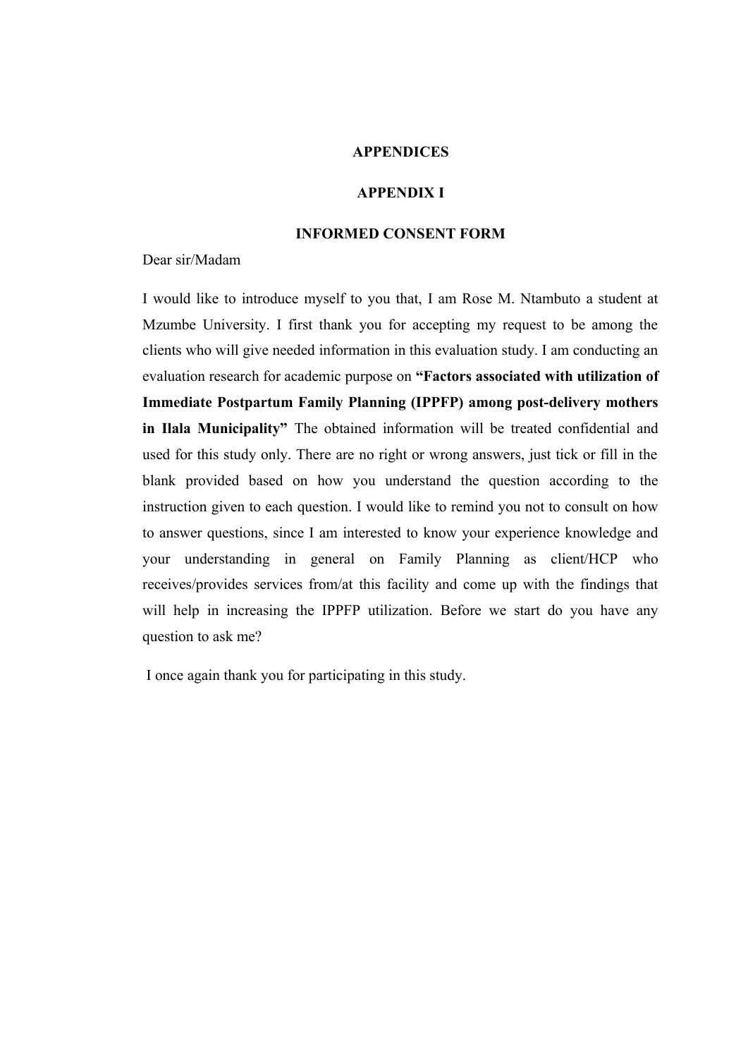# APPENDICES

## APPENDIX I

### INFORMED CONSENT FORM

Dear sir/Madam

I would like to introduce myself to you that, I am Rose M. Ntambuto a student at Mzumbe University. I first thank you for accepting my request to be among the clients who will give needed information in this evaluation study. I am conducting an evaluation research for academic purpose on **"Factors associated with utilization of Immediate Postpartum Family Planning (IPPFP) among post-delivery mothers in Ilala Municipality"** The obtained information will be treated confidential and used for this study only. There are no right or wrong answers, just tick or fill in the blank provided based on how you understand the question according to the instruction given to each question. I would like to remind you not to consult on how to answer questions, since I am interested to know your experience knowledge and your understanding in general on Family Planning as client/HCP who receives/provides services from/at this facility and come up with the findings that will help in increasing the IPPFP utilization. Before we start do you have any question to ask me?

I once again thank you for participating in this study.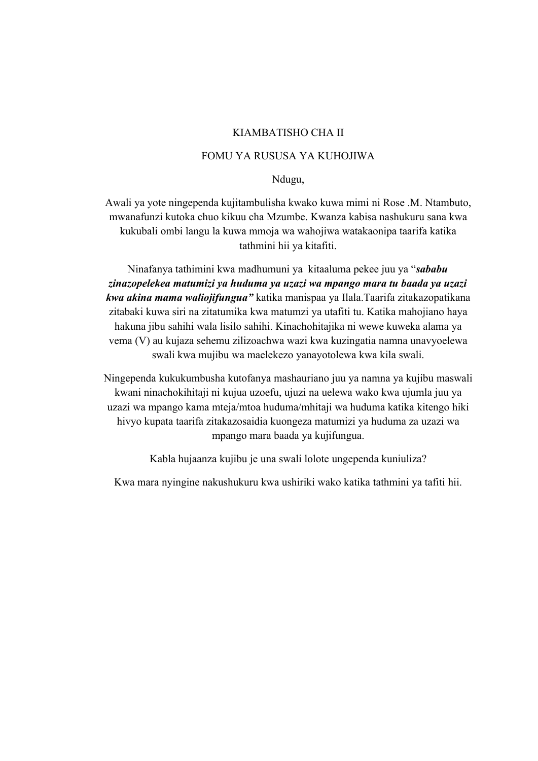KIAMBATISHO CHA II

FOMU YA RUSUSA YA KUHOJIWA

Ndugu,

Awali ya yote ningependa kujitambulisha kwako kuwa mimi ni Rose .M. Ntambuto, mwanafunzi kutoka chuo kikuu cha Mzumbe. Kwanza kabisa nashukuru sana kwa kukubali ombi langu la kuwa mmoja wa wahojiwa watakaonipa taarifa katika tathmini hii ya kitafiti.

Ninafanya tathimini kwa madhumuni ya kitaaluma pekee juu ya "***sababu zinazopelekea matumizi ya huduma ya uzazi wa mpango mara tu baada ya uzazi kwa akina mama waliojifungua"*** katika manispaa ya Ilala.Taarifa zitakazopatikana zitabaki kuwa siri na zitatumika kwa matumzi ya utafiti tu. Katika mahojiano haya hakuna jibu sahihi wala lisilo sahihi. Kinachohitajika ni wewe kuweka alama ya vema (V) au kujaza sehemu zilizoachwa wazi kwa kuzingatia namna unavyoelewa swali kwa mujibu wa maelekezo yanayotolewa kwa kila swali.

Ningependa kukukumbusha kutofanya mashauriano juu ya namna ya kujibu maswali kwani ninachokihitaji ni kujua uzoefu, ujuzi na uelewa wako kwa ujumla juu ya uzazi wa mpango kama mteja/mtoa huduma/mhitaji wa huduma katika kitengo hiki hivyo kupata taarifa zitakazosaidia kuongeza matumizi ya huduma za uzazi wa mpango mara baada ya kujifungua.

Kabla hujaanza kujibu je una swali lolote ungepende kuniuliza?

Kwa mara nyingine nakushukuru kwa ushiriki wako katika tathmini ya tafiti hii.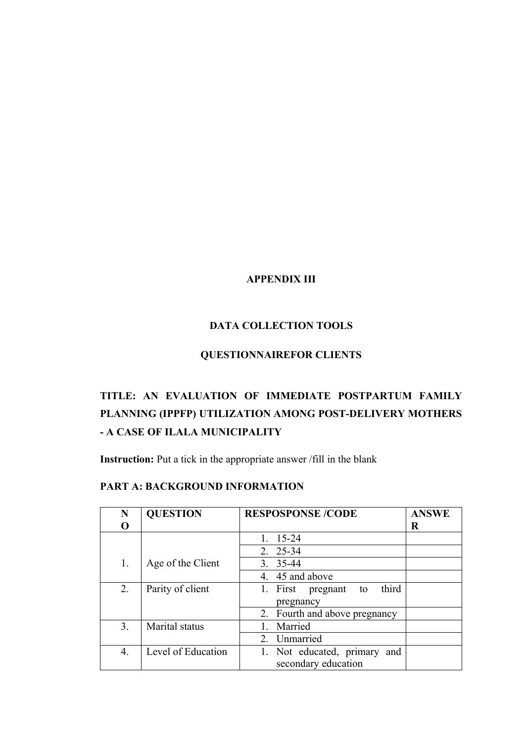## APPENDIX III

## DATA COLLECTION TOOLS

## QUESTIONNAIREFOR CLIENTS

**TITLE: AN EVALUATION OF IMMEDIATE POSTPARTUM FAMILY PLANNING (IPPFP) UTILIZATION AMONG POST-DELIVERY MOTHERS - A CASE OF ILALA MUNICIPALITY**

**Instruction:** Put a tick in the appropriate answer /fill in the blank

**PART A: BACKGROUND INFORMATION**

| NO | QUESTION | RESPOSPONSE /CODE | ANSWER |
|---|---|---|---|
| 1. | Age of the Client | 1. 15-24 | |
| | | 2. 25-34 | |
| | | 3. 35-44 | |
| | | 4. 45 and above | |
| 2. | Parity of client | 1. First pregnant to third pregnancy | |
| | | 2. Fourth and above pregnancy | |
| 3. | Marital status | 1. Married | |
| | | 2. Unmarried | |
| 4. | Level of Education | 1. Not educated, primary and secondary education | |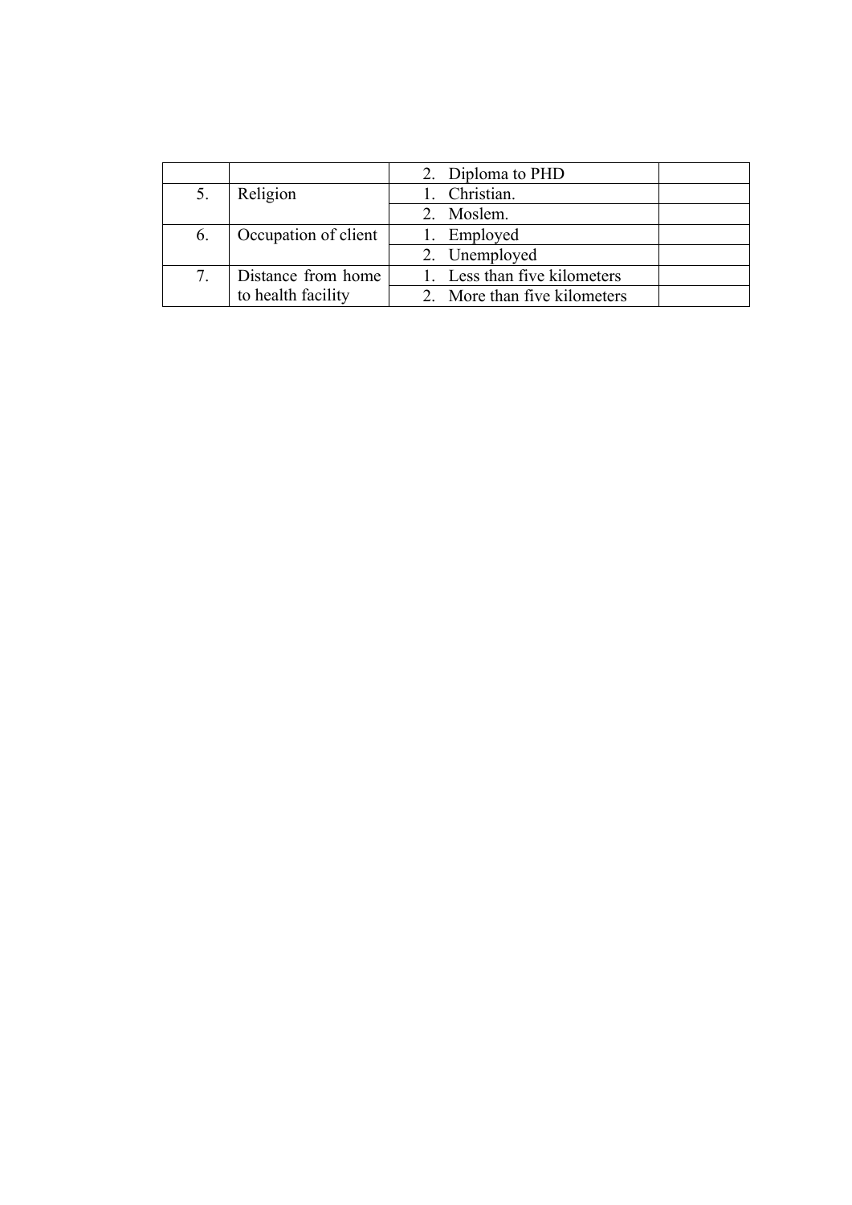| | | | |
|---|---|---|---|
| | | 2. Diploma to PHD | |
| 5. | Religion | 1. Christian. | |
| | | 2. Moslem. | |
| 6. | Occupation of client | 1. Employed | |
| | | 2. Unemployed | |
| 7. | Distance from home to health facility | 1. Less than five kilometers | |
| | | 2. More than five kilometers | |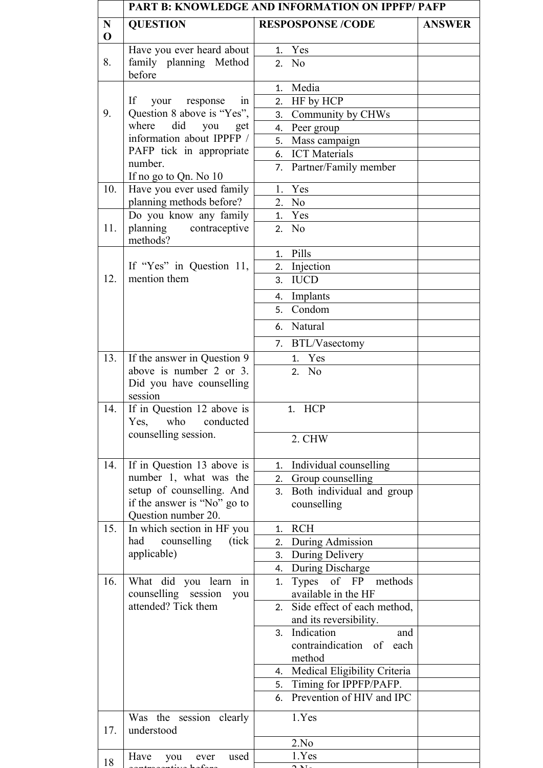| | PART B: KNOWLEDGE AND INFORMATION ON IPPFP/ PAFP | | |
|---|---|---|---|
| NO | QUESTION | RESPOSPONSE /CODE | ANSWER |
| 8. | Have you ever heard about family planning Method before | 1. Yes | |
| | | 2. No | |
| 9. | If your response in Question 8 above is "Yes", where did you get information about IPPFP / PAFP tick in appropriate number. If no go to Qn. No 10 | 1. Media | |
| | | 2. HF by HCP | |
| | | 3. Community by CHWs | |
| | | 4. Peer group | |
| | | 5. Mass campaign | |
| | | 6. ICT Materials | |
| | | 7. Partner/Family member | |
| 10. | Have you ever used family planning methods before? | 1. Yes | |
| | | 2. No | |
| 11. | Do you know any family planning contraceptive methods? | 1. Yes | |
| | | 2. No | |
| 12. | If "Yes" in Question 11, mention them | 1. Pills | |
| | | 2. Injection | |
| | | 3. IUCD | |
| | | 4. Implants | |
| | | 5. Condom | |
| | | 6. Natural | |
| | | 7. BTL/Vasectomy | |
| 13. | If the answer in Question 9 above is number 2 or 3. Did you have counselling session | 1. Yes | |
| | | 2. No | |
| 14. | If in Question 12 above is Yes, who conducted counselling session. | 1. HCP | |
| | | 2. CHW | |
| 14. | If in Question 13 above is number 1, what was the setup of counselling. And if the answer is "No" go to Question number 20. | 1. Individual counselling | |
| | | 2. Group counselling | |
| | | 3. Both individual and group counselling | |
| 15. | In which section in HF you had counselling (tick applicable) | 1. RCH | |
| | | 2. During Admission | |
| | | 3. During Delivery | |
| | | 4. During Discharge | |
| 16. | What did you learn in counselling session you attended? Tick them | 1. Types of FP methods available in the HF | |
| | | 2. Side effect of each method, and its reversibility. | |
| | | 3. Indication and contraindication of each method | |
| | | 4. Medical Eligibility Criteria | |
| | | 5. Timing for IPPFP/PAFP. | |
| | | 6. Prevention of HIV and IPC | |
| 17. | Was the session clearly understood | 1.Yes | |
| | | 2.No | |
| 18 | Have you ever used contraceptive before | 1.Yes | |
| | | 2.No | |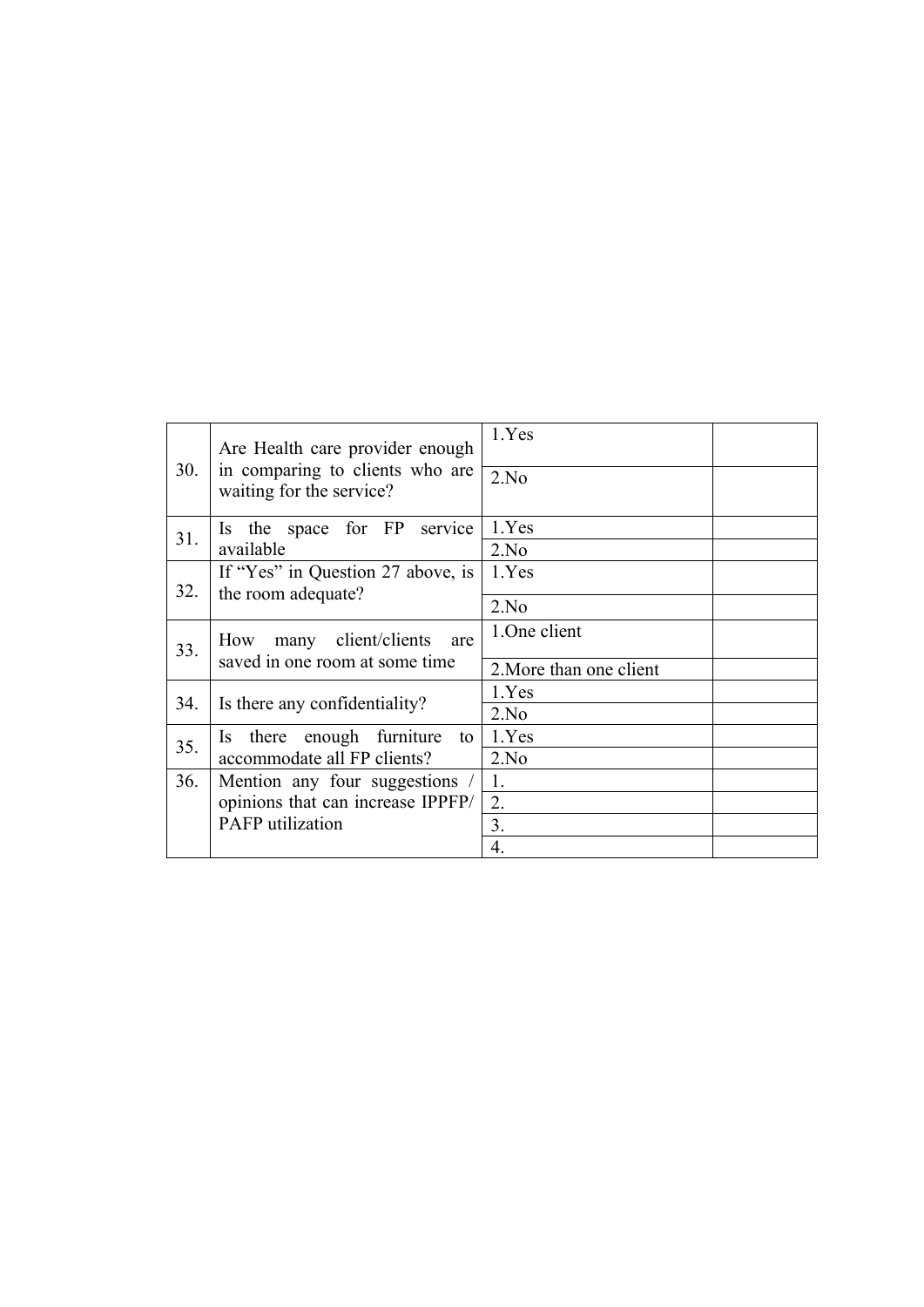| | | | |
|---|---|---|---|
| 30. | Are Health care provider enough in comparing to clients who are waiting for the service? | 1.Yes | |
| | | 2.No | |
| 31. | Is the space for FP service available | 1.Yes | |
| | | 2.No | |
| 32. | If "Yes" in Question 27 above, is the room adequate? | 1.Yes | |
| | | 2.No | |
| 33. | How many client/clients are saved in one room at some time | 1.One client | |
| | | 2.More than one client | |
| 34. | Is there any confidentiality? | 1.Yes | |
| | | 2.No | |
| 35. | Is there enough furniture to accommodate all FP clients? | 1.Yes | |
| | | 2.No | |
| 36. | Mention any four suggestions / opinions that can increase IPPFP/ PAFP utilization | 1. | |
| | | 2. | |
| | | 3. | |
| | | 4. | |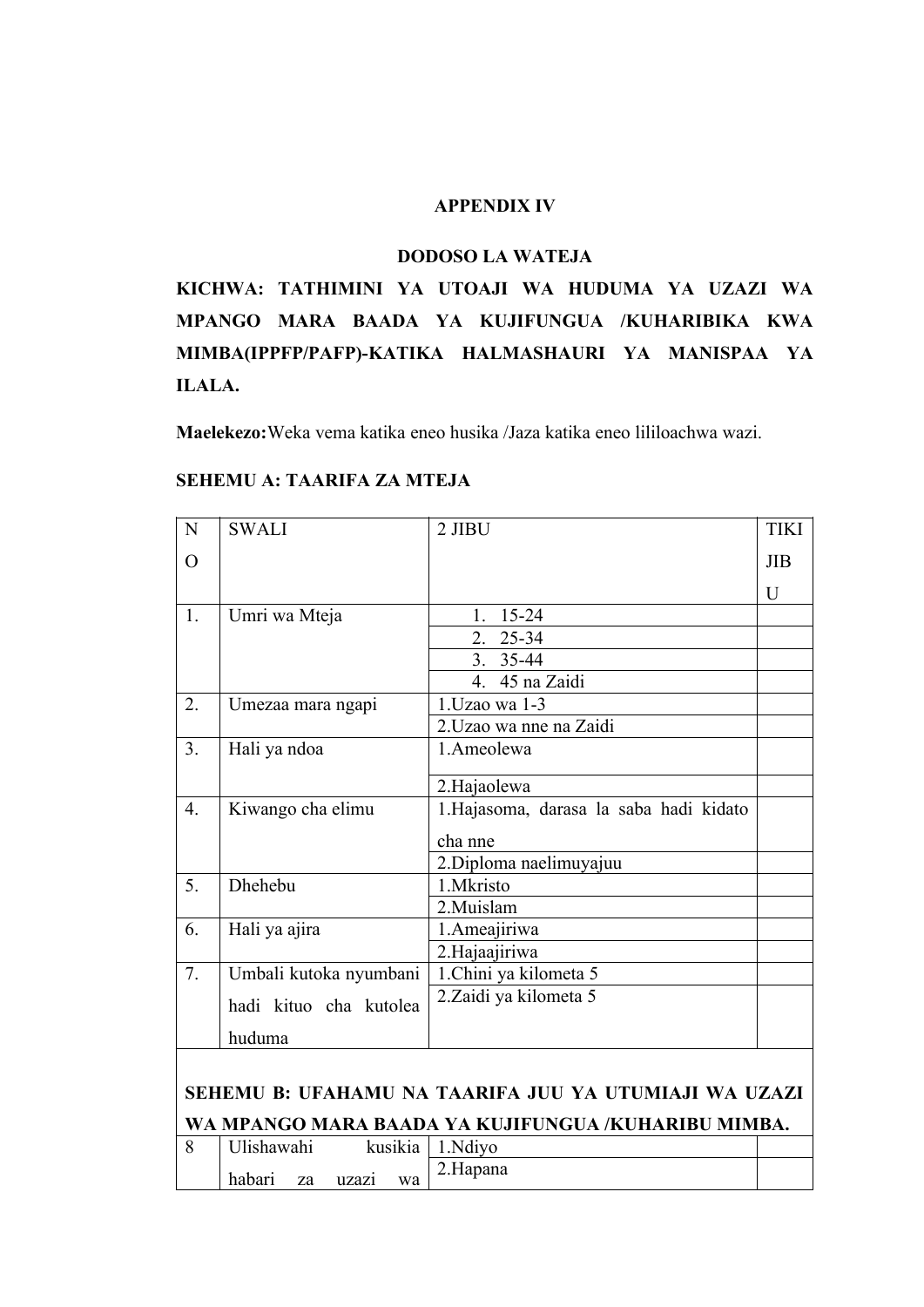# APPENDIX IV

## DODOSO LA WATEJA

**KICHWA: TATHIMINI YA UTOAJI WA HUDUMA YA UZAZI WA MPANGO MARA BAADA YA KUJIFUNGUA /KUHARIBIKA KWA MIMBA(IPPFP/PAFP)-KATIKA HALMASHAURI YA MANISPAA YA ILALA.**

**Maelekezo:**Weka vema katika eneo husika /Jaza katika eneo lililoachwa wazi.

**SEHEMU A: TAARIFA ZA MTEJA**

| NO | SWALI | 2 JIBU | TIKI JIBU |
|---|---|---|---|
| 1. | Umri wa Mteja | 1. 15-24 | |
| | | 2. 25-34 | |
| | | 3. 35-44 | |
| | | 4. 45 na Zaidi | |
| 2. | Umezaa mara ngapi | 1.Uzao wa 1-3 | |
| | | 2.Uzao wa nne na Zaidi | |
| 3. | Hali ya ndoa | 1.Ameolewa | |
| | | 2.Hajaolewa | |
| 4. | Kiwango cha elimu | 1.Hajasoma, darasa la saba hadi kidato cha nne | |
| | | 2.Diploma naelimuyajuu | |
| 5. | Dhehebu | 1.Mkristo | |
| | | 2.Muislam | |
| 6. | Hali ya ajira | 1.Ameajiriwa | |
| | | 2.Hajaajiriwa | |
| 7. | Umbali kutoka nyumbani hadi kituo cha kutolea huduma | 1.Chini ya kilometa 5 | |
| | | 2.Zaidi ya kilometa 5 | |
| **SEHEMU B: UFAHAMU NA TAARIFA JUU YA UTUMIAJI WA UZAZI WA MPANGO MARA BAADA YA KUJIFUNGUA /KUHARIBU MIMBA.** | | | |
| 8 | Ulishawahi kusikia habari za uzazi wa | 1.Ndiyo | |
| | | 2.Hapana | |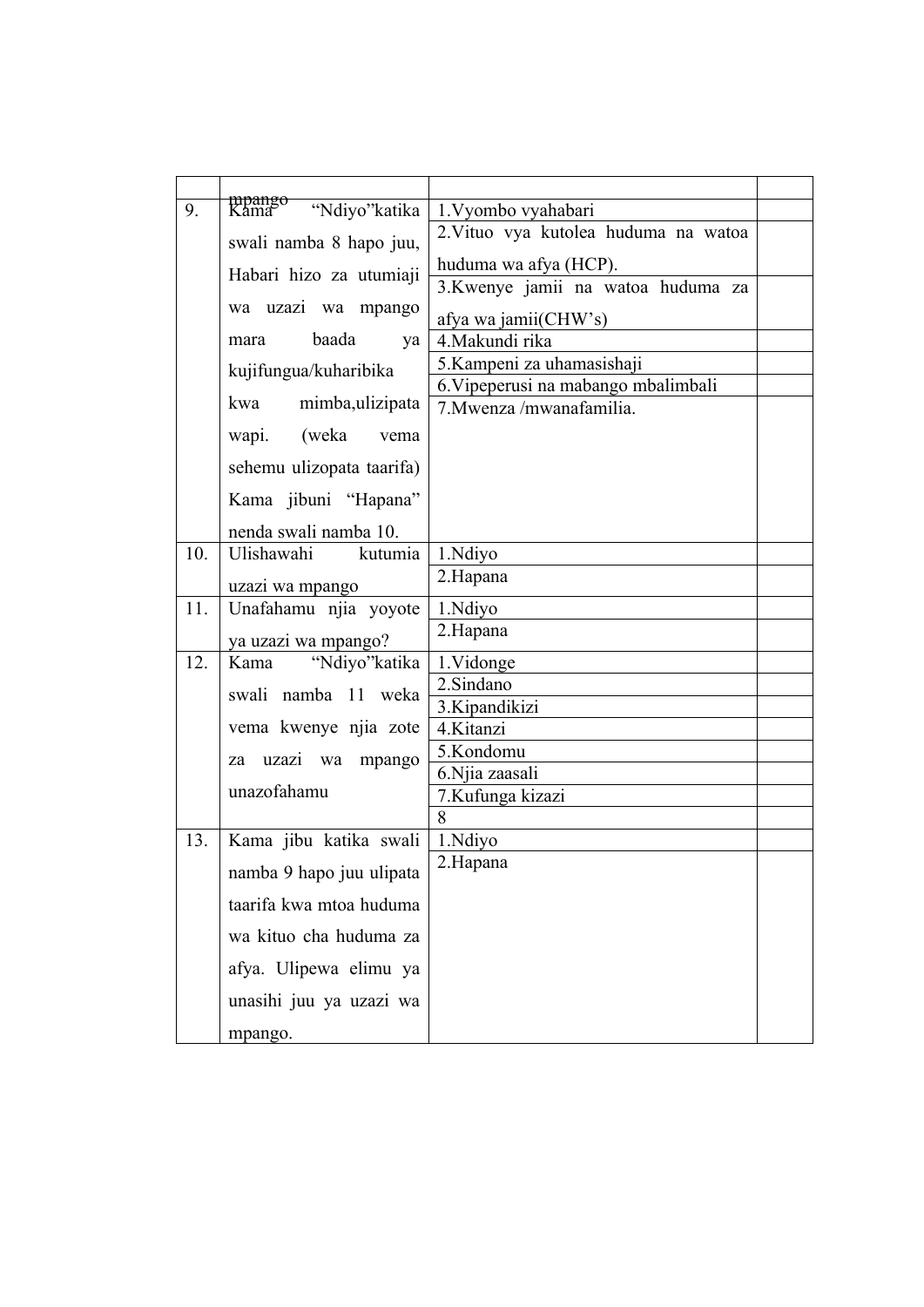| | | | |
|---|---|---|---|
| | mpango | | |
| 9. | Kama "Ndiyo"katika swali namba 8 hapo juu, Habari hizo za utumiaji wa uzazi wa mpango mara baada ya kujifungua/kuharibika kwa mimba,ulizipata wapi. (weka vema sehemu ulizopata taarifa) Kama jibuni "Hapana" nenda swali namba 10. | 1.Vyombo vyahabari | |
| | | 2.Vituo vya kutolea huduma na watoa huduma wa afya (HCP). | |
| | | 3.Kwenye jamii na watoa huduma za afya wa jamii(CHW's) | |
| | | 4.Makundi rika | |
| | | 5.Kampeni za uhamasishaji | |
| | | 6.Vipeperusi na mabango mbalimbali | |
| | | 7.Mwenza /mwanafamilia. | |
| 10. | Ulishawahi kutumia uzazi wa mpango | 1.Ndiyo | |
| | | 2.Hapana | |
| 11. | Unafahamu njia yoyote ya uzazi wa mpango? | 1.Ndiyo | |
| | | 2.Hapana | |
| 12. | Kama "Ndiyo"katika swali namba 11 weka vema kwenye njia zote za uzazi wa mpango unazofahamu | 1.Vidonge | |
| | | 2.Sindano | |
| | | 3.Kipandikizi | |
| | | 4.Kitanzi | |
| | | 5.Kondomu | |
| | | 6.Njia zaasali | |
| | | 7.Kufunga kizazi | |
| | | 8 | |
| 13. | Kama jibu katika swali namba 9 hapo juu ulipata taarifa kwa mtoa huduma wa kituo cha huduma za afya. Ulipewa elimu ya unasihi juu ya uzazi wa mpango. | 1.Ndiyo | |
| | | 2.Hapana | |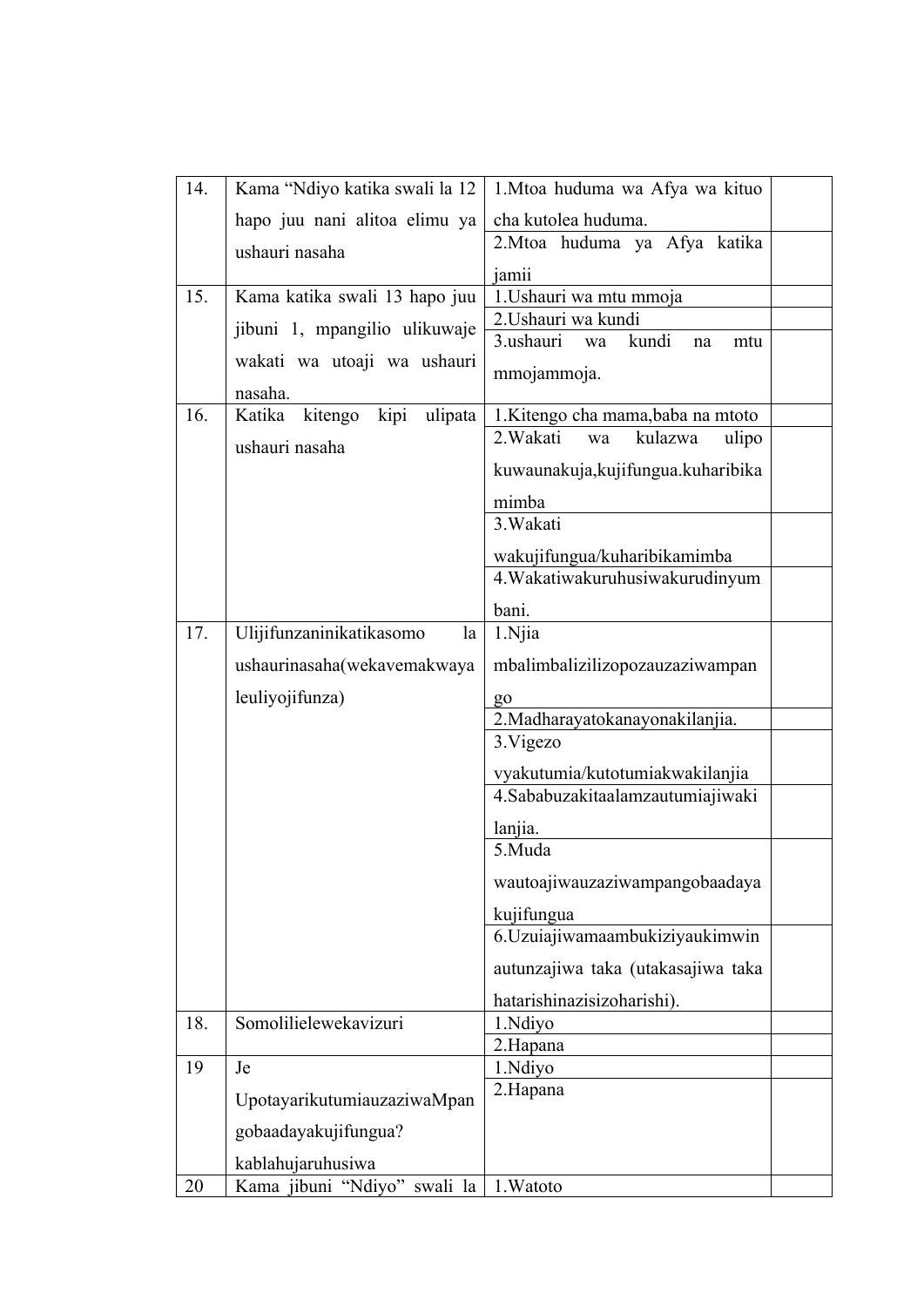| | | | |
|---|---|---|---|
| 14. | Kama "Ndiyo katika swali la 12 hapo juu nani alitoa elimu ya ushauri nasaha | 1.Mtoa huduma wa Afya wa kituo cha kutolea huduma. | |
| | | 2.Mtoa huduma ya Afya katika jamii | |
| 15. | Kama katika swali 13 hapo juu jibuni 1, mpangilio ulikuwaje wakati wa utoaji wa ushauri nasaha. | 1.Ushauri wa mtu mmoja | |
| | | 2.Ushauri wa kundi | |
| | | 3.ushauri wa kundi na mtu mmojammoja. | |
| 16. | Katika kitengo kipi ulipata ushauri nasaha | 1.Kitengo cha mama,baba na mtoto | |
| | | 2.Wakati wa kulazwa ulipo kuwaunakuja,kujifungua.kuharibika mimba | |
| | | 3.Wakati wakujifungua/kuharibikamimba | |
| | | 4.Wakatiwakuruhusiwakurudinyumbani. | |
| 17. | Ulijifunzaninikatikasomo la ushaurinasaha(wekavemakwaya leuliyojifunza) | 1.Njia mbalimbalizilizopozauzaziwampango | |
| | | 2.Madharayatokanayonakilanjia. | |
| | | 3.Vigezo vyakutumia/kutotumiakwakilanjia | |
| | | 4.Sababuzakitaalamzautumiajiwakilanjia. | |
| | | 5.Muda wautoajiwauzaziwampangobaadaya kujifungua | |
| | | 6.Uzuiajiwamaambukiziyaukimwin autunzajiwa taka (utakasajiwa taka hatarishinazisizoharishi). | |
| 18. | Somolilielewekavizuri | 1.Ndiyo | |
| | | 2.Hapana | |
| 19 | Je UpotayarikutumiauzaziwaMpangobaadayakujifungua? kablahujaruhusiwa | 1.Ndiyo | |
| | | 2.Hapana | |
| 20 | Kama jibuni "Ndiyo" swali la | 1.Watoto | |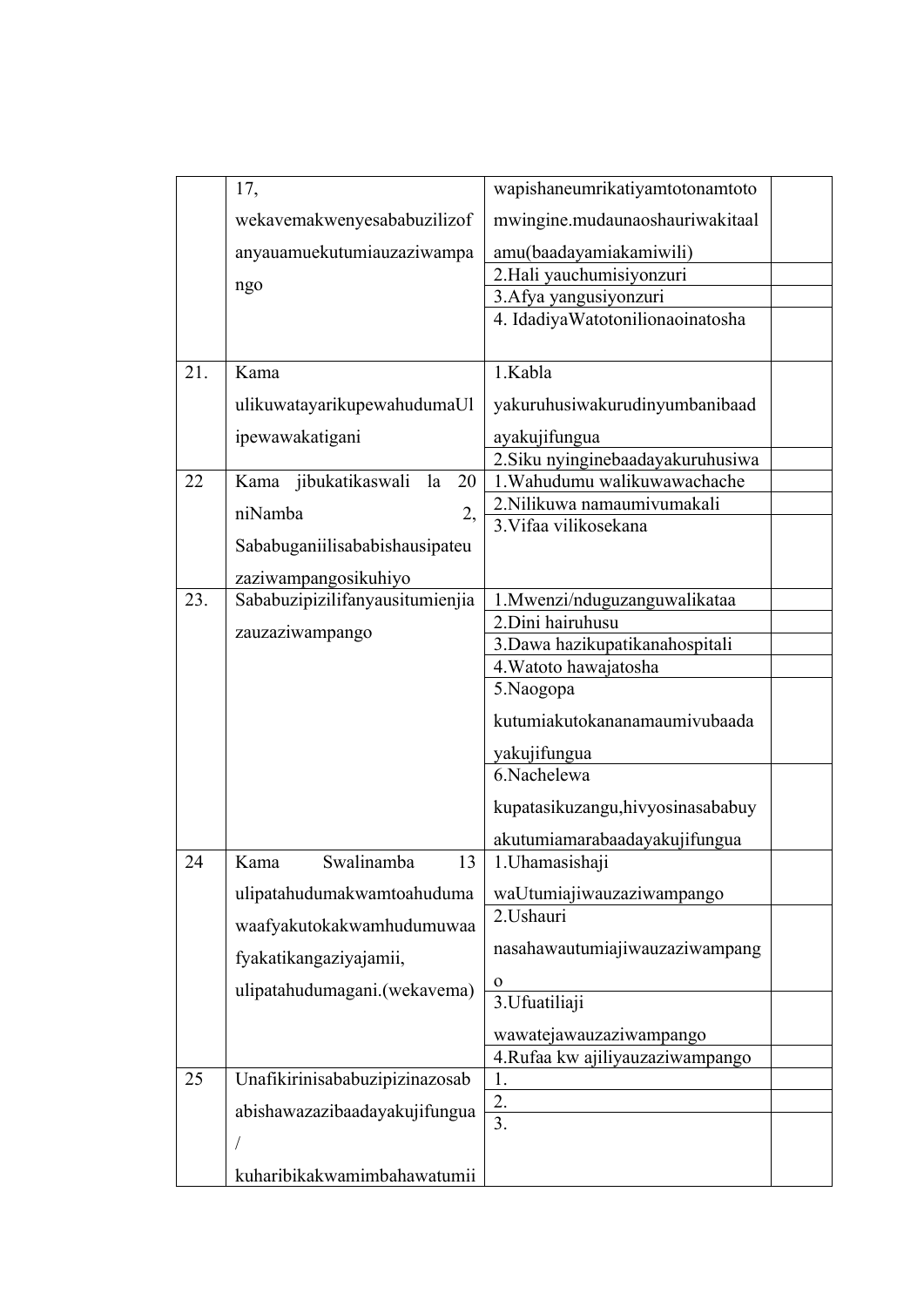| | | | |
|---|---|---|---|
| | 17, wekavemakwenyesababuzilizofanyauamuekutumiauzaziwampango | wapishaneumrikatiyamtotonamtoto mwingine.mudaunaoshauriwakitaalamu(baadayamiakamiwili) | |
| | | 2.Hali yauchumisiyonzuri | |
| | | 3.Afya yangusiyonzuri | |
| | | 4. IdadiyaWatotonilionaoinatosha | |
| 21. | Kama ulikuwatayarikupewahudumaUlipewawakatigani | 1.Kabla yakuruhusiwakurudinyumbanibaadayakujifungua | |
| | | 2.Siku nyinginebaadayakuruhusiwa | |
| 22 | Kama jibukatikaswali la 20 niNamba 2, Sababuganiilisababishausipateuzaziwampangosikuhiyo | 1.Wahudumu walikuwawachache | |
| | | 2.Nilikuwa namaumivumakali | |
| | | 3.Vifaa vilikosekana | |
| 23. | Sababuzipizilifanyausitumienjiazauzaziwampango | 1.Mwenzi/nduguzanguwalikataa | |
| | | 2.Dini hairuhusu | |
| | | 3.Dawa hazikupatikanahospitali | |
| | | 4.Watoto hawajatosha | |
| | | 5.Naogopa kutumiakutokananamaumivubaadayakujifungua | |
| | | 6.Nachelewa kupatasikuzangu,hivyosinasababuyakutumiamarabaadayakujifungua | |
| 24 | Kama Swalinamba 13 ulipatahudumakwamtoahudumawaafyakutokakwamhudumuwaafyakatikangaziyajamii, ulipatahudumagani.(wekavema) | 1.Uhamasishaji waUtumiajiwauzaziwampango | |
| | | 2.Ushauri nasahawautumiajiwauzaziwampango | |
| | | 3.Ufuatiliaji wawatejawauzaziwampango | |
| | | 4.Rufaa kw ajiliyauzaziwampango | |
| 25 | Unafikirinisababuzipizinazosababishawazazibaadayakujifungua / kuharibikakwamimbahawatumii | 1. | |
| | | 2. | |
| | | 3. | |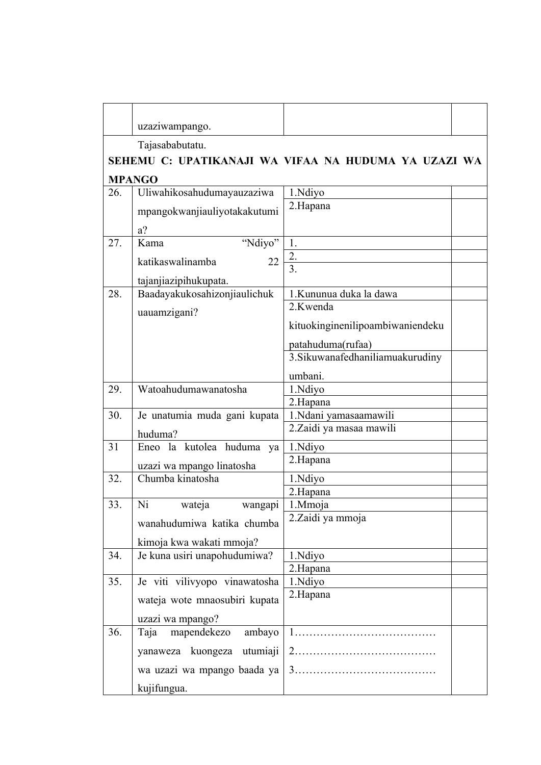|  | uzaziwampango. |  |  |
|---|---|---|---|
|  | Tajasababutatu. | | |
| **SEHEMU C: UPATIKANAJI WA VIFAA NA HUDUMA YA UZAZI WA MPANGO** | | | |
| 26. | Uliwahikosahudumayauzaziwa mpangokwanjiauliyotakakutumia? | 1.Ndiyo |  |
|  |  | 2.Hapana |  |
| 27. | Kama “Ndiyo” katikaswalinamba 22 tajanjiazipihukupata. | 1. |  |
|  |  | 2. |  |
|  |  | 3. |  |
| 28. | Baadayakukosahizonjiaulichukuauamzigani? | 1.Kununua duka la dawa |  |
|  |  | 2.Kwenda kituokinginenilipoambiwaniendekupatahuduma(rufaa) |  |
|  |  | 3.Sikuwanafedhaniliamuakurudinyumbani. |  |
| 29. | Watoahudumawanatosha | 1.Ndiyo |  |
|  |  | 2.Hapana |  |
| 30. | Je unatumia muda gani kupata huduma? | 1.Ndani yamasaamawili |  |
|  |  | 2.Zaidi ya masaa mawili |  |
| 31 | Eneo la kutolea huduma ya uzazi wa mpango linatosha | 1.Ndiyo |  |
|  |  | 2.Hapana |  |
| 32. | Chumba kinatosha | 1.Ndiyo |  |
|  |  | 2.Hapana |  |
| 33. | Ni wateja wangapi wanahudumiwa katika chumba kimoja kwa wakati mmoja? | 1.Mmoja |  |
|  |  | 2.Zaidi ya mmoja |  |
| 34. | Je kuna usiri unapohudumiwa? | 1.Ndiyo |  |
|  |  | 2.Hapana |  |
| 35. | Je viti vilivyopo vinawatosha wateja wote mnaosubiri kupata uzazi wa mpango? | 1.Ndiyo |  |
|  |  | 2.Hapana |  |
| 36. | Taja mapendekezo ambayo yanaweza kuongeza utumiaji wa uzazi wa mpango baada ya kujifungua. | 1………………………………… 2………………………………… 3………………………………… |  |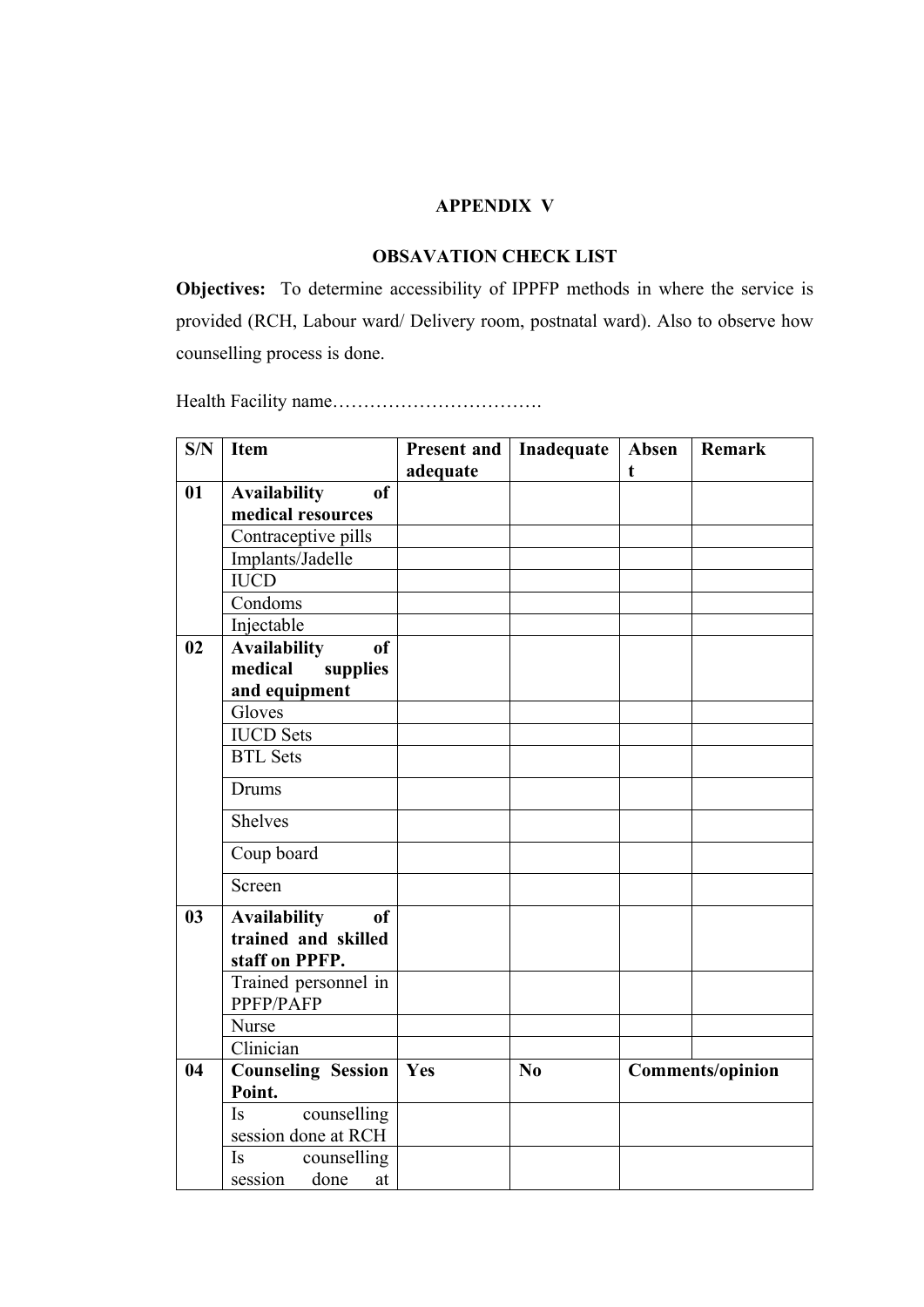## APPENDIX V

## OBSAVATION CHECK LIST

**Objectives:** To determine accessibility of IPPFP methods in where the service is provided (RCH, Labour ward/ Delivery room, postnatal ward). Also to observe how counselling process is done.

Health Facility name…………………………….

| S/N | Item | Present and adequate | Inadequate | Absent | Remark |
|---|---|---|---|---|---|
| **01** | **Availability of medical resources** | | | | |
| | Contraceptive pills | | | | |
| | Implants/Jadelle | | | | |
| | IUCD | | | | |
| | Condoms | | | | |
| | Injectable | | | | |
| **02** | **Availability of medical supplies and equipment** | | | | |
| | Gloves | | | | |
| | IUCD Sets | | | | |
| | BTL Sets | | | | |
| | Drums | | | | |
| | Shelves | | | | |
| | Coup board | | | | |
| | Screen | | | | |
| **03** | **Availability of trained and skilled staff on PPFP.** | | | | |
| | Trained personnel in PPFP/PAFP | | | | |
| | Nurse | | | | |
| | Clinician | | | | |
| **04** | **Counseling Session Point.** | **Yes** | **No** | **Comments/opinion** | |
| | Is counselling session done at RCH | | | | |
| | Is counselling session done at | | | | |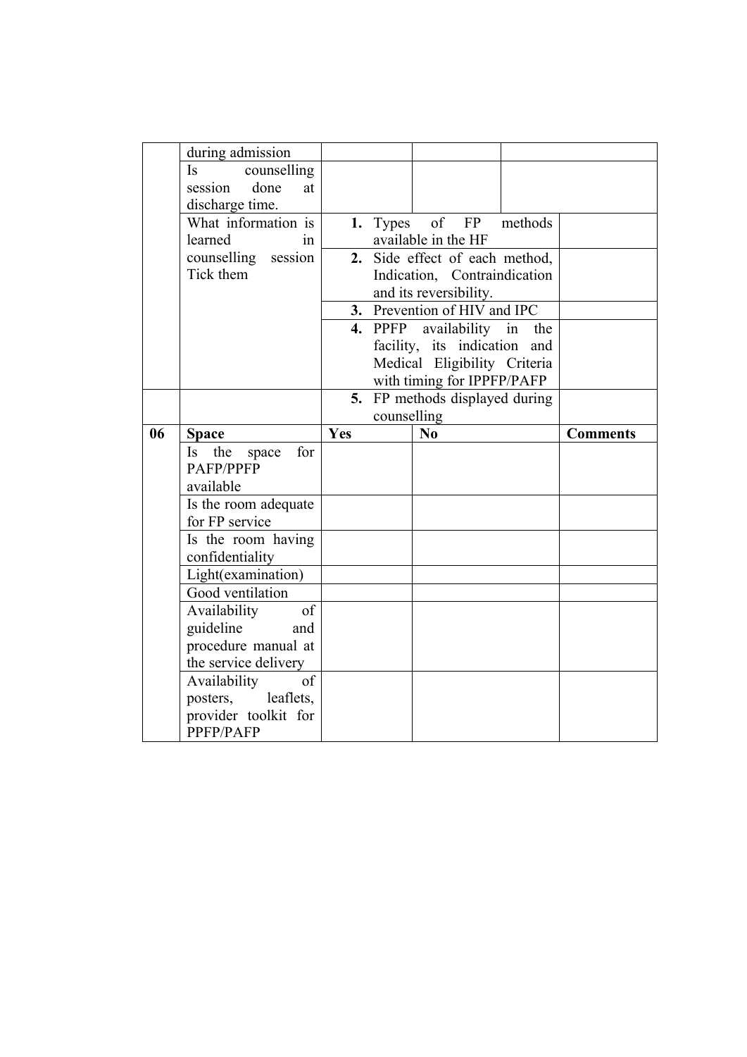| | | | | |
|---|---|---|---|---|
| | during admission | | | |
| | Is counselling session done at discharge time. | | | |
| | What information is learned in counselling session Tick them | 1. Types of FP methods available in the HF | | |
| | | 2. Side effect of each method, Indication, Contraindication and its reversibility. | | |
| | | 3. Prevention of HIV and IPC | | |
| | | 4. PPFP availability in the facility, its indication and Medical Eligibility Criteria with timing for IPPFP/PAFP | | |
| | | 5. FP methods displayed during counselling | | |
| **06** | **Space** | **Yes** | **No** | **Comments** |
| | Is the space for PAFP/PPFP available | | | |
| | Is the room adequate for FP service | | | |
| | Is the room having confidentiality | | | |
| | Light(examination) | | | |
| | Good ventilation | | | |
| | Availability of guideline and procedure manual at the service delivery | | | |
| | Availability of posters, leaflets, provider toolkit for PPFP/PAFP | | | |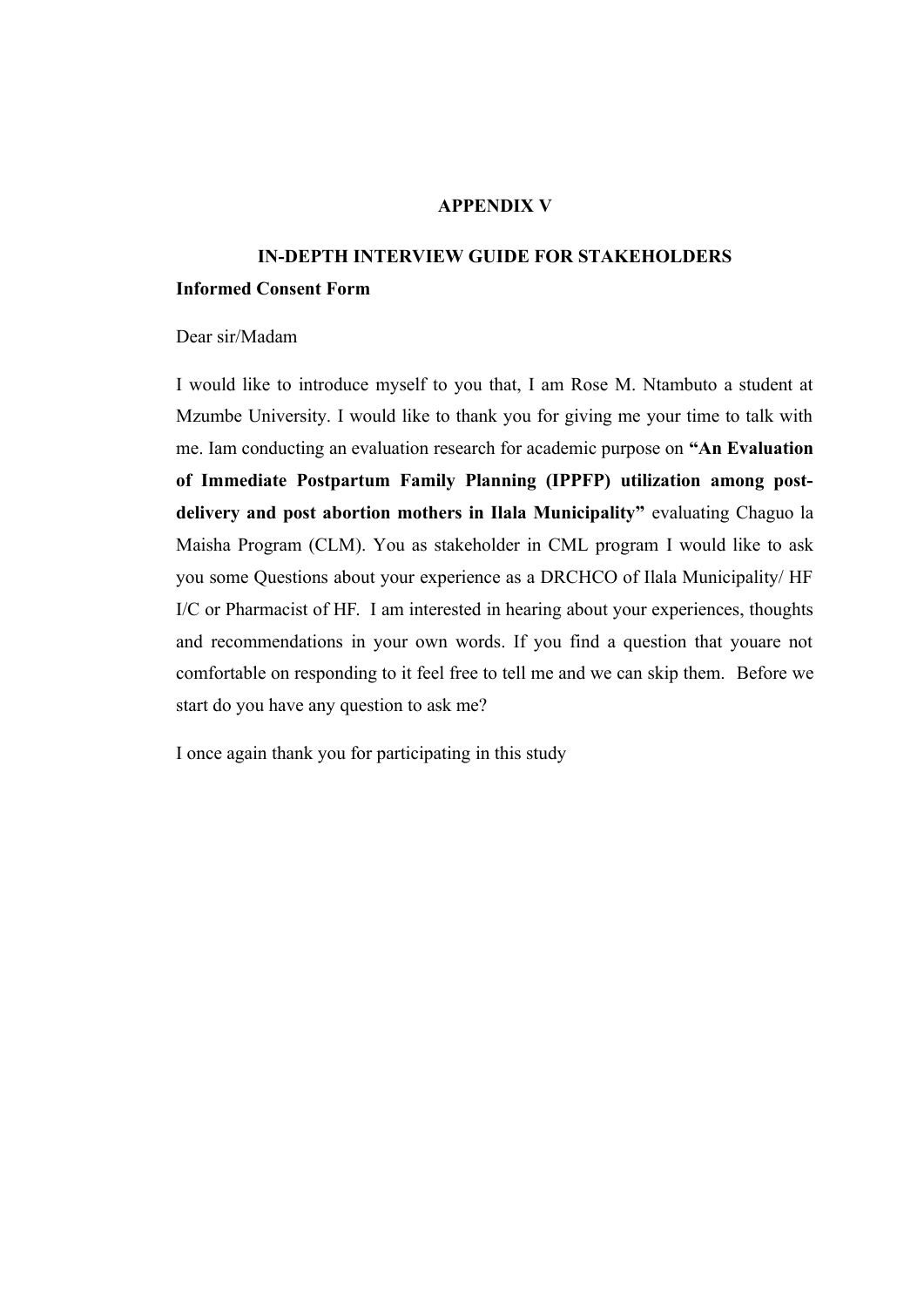# APPENDIX V

## IN-DEPTH INTERVIEW GUIDE FOR STAKEHOLDERS

**Informed Consent Form**

Dear sir/Madam

I would like to introduce myself to you that, I am Rose M. Ntambuto a student at Mzumbe University. I would like to thank you for giving me your time to talk with me. Iam conducting an evaluation research for academic purpose on **"An Evaluation of Immediate Postpartum Family Planning (IPPFP) utilization among post-delivery and post abortion mothers in Ilala Municipality"** evaluating Chaguo la Maisha Program (CLM). You as stakeholder in CML program I would like to ask you some Questions about your experience as a DRCHCO of Ilala Municipality/ HF I/C or Pharmacist of HF. I am interested in hearing about your experiences, thoughts and recommendations in your own words. If you find a question that youare not comfortable on responding to it feel free to tell me and we can skip them. Before we start do you have any question to ask me?

I once again thank you for participating in this study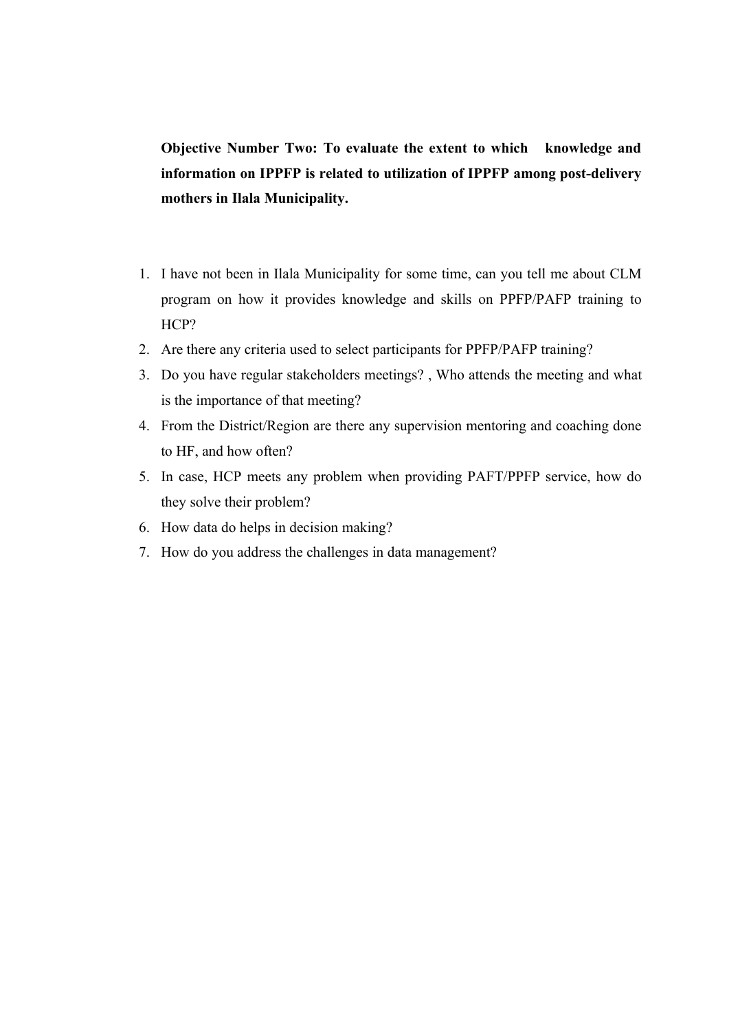**Objective Number Two: To evaluate the extent to which knowledge and information on IPPFP is related to utilization of IPPFP among post-delivery mothers in Ilala Municipality.**

1. I have not been in Ilala Municipality for some time, can you tell me about CLM program on how it provides knowledge and skills on PPFP/PAFP training to HCP?
2. Are there any criteria used to select participants for PPFP/PAFP training?
3. Do you have regular stakeholders meetings? , Who attends the meeting and what is the importance of that meeting?
4. From the District/Region are there any supervision mentoring and coaching done to HF, and how often?
5. In case, HCP meets any problem when providing PAFT/PPFP service, how do they solve their problem?
6. How data do helps in decision making?
7. How do you address the challenges in data management?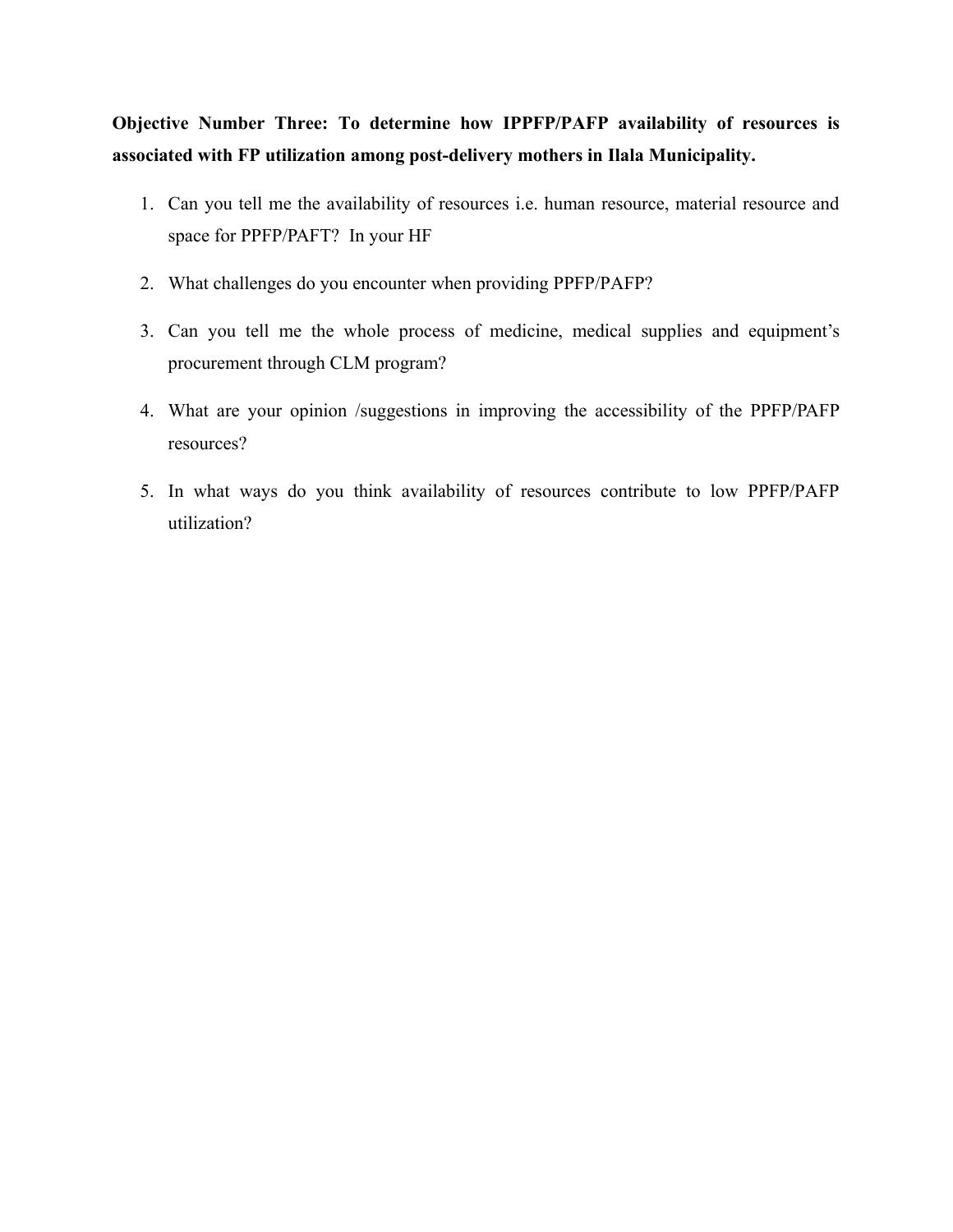**Objective Number Three: To determine how IPPFP/PAFP availability of resources is associated with FP utilization among post-delivery mothers in Ilala Municipality.**

1. Can you tell me the availability of resources i.e. human resource, material resource and space for PPFP/PAFT? In your HF
2. What challenges do you encounter when providing PPFP/PAFP?
3. Can you tell me the whole process of medicine, medical supplies and equipment's procurement through CLM program?
4. What are your opinion /suggestions in improving the accessibility of the PPFP/PAFP resources?
5. In what ways do you think availability of resources contribute to low PPFP/PAFP utilization?